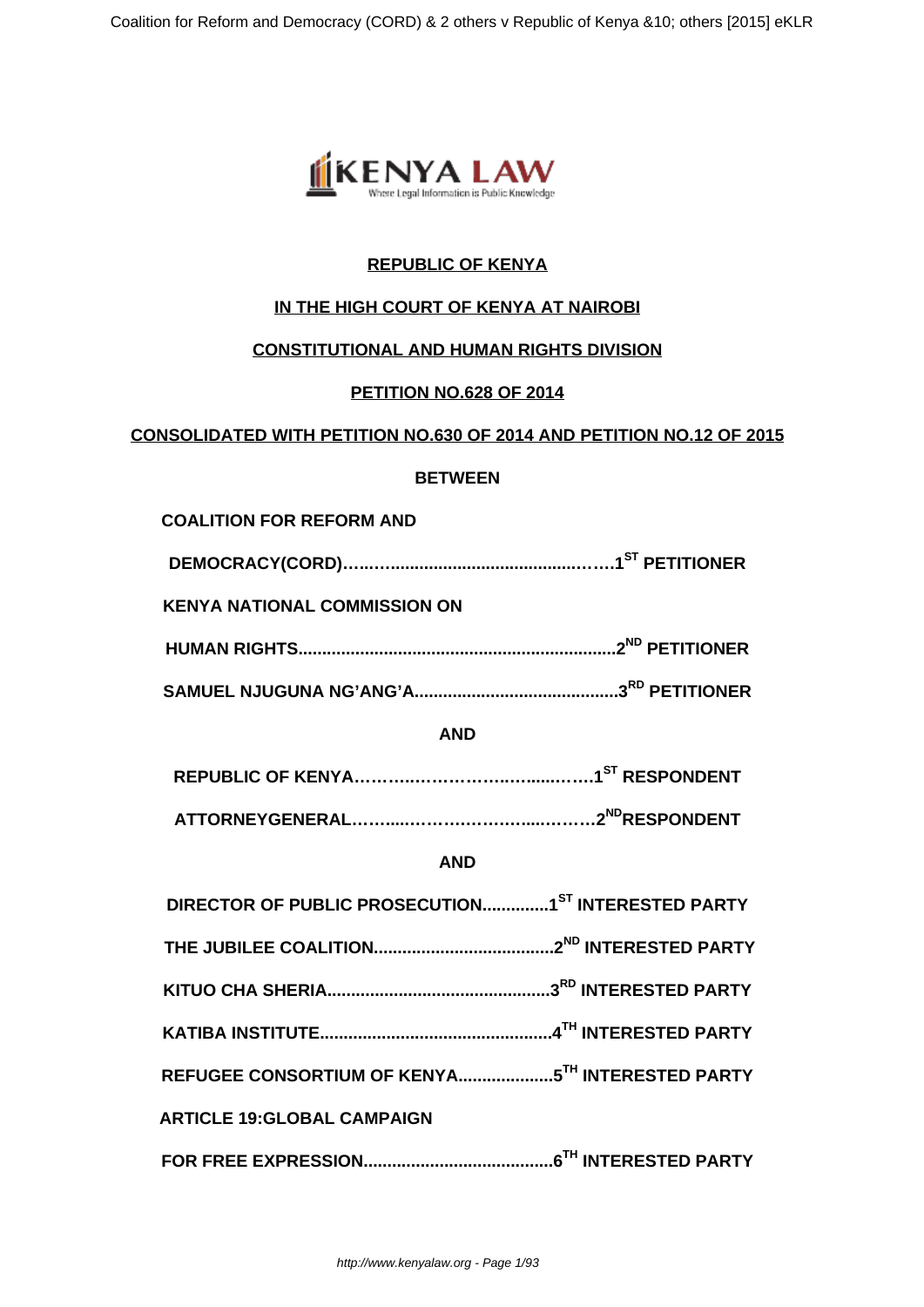**REPUBLIC OF KENYA**

**IN THE HIGH COURT OF KENYA AT NAIROBI**

**CONSTITUTIONAL AND HUMAN RIGHTS DIVISION**

**PETITION NO.628 OF 2014**

**CONSOLIDATED WITH PETITION NO.630 OF 2014 AND PETITION NO.12 OF 2015**

**BETWEEN**

**COALITION FOR REFORM AND**

**DEMOCRACY(CORD)…..…...........................................…….1ST PETITIONER**

**KENYA NATIONAL COMMISSION ON**

**HUMAN RIGHTS..................................................................2ND PETITIONER**

**SAMUEL NJUGUNA NG'ANG'A...........................................3RD PETITIONER**

**AND**

**REPUBLIC OF KENYA……….……………..…......…….1ST RESPONDENT**

**ATTORNEYGENERAL……....……….……….…..………2NDRESPONDENT**

**AND**

**DIRECTOR OF PUBLIC PROSECUTION..............1ST INTERESTED PARTY**

**THE JUBILEE COALITION......................................2ND INTERESTED PARTY**

**KITUO CHA SHERIA...............................................3RD INTERESTED PARTY**

**KATIBA INSTITUTE.................................................4TH INTERESTED PARTY**

**REFUGEE CONSORTIUM OF KENYA....................5TH INTERESTED PARTY**

**ARTICLE 19:GLOBAL CAMPAIGN**

**FOR FREE EXPRESSION.......................................6TH INTERESTED PARTY**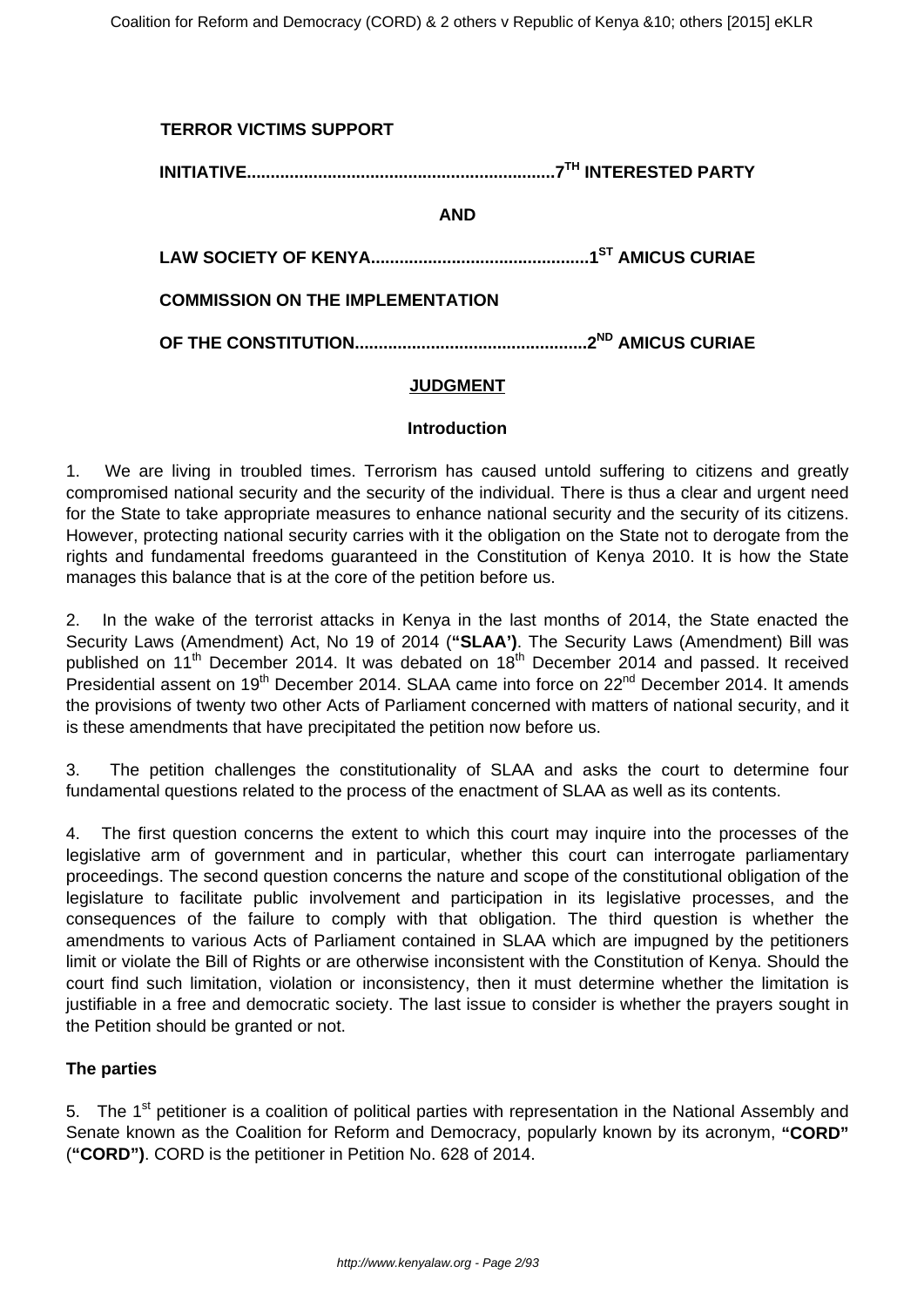**TERROR VICTIMS SUPPORT**

**INITIATIVE................................................................7[TH] INTERESTED PARTY**

**AND**

**LAW SOCIETY OF KENYA.............................................1[ST] AMICUS CURIAE**

**COMMISSION ON THE IMPLEMENTATION**

**OF THE CONSTITUTION................................................2[ND] AMICUS CURIAE**

## JUDGMENT

### Introduction

1. We are living in troubled times. Terrorism has caused untold suffering to citizens and greatly compromised national security and the security of the individual. There is thus a clear and urgent need for the State to take appropriate measures to enhance national security and the security of its citizens. However, protecting national security carries with it the obligation on the State not to derogate from the rights and fundamental freedoms guaranteed in the Constitution of Kenya 2010. It is how the State manages this balance that is at the core of the petition before us.

2. In the wake of the terrorist attacks in Kenya in the last months of 2014, the State enacted the Security Laws (Amendment) Act, No 19 of 2014 (**"SLAA')**. The Security Laws (Amendment) Bill was published on 11th December 2014. It was debated on 18th December 2014 and passed. It received Presidential assent on 19th December 2014. SLAA came into force on 22nd December 2014. It amends the provisions of twenty two other Acts of Parliament concerned with matters of national security, and it is these amendments that have precipitated the petition now before us.

3. The petition challenges the constitutionality of SLAA and asks the court to determine four fundamental questions related to the process of the enactment of SLAA as well as its contents.

4. The first question concerns the extent to which this court may inquire into the processes of the legislative arm of government and in particular, whether this court can interrogate parliamentary proceedings. The second question concerns the nature and scope of the constitutional obligation of the legislature to facilitate public involvement and participation in its legislative processes, and the consequences of the failure to comply with that obligation. The third question is whether the amendments to various Acts of Parliament contained in SLAA which are impugned by the petitioners limit or violate the Bill of Rights or are otherwise inconsistent with the Constitution of Kenya. Should the court find such limitation, violation or inconsistency, then it must determine whether the limitation is justifiable in a free and democratic society. The last issue to consider is whether the prayers sought in the Petition should be granted or not.

### The parties

5. The 1st petitioner is a coalition of political parties with representation in the National Assembly and Senate known as the Coalition for Reform and Democracy, popularly known by its acronym, **"CORD"** (**"CORD")**. CORD is the petitioner in Petition No. 628 of 2014.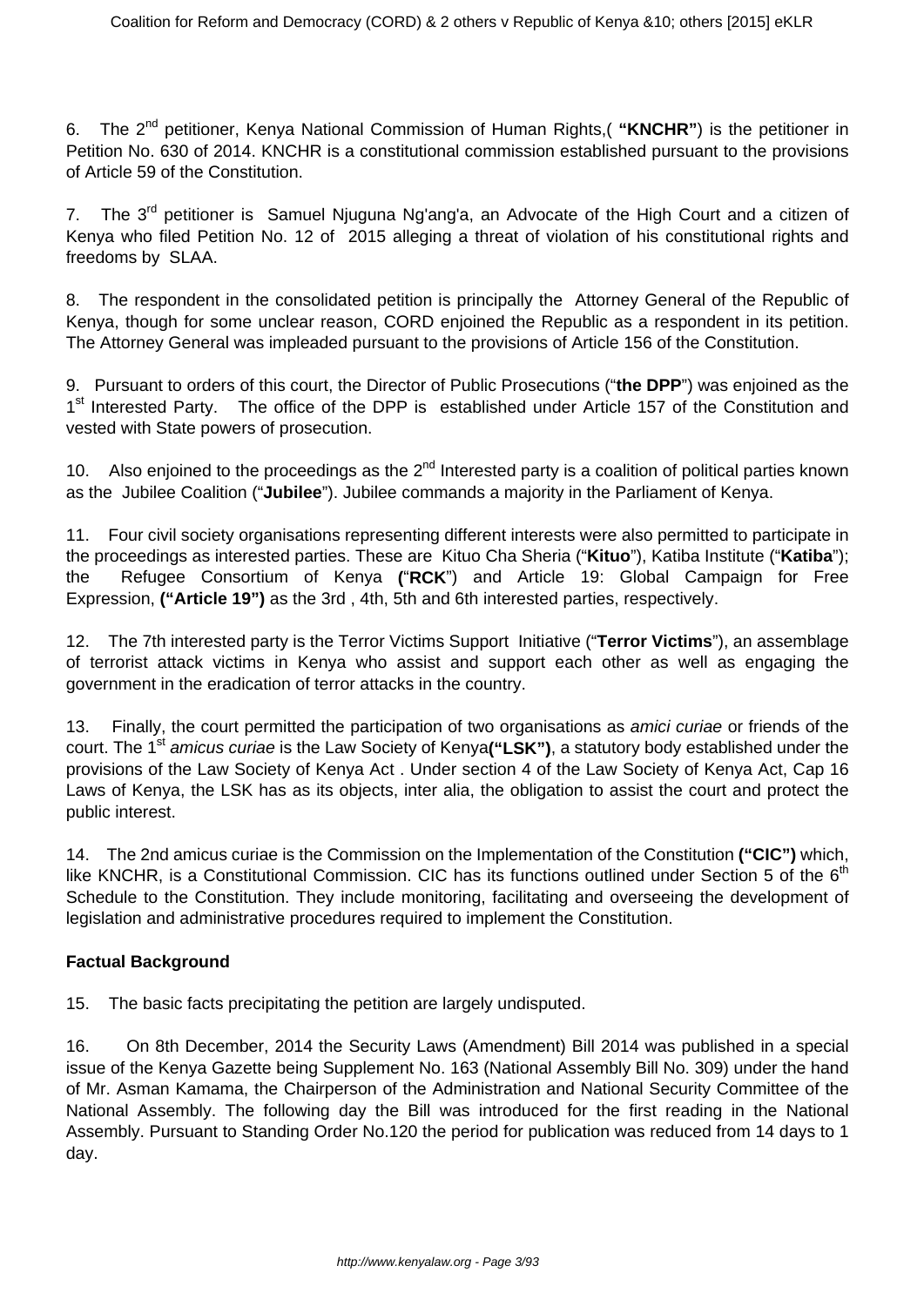6. The 2nd petitioner, Kenya National Commission of Human Rights,( **"KNCHR"**) is the petitioner in Petition No. 630 of 2014. KNCHR is a constitutional commission established pursuant to the provisions of Article 59 of the Constitution.

7. The 3rd petitioner is Samuel Njuguna Ng'ang'a, an Advocate of the High Court and a citizen of Kenya who filed Petition No. 12 of 2015 alleging a threat of violation of his constitutional rights and freedoms by SLAA.

8. The respondent in the consolidated petition is principally the Attorney General of the Republic of Kenya, though for some unclear reason, CORD enjoined the Republic as a respondent in its petition. The Attorney General was impleaded pursuant to the provisions of Article 156 of the Constitution.

9. Pursuant to orders of this court, the Director of Public Prosecutions ("**the DPP**") was enjoined as the 1st Interested Party. The office of the DPP is established under Article 157 of the Constitution and vested with State powers of prosecution.

10. Also enjoined to the proceedings as the 2nd Interested party is a coalition of political parties known as the Jubilee Coalition ("**Jubilee**"). Jubilee commands a majority in the Parliament of Kenya.

11. Four civil society organisations representing different interests were also permitted to participate in the proceedings as interested parties. These are Kituo Cha Sheria ("**Kituo**"), Katiba Institute ("**Katiba**"); the Refugee Consortium of Kenya **(**"**RCK**") and Article 19: Global Campaign for Free Expression, **("Article 19")** as the 3rd , 4th, 5th and 6th interested parties, respectively.

12. The 7th interested party is the Terror Victims Support Initiative ("**Terror Victims**"), an assemblage of terrorist attack victims in Kenya who assist and support each other as well as engaging the government in the eradication of terror attacks in the country.

13. Finally, the court permitted the participation of two organisations as *amici curiae* or friends of the court. The 1st *amicus curiae* is the Law Society of Kenya**("LSK")**, a statutory body established under the provisions of the Law Society of Kenya Act . Under section 4 of the Law Society of Kenya Act, Cap 16 Laws of Kenya, the LSK has as its objects, inter alia, the obligation to assist the court and protect the public interest.

14. The 2nd amicus curiae is the Commission on the Implementation of the Constitution **("CIC")** which, like KNCHR, is a Constitutional Commission. CIC has its functions outlined under Section 5 of the 6th Schedule to the Constitution. They include monitoring, facilitating and overseeing the development of legislation and administrative procedures required to implement the Constitution.

**Factual Background**

15. The basic facts precipitating the petition are largely undisputed.

16. On 8th December, 2014 the Security Laws (Amendment) Bill 2014 was published in a special issue of the Kenya Gazette being Supplement No. 163 (National Assembly Bill No. 309) under the hand of Mr. Asman Kamama, the Chairperson of the Administration and National Security Committee of the National Assembly. The following day the Bill was introduced for the first reading in the National Assembly. Pursuant to Standing Order No.120 the period for publication was reduced from 14 days to 1 day.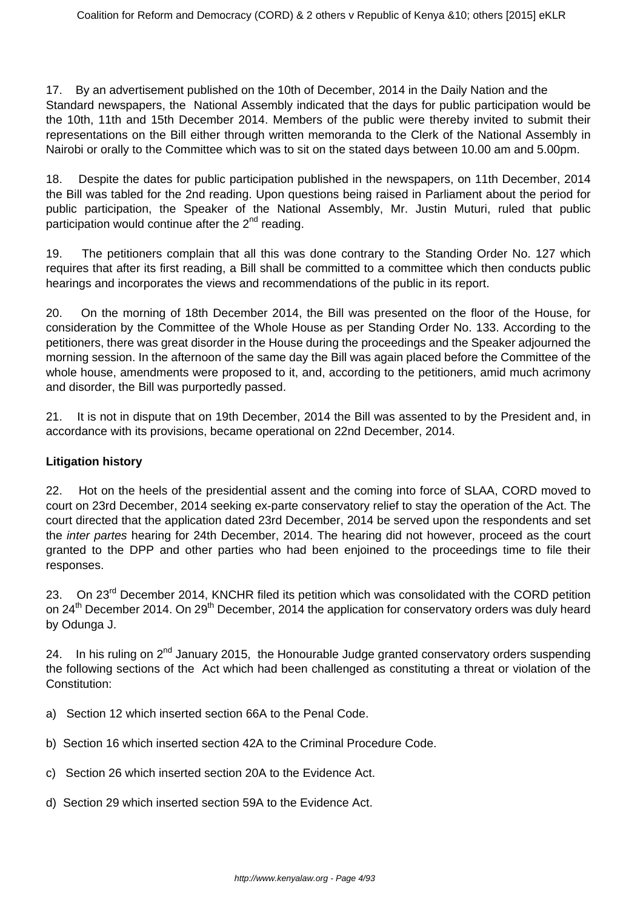17. By an advertisement published on the 10th of December, 2014 in the Daily Nation and the Standard newspapers, the National Assembly indicated that the days for public participation would be the 10th, 11th and 15th December 2014. Members of the public were thereby invited to submit their representations on the Bill either through written memoranda to the Clerk of the National Assembly in Nairobi or orally to the Committee which was to sit on the stated days between 10.00 am and 5.00pm.

18. Despite the dates for public participation published in the newspapers, on 11th December, 2014 the Bill was tabled for the 2nd reading. Upon questions being raised in Parliament about the period for public participation, the Speaker of the National Assembly, Mr. Justin Muturi, ruled that public participation would continue after the 2nd reading.

19. The petitioners complain that all this was done contrary to the Standing Order No. 127 which requires that after its first reading, a Bill shall be committed to a committee which then conducts public hearings and incorporates the views and recommendations of the public in its report.

20. On the morning of 18th December 2014, the Bill was presented on the floor of the House, for consideration by the Committee of the Whole House as per Standing Order No. 133. According to the petitioners, there was great disorder in the House during the proceedings and the Speaker adjourned the morning session. In the afternoon of the same day the Bill was again placed before the Committee of the whole house, amendments were proposed to it, and, according to the petitioners, amid much acrimony and disorder, the Bill was purportedly passed.

21. It is not in dispute that on 19th December, 2014 the Bill was assented to by the President and, in accordance with its provisions, became operational on 22nd December, 2014.

**Litigation history**

22. Hot on the heels of the presidential assent and the coming into force of SLAA, CORD moved to court on 23rd December, 2014 seeking ex-parte conservatory relief to stay the operation of the Act. The court directed that the application dated 23rd December, 2014 be served upon the respondents and set the *inter partes* hearing for 24th December, 2014. The hearing did not however, proceed as the court granted to the DPP and other parties who had been enjoined to the proceedings time to file their responses.

23. On 23rd December 2014, KNCHR filed its petition which was consolidated with the CORD petition on 24th December 2014. On 29th December, 2014 the application for conservatory orders was duly heard by Odunga J.

24. In his ruling on 2nd January 2015, the Honourable Judge granted conservatory orders suspending the following sections of the Act which had been challenged as constituting a threat or violation of the Constitution:

a) Section 12 which inserted section 66A to the Penal Code.

b) Section 16 which inserted section 42A to the Criminal Procedure Code.

c) Section 26 which inserted section 20A to the Evidence Act.

d) Section 29 which inserted section 59A to the Evidence Act.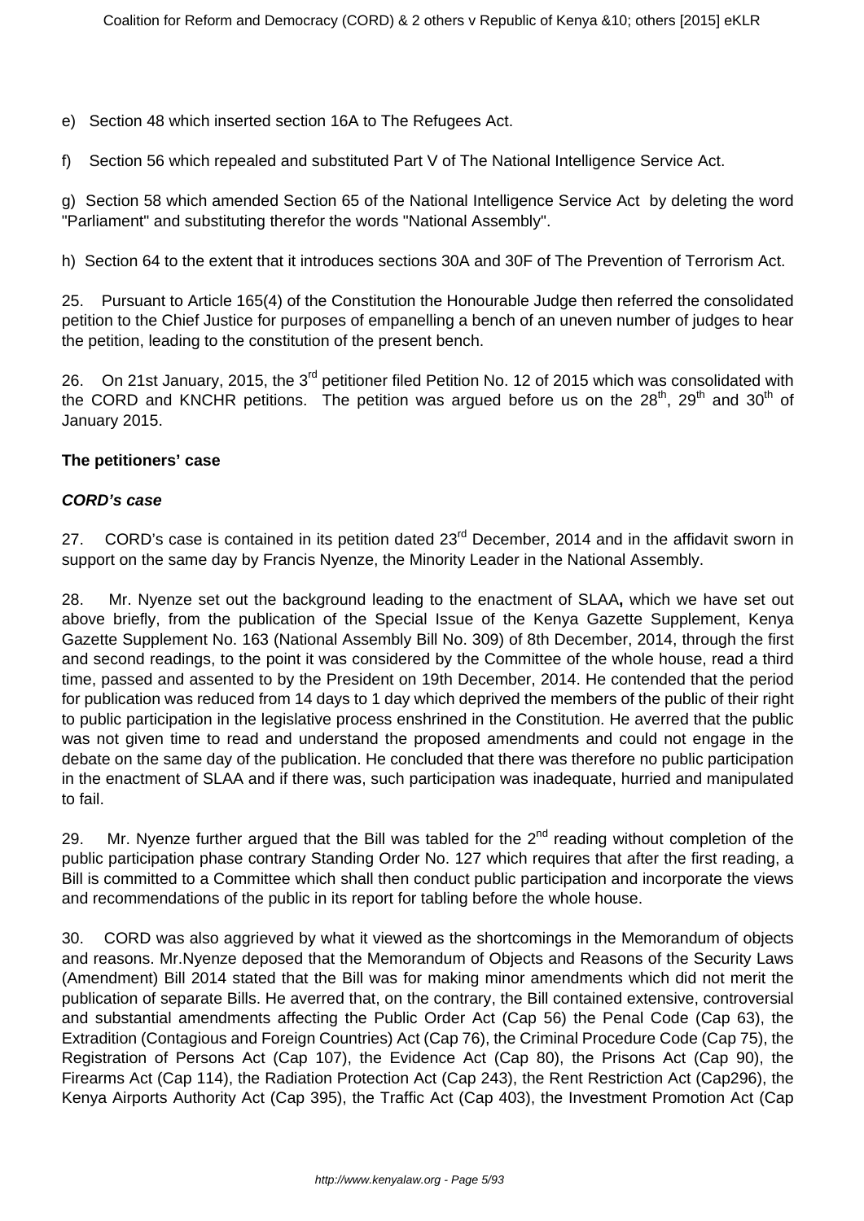e) Section 48 which inserted section 16A to The Refugees Act.

f) Section 56 which repealed and substituted Part V of The National Intelligence Service Act.

g) Section 58 which amended Section 65 of the National Intelligence Service Act by deleting the word "Parliament" and substituting therefor the words "National Assembly".

h) Section 64 to the extent that it introduces sections 30A and 30F of The Prevention of Terrorism Act.

25. Pursuant to Article 165(4) of the Constitution the Honourable Judge then referred the consolidated petition to the Chief Justice for purposes of empanelling a bench of an uneven number of judges to hear the petition, leading to the constitution of the present bench.

26. On 21st January, 2015, the 3rd petitioner filed Petition No. 12 of 2015 which was consolidated with the CORD and KNCHR petitions. The petition was argued before us on the 28th, 29th and 30th of January 2015.

**The petitioners' case**

***CORD's case***

27. CORD's case is contained in its petition dated 23rd December, 2014 and in the affidavit sworn in support on the same day by Francis Nyenze, the Minority Leader in the National Assembly.

28. Mr. Nyenze set out the background leading to the enactment of SLAA**,** which we have set out above briefly, from the publication of the Special Issue of the Kenya Gazette Supplement, Kenya Gazette Supplement No. 163 (National Assembly Bill No. 309) of 8th December, 2014, through the first and second readings, to the point it was considered by the Committee of the whole house, read a third time, passed and assented to by the President on 19th December, 2014. He contended that the period for publication was reduced from 14 days to 1 day which deprived the members of the public of their right to public participation in the legislative process enshrined in the Constitution. He averred that the public was not given time to read and understand the proposed amendments and could not engage in the debate on the same day of the publication. He concluded that there was therefore no public participation in the enactment of SLAA and if there was, such participation was inadequate, hurried and manipulated to fail.

29. Mr. Nyenze further argued that the Bill was tabled for the 2nd reading without completion of the public participation phase contrary Standing Order No. 127 which requires that after the first reading, a Bill is committed to a Committee which shall then conduct public participation and incorporate the views and recommendations of the public in its report for tabling before the whole house.

30. CORD was also aggrieved by what it viewed as the shortcomings in the Memorandum of objects and reasons. Mr.Nyenze deposed that the Memorandum of Objects and Reasons of the Security Laws (Amendment) Bill 2014 stated that the Bill was for making minor amendments which did not merit the publication of separate Bills. He averred that, on the contrary, the Bill contained extensive, controversial and substantial amendments affecting the Public Order Act (Cap 56) the Penal Code (Cap 63), the Extradition (Contagious and Foreign Countries) Act (Cap 76), the Criminal Procedure Code (Cap 75), the Registration of Persons Act (Cap 107), the Evidence Act (Cap 80), the Prisons Act (Cap 90), the Firearms Act (Cap 114), the Radiation Protection Act (Cap 243), the Rent Restriction Act (Cap296), the Kenya Airports Authority Act (Cap 395), the Traffic Act (Cap 403), the Investment Promotion Act (Cap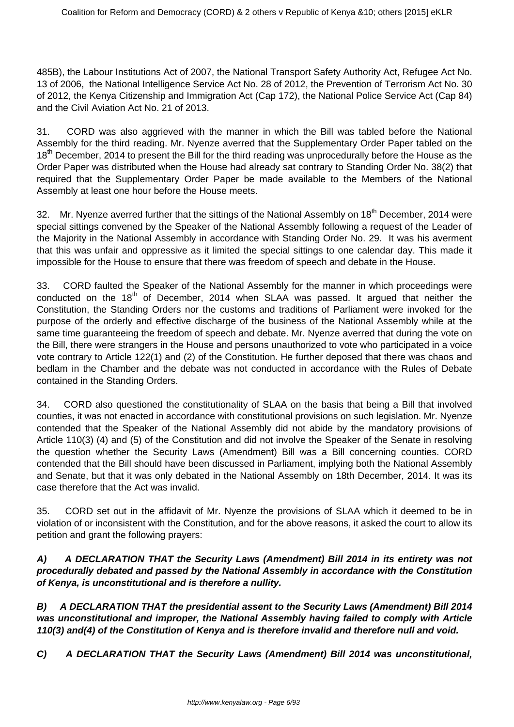485B), the Labour Institutions Act of 2007, the National Transport Safety Authority Act, Refugee Act No. 13 of 2006, the National Intelligence Service Act No. 28 of 2012, the Prevention of Terrorism Act No. 30 of 2012, the Kenya Citizenship and Immigration Act (Cap 172), the National Police Service Act (Cap 84) and the Civil Aviation Act No. 21 of 2013.

31. CORD was also aggrieved with the manner in which the Bill was tabled before the National Assembly for the third reading. Mr. Nyenze averred that the Supplementary Order Paper tabled on the 18th December, 2014 to present the Bill for the third reading was unprocedurally before the House as the Order Paper was distributed when the House had already sat contrary to Standing Order No. 38(2) that required that the Supplementary Order Paper be made available to the Members of the National Assembly at least one hour before the House meets.

32. Mr. Nyenze averred further that the sittings of the National Assembly on 18th December, 2014 were special sittings convened by the Speaker of the National Assembly following a request of the Leader of the Majority in the National Assembly in accordance with Standing Order No. 29. It was his averment that this was unfair and oppressive as it limited the special sittings to one calendar day. This made it impossible for the House to ensure that there was freedom of speech and debate in the House.

33. CORD faulted the Speaker of the National Assembly for the manner in which proceedings were conducted on the 18th of December, 2014 when SLAA was passed. It argued that neither the Constitution, the Standing Orders nor the customs and traditions of Parliament were invoked for the purpose of the orderly and effective discharge of the business of the National Assembly while at the same time guaranteeing the freedom of speech and debate. Mr. Nyenze averred that during the vote on the Bill, there were strangers in the House and persons unauthorized to vote who participated in a voice vote contrary to Article 122(1) and (2) of the Constitution. He further deposed that there was chaos and bedlam in the Chamber and the debate was not conducted in accordance with the Rules of Debate contained in the Standing Orders.

34. CORD also questioned the constitutionality of SLAA on the basis that being a Bill that involved counties, it was not enacted in accordance with constitutional provisions on such legislation. Mr. Nyenze contended that the Speaker of the National Assembly did not abide by the mandatory provisions of Article 110(3) (4) and (5) of the Constitution and did not involve the Speaker of the Senate in resolving the question whether the Security Laws (Amendment) Bill was a Bill concerning counties. CORD contended that the Bill should have been discussed in Parliament, implying both the National Assembly and Senate, but that it was only debated in the National Assembly on 18th December, 2014. It was its case therefore that the Act was invalid.

35. CORD set out in the affidavit of Mr. Nyenze the provisions of SLAA which it deemed to be in violation of or inconsistent with the Constitution, and for the above reasons, it asked the court to allow its petition and grant the following prayers:

***A) A DECLARATION THAT the Security Laws (Amendment) Bill 2014 in its entirety was not procedurally debated and passed by the National Assembly in accordance with the Constitution of Kenya, is unconstitutional and is therefore a nullity.***

***B) A DECLARATION THAT the presidential assent to the Security Laws (Amendment) Bill 2014 was unconstitutional and improper, the National Assembly having failed to comply with Article 110(3) and(4) of the Constitution of Kenya and is therefore invalid and therefore null and void.***

***C) A DECLARATION THAT the Security Laws (Amendment) Bill 2014 was unconstitutional,***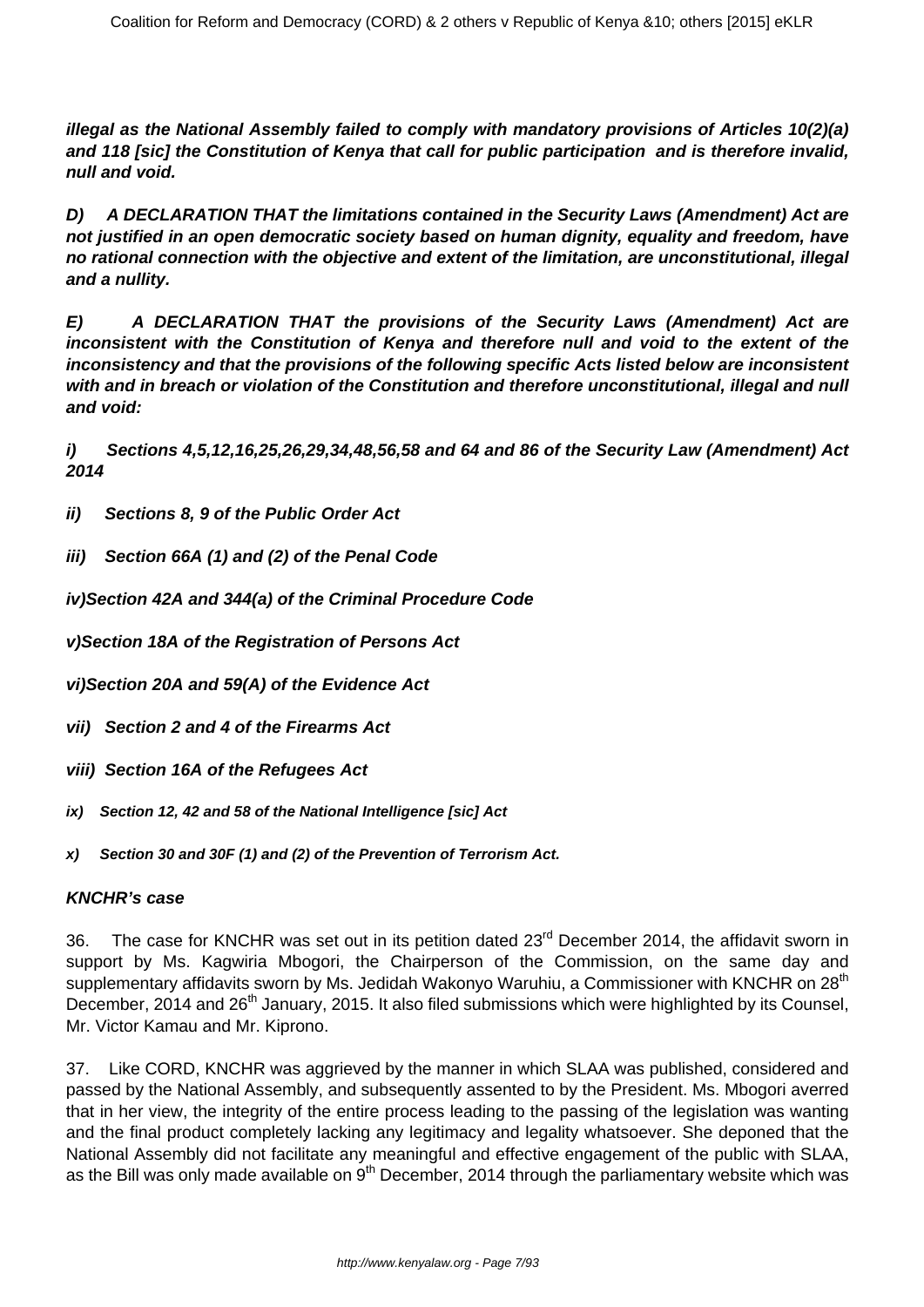***illegal as the National Assembly failed to comply with mandatory provisions of Articles 10(2)(a) and 118 [sic] the Constitution of Kenya that call for public participation and is therefore invalid, null and void.***

***D) A DECLARATION THAT the limitations contained in the Security Laws (Amendment) Act are not justified in an open democratic society based on human dignity, equality and freedom, have no rational connection with the objective and extent of the limitation, are unconstitutional, illegal and a nullity.***

***E) A DECLARATION THAT the provisions of the Security Laws (Amendment) Act are inconsistent with the Constitution of Kenya and therefore null and void to the extent of the inconsistency and that the provisions of the following specific Acts listed below are inconsistent with and in breach or violation of the Constitution and therefore unconstitutional, illegal and null and void:***

***i) Sections 4,5,12,16,25,26,29,34,48,56,58 and 64 and 86 of the Security Law (Amendment) Act 2014***

***ii) Sections 8, 9 of the Public Order Act***

***iii) Section 66A (1) and (2) of the Penal Code***

***iv) Section 42A and 344(a) of the Criminal Procedure Code***

***v) Section 18A of the Registration of Persons Act***

***vi) Section 20A and 59(A) of the Evidence Act***

***vii) Section 2 and 4 of the Firearms Act***

***viii) Section 16A of the Refugees Act***

***ix) Section 12, 42 and 58 of the National Intelligence [sic] Act***

***x) Section 30 and 30F (1) and (2) of the Prevention of Terrorism Act.***

***KNCHR's case***

36. The case for KNCHR was set out in its petition dated 23rd December 2014, the affidavit sworn in support by Ms. Kagwiria Mbogori, the Chairperson of the Commission, on the same day and supplementary affidavits sworn by Ms. Jedidah Wakonyo Waruhiu, a Commissioner with KNCHR on 28th December, 2014 and 26th January, 2015. It also filed submissions which were highlighted by its Counsel, Mr. Victor Kamau and Mr. Kiprono.

37. Like CORD, KNCHR was aggrieved by the manner in which SLAA was published, considered and passed by the National Assembly, and subsequently assented to by the President. Ms. Mbogori averred that in her view, the integrity of the entire process leading to the passing of the legislation was wanting and the final product completely lacking any legitimacy and legality whatsoever. She deponed that the National Assembly did not facilitate any meaningful and effective engagement of the public with SLAA, as the Bill was only made available on 9th December, 2014 through the parliamentary website which was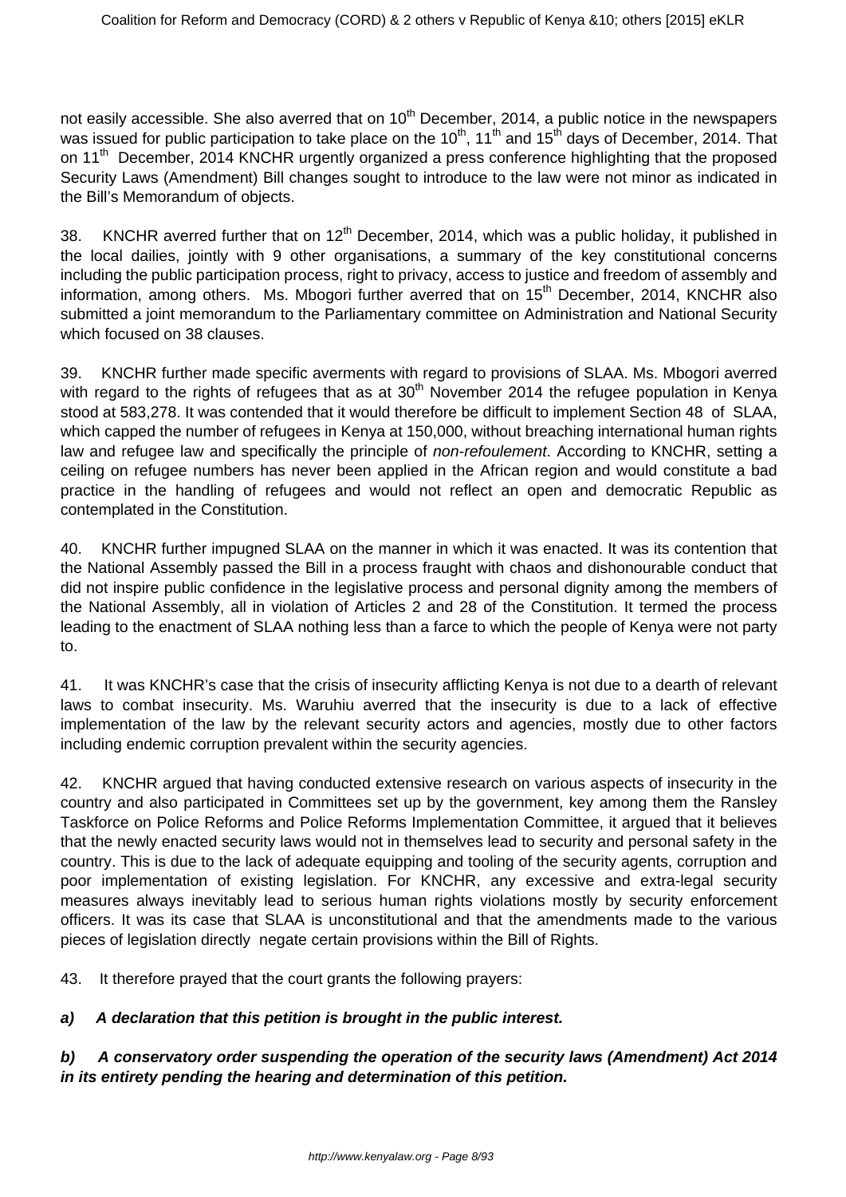not easily accessible. She also averred that on 10th December, 2014, a public notice in the newspapers was issued for public participation to take place on the 10th, 11th and 15th days of December, 2014. That on 11th December, 2014 KNCHR urgently organized a press conference highlighting that the proposed Security Laws (Amendment) Bill changes sought to introduce to the law were not minor as indicated in the Bill's Memorandum of objects.

38. KNCHR averred further that on 12th December, 2014, which was a public holiday, it published in the local dailies, jointly with 9 other organisations, a summary of the key constitutional concerns including the public participation process, right to privacy, access to justice and freedom of assembly and information, among others. Ms. Mbogori further averred that on 15th December, 2014, KNCHR also submitted a joint memorandum to the Parliamentary committee on Administration and National Security which focused on 38 clauses.

39. KNCHR further made specific averments with regard to provisions of SLAA. Ms. Mbogori averred with regard to the rights of refugees that as at 30th November 2014 the refugee population in Kenya stood at 583,278. It was contended that it would therefore be difficult to implement Section 48 of SLAA, which capped the number of refugees in Kenya at 150,000, without breaching international human rights law and refugee law and specifically the principle of *non-refoulement*. According to KNCHR, setting a ceiling on refugee numbers has never been applied in the African region and would constitute a bad practice in the handling of refugees and would not reflect an open and democratic Republic as contemplated in the Constitution.

40. KNCHR further impugned SLAA on the manner in which it was enacted. It was its contention that the National Assembly passed the Bill in a process fraught with chaos and dishonourable conduct that did not inspire public confidence in the legislative process and personal dignity among the members of the National Assembly, all in violation of Articles 2 and 28 of the Constitution. It termed the process leading to the enactment of SLAA nothing less than a farce to which the people of Kenya were not party to.

41. It was KNCHR's case that the crisis of insecurity afflicting Kenya is not due to a dearth of relevant laws to combat insecurity. Ms. Waruhiu averred that the insecurity is due to a lack of effective implementation of the law by the relevant security actors and agencies, mostly due to other factors including endemic corruption prevalent within the security agencies.

42. KNCHR argued that having conducted extensive research on various aspects of insecurity in the country and also participated in Committees set up by the government, key among them the Ransley Taskforce on Police Reforms and Police Reforms Implementation Committee, it argued that it believes that the newly enacted security laws would not in themselves lead to security and personal safety in the country. This is due to the lack of adequate equipping and tooling of the security agents, corruption and poor implementation of existing legislation. For KNCHR, any excessive and extra-legal security measures always inevitably lead to serious human rights violations mostly by security enforcement officers. It was its case that SLAA is unconstitutional and that the amendments made to the various pieces of legislation directly negate certain provisions within the Bill of Rights.

43. It therefore prayed that the court grants the following prayers:

***a) A declaration that this petition is brought in the public interest.***

***b) A conservatory order suspending the operation of the security laws (Amendment) Act 2014 in its entirety pending the hearing and determination of this petition.***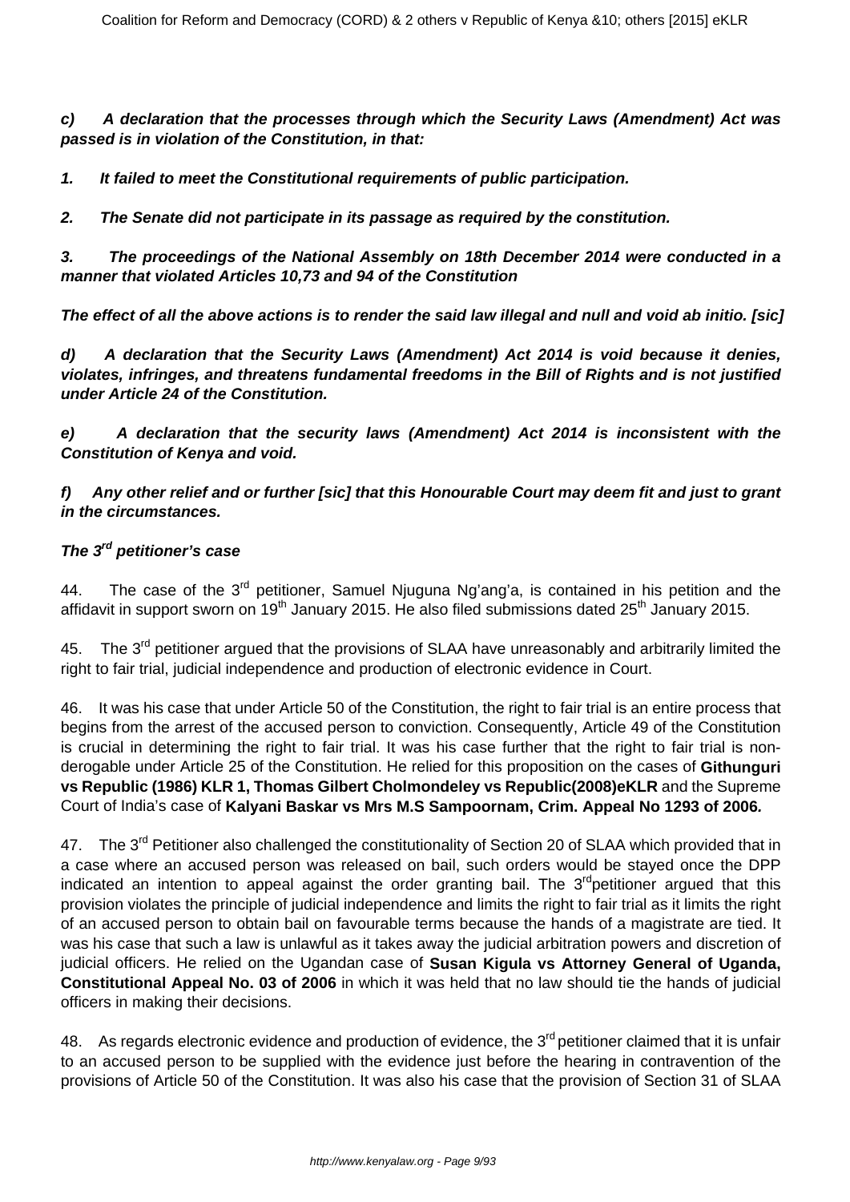***c) A declaration that the processes through which the Security Laws (Amendment) Act was passed is in violation of the Constitution, in that:***

***1. It failed to meet the Constitutional requirements of public participation.***

***2. The Senate did not participate in its passage as required by the constitution.***

***3. The proceedings of the National Assembly on 18th December 2014 were conducted in a manner that violated Articles 10,73 and 94 of the Constitution***

***The effect of all the above actions is to render the said law illegal and null and void ab initio. [sic]***

***d) A declaration that the Security Laws (Amendment) Act 2014 is void because it denies, violates, infringes, and threatens fundamental freedoms in the Bill of Rights and is not justified under Article 24 of the Constitution.***

***e) A declaration that the security laws (Amendment) Act 2014 is inconsistent with the Constitution of Kenya and void.***

***f) Any other relief and or further [sic] that this Honourable Court may deem fit and just to grant in the circumstances.***

### ***The 3rd petitioner's case***

44. The case of the 3rd petitioner, Samuel Njuguna Ng'ang'a, is contained in his petition and the affidavit in support sworn on 19th January 2015. He also filed submissions dated 25th January 2015.

45. The 3rd petitioner argued that the provisions of SLAA have unreasonably and arbitrarily limited the right to fair trial, judicial independence and production of electronic evidence in Court.

46. It was his case that under Article 50 of the Constitution, the right to fair trial is an entire process that begins from the arrest of the accused person to conviction. Consequently, Article 49 of the Constitution is crucial in determining the right to fair trial. It was his case further that the right to fair trial is non-derogable under Article 25 of the Constitution. He relied for this proposition on the cases of **Githunguri vs Republic (1986) KLR 1, Thomas Gilbert Cholmondeley vs Republic(2008)eKLR** and the Supreme Court of India's case of **Kalyani Baskar vs Mrs M.S Sampoornam, Crim. Appeal No 1293 of 2006.**

47. The 3rd Petitioner also challenged the constitutionality of Section 20 of SLAA which provided that in a case where an accused person was released on bail, such orders would be stayed once the DPP indicated an intention to appeal against the order granting bail. The 3rd petitioner argued that this provision violates the principle of judicial independence and limits the right to fair trial as it limits the right of an accused person to obtain bail on favourable terms because the hands of a magistrate are tied. It was his case that such a law is unlawful as it takes away the judicial arbitration powers and discretion of judicial officers. He relied on the Ugandan case of **Susan Kigula vs Attorney General of Uganda, Constitutional Appeal No. 03 of 2006** in which it was held that no law should tie the hands of judicial officers in making their decisions.

48. As regards electronic evidence and production of evidence, the 3rd petitioner claimed that it is unfair to an accused person to be supplied with the evidence just before the hearing in contravention of the provisions of Article 50 of the Constitution. It was also his case that the provision of Section 31 of SLAA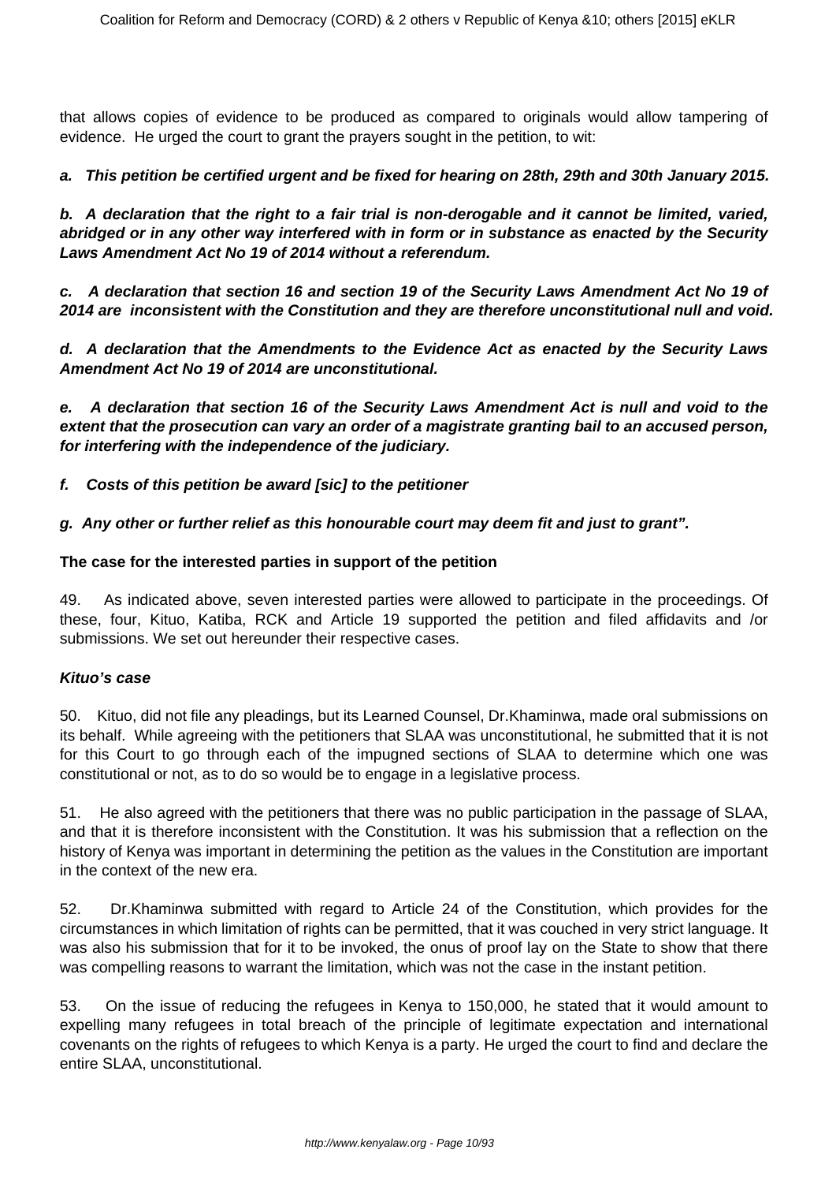that allows copies of evidence to be produced as compared to originals would allow tampering of evidence. He urged the court to grant the prayers sought in the petition, to wit:

***a. This petition be certified urgent and be fixed for hearing on 28th, 29th and 30th January 2015.***

***b. A declaration that the right to a fair trial is non-derogable and it cannot be limited, varied, abridged or in any other way interfered with in form or in substance as enacted by the Security Laws Amendment Act No 19 of 2014 without a referendum.***

***c. A declaration that section 16 and section 19 of the Security Laws Amendment Act No 19 of 2014 are inconsistent with the Constitution and they are therefore unconstitutional null and void.***

***d. A declaration that the Amendments to the Evidence Act as enacted by the Security Laws Amendment Act No 19 of 2014 are unconstitutional.***

***e. A declaration that section 16 of the Security Laws Amendment Act is null and void to the extent that the prosecution can vary an order of a magistrate granting bail to an accused person, for interfering with the independence of the judiciary.***

***f. Costs of this petition be award [sic] to the petitioner***

***g. Any other or further relief as this honourable court may deem fit and just to grant".***

**The case for the interested parties in support of the petition**

49. As indicated above, seven interested parties were allowed to participate in the proceedings. Of these, four, Kituo, Katiba, RCK and Article 19 supported the petition and filed affidavits and /or submissions. We set out hereunder their respective cases.

***Kituo's case***

50. Kituo, did not file any pleadings, but its Learned Counsel, Dr.Khaminwa, made oral submissions on its behalf. While agreeing with the petitioners that SLAA was unconstitutional, he submitted that it is not for this Court to go through each of the impugned sections of SLAA to determine which one was constitutional or not, as to do so would be to engage in a legislative process.

51. He also agreed with the petitioners that there was no public participation in the passage of SLAA, and that it is therefore inconsistent with the Constitution. It was his submission that a reflection on the history of Kenya was important in determining the petition as the values in the Constitution are important in the context of the new era.

52. Dr.Khaminwa submitted with regard to Article 24 of the Constitution, which provides for the circumstances in which limitation of rights can be permitted, that it was couched in very strict language. It was also his submission that for it to be invoked, the onus of proof lay on the State to show that there was compelling reasons to warrant the limitation, which was not the case in the instant petition.

53. On the issue of reducing the refugees in Kenya to 150,000, he stated that it would amount to expelling many refugees in total breach of the principle of legitimate expectation and international covenants on the rights of refugees to which Kenya is a party. He urged the court to find and declare the entire SLAA, unconstitutional.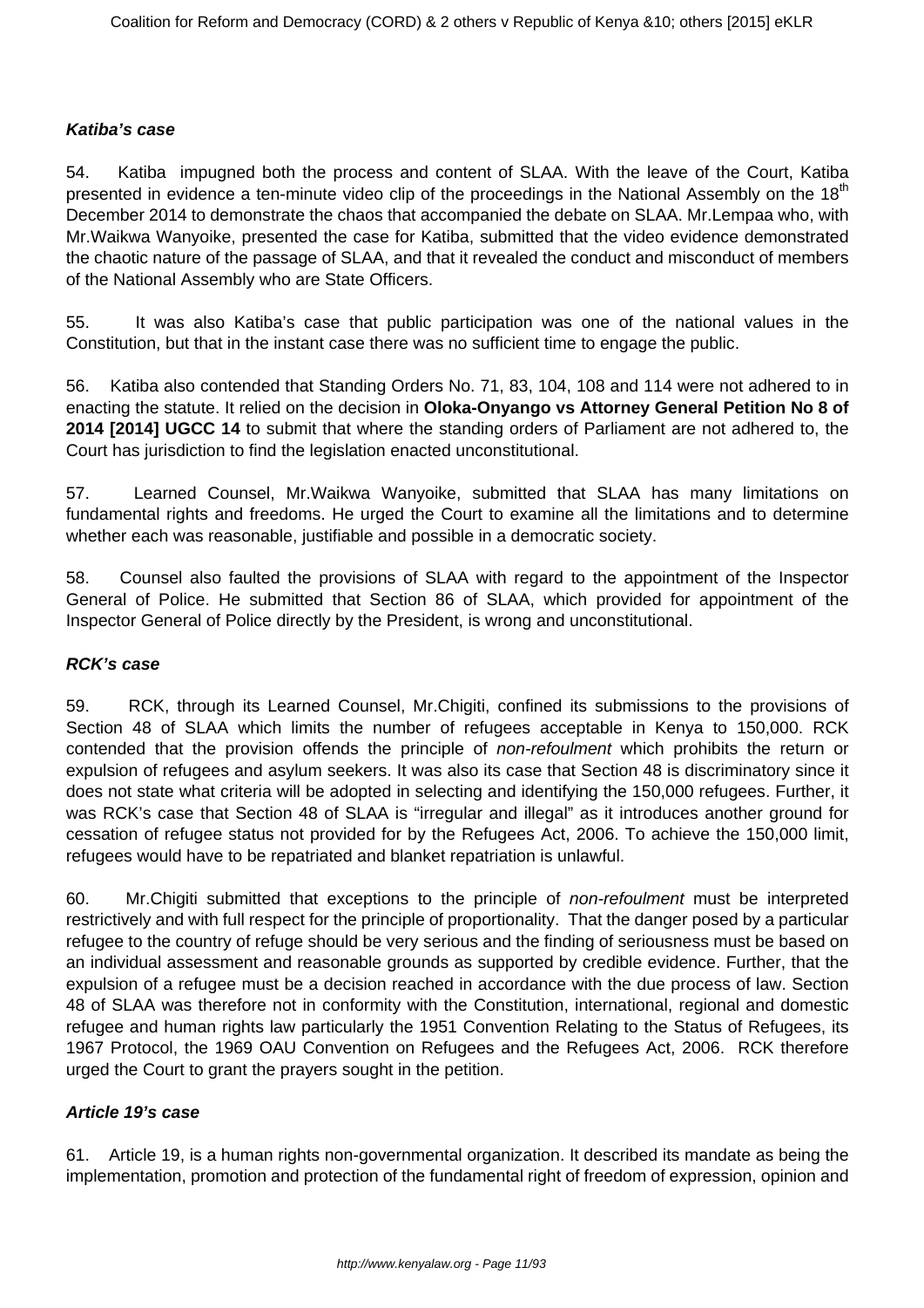### *Katiba's case*

54. Katiba impugned both the process and content of SLAA. With the leave of the Court, Katiba presented in evidence a ten-minute video clip of the proceedings in the National Assembly on the 18th December 2014 to demonstrate the chaos that accompanied the debate on SLAA. Mr.Lempaa who, with Mr.Waikwa Wanyoike, presented the case for Katiba, submitted that the video evidence demonstrated the chaotic nature of the passage of SLAA, and that it revealed the conduct and misconduct of members of the National Assembly who are State Officers.

55. It was also Katiba's case that public participation was one of the national values in the Constitution, but that in the instant case there was no sufficient time to engage the public.

56. Katiba also contended that Standing Orders No. 71, 83, 104, 108 and 114 were not adhered to in enacting the statute. It relied on the decision in **Oloka-Onyango vs Attorney General Petition No 8 of 2014 [2014] UGCC 14** to submit that where the standing orders of Parliament are not adhered to, the Court has jurisdiction to find the legislation enacted unconstitutional.

57. Learned Counsel, Mr.Waikwa Wanyoike, submitted that SLAA has many limitations on fundamental rights and freedoms. He urged the Court to examine all the limitations and to determine whether each was reasonable, justifiable and possible in a democratic society.

58. Counsel also faulted the provisions of SLAA with regard to the appointment of the Inspector General of Police. He submitted that Section 86 of SLAA, which provided for appointment of the Inspector General of Police directly by the President, is wrong and unconstitutional.

### *RCK's case*

59. RCK, through its Learned Counsel, Mr.Chigiti, confined its submissions to the provisions of Section 48 of SLAA which limits the number of refugees acceptable in Kenya to 150,000. RCK contended that the provision offends the principle of *non-refoulment* which prohibits the return or expulsion of refugees and asylum seekers. It was also its case that Section 48 is discriminatory since it does not state what criteria will be adopted in selecting and identifying the 150,000 refugees. Further, it was RCK's case that Section 48 of SLAA is "irregular and illegal" as it introduces another ground for cessation of refugee status not provided for by the Refugees Act, 2006. To achieve the 150,000 limit, refugees would have to be repatriated and blanket repatriation is unlawful.

60. Mr.Chigiti submitted that exceptions to the principle of *non-refoulment* must be interpreted restrictively and with full respect for the principle of proportionality. That the danger posed by a particular refugee to the country of refuge should be very serious and the finding of seriousness must be based on an individual assessment and reasonable grounds as supported by credible evidence. Further, that the expulsion of a refugee must be a decision reached in accordance with the due process of law. Section 48 of SLAA was therefore not in conformity with the Constitution, international, regional and domestic refugee and human rights law particularly the 1951 Convention Relating to the Status of Refugees, its 1967 Protocol, the 1969 OAU Convention on Refugees and the Refugees Act, 2006. RCK therefore urged the Court to grant the prayers sought in the petition.

### *Article 19's case*

61. Article 19, is a human rights non-governmental organization. It described its mandate as being the implementation, promotion and protection of the fundamental right of freedom of expression, opinion and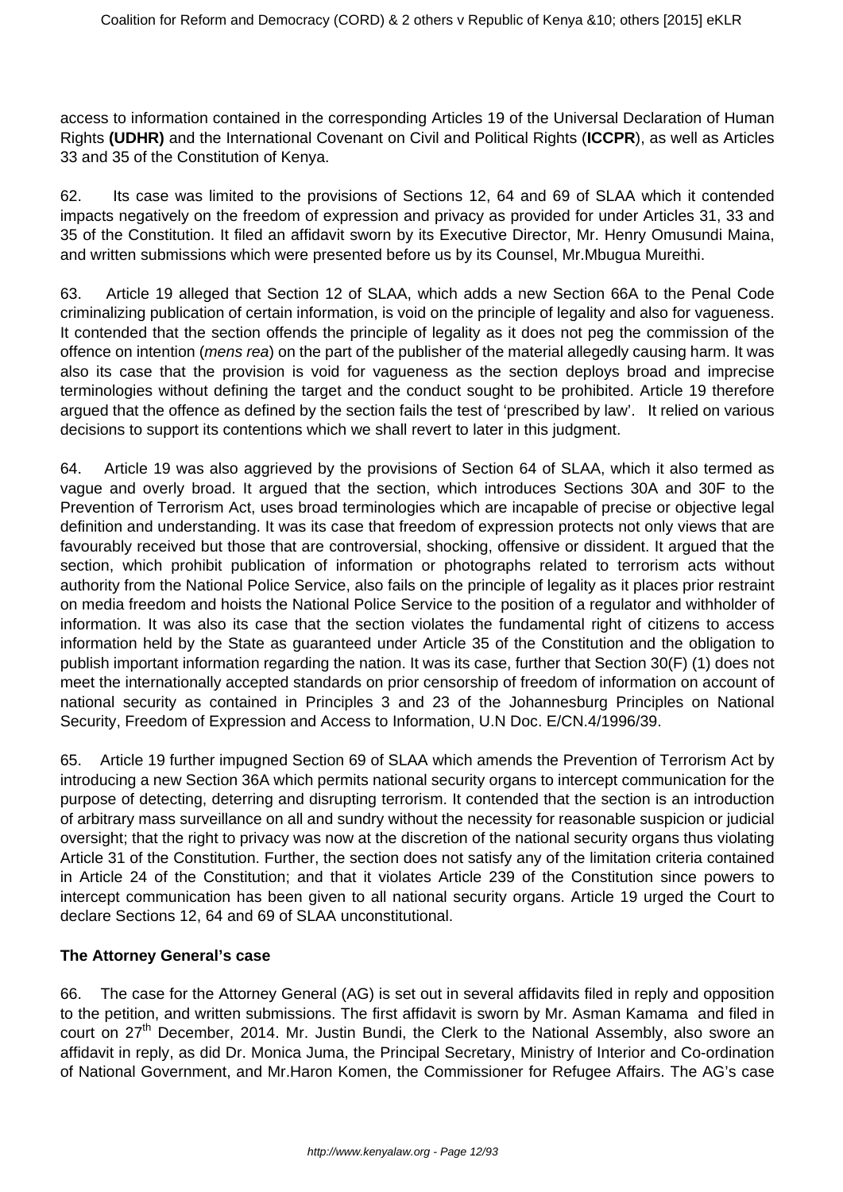access to information contained in the corresponding Articles 19 of the Universal Declaration of Human Rights **(UDHR)** and the International Covenant on Civil and Political Rights (**ICCPR**), as well as Articles 33 and 35 of the Constitution of Kenya.

62. Its case was limited to the provisions of Sections 12, 64 and 69 of SLAA which it contended impacts negatively on the freedom of expression and privacy as provided for under Articles 31, 33 and 35 of the Constitution. It filed an affidavit sworn by its Executive Director, Mr. Henry Omusundi Maina, and written submissions which were presented before us by its Counsel, Mr.Mbugua Mureithi.

63. Article 19 alleged that Section 12 of SLAA, which adds a new Section 66A to the Penal Code criminalizing publication of certain information, is void on the principle of legality and also for vagueness. It contended that the section offends the principle of legality as it does not peg the commission of the offence on intention (*mens rea*) on the part of the publisher of the material allegedly causing harm. It was also its case that the provision is void for vagueness as the section deploys broad and imprecise terminologies without defining the target and the conduct sought to be prohibited. Article 19 therefore argued that the offence as defined by the section fails the test of 'prescribed by law'. It relied on various decisions to support its contentions which we shall revert to later in this judgment.

64. Article 19 was also aggrieved by the provisions of Section 64 of SLAA, which it also termed as vague and overly broad. It argued that the section, which introduces Sections 30A and 30F to the Prevention of Terrorism Act, uses broad terminologies which are incapable of precise or objective legal definition and understanding. It was its case that freedom of expression protects not only views that are favourably received but those that are controversial, shocking, offensive or dissident. It argued that the section, which prohibit publication of information or photographs related to terrorism acts without authority from the National Police Service, also fails on the principle of legality as it places prior restraint on media freedom and hoists the National Police Service to the position of a regulator and withholder of information. It was also its case that the section violates the fundamental right of citizens to access information held by the State as guaranteed under Article 35 of the Constitution and the obligation to publish important information regarding the nation. It was its case, further that Section 30(F) (1) does not meet the internationally accepted standards on prior censorship of freedom of information on account of national security as contained in Principles 3 and 23 of the Johannesburg Principles on National Security, Freedom of Expression and Access to Information, U.N Doc. E/CN.4/1996/39.

65. Article 19 further impugned Section 69 of SLAA which amends the Prevention of Terrorism Act by introducing a new Section 36A which permits national security organs to intercept communication for the purpose of detecting, deterring and disrupting terrorism. It contended that the section is an introduction of arbitrary mass surveillance on all and sundry without the necessity for reasonable suspicion or judicial oversight; that the right to privacy was now at the discretion of the national security organs thus violating Article 31 of the Constitution. Further, the section does not satisfy any of the limitation criteria contained in Article 24 of the Constitution; and that it violates Article 239 of the Constitution since powers to intercept communication has been given to all national security organs. Article 19 urged the Court to declare Sections 12, 64 and 69 of SLAA unconstitutional.

**The Attorney General's case**

66. The case for the Attorney General (AG) is set out in several affidavits filed in reply and opposition to the petition, and written submissions. The first affidavit is sworn by Mr. Asman Kamama and filed in court on 27th December, 2014. Mr. Justin Bundi, the Clerk to the National Assembly, also swore an affidavit in reply, as did Dr. Monica Juma, the Principal Secretary, Ministry of Interior and Co-ordination of National Government, and Mr.Haron Komen, the Commissioner for Refugee Affairs. The AG's case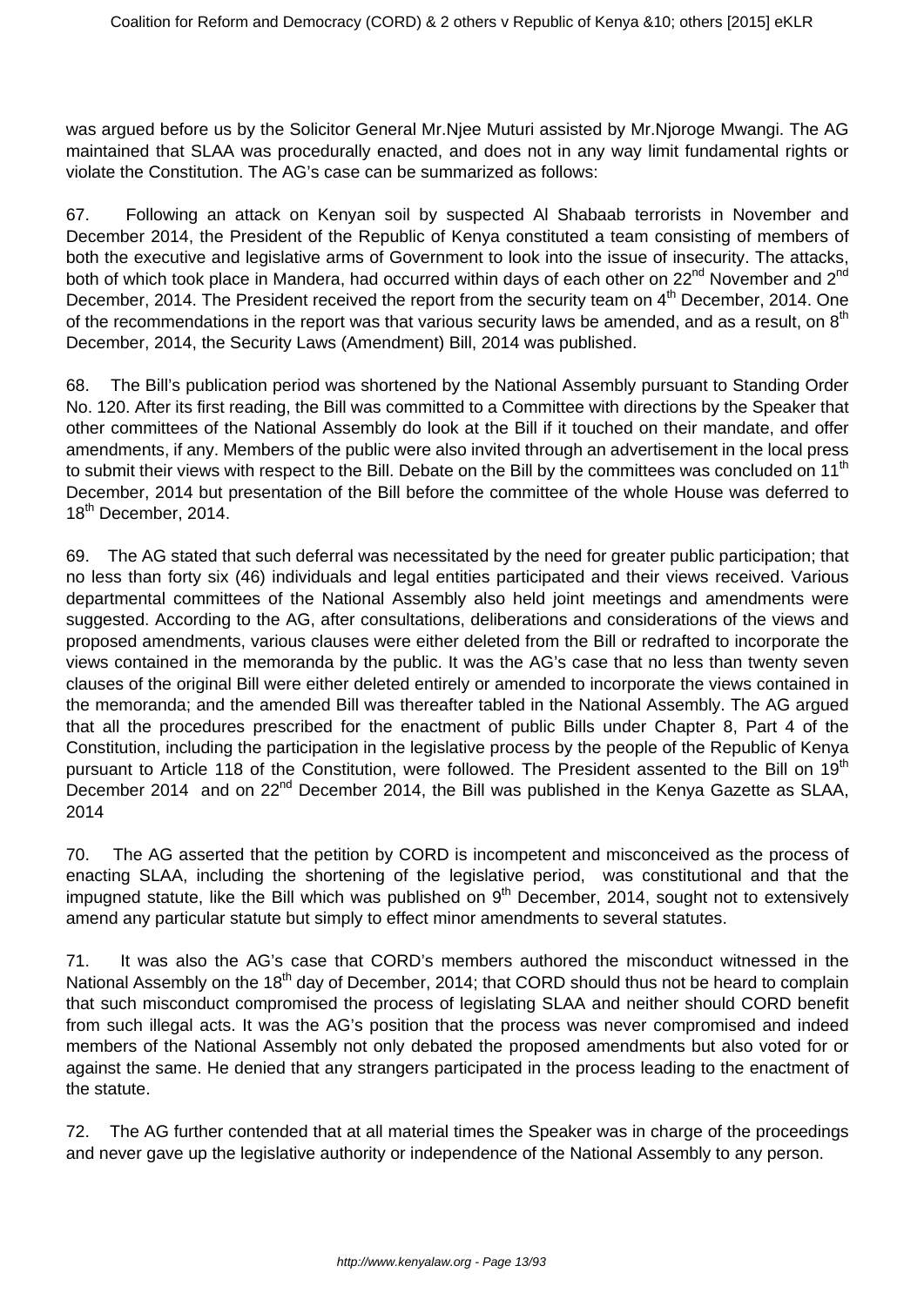was argued before us by the Solicitor General Mr.Njee Muturi assisted by Mr.Njoroge Mwangi. The AG maintained that SLAA was procedurally enacted, and does not in any way limit fundamental rights or violate the Constitution. The AG's case can be summarized as follows:

67. Following an attack on Kenyan soil by suspected Al Shabaab terrorists in November and December 2014, the President of the Republic of Kenya constituted a team consisting of members of both the executive and legislative arms of Government to look into the issue of insecurity. The attacks, both of which took place in Mandera, had occurred within days of each other on 22nd November and 2nd December, 2014. The President received the report from the security team on 4th December, 2014. One of the recommendations in the report was that various security laws be amended, and as a result, on 8th December, 2014, the Security Laws (Amendment) Bill, 2014 was published.

68. The Bill's publication period was shortened by the National Assembly pursuant to Standing Order No. 120. After its first reading, the Bill was committed to a Committee with directions by the Speaker that other committees of the National Assembly do look at the Bill if it touched on their mandate, and offer amendments, if any. Members of the public were also invited through an advertisement in the local press to submit their views with respect to the Bill. Debate on the Bill by the committees was concluded on 11th December, 2014 but presentation of the Bill before the committee of the whole House was deferred to 18th December, 2014.

69. The AG stated that such deferral was necessitated by the need for greater public participation; that no less than forty six (46) individuals and legal entities participated and their views received. Various departmental committees of the National Assembly also held joint meetings and amendments were suggested. According to the AG, after consultations, deliberations and considerations of the views and proposed amendments, various clauses were either deleted from the Bill or redrafted to incorporate the views contained in the memoranda by the public. It was the AG's case that no less than twenty seven clauses of the original Bill were either deleted entirely or amended to incorporate the views contained in the memoranda; and the amended Bill was thereafter tabled in the National Assembly. The AG argued that all the procedures prescribed for the enactment of public Bills under Chapter 8, Part 4 of the Constitution, including the participation in the legislative process by the people of the Republic of Kenya pursuant to Article 118 of the Constitution, were followed. The President assented to the Bill on 19th December 2014 and on 22nd December 2014, the Bill was published in the Kenya Gazette as SLAA, 2014

70. The AG asserted that the petition by CORD is incompetent and misconceived as the process of enacting SLAA, including the shortening of the legislative period, was constitutional and that the impugned statute, like the Bill which was published on 9th December, 2014, sought not to extensively amend any particular statute but simply to effect minor amendments to several statutes.

71. It was also the AG's case that CORD's members authored the misconduct witnessed in the National Assembly on the 18th day of December, 2014; that CORD should thus not be heard to complain that such misconduct compromised the process of legislating SLAA and neither should CORD benefit from such illegal acts. It was the AG's position that the process was never compromised and indeed members of the National Assembly not only debated the proposed amendments but also voted for or against the same. He denied that any strangers participated in the process leading to the enactment of the statute.

72. The AG further contended that at all material times the Speaker was in charge of the proceedings and never gave up the legislative authority or independence of the National Assembly to any person.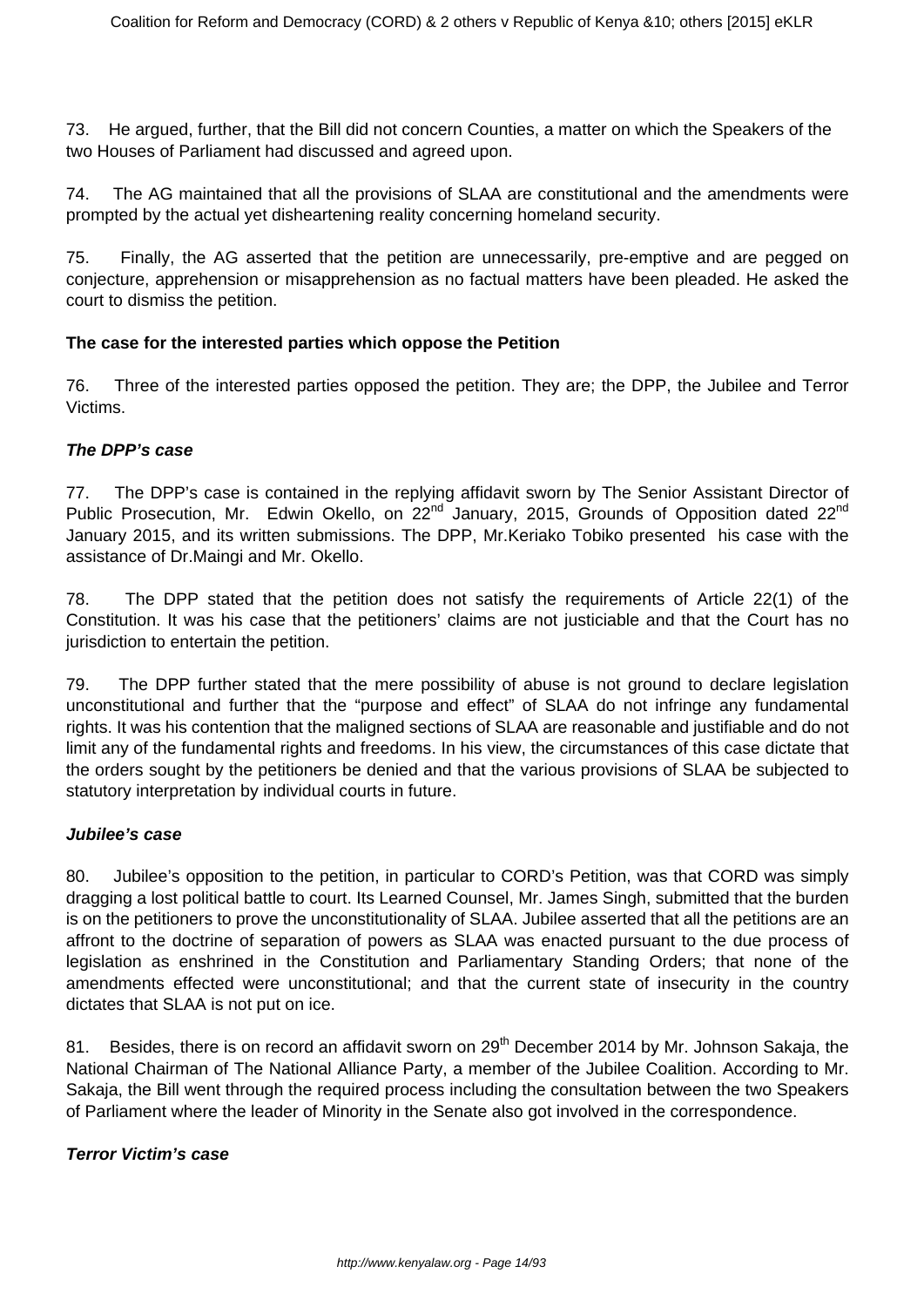73. He argued, further, that the Bill did not concern Counties, a matter on which the Speakers of the two Houses of Parliament had discussed and agreed upon.

74. The AG maintained that all the provisions of SLAA are constitutional and the amendments were prompted by the actual yet disheartening reality concerning homeland security.

75. Finally, the AG asserted that the petition are unnecessarily, pre-emptive and are pegged on conjecture, apprehension or misapprehension as no factual matters have been pleaded. He asked the court to dismiss the petition.

**The case for the interested parties which oppose the Petition**

76. Three of the interested parties opposed the petition. They are; the DPP, the Jubilee and Terror Victims.

***The DPP's case***

77. The DPP's case is contained in the replying affidavit sworn by The Senior Assistant Director of Public Prosecution, Mr. Edwin Okello, on 22nd January, 2015, Grounds of Opposition dated 22nd January 2015, and its written submissions. The DPP, Mr.Keriako Tobiko presented his case with the assistance of Dr.Maingi and Mr. Okello.

78. The DPP stated that the petition does not satisfy the requirements of Article 22(1) of the Constitution. It was his case that the petitioners' claims are not justiciable and that the Court has no jurisdiction to entertain the petition.

79. The DPP further stated that the mere possibility of abuse is not ground to declare legislation unconstitutional and further that the "purpose and effect" of SLAA do not infringe any fundamental rights. It was his contention that the maligned sections of SLAA are reasonable and justifiable and do not limit any of the fundamental rights and freedoms. In his view, the circumstances of this case dictate that the orders sought by the petitioners be denied and that the various provisions of SLAA be subjected to statutory interpretation by individual courts in future.

***Jubilee's case***

80. Jubilee's opposition to the petition, in particular to CORD's Petition, was that CORD was simply dragging a lost political battle to court. Its Learned Counsel, Mr. James Singh, submitted that the burden is on the petitioners to prove the unconstitutionality of SLAA. Jubilee asserted that all the petitions are an affront to the doctrine of separation of powers as SLAA was enacted pursuant to the due process of legislation as enshrined in the Constitution and Parliamentary Standing Orders; that none of the amendments effected were unconstitutional; and that the current state of insecurity in the country dictates that SLAA is not put on ice.

81. Besides, there is on record an affidavit sworn on 29th December 2014 by Mr. Johnson Sakaja, the National Chairman of The National Alliance Party, a member of the Jubilee Coalition. According to Mr. Sakaja, the Bill went through the required process including the consultation between the two Speakers of Parliament where the leader of Minority in the Senate also got involved in the correspondence.

***Terror Victim's case***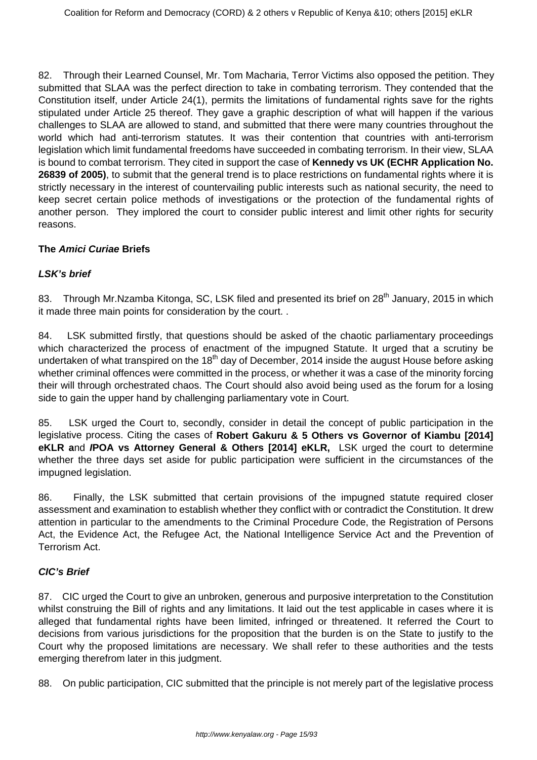82. Through their Learned Counsel, Mr. Tom Macharia, Terror Victims also opposed the petition. They submitted that SLAA was the perfect direction to take in combating terrorism. They contended that the Constitution itself, under Article 24(1), permits the limitations of fundamental rights save for the rights stipulated under Article 25 thereof. They gave a graphic description of what will happen if the various challenges to SLAA are allowed to stand, and submitted that there were many countries throughout the world which had anti-terrorism statutes. It was their contention that countries with anti-terrorism legislation which limit fundamental freedoms have succeeded in combating terrorism. In their view, SLAA is bound to combat terrorism. They cited in support the case of **Kennedy vs UK (ECHR Application No. 26839 of 2005)**, to submit that the general trend is to place restrictions on fundamental rights where it is strictly necessary in the interest of countervailing public interests such as national security, the need to keep secret certain police methods of investigations or the protection of the fundamental rights of another person. They implored the court to consider public interest and limit other rights for security reasons.

### The *Amici Curiae* Briefs

#### *LSK's brief*

83. Through Mr.Nzamba Kitonga, SC, LSK filed and presented its brief on 28th January, 2015 in which it made three main points for consideration by the court. .

84. LSK submitted firstly, that questions should be asked of the chaotic parliamentary proceedings which characterized the process of enactment of the impugned Statute. It urged that a scrutiny be undertaken of what transpired on the 18th day of December, 2014 inside the august House before asking whether criminal offences were committed in the process, or whether it was a case of the minority forcing their will through orchestrated chaos. The Court should also avoid being used as the forum for a losing side to gain the upper hand by challenging parliamentary vote in Court.

85. LSK urged the Court to, secondly, consider in detail the concept of public participation in the legislative process. Citing the cases of **Robert Gakuru & 5 Others vs Governor of Kiambu [2014] eKLR a**nd ***I*****POA vs Attorney General & Others [2014] eKLR,** LSK urged the court to determine whether the three days set aside for public participation were sufficient in the circumstances of the impugned legislation.

86. Finally, the LSK submitted that certain provisions of the impugned statute required closer assessment and examination to establish whether they conflict with or contradict the Constitution. It drew attention in particular to the amendments to the Criminal Procedure Code, the Registration of Persons Act, the Evidence Act, the Refugee Act, the National Intelligence Service Act and the Prevention of Terrorism Act.

#### *CIC's Brief*

87. CIC urged the Court to give an unbroken, generous and purposive interpretation to the Constitution whilst construing the Bill of rights and any limitations. It laid out the test applicable in cases where it is alleged that fundamental rights have been limited, infringed or threatened. It referred the Court to decisions from various jurisdictions for the proposition that the burden is on the State to justify to the Court why the proposed limitations are necessary. We shall refer to these authorities and the tests emerging therefrom later in this judgment.

88. On public participation, CIC submitted that the principle is not merely part of the legislative process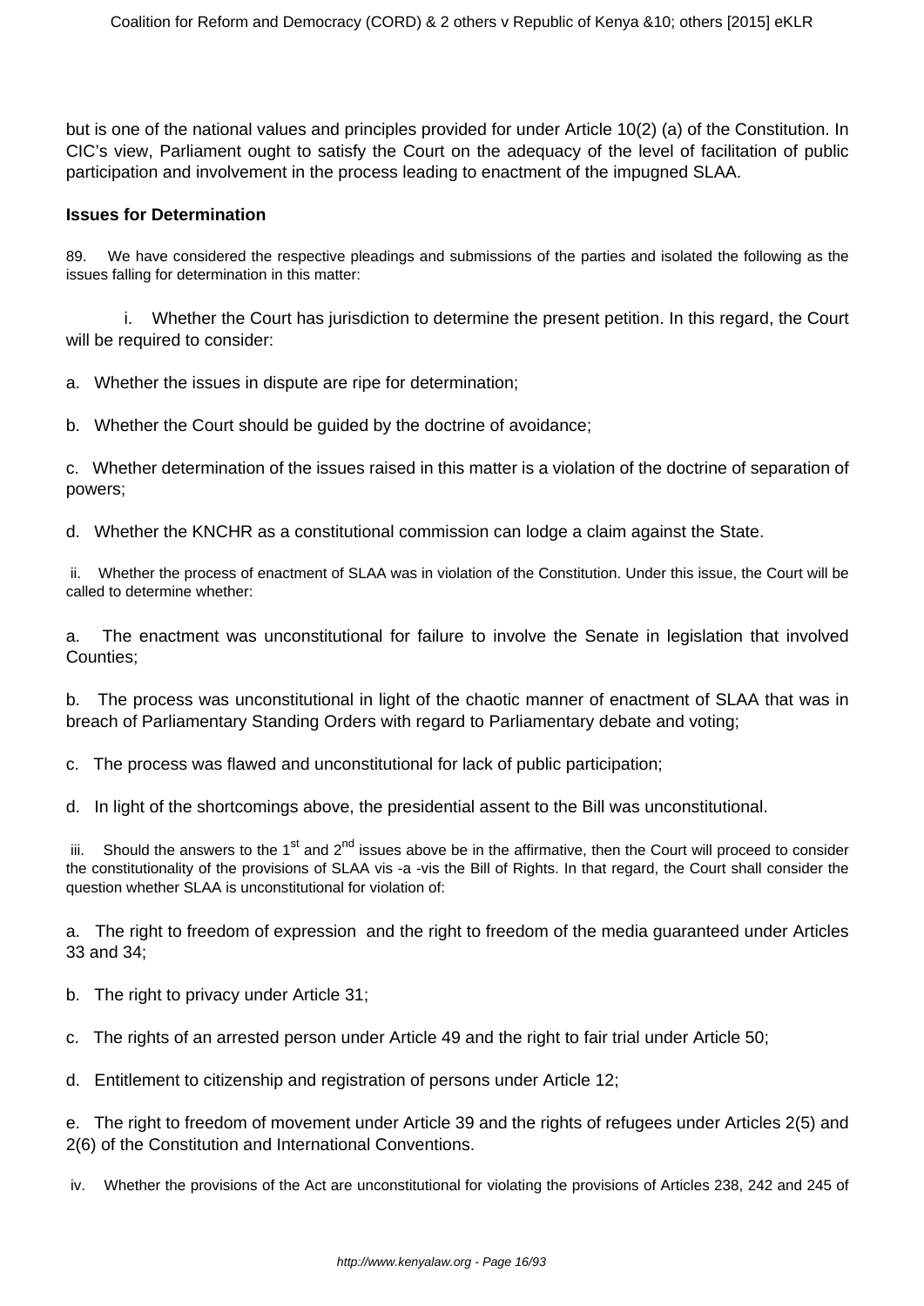but is one of the national values and principles provided for under Article 10(2) (a) of the Constitution. In CIC's view, Parliament ought to satisfy the Court on the adequacy of the level of facilitation of public participation and involvement in the process leading to enactment of the impugned SLAA.

**Issues for Determination**

89. We have considered the respective pleadings and submissions of the parties and isolated the following as the issues falling for determination in this matter:

i. Whether the Court has jurisdiction to determine the present petition. In this regard, the Court will be required to consider:

a. Whether the issues in dispute are ripe for determination;

b. Whether the Court should be guided by the doctrine of avoidance;

c. Whether determination of the issues raised in this matter is a violation of the doctrine of separation of powers;

d. Whether the KNCHR as a constitutional commission can lodge a claim against the State.

ii. Whether the process of enactment of SLAA was in violation of the Constitution. Under this issue, the Court will be called to determine whether:

a. The enactment was unconstitutional for failure to involve the Senate in legislation that involved Counties;

b. The process was unconstitutional in light of the chaotic manner of enactment of SLAA that was in breach of Parliamentary Standing Orders with regard to Parliamentary debate and voting;

c. The process was flawed and unconstitutional for lack of public participation;

d. In light of the shortcomings above, the presidential assent to the Bill was unconstitutional.

iii. Should the answers to the 1st and 2nd issues above be in the affirmative, then the Court will proceed to consider the constitutionality of the provisions of SLAA vis -a -vis the Bill of Rights. In that regard, the Court shall consider the question whether SLAA is unconstitutional for violation of:

a. The right to freedom of expression and the right to freedom of the media guaranteed under Articles 33 and 34;

b. The right to privacy under Article 31;

c. The rights of an arrested person under Article 49 and the right to fair trial under Article 50;

d. Entitlement to citizenship and registration of persons under Article 12;

e. The right to freedom of movement under Article 39 and the rights of refugees under Articles 2(5) and 2(6) of the Constitution and International Conventions.

iv. Whether the provisions of the Act are unconstitutional for violating the provisions of Articles 238, 242 and 245 of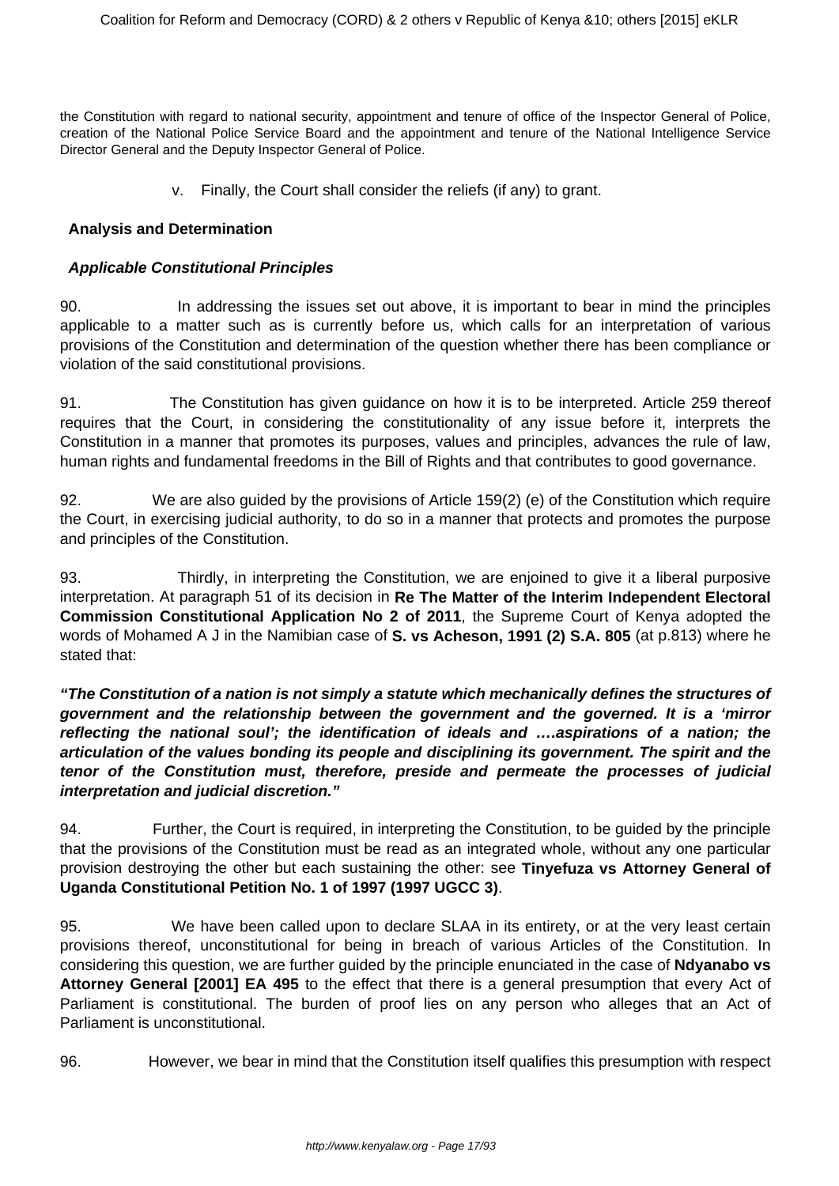the Constitution with regard to national security, appointment and tenure of office of the Inspector General of Police, creation of the National Police Service Board and the appointment and tenure of the National Intelligence Service Director General and the Deputy Inspector General of Police.

v. Finally, the Court shall consider the reliefs (if any) to grant.

**Analysis and Determination**

***Applicable Constitutional Principles***

90. In addressing the issues set out above, it is important to bear in mind the principles applicable to a matter such as is currently before us, which calls for an interpretation of various provisions of the Constitution and determination of the question whether there has been compliance or violation of the said constitutional provisions.

91. The Constitution has given guidance on how it is to be interpreted. Article 259 thereof requires that the Court, in considering the constitutionality of any issue before it, interprets the Constitution in a manner that promotes its purposes, values and principles, advances the rule of law, human rights and fundamental freedoms in the Bill of Rights and that contributes to good governance.

92. We are also guided by the provisions of Article 159(2) (e) of the Constitution which require the Court, in exercising judicial authority, to do so in a manner that protects and promotes the purpose and principles of the Constitution.

93. Thirdly, in interpreting the Constitution, we are enjoined to give it a liberal purposive interpretation. At paragraph 51 of its decision in **Re The Matter of the Interim Independent Electoral Commission Constitutional Application No 2 of 2011**, the Supreme Court of Kenya adopted the words of Mohamed A J in the Namibian case of **S. vs Acheson, 1991 (2) S.A. 805** (at p.813) where he stated that:

***"The Constitution of a nation is not simply a statute which mechanically defines the structures of government and the relationship between the government and the governed. It is a 'mirror reflecting the national soul'; the identification of ideals and ….aspirations of a nation; the articulation of the values bonding its people and disciplining its government. The spirit and the tenor of the Constitution must, therefore, preside and permeate the processes of judicial interpretation and judicial discretion."***

94. Further, the Court is required, in interpreting the Constitution, to be guided by the principle that the provisions of the Constitution must be read as an integrated whole, without any one particular provision destroying the other but each sustaining the other: see **Tinyefuza vs Attorney General of Uganda Constitutional Petition No. 1 of 1997 (1997 UGCC 3)**.

95. We have been called upon to declare SLAA in its entirety, or at the very least certain provisions thereof, unconstitutional for being in breach of various Articles of the Constitution. In considering this question, we are further guided by the principle enunciated in the case of **Ndyanabo vs Attorney General [2001] EA 495** to the effect that there is a general presumption that every Act of Parliament is constitutional. The burden of proof lies on any person who alleges that an Act of Parliament is unconstitutional.

96. However, we bear in mind that the Constitution itself qualifies this presumption with respect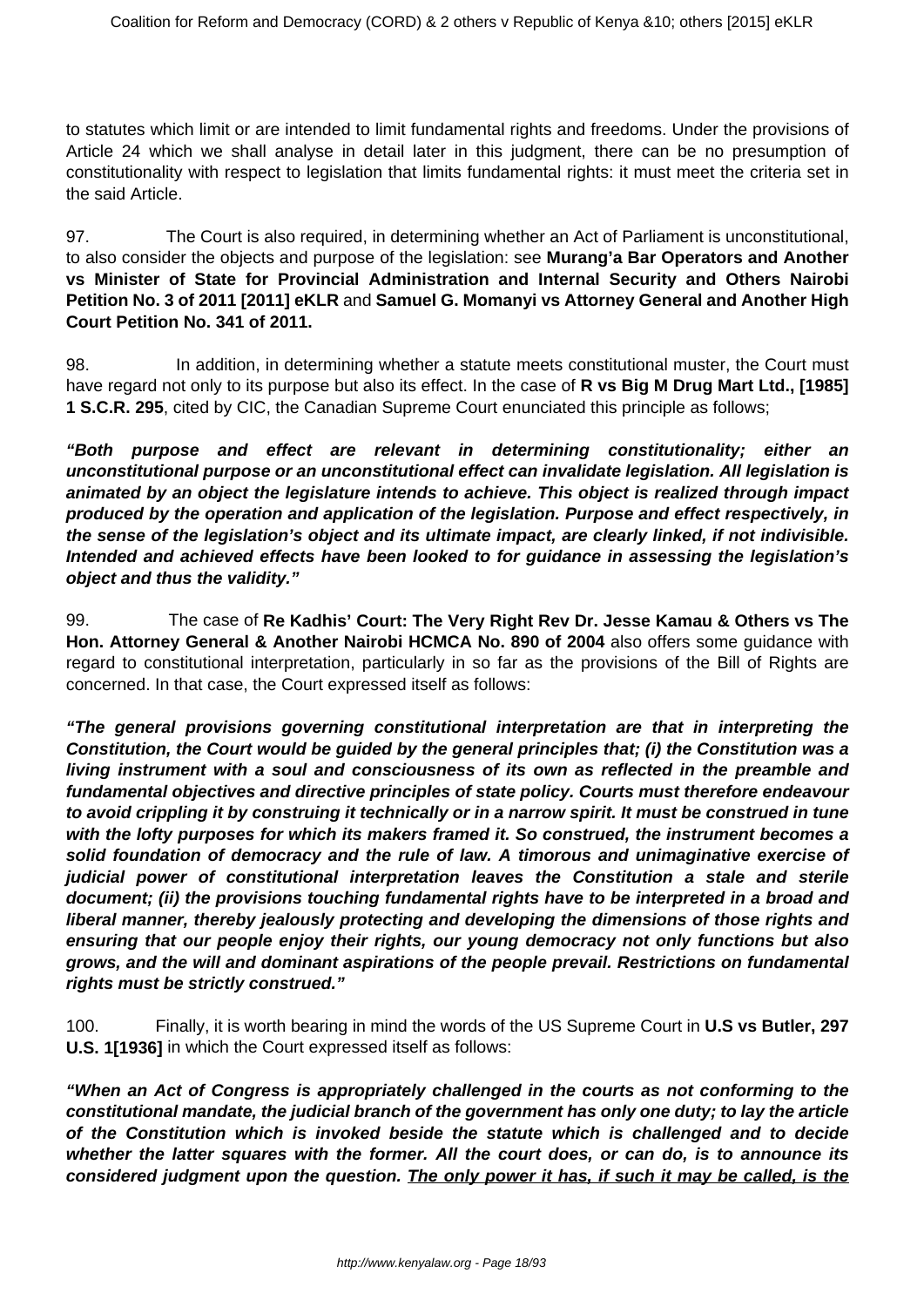to statutes which limit or are intended to limit fundamental rights and freedoms. Under the provisions of Article 24 which we shall analyse in detail later in this judgment, there can be no presumption of constitutionality with respect to legislation that limits fundamental rights: it must meet the criteria set in the said Article.

97. The Court is also required, in determining whether an Act of Parliament is unconstitutional, to also consider the objects and purpose of the legislation: see **Murang'a Bar Operators and Another vs Minister of State for Provincial Administration and Internal Security and Others Nairobi Petition No. 3 of 2011 [2011] eKLR** and **Samuel G. Momanyi vs Attorney General and Another High Court Petition No. 341 of 2011.**

98. In addition, in determining whether a statute meets constitutional muster, the Court must have regard not only to its purpose but also its effect. In the case of **R vs Big M Drug Mart Ltd., [1985] 1 S.C.R. 295**, cited by CIC, the Canadian Supreme Court enunciated this principle as follows;

***"Both purpose and effect are relevant in determining constitutionality; either an unconstitutional purpose or an unconstitutional effect can invalidate legislation. All legislation is animated by an object the legislature intends to achieve. This object is realized through impact produced by the operation and application of the legislation. Purpose and effect respectively, in the sense of the legislation's object and its ultimate impact, are clearly linked, if not indivisible. Intended and achieved effects have been looked to for guidance in assessing the legislation's object and thus the validity."***

99. The case of **Re Kadhis' Court: The Very Right Rev Dr. Jesse Kamau & Others vs The Hon. Attorney General & Another Nairobi HCMCA No. 890 of 2004** also offers some guidance with regard to constitutional interpretation, particularly in so far as the provisions of the Bill of Rights are concerned. In that case, the Court expressed itself as follows:

***"The general provisions governing constitutional interpretation are that in interpreting the Constitution, the Court would be guided by the general principles that; (i) the Constitution was a living instrument with a soul and consciousness of its own as reflected in the preamble and fundamental objectives and directive principles of state policy. Courts must therefore endeavour to avoid crippling it by construing it technically or in a narrow spirit. It must be construed in tune with the lofty purposes for which its makers framed it. So construed, the instrument becomes a solid foundation of democracy and the rule of law. A timorous and unimaginative exercise of judicial power of constitutional interpretation leaves the Constitution a stale and sterile document; (ii) the provisions touching fundamental rights have to be interpreted in a broad and liberal manner, thereby jealously protecting and developing the dimensions of those rights and ensuring that our people enjoy their rights, our young democracy not only functions but also grows, and the will and dominant aspirations of the people prevail. Restrictions on fundamental rights must be strictly construed."***

100. Finally, it is worth bearing in mind the words of the US Supreme Court in **U.S vs Butler, 297 U.S. 1[1936]** in which the Court expressed itself as follows:

***"When an Act of Congress is appropriately challenged in the courts as not conforming to the constitutional mandate, the judicial branch of the government has only one duty; to lay the article of the Constitution which is invoked beside the statute which is challenged and to decide whether the latter squares with the former. All the court does, or can do, is to announce its considered judgment upon the question. <u>The only power it has, if such it may be called, is the</u>***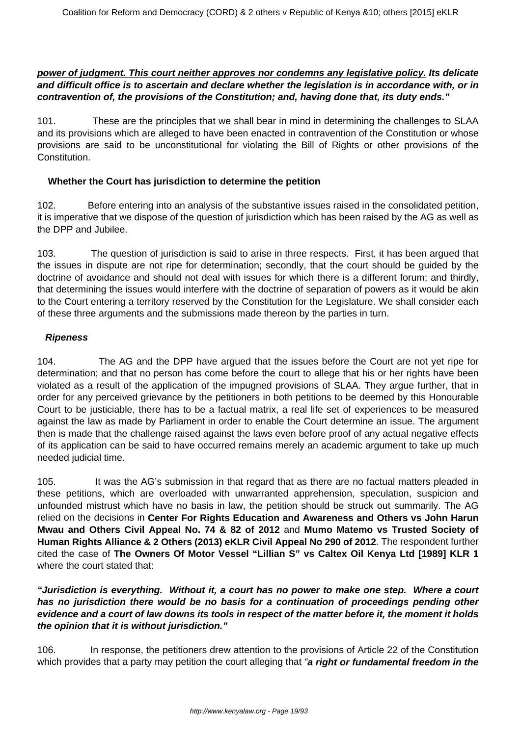***power of judgment. This court neither approves nor condemns any legislative policy.* Its delicate and difficult office is to ascertain and declare whether the legislation is in accordance with, or in contravention of, the provisions of the Constitution; and, having done that, its duty ends."**

101. These are the principles that we shall bear in mind in determining the challenges to SLAA and its provisions which are alleged to have been enacted in contravention of the Constitution or whose provisions are said to be unconstitutional for violating the Bill of Rights or other provisions of the Constitution.

**Whether the Court has jurisdiction to determine the petition**

102. Before entering into an analysis of the substantive issues raised in the consolidated petition, it is imperative that we dispose of the question of jurisdiction which has been raised by the AG as well as the DPP and Jubilee.

103. The question of jurisdiction is said to arise in three respects. First, it has been argued that the issues in dispute are not ripe for determination; secondly, that the court should be guided by the doctrine of avoidance and should not deal with issues for which there is a different forum; and thirdly, that determining the issues would interfere with the doctrine of separation of powers as it would be akin to the Court entering a territory reserved by the Constitution for the Legislature. We shall consider each of these three arguments and the submissions made thereon by the parties in turn.

***Ripeness***

104. The AG and the DPP have argued that the issues before the Court are not yet ripe for determination; and that no person has come before the court to allege that his or her rights have been violated as a result of the application of the impugned provisions of SLAA. They argue further, that in order for any perceived grievance by the petitioners in both petitions to be deemed by this Honourable Court to be justiciable, there has to be a factual matrix, a real life set of experiences to be measured against the law as made by Parliament in order to enable the Court determine an issue. The argument then is made that the challenge raised against the laws even before proof of any actual negative effects of its application can be said to have occurred remains merely an academic argument to take up much needed judicial time.

105. It was the AG's submission in that regard that as there are no factual matters pleaded in these petitions, which are overloaded with unwarranted apprehension, speculation, suspicion and unfounded mistrust which have no basis in law, the petition should be struck out summarily. The AG relied on the decisions in **Center For Rights Education and Awareness and Others vs John Harun Mwau and Others Civil Appeal No. 74 & 82 of 2012** and **Mumo Matemo vs Trusted Society of Human Rights Alliance & 2 Others (2013) eKLR Civil Appeal No 290 of 2012**. The respondent further cited the case of **The Owners Of Motor Vessel "Lillian S" vs Caltex Oil Kenya Ltd [1989] KLR 1** where the court stated that:

***"Jurisdiction is everything. Without it, a court has no power to make one step. Where a court has no jurisdiction there would be no basis for a continuation of proceedings pending other evidence and a court of law downs its tools in respect of the matter before it, the moment it holds the opinion that it is without jurisdiction."***

106. In response, the petitioners drew attention to the provisions of Article 22 of the Constitution which provides that a party may petition the court alleging that *"**a right or fundamental freedom in the***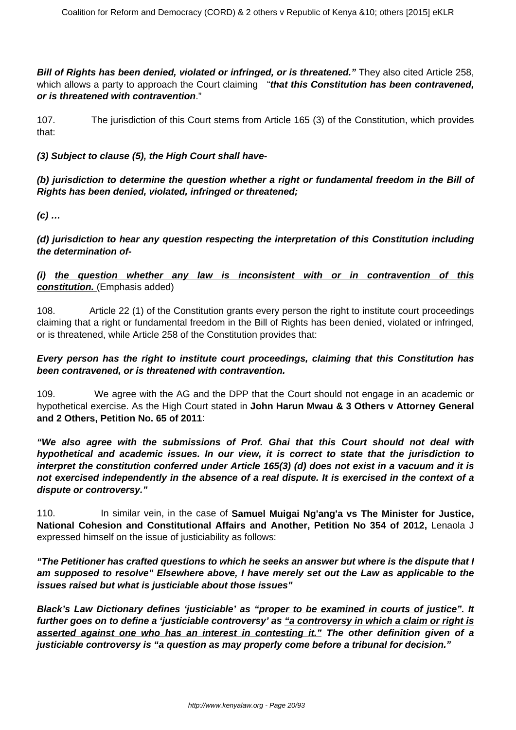***Bill of Rights has been denied, violated or infringed, or is threatened.”*** They also cited Article 258, which allows a party to approach the Court claiming “***that this Constitution has been contravened, or is threatened with contravention***.”

107. The jurisdiction of this Court stems from Article 165 (3) of the Constitution, which provides that:

***(3) Subject to clause (5), the High Court shall have-***

***(b) jurisdiction to determine the question whether a right or fundamental freedom in the Bill of Rights has been denied, violated, infringed or threatened;***

***(c) …***

***(d) jurisdiction to hear any question respecting the interpretation of this Constitution including the determination of-***

***(i) <u>the question whether any law is inconsistent with or in contravention of this constitution.</u>*** (Emphasis added)

108. Article 22 (1) of the Constitution grants every person the right to institute court proceedings claiming that a right or fundamental freedom in the Bill of Rights has been denied, violated or infringed, or is threatened, while Article 258 of the Constitution provides that:

***Every person has the right to institute court proceedings, claiming that this Constitution has been contravened, or is threatened with contravention.***

109. We agree with the AG and the DPP that the Court should not engage in an academic or hypothetical exercise. As the High Court stated in **John Harun Mwau & 3 Others v Attorney General and 2 Others, Petition No. 65 of 2011**:

***“We also agree with the submissions of Prof. Ghai that this Court should not deal with hypothetical and academic issues. In our view, it is correct to state that the jurisdiction to interpret the constitution conferred under Article 165(3) (d) does not exist in a vacuum and it is not exercised independently in the absence of a real dispute. It is exercised in the context of a dispute or controversy.”***

110. In similar vein, in the case of **Samuel Muigai Ng'ang'a vs The Minister for Justice, National Cohesion and Constitutional Affairs and Another, Petition No 354 of 2012,** Lenaola J expressed himself on the issue of justiciability as follows:

***“The Petitioner has crafted questions to which he seeks an answer but where is the dispute that I am supposed to resolve" Elsewhere above, I have merely set out the Law as applicable to the issues raised but what is justiciable about those issues"***

***Black’s Law Dictionary defines ‘justiciable’ as “<u>proper to be examined in courts of justice”.</u> It further goes on to define a ‘justiciable controversy’ as <u>“a controversy in which a claim or right is asserted against one who has an interest in contesting it.”</u> The other definition given of a justiciable controversy is <u>“a question as may properly come before a tribunal for decision</u>.”***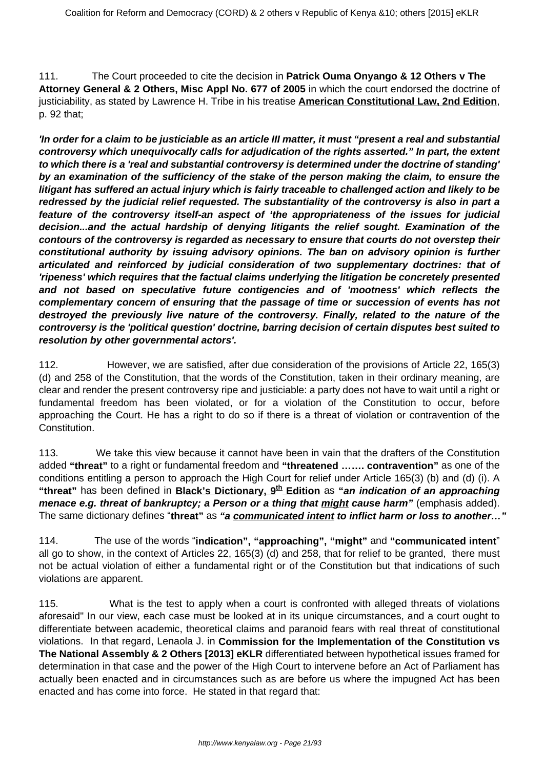111. The Court proceeded to cite the decision in **Patrick Ouma Onyango & 12 Others v The Attorney General & 2 Others, Misc Appl No. 677 of 2005** in which the court endorsed the doctrine of justiciability, as stated by Lawrence H. Tribe in his treatise **American Constitutional Law, 2nd Edition**, p. 92 that;

***'In order for a claim to be justiciable as an article III matter, it must "present a real and substantial controversy which unequivocally calls for adjudication of the rights asserted." In part, the extent to which there is a 'real and substantial controversy is determined under the doctrine of standing' by an examination of the sufficiency of the stake of the person making the claim, to ensure the litigant has suffered an actual injury which is fairly traceable to challenged action and likely to be redressed by the judicial relief requested. The substantiality of the controversy is also in part a feature of the controversy itself-an aspect of 'the appropriateness of the issues for judicial decision...and the actual hardship of denying litigants the relief sought. Examination of the contours of the controversy is regarded as necessary to ensure that courts do not overstep their constitutional authority by issuing advisory opinions. The ban on advisory opinion is further articulated and reinforced by judicial consideration of two supplementary doctrines: that of 'ripeness' which requires that the factual claims underlying the litigation be concretely presented and not based on speculative future contigencies and of 'mootness' which reflects the complementary concern of ensuring that the passage of time or succession of events has not destroyed the previously live nature of the controversy. Finally, related to the nature of the controversy is the 'political question' doctrine, barring decision of certain disputes best suited to resolution by other governmental actors'.***

112. However, we are satisfied, after due consideration of the provisions of Article 22, 165(3)(d) and 258 of the Constitution, that the words of the Constitution, taken in their ordinary meaning, are clear and render the present controversy ripe and justiciable: a party does not have to wait until a right or fundamental freedom has been violated, or for a violation of the Constitution to occur, before approaching the Court. He has a right to do so if there is a threat of violation or contravention of the Constitution.

113. We take this view because it cannot have been in vain that the drafters of the Constitution added **"threat"** to a right or fundamental freedom and **"threatened ……. contravention"** as one of the conditions entitling a person to approach the High Court for relief under Article 165(3) (b) and (d) (i). A **"threat"** has been defined in **Black's Dictionary, 9th Edition** as ***"an indication of an approaching menace e.g. threat of bankruptcy; a Person or a thing that might cause harm"*** (emphasis added). The same dictionary defines "**threat"** as ***"a communicated intent to inflict harm or loss to another…"***

114. The use of the words "**indication", "approaching", "might"** and **"communicated intent**" all go to show, in the context of Articles 22, 165(3) (d) and 258, that for relief to be granted, there must not be actual violation of either a fundamental right or of the Constitution but that indications of such violations are apparent.

115. What is the test to apply when a court is confronted with alleged threats of violations aforesaid" In our view, each case must be looked at in its unique circumstances, and a court ought to differentiate between academic, theoretical claims and paranoid fears with real threat of constitutional violations. In that regard, Lenaola J. in **Commission for the Implementation of the Constitution vs The National Assembly & 2 Others [2013] eKLR** differentiated between hypothetical issues framed for determination in that case and the power of the High Court to intervene before an Act of Parliament has actually been enacted and in circumstances such as are before us where the impugned Act has been enacted and has come into force. He stated in that regard that: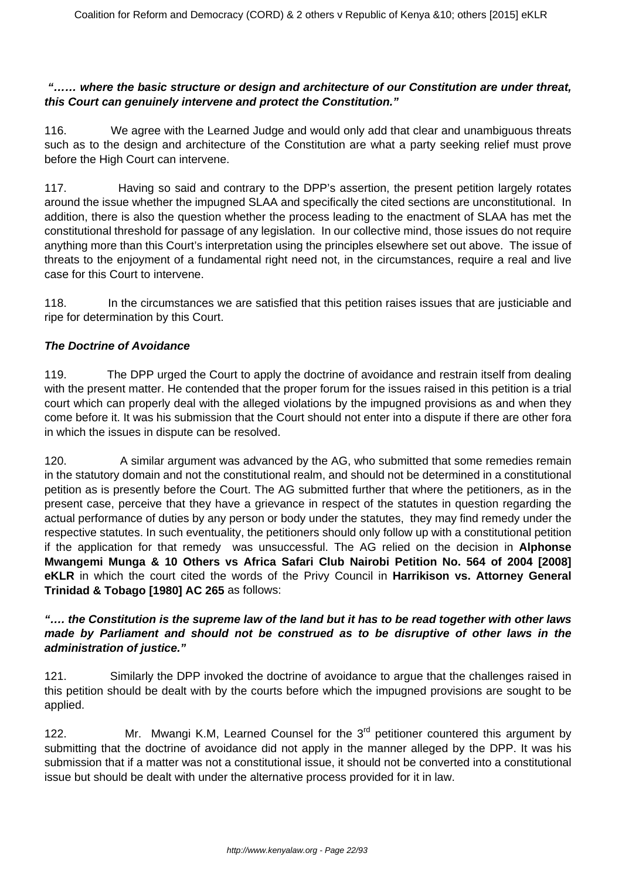***"…… where the basic structure or design and architecture of our Constitution are under threat, this Court can genuinely intervene and protect the Constitution."***

116. We agree with the Learned Judge and would only add that clear and unambiguous threats such as to the design and architecture of the Constitution are what a party seeking relief must prove before the High Court can intervene.

117. Having so said and contrary to the DPP's assertion, the present petition largely rotates around the issue whether the impugned SLAA and specifically the cited sections are unconstitutional. In addition, there is also the question whether the process leading to the enactment of SLAA has met the constitutional threshold for passage of any legislation. In our collective mind, those issues do not require anything more than this Court's interpretation using the principles elsewhere set out above. The issue of threats to the enjoyment of a fundamental right need not, in the circumstances, require a real and live case for this Court to intervene.

118. In the circumstances we are satisfied that this petition raises issues that are justiciable and ripe for determination by this Court.

***The Doctrine of Avoidance***

119. The DPP urged the Court to apply the doctrine of avoidance and restrain itself from dealing with the present matter. He contended that the proper forum for the issues raised in this petition is a trial court which can properly deal with the alleged violations by the impugned provisions as and when they come before it. It was his submission that the Court should not enter into a dispute if there are other fora in which the issues in dispute can be resolved.

120. A similar argument was advanced by the AG, who submitted that some remedies remain in the statutory domain and not the constitutional realm, and should not be determined in a constitutional petition as is presently before the Court. The AG submitted further that where the petitioners, as in the present case, perceive that they have a grievance in respect of the statutes in question regarding the actual performance of duties by any person or body under the statutes, they may find remedy under the respective statutes. In such eventuality, the petitioners should only follow up with a constitutional petition if the application for that remedy was unsuccessful. The AG relied on the decision in **Alphonse Mwangemi Munga & 10 Others vs Africa Safari Club Nairobi Petition No. 564 of 2004 [2008] eKLR** in which the court cited the words of the Privy Council in **Harrikison vs. Attorney General Trinidad & Tobago [1980] AC 265** as follows:

***"…. the Constitution is the supreme law of the land but it has to be read together with other laws made by Parliament and should not be construed as to be disruptive of other laws in the administration of justice."***

121. Similarly the DPP invoked the doctrine of avoidance to argue that the challenges raised in this petition should be dealt with by the courts before which the impugned provisions are sought to be applied.

122. Mr. Mwangi K.M, Learned Counsel for the 3rd petitioner countered this argument by submitting that the doctrine of avoidance did not apply in the manner alleged by the DPP. It was his submission that if a matter was not a constitutional issue, it should not be converted into a constitutional issue but should be dealt with under the alternative process provided for it in law.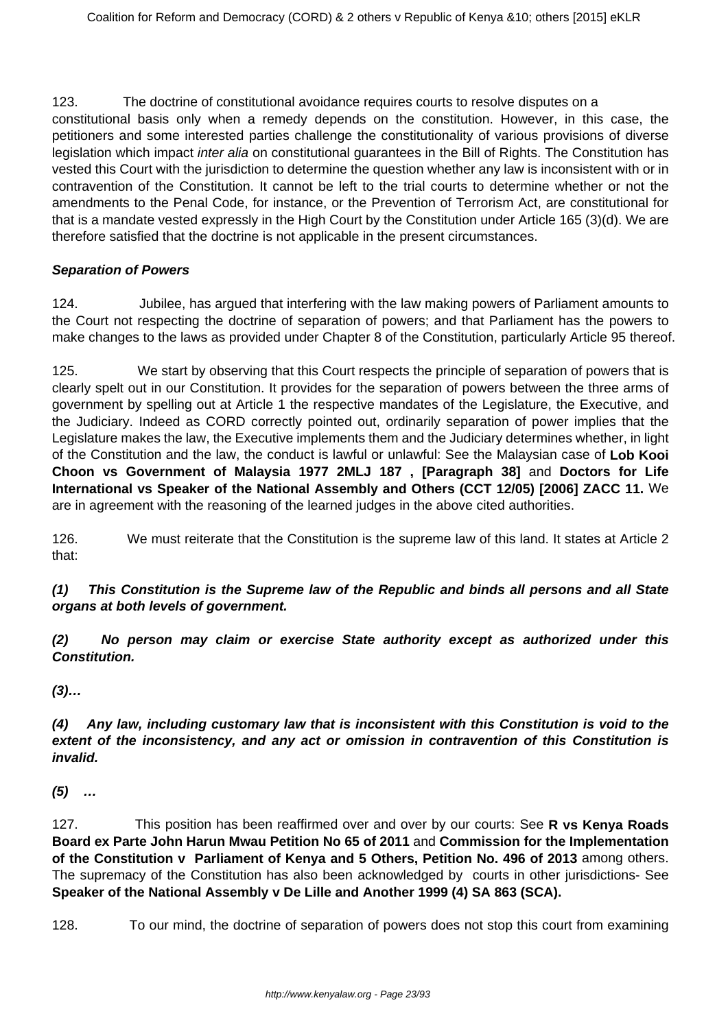123. The doctrine of constitutional avoidance requires courts to resolve disputes on a constitutional basis only when a remedy depends on the constitution. However, in this case, the petitioners and some interested parties challenge the constitutionality of various provisions of diverse legislation which impact *inter alia* on constitutional guarantees in the Bill of Rights. The Constitution has vested this Court with the jurisdiction to determine the question whether any law is inconsistent with or in contravention of the Constitution. It cannot be left to the trial courts to determine whether or not the amendments to the Penal Code, for instance, or the Prevention of Terrorism Act, are constitutional for that is a mandate vested expressly in the High Court by the Constitution under Article 165 (3)(d). We are therefore satisfied that the doctrine is not applicable in the present circumstances.

***Separation of Powers***

124. Jubilee, has argued that interfering with the law making powers of Parliament amounts to the Court not respecting the doctrine of separation of powers; and that Parliament has the powers to make changes to the laws as provided under Chapter 8 of the Constitution, particularly Article 95 thereof.

125. We start by observing that this Court respects the principle of separation of powers that is clearly spelt out in our Constitution. It provides for the separation of powers between the three arms of government by spelling out at Article 1 the respective mandates of the Legislature, the Executive, and the Judiciary. Indeed as CORD correctly pointed out, ordinarily separation of power implies that the Legislature makes the law, the Executive implements them and the Judiciary determines whether, in light of the Constitution and the law, the conduct is lawful or unlawful: See the Malaysian case of **Lob Kooi Choon vs Government of Malaysia 1977 2MLJ 187 , [Paragraph 38]** and **Doctors for Life International vs Speaker of the National Assembly and Others (CCT 12/05) [2006] ZACC 11.** We are in agreement with the reasoning of the learned judges in the above cited authorities.

126. We must reiterate that the Constitution is the supreme law of this land. It states at Article 2 that:

***(1) This Constitution is the Supreme law of the Republic and binds all persons and all State organs at both levels of government.***

***(2) No person may claim or exercise State authority except as authorized under this Constitution.***

***(3)…***

***(4) Any law, including customary law that is inconsistent with this Constitution is void to the extent of the inconsistency, and any act or omission in contravention of this Constitution is invalid.***

***(5) …***

127. This position has been reaffirmed over and over by our courts: See **R vs Kenya Roads Board ex Parte John Harun Mwau Petition No 65 of 2011** and **Commission for the Implementation of the Constitution v Parliament of Kenya and 5 Others, Petition No. 496 of 2013** among others. The supremacy of the Constitution has also been acknowledged by courts in other jurisdictions- See **Speaker of the National Assembly v De Lille and Another 1999 (4) SA 863 (SCA).**

128. To our mind, the doctrine of separation of powers does not stop this court from examining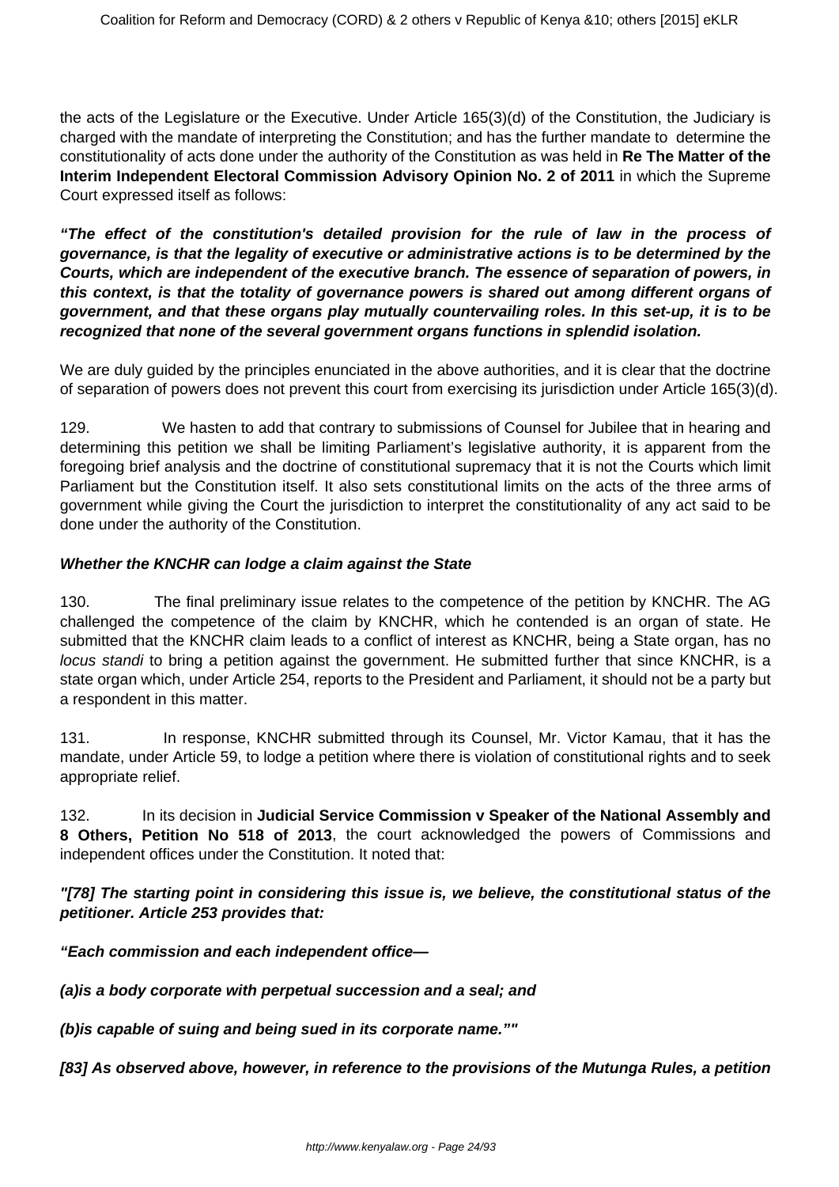the acts of the Legislature or the Executive. Under Article 165(3)(d) of the Constitution, the Judiciary is charged with the mandate of interpreting the Constitution; and has the further mandate to determine the constitutionality of acts done under the authority of the Constitution as was held in **Re The Matter of the Interim Independent Electoral Commission Advisory Opinion No. 2 of 2011** in which the Supreme Court expressed itself as follows:

***"The effect of the constitution's detailed provision for the rule of law in the process of governance, is that the legality of executive or administrative actions is to be determined by the Courts, which are independent of the executive branch. The essence of separation of powers, in this context, is that the totality of governance powers is shared out among different organs of government, and that these organs play mutually countervailing roles. In this set-up, it is to be recognized that none of the several government organs functions in splendid isolation.***

We are duly guided by the principles enunciated in the above authorities, and it is clear that the doctrine of separation of powers does not prevent this court from exercising its jurisdiction under Article 165(3)(d).

129. We hasten to add that contrary to submissions of Counsel for Jubilee that in hearing and determining this petition we shall be limiting Parliament's legislative authority, it is apparent from the foregoing brief analysis and the doctrine of constitutional supremacy that it is not the Courts which limit Parliament but the Constitution itself. It also sets constitutional limits on the acts of the three arms of government while giving the Court the jurisdiction to interpret the constitutionality of any act said to be done under the authority of the Constitution.

***Whether the KNCHR can lodge a claim against the State***

130. The final preliminary issue relates to the competence of the petition by KNCHR. The AG challenged the competence of the claim by KNCHR, which he contended is an organ of state. He submitted that the KNCHR claim leads to a conflict of interest as KNCHR, being a State organ, has no *locus standi* to bring a petition against the government. He submitted further that since KNCHR, is a state organ which, under Article 254, reports to the President and Parliament, it should not be a party but a respondent in this matter.

131. In response, KNCHR submitted through its Counsel, Mr. Victor Kamau, that it has the mandate, under Article 59, to lodge a petition where there is violation of constitutional rights and to seek appropriate relief.

132. In its decision in **Judicial Service Commission v Speaker of the National Assembly and 8 Others, Petition No 518 of 2013**, the court acknowledged the powers of Commissions and independent offices under the Constitution. It noted that:

***"[78] The starting point in considering this issue is, we believe, the constitutional status of the petitioner. Article 253 provides that:***

***"Each commission and each independent office—***

***(a)is a body corporate with perpetual succession and a seal; and***

***(b)is capable of suing and being sued in its corporate name.""***

***[83] As observed above, however, in reference to the provisions of the Mutunga Rules, a petition***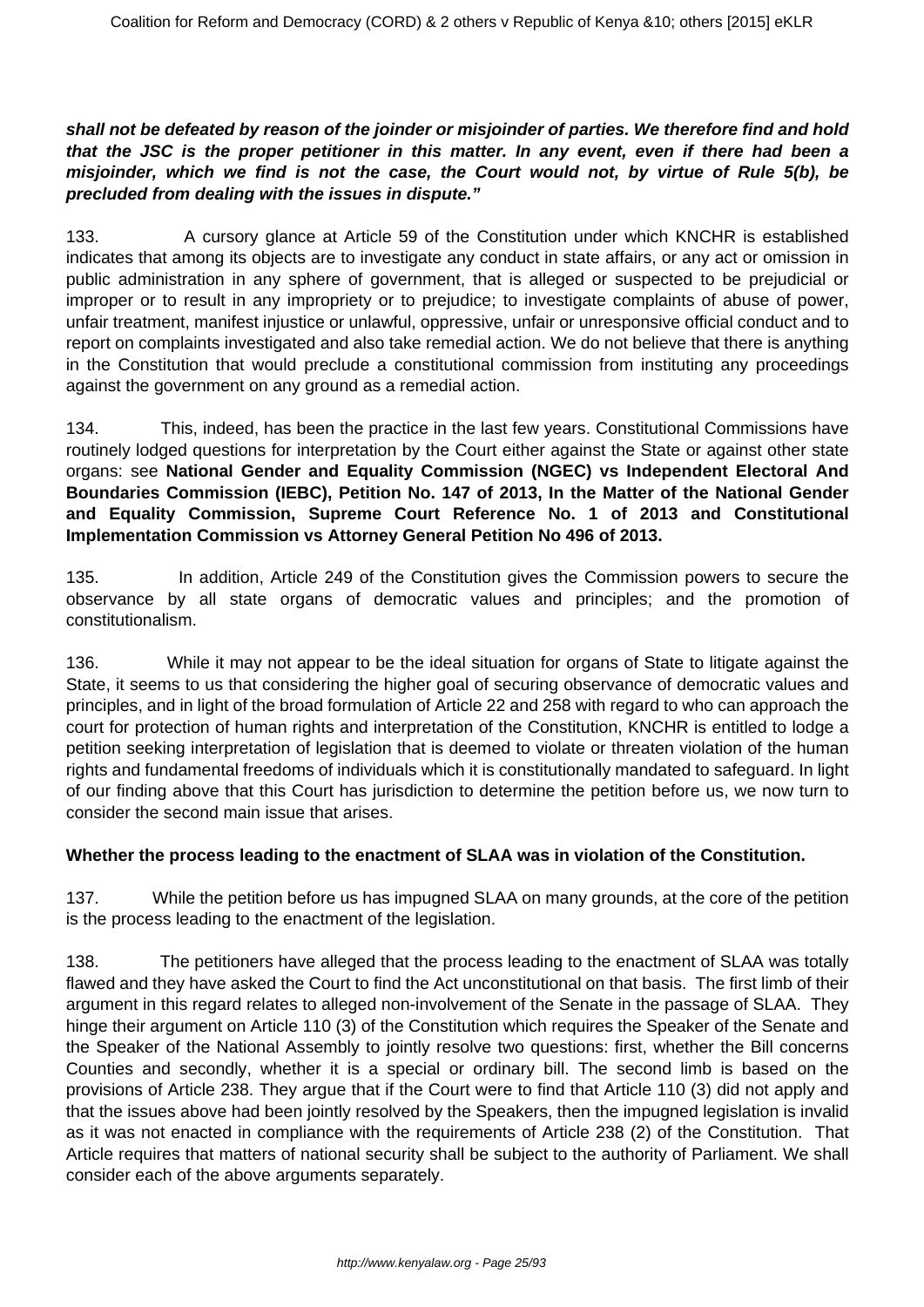**shall not be defeated by reason of the joinder or misjoinder of parties. We therefore find and hold that the JSC is the proper petitioner in this matter. In any event, even if there had been a misjoinder, which we find is not the case, the Court would not, by virtue of Rule 5(b), be precluded from dealing with the issues in dispute."**

133. A cursory glance at Article 59 of the Constitution under which KNCHR is established indicates that among its objects are to investigate any conduct in state affairs, or any act or omission in public administration in any sphere of government, that is alleged or suspected to be prejudicial or improper or to result in any impropriety or to prejudice; to investigate complaints of abuse of power, unfair treatment, manifest injustice or unlawful, oppressive, unfair or unresponsive official conduct and to report on complaints investigated and also take remedial action. We do not believe that there is anything in the Constitution that would preclude a constitutional commission from instituting any proceedings against the government on any ground as a remedial action.

134. This, indeed, has been the practice in the last few years. Constitutional Commissions have routinely lodged questions for interpretation by the Court either against the State or against other state organs: see **National Gender and Equality Commission (NGEC) vs Independent Electoral And Boundaries Commission (IEBC), Petition No. 147 of 2013, In the Matter of the National Gender and Equality Commission, Supreme Court Reference No. 1 of 2013 and Constitutional Implementation Commission vs Attorney General Petition No 496 of 2013.**

135. In addition, Article 249 of the Constitution gives the Commission powers to secure the observance by all state organs of democratic values and principles; and the promotion of constitutionalism.

136. While it may not appear to be the ideal situation for organs of State to litigate against the State, it seems to us that considering the higher goal of securing observance of democratic values and principles, and in light of the broad formulation of Article 22 and 258 with regard to who can approach the court for protection of human rights and interpretation of the Constitution, KNCHR is entitled to lodge a petition seeking interpretation of legislation that is deemed to violate or threaten violation of the human rights and fundamental freedoms of individuals which it is constitutionally mandated to safeguard. In light of our finding above that this Court has jurisdiction to determine the petition before us, we now turn to consider the second main issue that arises.

**Whether the process leading to the enactment of SLAA was in violation of the Constitution.**

137. While the petition before us has impugned SLAA on many grounds, at the core of the petition is the process leading to the enactment of the legislation.

138. The petitioners have alleged that the process leading to the enactment of SLAA was totally flawed and they have asked the Court to find the Act unconstitutional on that basis. The first limb of their argument in this regard relates to alleged non-involvement of the Senate in the passage of SLAA. They hinge their argument on Article 110 (3) of the Constitution which requires the Speaker of the Senate and the Speaker of the National Assembly to jointly resolve two questions: first, whether the Bill concerns Counties and secondly, whether it is a special or ordinary bill. The second limb is based on the provisions of Article 238. They argue that if the Court were to find that Article 110 (3) did not apply and that the issues above had been jointly resolved by the Speakers, then the impugned legislation is invalid as it was not enacted in compliance with the requirements of Article 238 (2) of the Constitution. That Article requires that matters of national security shall be subject to the authority of Parliament. We shall consider each of the above arguments separately.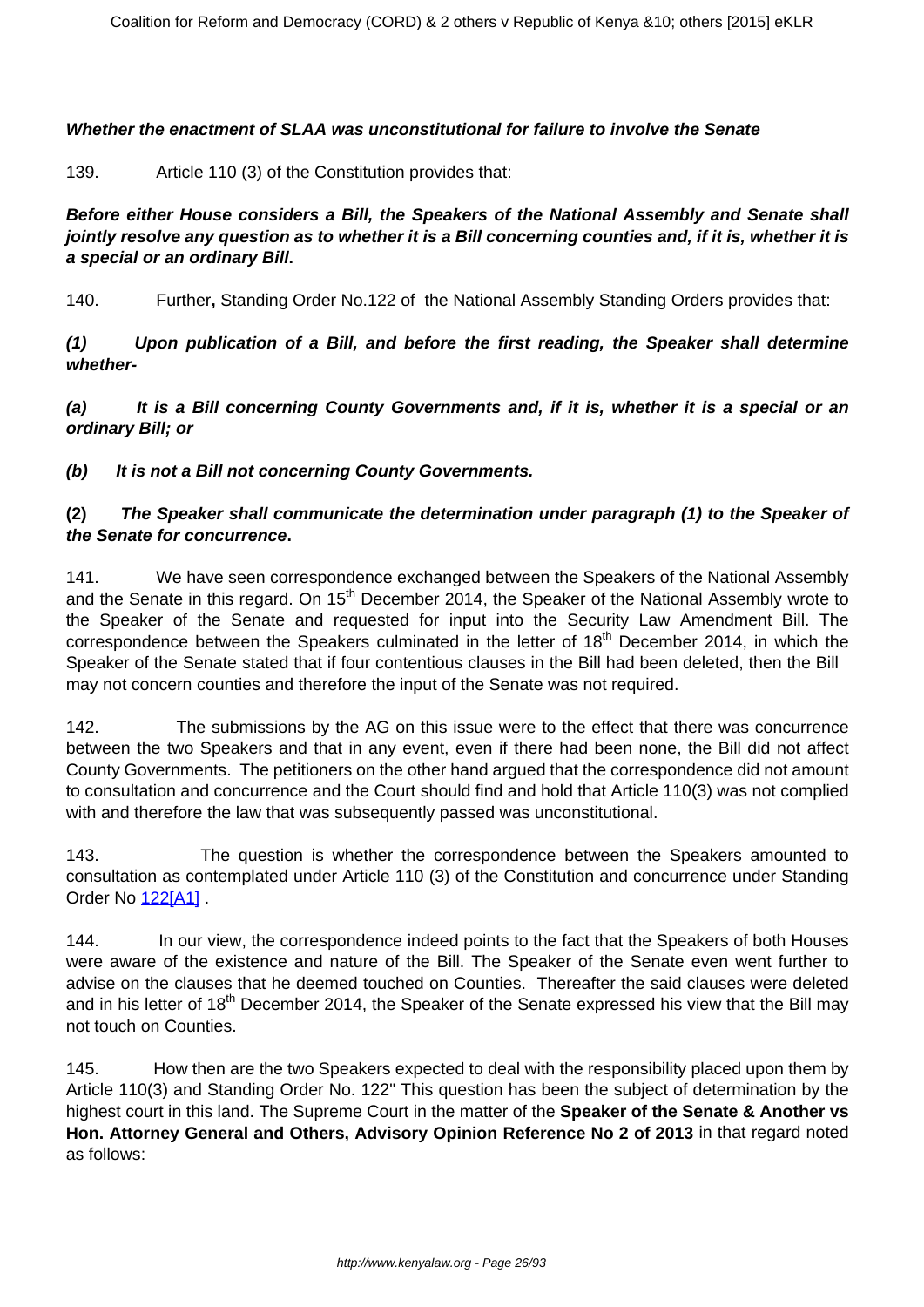**Whether the enactment of SLAA was unconstitutional for failure to involve the Senate**

139. Article 110 (3) of the Constitution provides that:

**Before either House considers a Bill, the Speakers of the National Assembly and Senate shall jointly resolve any question as to whether it is a Bill concerning counties and, if it is, whether it is a special or an ordinary Bill.**

140. Further**,** Standing Order No.122 of the National Assembly Standing Orders provides that:

***(1) Upon publication of a Bill, and before the first reading, the Speaker shall determine whether-***

***(a) It is a Bill concerning County Governments and, if it is, whether it is a special or an ordinary Bill; or***

***(b) It is not a Bill not concerning County Governments.***

***(2) The Speaker shall communicate the determination under paragraph (1) to the Speaker of the Senate for concurrence*.**

141. We have seen correspondence exchanged between the Speakers of the National Assembly and the Senate in this regard. On 15th December 2014, the Speaker of the National Assembly wrote to the Speaker of the Senate and requested for input into the Security Law Amendment Bill. The correspondence between the Speakers culminated in the letter of 18th December 2014, in which the Speaker of the Senate stated that if four contentious clauses in the Bill had been deleted, then the Bill may not concern counties and therefore the input of the Senate was not required.

142. The submissions by the AG on this issue were to the effect that there was concurrence between the two Speakers and that in any event, even if there had been none, the Bill did not affect County Governments. The petitioners on the other hand argued that the correspondence did not amount to consultation and concurrence and the Court should find and hold that Article 110(3) was not complied with and therefore the law that was subsequently passed was unconstitutional.

143. The question is whether the correspondence between the Speakers amounted to consultation as contemplated under Article 110 (3) of the Constitution and concurrence under Standing Order No 122[A1] .

144. In our view, the correspondence indeed points to the fact that the Speakers of both Houses were aware of the existence and nature of the Bill. The Speaker of the Senate even went further to advise on the clauses that he deemed touched on Counties. Thereafter the said clauses were deleted and in his letter of 18th December 2014, the Speaker of the Senate expressed his view that the Bill may not touch on Counties.

145. How then are the two Speakers expected to deal with the responsibility placed upon them by Article 110(3) and Standing Order No. 122" This question has been the subject of determination by the highest court in this land. The Supreme Court in the matter of the **Speaker of the Senate & Another vs Hon. Attorney General and Others, Advisory Opinion Reference No 2 of 2013** in that regard noted as follows: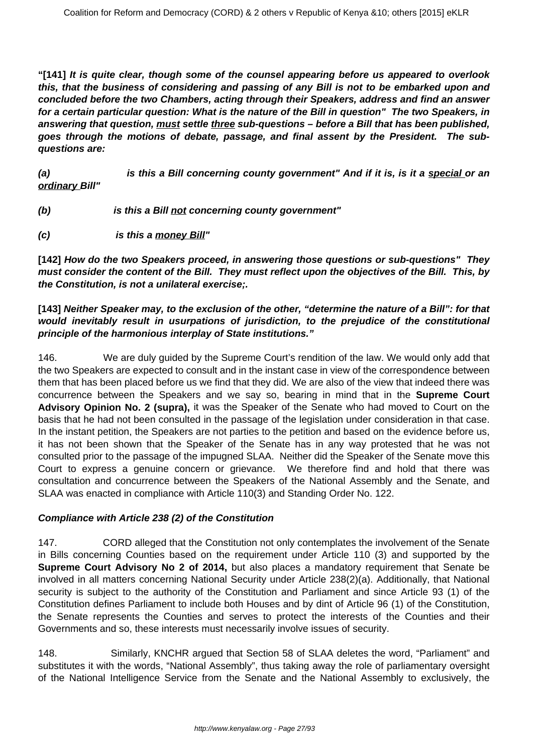**"[141] *It is quite clear, though some of the counsel appearing before us appeared to overlook this, that the business of considering and passing of any Bill is not to be embarked upon and concluded before the two Chambers, acting through their Speakers, address and find an answer for a certain particular question: What is the nature of the Bill in question" The two Speakers, in answering that question, must settle three sub-questions – before a Bill that has been published, goes through the motions of debate, passage, and final assent by the President. The sub-questions are:***

***(a) is this a Bill concerning county government" And if it is, is it a special or an ordinary Bill"***

***(b) is this a Bill not concerning county government"***

***(c) is this a money Bill"***

**[142] *How do the two Speakers proceed, in answering those questions or sub-questions" They must consider the content of the Bill. They must reflect upon the objectives of the Bill. This, by the Constitution, is not a unilateral exercise;.***

**[143] *Neither Speaker may, to the exclusion of the other, "determine the nature of a Bill": for that would inevitably result in usurpations of jurisdiction, to the prejudice of the constitutional principle of the harmonious interplay of State institutions."***

146. We are duly guided by the Supreme Court's rendition of the law. We would only add that the two Speakers are expected to consult and in the instant case in view of the correspondence between them that has been placed before us we find that they did. We are also of the view that indeed there was concurrence between the Speakers and we say so, bearing in mind that in the **Supreme Court Advisory Opinion No. 2 (supra),** it was the Speaker of the Senate who had moved to Court on the basis that he had not been consulted in the passage of the legislation under consideration in that case. In the instant petition, the Speakers are not parties to the petition and based on the evidence before us, it has not been shown that the Speaker of the Senate has in any way protested that he was not consulted prior to the passage of the impugned SLAA. Neither did the Speaker of the Senate move this Court to express a genuine concern or grievance. We therefore find and hold that there was consultation and concurrence between the Speakers of the National Assembly and the Senate, and SLAA was enacted in compliance with Article 110(3) and Standing Order No. 122.

***Compliance with Article 238 (2) of the Constitution***

147. CORD alleged that the Constitution not only contemplates the involvement of the Senate in Bills concerning Counties based on the requirement under Article 110 (3) and supported by the **Supreme Court Advisory No 2 of 2014,** but also places a mandatory requirement that Senate be involved in all matters concerning National Security under Article 238(2)(a). Additionally, that National security is subject to the authority of the Constitution and Parliament and since Article 93 (1) of the Constitution defines Parliament to include both Houses and by dint of Article 96 (1) of the Constitution, the Senate represents the Counties and serves to protect the interests of the Counties and their Governments and so, these interests must necessarily involve issues of security.

148. Similarly, KNCHR argued that Section 58 of SLAA deletes the word, "Parliament" and substitutes it with the words, "National Assembly", thus taking away the role of parliamentary oversight of the National Intelligence Service from the Senate and the National Assembly to exclusively, the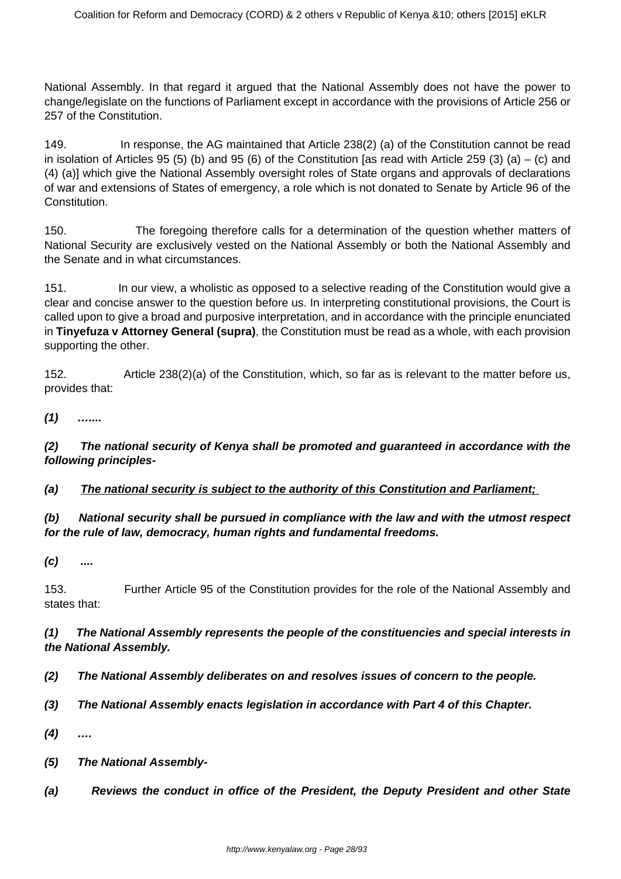National Assembly. In that regard it argued that the National Assembly does not have the power to change/legislate on the functions of Parliament except in accordance with the provisions of Article 256 or 257 of the Constitution.

149. In response, the AG maintained that Article 238(2) (a) of the Constitution cannot be read in isolation of Articles 95 (5) (b) and 95 (6) of the Constitution [as read with Article 259 (3) (a) – (c) and (4) (a)] which give the National Assembly oversight roles of State organs and approvals of declarations of war and extensions of States of emergency, a role which is not donated to Senate by Article 96 of the Constitution.

150. The foregoing therefore calls for a determination of the question whether matters of National Security are exclusively vested on the National Assembly or both the National Assembly and the Senate and in what circumstances.

151. In our view, a wholistic as opposed to a selective reading of the Constitution would give a clear and concise answer to the question before us. In interpreting constitutional provisions, the Court is called upon to give a broad and purposive interpretation, and in accordance with the principle enunciated in **Tinyefuza v Attorney General (supra)**, the Constitution must be read as a whole, with each provision supporting the other.

152. Article 238(2)(a) of the Constitution, which, so far as is relevant to the matter before us, provides that:

***(1) …….***

***(2) The national security of Kenya shall be promoted and guaranteed in accordance with the following principles-***

***(a) <u>The national security is subject to the authority of this Constitution and Parliament;</u>***

***(b) National security shall be pursued in compliance with the law and with the utmost respect for the rule of law, democracy, human rights and fundamental freedoms.***

***(c) ....***

153. Further Article 95 of the Constitution provides for the role of the National Assembly and states that:

***(1) The National Assembly represents the people of the constituencies and special interests in the National Assembly.***

***(2) The National Assembly deliberates on and resolves issues of concern to the people.***

***(3) The National Assembly enacts legislation in accordance with Part 4 of this Chapter.***

***(4) ….***

***(5) The National Assembly-***

***(a) Reviews the conduct in office of the President, the Deputy President and other State***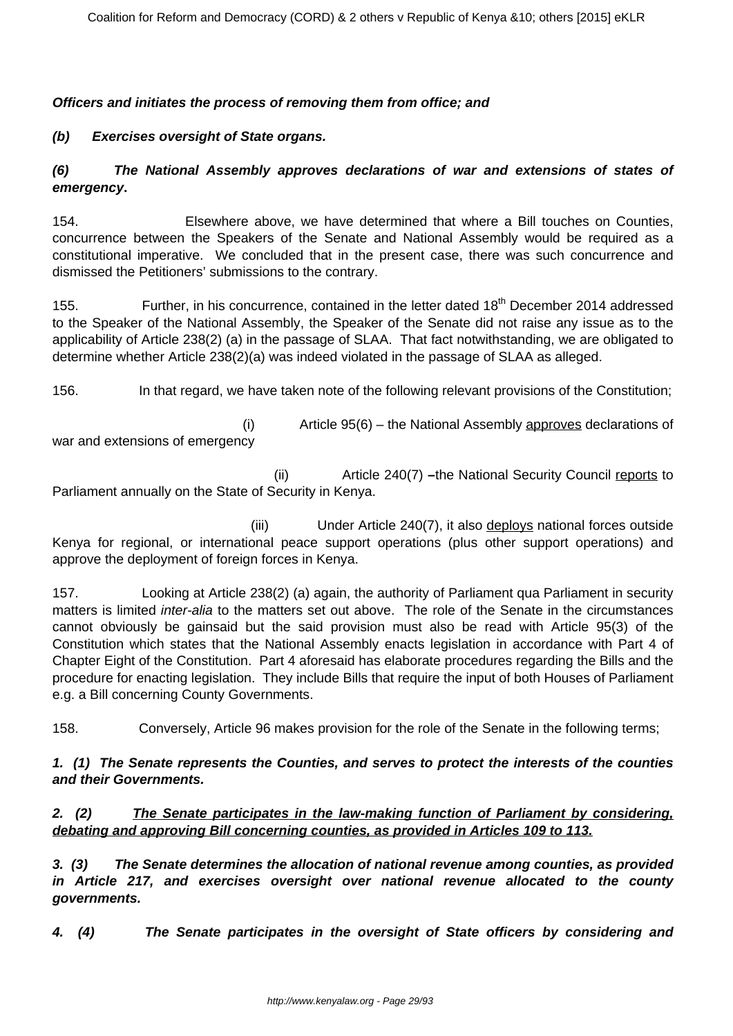***Officers and initiates the process of removing them from office; and***

***(b) Exercises oversight of State organs.***

***(6) The National Assembly approves declarations of war and extensions of states of emergency.***

154. Elsewhere above, we have determined that where a Bill touches on Counties, concurrence between the Speakers of the Senate and National Assembly would be required as a constitutional imperative. We concluded that in the present case, there was such concurrence and dismissed the Petitioners' submissions to the contrary.

155. Further, in his concurrence, contained in the letter dated 18th December 2014 addressed to the Speaker of the National Assembly, the Speaker of the Senate did not raise any issue as to the applicability of Article 238(2) (a) in the passage of SLAA. That fact notwithstanding, we are obligated to determine whether Article 238(2)(a) was indeed violated in the passage of SLAA as alleged.

156. In that regard, we have taken note of the following relevant provisions of the Constitution;

(i) Article 95(6) – the National Assembly <u>approves</u> declarations of war and extensions of emergency

(ii) Article 240(7) **–**the National Security Council <u>reports</u> to Parliament annually on the State of Security in Kenya.

(iii) Under Article 240(7), it also <u>deploys</u> national forces outside Kenya for regional, or international peace support operations (plus other support operations) and approve the deployment of foreign forces in Kenya.

157. Looking at Article 238(2) (a) again, the authority of Parliament qua Parliament in security matters is limited *inter-alia* to the matters set out above. The role of the Senate in the circumstances cannot obviously be gainsaid but the said provision must also be read with Article 95(3) of the Constitution which states that the National Assembly enacts legislation in accordance with Part 4 of Chapter Eight of the Constitution. Part 4 aforesaid has elaborate procedures regarding the Bills and the procedure for enacting legislation. They include Bills that require the input of both Houses of Parliament e.g. a Bill concerning County Governments.

158. Conversely, Article 96 makes provision for the role of the Senate in the following terms;

***1. (1) The Senate represents the Counties, and serves to protect the interests of the counties and their Governments.***

***2. (2) <u>The Senate participates in the law-making function of Parliament by considering, debating and approving Bill concerning counties, as provided in Articles 109 to 113.</u>***

***3. (3) The Senate determines the allocation of national revenue among counties, as provided in Article 217, and exercises oversight over national revenue allocated to the county governments.***

***4. (4) The Senate participates in the oversight of State officers by considering and***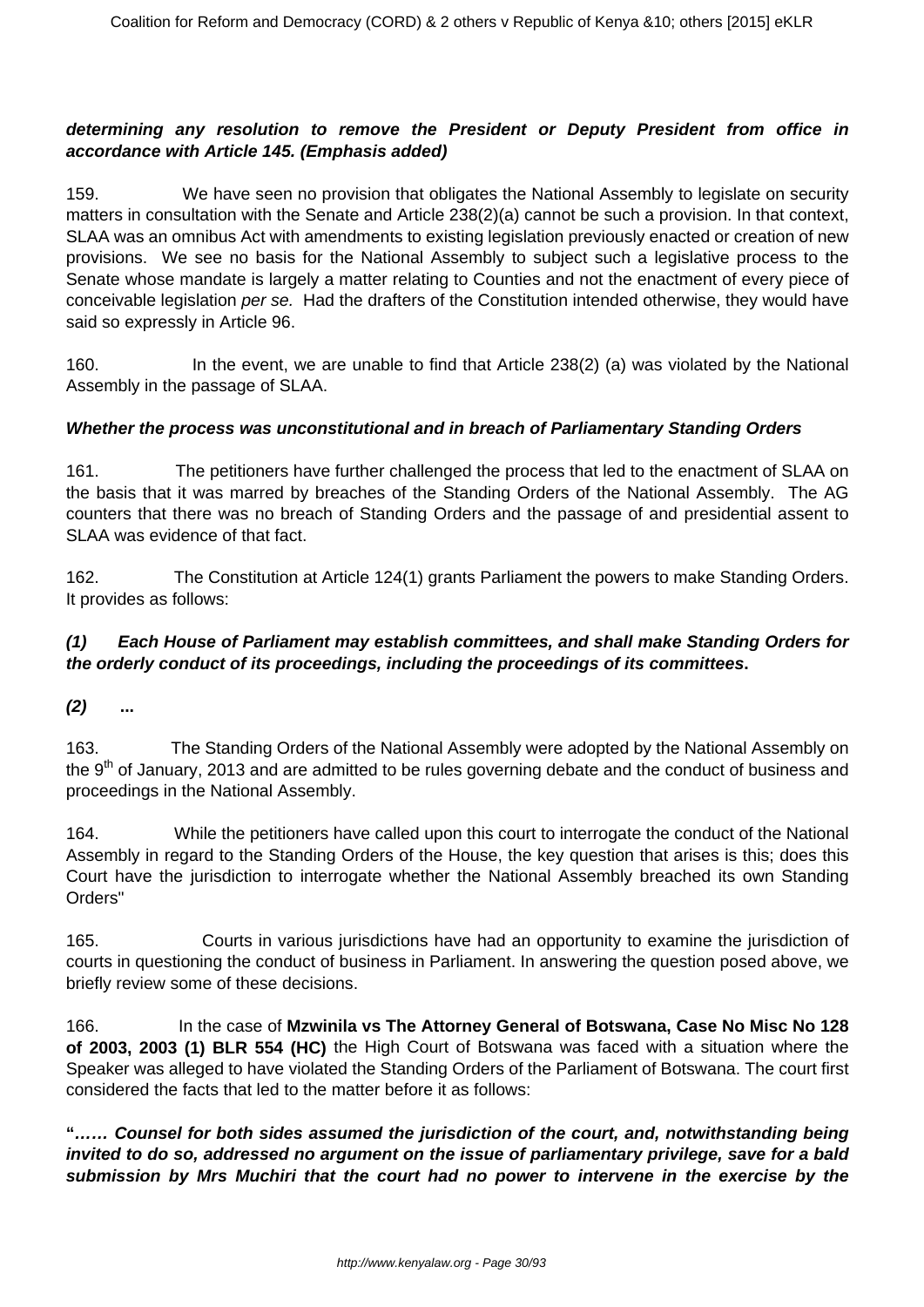**determining any resolution to remove the President or Deputy President from office in accordance with Article 145. (Emphasis added)**

159. We have seen no provision that obligates the National Assembly to legislate on security matters in consultation with the Senate and Article 238(2)(a) cannot be such a provision. In that context, SLAA was an omnibus Act with amendments to existing legislation previously enacted or creation of new provisions. We see no basis for the National Assembly to subject such a legislative process to the Senate whose mandate is largely a matter relating to Counties and not the enactment of every piece of conceivable legislation *per se.* Had the drafters of the Constitution intended otherwise, they would have said so expressly in Article 96.

160. In the event, we are unable to find that Article 238(2) (a) was violated by the National Assembly in the passage of SLAA.

***Whether the process was unconstitutional and in breach of Parliamentary Standing Orders***

161. The petitioners have further challenged the process that led to the enactment of SLAA on the basis that it was marred by breaches of the Standing Orders of the National Assembly. The AG counters that there was no breach of Standing Orders and the passage of and presidential assent to SLAA was evidence of that fact.

162. The Constitution at Article 124(1) grants Parliament the powers to make Standing Orders. It provides as follows:

***(1) Each House of Parliament may establish committees, and shall make Standing Orders for the orderly conduct of its proceedings, including the proceedings of its committees.***

***(2) ...***

163. The Standing Orders of the National Assembly were adopted by the National Assembly on the 9th of January, 2013 and are admitted to be rules governing debate and the conduct of business and proceedings in the National Assembly.

164. While the petitioners have called upon this court to interrogate the conduct of the National Assembly in regard to the Standing Orders of the House, the key question that arises is this; does this Court have the jurisdiction to interrogate whether the National Assembly breached its own Standing Orders"

165. Courts in various jurisdictions have had an opportunity to examine the jurisdiction of courts in questioning the conduct of business in Parliament. In answering the question posed above, we briefly review some of these decisions.

166. In the case of **Mzwinila vs The Attorney General of Botswana, Case No Misc No 128 of 2003, 2003 (1) BLR 554 (HC)** the High Court of Botswana was faced with a situation where the Speaker was alleged to have violated the Standing Orders of the Parliament of Botswana. The court first considered the facts that led to the matter before it as follows:

**"*…… Counsel for both sides assumed the jurisdiction of the court, and, notwithstanding being invited to do so, addressed no argument on the issue of parliamentary privilege, save for a bald submission by Mrs Muchiri that the court had no power to intervene in the exercise by the***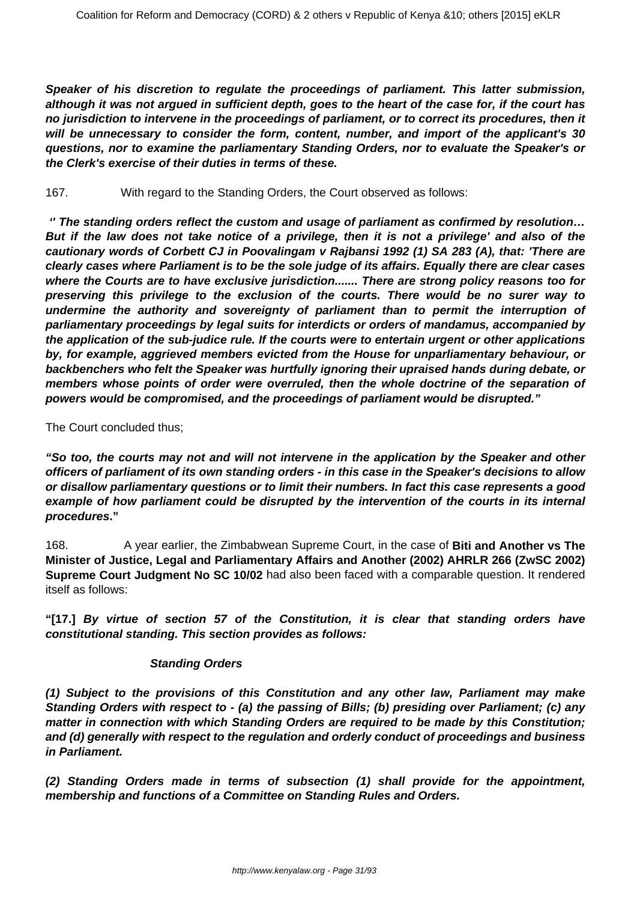**Speaker of his discretion to regulate the proceedings of parliament. This latter submission, although it was not argued in sufficient depth, goes to the heart of the case for, if the court has no jurisdiction to intervene in the proceedings of parliament, or to correct its procedures, then it will be unnecessary to consider the form, content, number, and import of the applicant's 30 questions, nor to examine the parliamentary Standing Orders, nor to evaluate the Speaker's or the Clerk's exercise of their duties in terms of these.**

167. With regard to the Standing Orders, the Court observed as follows:

***'' The standing orders reflect the custom and usage of parliament as confirmed by resolution… But if the law does not take notice of a privilege, then it is not a privilege' and also of the cautionary words of Corbett CJ in Poovalingam v Rajbansi 1992 (1) SA 283 (A), that: 'There are clearly cases where Parliament is to be the sole judge of its affairs. Equally there are clear cases where the Courts are to have exclusive jurisdiction....... There are strong policy reasons too for preserving this privilege to the exclusion of the courts. There would be no surer way to undermine the authority and sovereignty of parliament than to permit the interruption of parliamentary proceedings by legal suits for interdicts or orders of mandamus, accompanied by the application of the sub-judice rule. If the courts were to entertain urgent or other applications by, for example, aggrieved members evicted from the House for unparliamentary behaviour, or backbenchers who felt the Speaker was hurtfully ignoring their upraised hands during debate, or members whose points of order were overruled, then the whole doctrine of the separation of powers would be compromised, and the proceedings of parliament would be disrupted."***

The Court concluded thus;

***"So too, the courts may not and will not intervene in the application by the Speaker and other officers of parliament of its own standing orders - in this case in the Speaker's decisions to allow or disallow parliamentary questions or to limit their numbers. In fact this case represents a good example of how parliament could be disrupted by the intervention of the courts in its internal procedures*."**

168. A year earlier, the Zimbabwean Supreme Court, in the case of **Biti and Another vs The Minister of Justice, Legal and Parliamentary Affairs and Another (2002) AHRLR 266 (ZwSC 2002) Supreme Court Judgment No SC 10/02** had also been faced with a comparable question. It rendered itself as follows:

**"[17.]** ***By virtue of section 57 of the Constitution, it is clear that standing orders have constitutional standing. This section provides as follows:***

***Standing Orders***

***(1) Subject to the provisions of this Constitution and any other law, Parliament may make Standing Orders with respect to - (a) the passing of Bills; (b) presiding over Parliament; (c) any matter in connection with which Standing Orders are required to be made by this Constitution; and (d) generally with respect to the regulation and orderly conduct of proceedings and business in Parliament.***

***(2) Standing Orders made in terms of subsection (1) shall provide for the appointment, membership and functions of a Committee on Standing Rules and Orders.***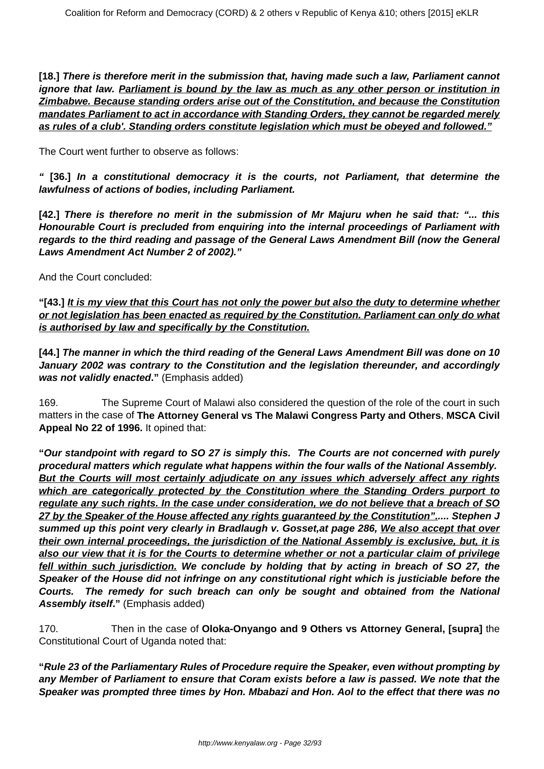**[18.]** ***There is therefore merit in the submission that, having made such a law, Parliament cannot ignore that law. <u>Parliament is bound by the law as much as any other person or institution in Zimbabwe. Because standing orders arise out of the Constitution, and because the Constitution mandates Parliament to act in accordance with Standing Orders, they cannot be regarded merely as rules of a club'. Standing orders constitute legislation which must be obeyed and followed."</u>***

The Court went further to observe as follows:

***" [36.] In a constitutional democracy it is the courts, not Parliament, that determine the lawfulness of actions of bodies, including Parliament.***

***[42.] There is therefore no merit in the submission of Mr Majuru when he said that: "... this Honourable Court is precluded from enquiring into the internal proceedings of Parliament with regards to the third reading and passage of the General Laws Amendment Bill (now the General Laws Amendment Act Number 2 of 2002)."***

And the Court concluded:

**"[43.]** ***<u>It is my view that this Court has not only the power but also the duty to determine whether or not legislation has been enacted as required by the Constitution. Parliament can only do what is authorised by law and specifically by the Constitution.</u>***

***[44.] The manner in which the third reading of the General Laws Amendment Bill was done on 10 January 2002 was contrary to the Constitution and the legislation thereunder, and accordingly was not validly enacted*."** (Emphasis added)

169. The Supreme Court of Malawi also considered the question of the role of the court in such matters in the case of **The Attorney General vs The Malawi Congress Party and Others**, **MSCA Civil Appeal No 22 of 1996.** It opined that:

**"*Our standpoint with regard to SO 27 is simply this. The Courts are not concerned with purely procedural matters which regulate what happens within the four walls of the National Assembly. <u>But the Courts will most certainly adjudicate on any issues which adversely affect any rights which are categorically protected by the Constitution where the Standing Orders purport to regulate any such rights. In the case under consideration, we do not believe that a breach of SO 27 by the Speaker of the House affected any rights guaranteed by the Constitution".</u>..... Stephen J summed up this point very clearly in Bradlaugh v. Gosset,at page 286, <u>We also accept that over their own internal proceedings, the jurisdiction of the National Assembly is exclusive, but, it is also our view that it is for the Courts to determine whether or not a particular claim of privilege fell within such jurisdiction.</u> We conclude by holding that by acting in breach of SO 27, the Speaker of the House did not infringe on any constitutional right which is justiciable before the Courts. The remedy for such breach can only be sought and obtained from the National Assembly itself*."** (Emphasis added)

170. Then in the case of **Oloka-Onyango and 9 Others vs Attorney General, [supra]** the Constitutional Court of Uganda noted that:

**"*Rule 23 of the Parliamentary Rules of Procedure require the Speaker, even without prompting by any Member of Parliament to ensure that Coram exists before a law is passed. We note that the Speaker was prompted three times by Hon. Mbabazi and Hon. Aol to the effect that there was no***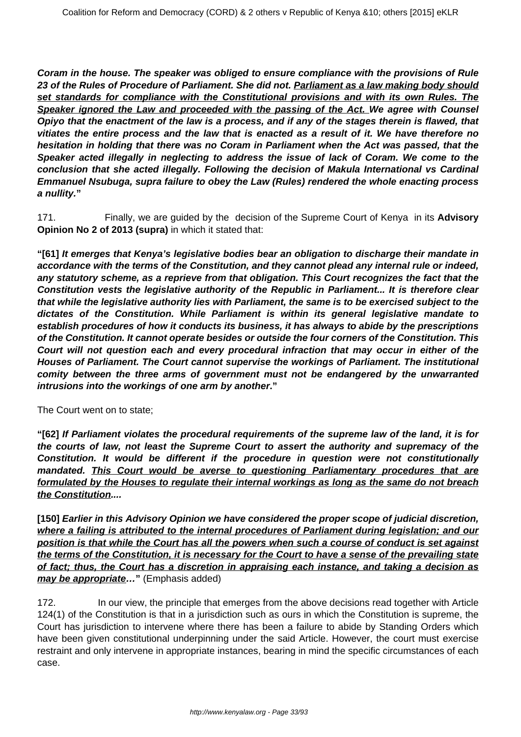**Coram in the house. The speaker was obliged to ensure compliance with the provisions of Rule 23 of the Rules of Procedure of Parliament. She did not. <u>Parliament as a law making body should set standards for compliance with the Constitutional provisions and with its own Rules. The Speaker ignored the Law and proceeded with the passing of the Act.</u> We agree with Counsel Opiyo that the enactment of the law is a process, and if any of the stages therein is flawed, that vitiates the entire process and the law that is enacted as a result of it. We have therefore no hesitation in holding that there was no Coram in Parliament when the Act was passed, that the Speaker acted illegally in neglecting to address the issue of lack of Coram. We come to the conclusion that she acted illegally. Following the decision of Makula International vs Cardinal Emmanuel Nsubuga, supra failure to obey the Law (Rules) rendered the whole enacting process a nullity."**

171. Finally, we are guided by the decision of the Supreme Court of Kenya in its **Advisory Opinion No 2 of 2013 (supra)** in which it stated that:

**"[61] It emerges that Kenya's legislative bodies bear an obligation to discharge their mandate in accordance with the terms of the Constitution, and they cannot plead any internal rule or indeed, any statutory scheme, as a reprieve from that obligation. This Court recognizes the fact that the Constitution vests the legislative authority of the Republic in Parliament... It is therefore clear that while the legislative authority lies with Parliament, the same is to be exercised subject to the dictates of the Constitution. While Parliament is within its general legislative mandate to establish procedures of how it conducts its business, it has always to abide by the prescriptions of the Constitution. It cannot operate besides or outside the four corners of the Constitution. This Court will not question each and every procedural infraction that may occur in either of the Houses of Parliament. The Court cannot supervise the workings of Parliament. The institutional comity between the three arms of government must not be endangered by the unwarranted intrusions into the workings of one arm by another."**

The Court went on to state;

**"[62] If Parliament violates the procedural requirements of the supreme law of the land, it is for the courts of law, not least the Supreme Court to assert the authority and supremacy of the Constitution. It would be different if the procedure in question were not constitutionally mandated. <u>This Court would be averse to questioning Parliamentary procedures that are formulated by the Houses to regulate their internal workings as long as the same do not breach the Constitution</u>....**

**[150] Earlier in this Advisory Opinion we have considered the proper scope of judicial discretion, <u>where a failing is attributed to the internal procedures of Parliament during legislation; and our position is that while the Court has all the powers when such a course of conduct is set against the terms of the Constitution, it is necessary for the Court to have a sense of the prevailing state of fact; thus, the Court has a discretion in appraising each instance, and taking a decision as may be appropriate</u>…"** (Emphasis added)

172. In our view, the principle that emerges from the above decisions read together with Article 124(1) of the Constitution is that in a jurisdiction such as ours in which the Constitution is supreme, the Court has jurisdiction to intervene where there has been a failure to abide by Standing Orders which have been given constitutional underpinning under the said Article. However, the court must exercise restraint and only intervene in appropriate instances, bearing in mind the specific circumstances of each case.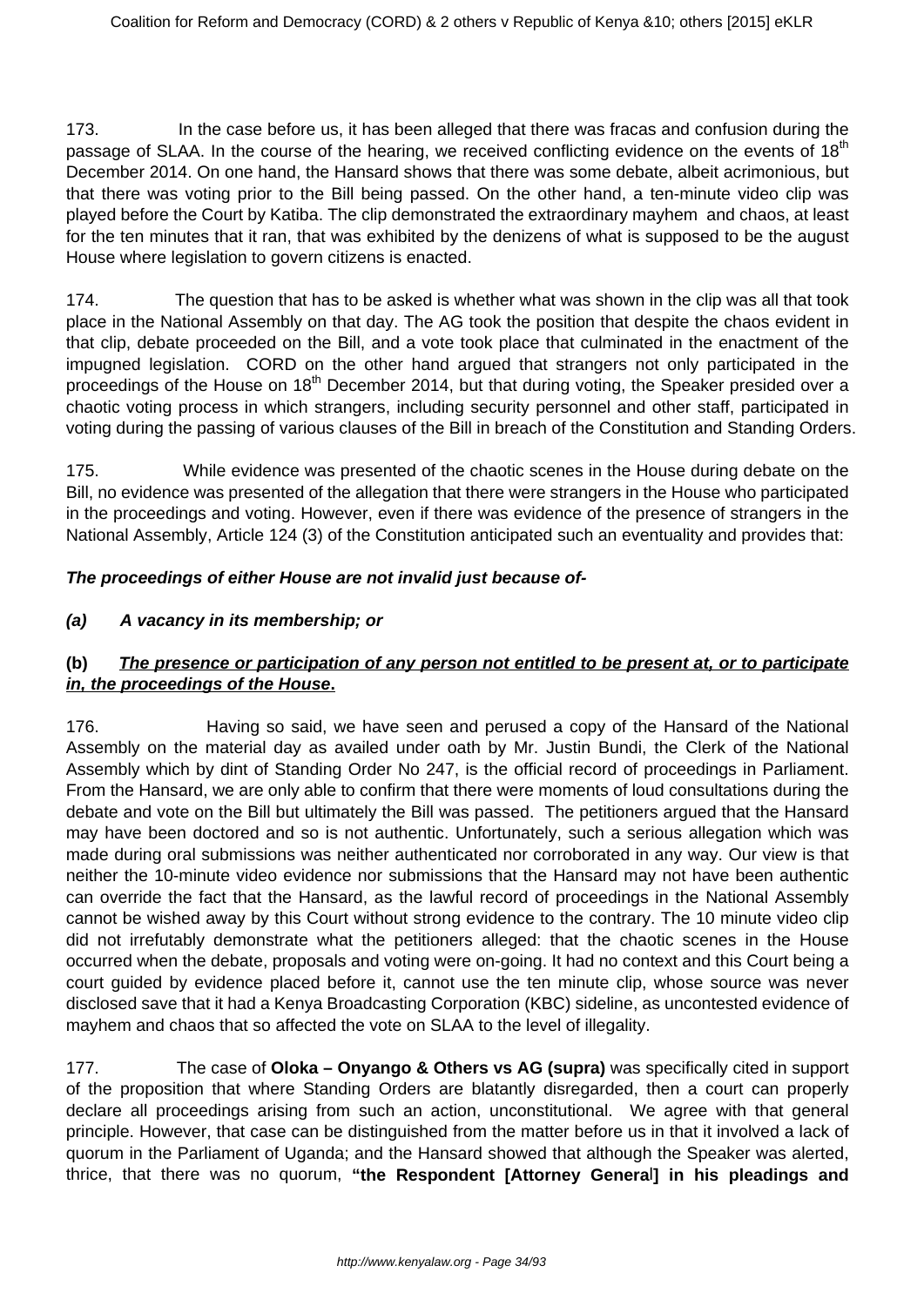173. In the case before us, it has been alleged that there was fracas and confusion during the passage of SLAA. In the course of the hearing, we received conflicting evidence on the events of 18th December 2014. On one hand, the Hansard shows that there was some debate, albeit acrimonious, but that there was voting prior to the Bill being passed. On the other hand, a ten-minute video clip was played before the Court by Katiba. The clip demonstrated the extraordinary mayhem and chaos, at least for the ten minutes that it ran, that was exhibited by the denizens of what is supposed to be the august House where legislation to govern citizens is enacted.

174. The question that has to be asked is whether what was shown in the clip was all that took place in the National Assembly on that day. The AG took the position that despite the chaos evident in that clip, debate proceeded on the Bill, and a vote took place that culminated in the enactment of the impugned legislation. CORD on the other hand argued that strangers not only participated in the proceedings of the House on 18th December 2014, but that during voting, the Speaker presided over a chaotic voting process in which strangers, including security personnel and other staff, participated in voting during the passing of various clauses of the Bill in breach of the Constitution and Standing Orders.

175. While evidence was presented of the chaotic scenes in the House during debate on the Bill, no evidence was presented of the allegation that there were strangers in the House who participated in the proceedings and voting. However, even if there was evidence of the presence of strangers in the National Assembly, Article 124 (3) of the Constitution anticipated such an eventuality and provides that:

***The proceedings of either House are not invalid just because of-***

***(a) A vacancy in its membership; or***

**(b)** ***<u>The presence or participation of any person not entitled to be present at, or to participate in, the proceedings of the House</u>*****.**

176. Having so said, we have seen and perused a copy of the Hansard of the National Assembly on the material day as availed under oath by Mr. Justin Bundi, the Clerk of the National Assembly which by dint of Standing Order No 247, is the official record of proceedings in Parliament. From the Hansard, we are only able to confirm that there were moments of loud consultations during the debate and vote on the Bill but ultimately the Bill was passed. The petitioners argued that the Hansard may have been doctored and so is not authentic. Unfortunately, such a serious allegation which was made during oral submissions was neither authenticated nor corroborated in any way. Our view is that neither the 10-minute video evidence nor submissions that the Hansard may not have been authentic can override the fact that the Hansard, as the lawful record of proceedings in the National Assembly cannot be wished away by this Court without strong evidence to the contrary. The 10 minute video clip did not irrefutably demonstrate what the petitioners alleged: that the chaotic scenes in the House occurred when the debate, proposals and voting were on-going. It had no context and this Court being a court guided by evidence placed before it, cannot use the ten minute clip, whose source was never disclosed save that it had a Kenya Broadcasting Corporation (KBC) sideline, as uncontested evidence of mayhem and chaos that so affected the vote on SLAA to the level of illegality.

177. The case of **Oloka – Onyango & Others vs AG (supra)** was specifically cited in support of the proposition that where Standing Orders are blatantly disregarded, then a court can properly declare all proceedings arising from such an action, unconstitutional. We agree with that general principle. However, that case can be distinguished from the matter before us in that it involved a lack of quorum in the Parliament of Uganda; and the Hansard showed that although the Speaker was alerted, thrice, that there was no quorum, **"the Respondent [Attorney General] in his pleadings and**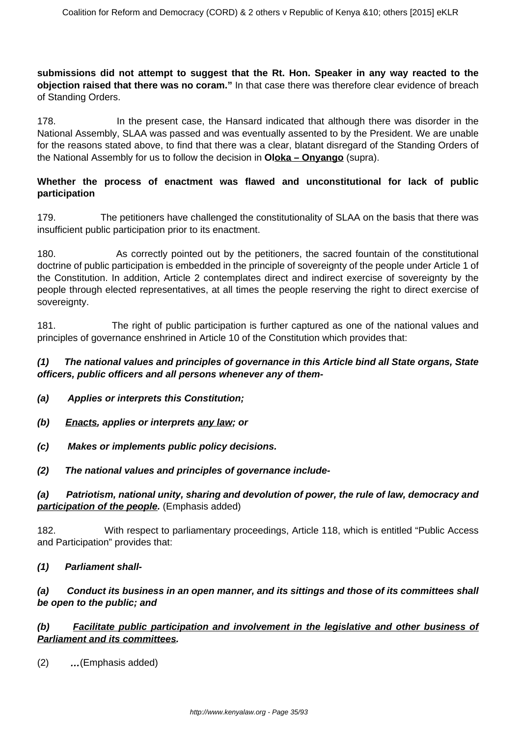**submissions did not attempt to suggest that the Rt. Hon. Speaker in any way reacted to the objection raised that there was no coram."** In that case there was therefore clear evidence of breach of Standing Orders.

178. In the present case, the Hansard indicated that although there was disorder in the National Assembly, SLAA was passed and was eventually assented to by the President. We are unable for the reasons stated above, to find that there was a clear, blatant disregard of the Standing Orders of the National Assembly for us to follow the decision in **Oloka – Onyango** (supra).

**Whether the process of enactment was flawed and unconstitutional for lack of public participation**

179. The petitioners have challenged the constitutionality of SLAA on the basis that there was insufficient public participation prior to its enactment.

180. As correctly pointed out by the petitioners, the sacred fountain of the constitutional doctrine of public participation is embedded in the principle of sovereignty of the people under Article 1 of the Constitution. In addition, Article 2 contemplates direct and indirect exercise of sovereignty by the people through elected representatives, at all times the people reserving the right to direct exercise of sovereignty.

181. The right of public participation is further captured as one of the national values and principles of governance enshrined in Article 10 of the Constitution which provides that:

***(1) The national values and principles of governance in this Article bind all State organs, State officers, public officers and all persons whenever any of them-***

***(a) Applies or interprets this Constitution;***

***(b) <u>Enacts</u>, applies or interprets <u>any law</u>; or***

***(c) Makes or implements public policy decisions.***

***(2) The national values and principles of governance include-***

***(a) Patriotism, national unity, sharing and devolution of power, the rule of law, democracy and <u>participation of the people</u>.*** (Emphasis added)

182. With respect to parliamentary proceedings, Article 118, which is entitled "Public Access and Participation" provides that:

***(1) Parliament shall-***

***(a) Conduct its business in an open manner, and its sittings and those of its committees shall be open to the public; and***

***(b) <u>Facilitate public participation and involvement in the legislative and other business of Parliament and its committees</u>.***

(2) ***…***(Emphasis added)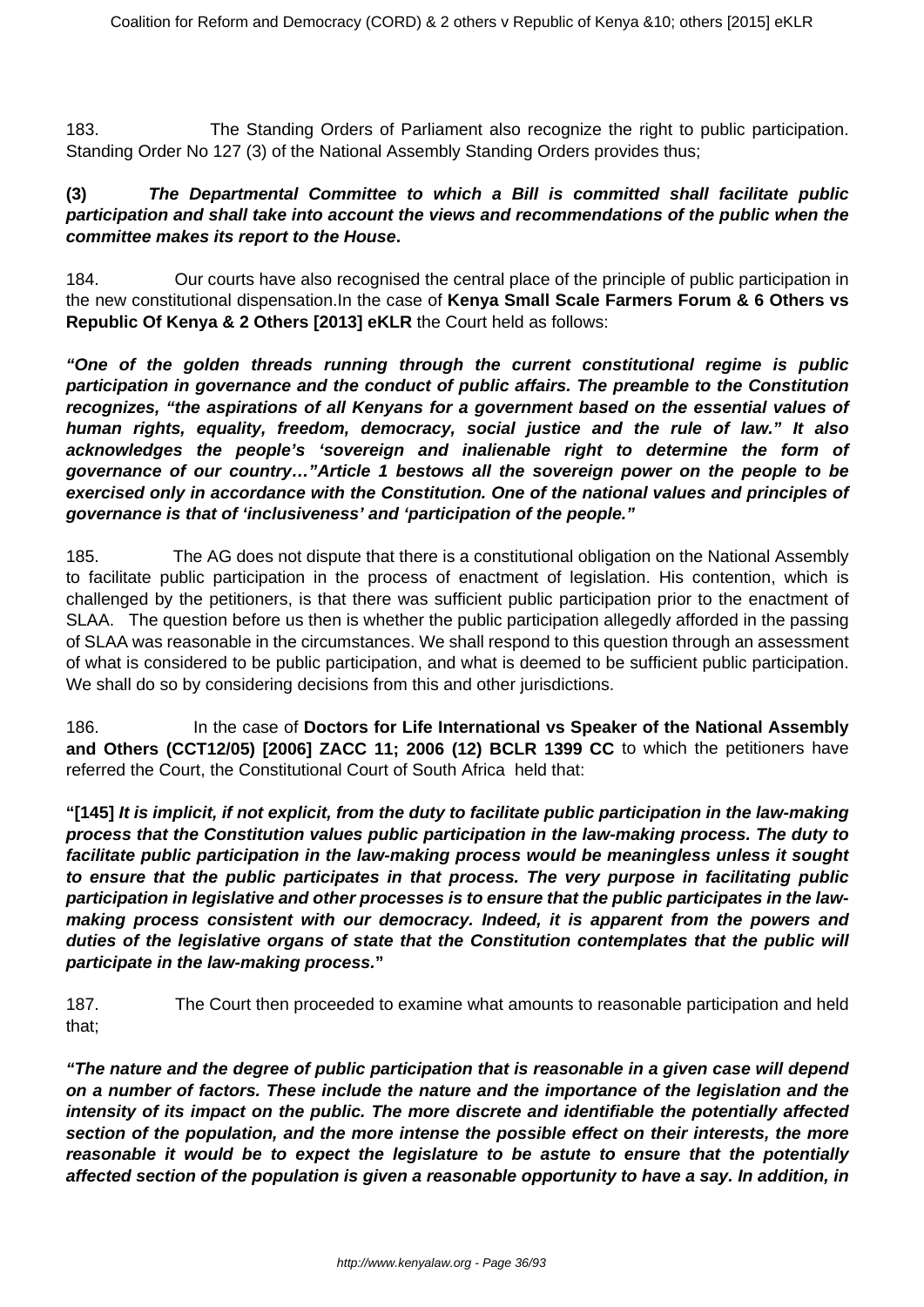183. The Standing Orders of Parliament also recognize the right to public participation. Standing Order No 127 (3) of the National Assembly Standing Orders provides thus;

**(3)** ***The Departmental Committee to which a Bill is committed shall facilitate public participation and shall take into account the views and recommendations of the public when the committee makes its report to the House*****.**

184. Our courts have also recognised the central place of the principle of public participation in the new constitutional dispensation.In the case of **Kenya Small Scale Farmers Forum & 6 Others vs Republic Of Kenya & 2 Others [2013] eKLR** the Court held as follows:

***"One of the golden threads running through the current constitutional regime is public participation in governance and the conduct of public affairs. The preamble to the Constitution recognizes, "the aspirations of all Kenyans for a government based on the essential values of human rights, equality, freedom, democracy, social justice and the rule of law." It also acknowledges the people's 'sovereign and inalienable right to determine the form of governance of our country…"Article 1 bestows all the sovereign power on the people to be exercised only in accordance with the Constitution. One of the national values and principles of governance is that of 'inclusiveness' and 'participation of the people."***

185. The AG does not dispute that there is a constitutional obligation on the National Assembly to facilitate public participation in the process of enactment of legislation. His contention, which is challenged by the petitioners, is that there was sufficient public participation prior to the enactment of SLAA. The question before us then is whether the public participation allegedly afforded in the passing of SLAA was reasonable in the circumstances. We shall respond to this question through an assessment of what is considered to be public participation, and what is deemed to be sufficient public participation. We shall do so by considering decisions from this and other jurisdictions.

186. In the case of **Doctors for Life International vs Speaker of the National Assembly and Others (CCT12/05) [2006] ZACC 11; 2006 (12) BCLR 1399 CC** to which the petitioners have referred the Court, the Constitutional Court of South Africa held that:

**"[145]** ***It is implicit, if not explicit, from the duty to facilitate public participation in the law-making process that the Constitution values public participation in the law-making process. The duty to facilitate public participation in the law-making process would be meaningless unless it sought to ensure that the public participates in that process. The very purpose in facilitating public participation in legislative and other processes is to ensure that the public participates in the law-making process consistent with our democracy. Indeed, it is apparent from the powers and duties of the legislative organs of state that the Constitution contemplates that the public will participate in the law-making process.*****"**

187. The Court then proceeded to examine what amounts to reasonable participation and held that;

***"The nature and the degree of public participation that is reasonable in a given case will depend on a number of factors. These include the nature and the importance of the legislation and the intensity of its impact on the public. The more discrete and identifiable the potentially affected section of the population, and the more intense the possible effect on their interests, the more reasonable it would be to expect the legislature to be astute to ensure that the potentially affected section of the population is given a reasonable opportunity to have a say. In addition, in***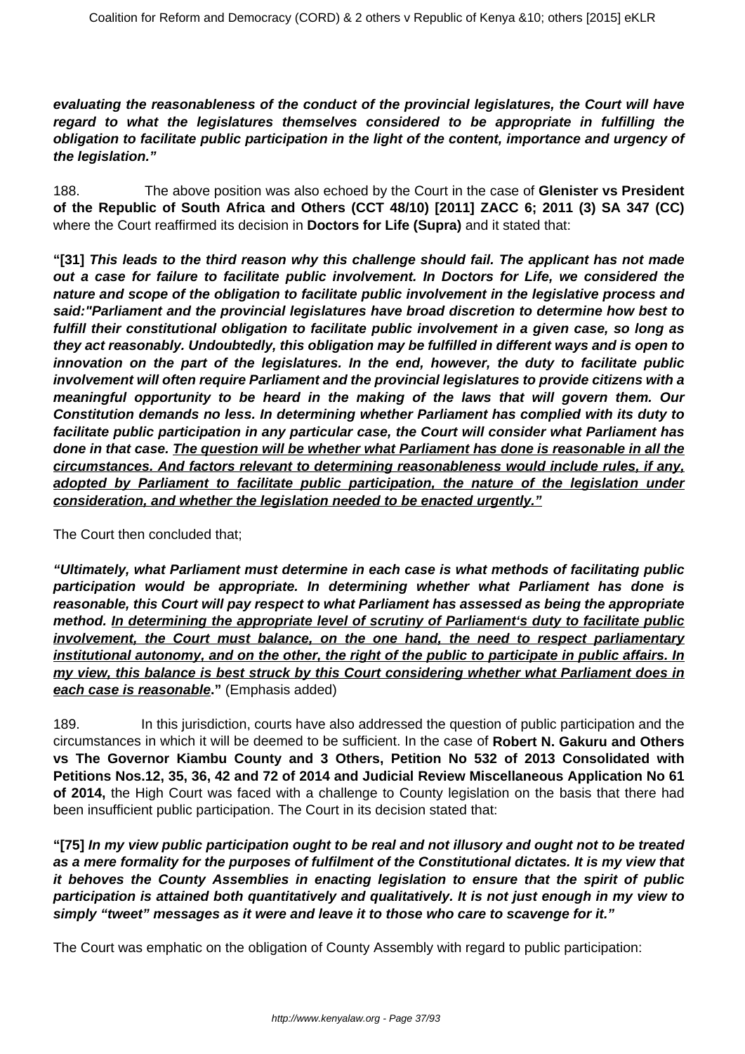***evaluating the reasonableness of the conduct of the provincial legislatures, the Court will have regard to what the legislatures themselves considered to be appropriate in fulfilling the obligation to facilitate public participation in the light of the content, importance and urgency of the legislation."***

188. The above position was also echoed by the Court in the case of **Glenister vs President of the Republic of South Africa and Others (CCT 48/10) [2011] ZACC 6; 2011 (3) SA 347 (CC)** where the Court reaffirmed its decision in **Doctors for Life (Supra)** and it stated that:

**"[31]** ***This leads to the third reason why this challenge should fail. The applicant has not made out a case for failure to facilitate public involvement. In Doctors for Life, we considered the nature and scope of the obligation to facilitate public involvement in the legislative process and said:"Parliament and the provincial legislatures have broad discretion to determine how best to fulfill their constitutional obligation to facilitate public involvement in a given case, so long as they act reasonably. Undoubtedly, this obligation may be fulfilled in different ways and is open to innovation on the part of the legislatures. In the end, however, the duty to facilitate public involvement will often require Parliament and the provincial legislatures to provide citizens with a meaningful opportunity to be heard in the making of the laws that will govern them. Our Constitution demands no less. In determining whether Parliament has complied with its duty to facilitate public participation in any particular case, the Court will consider what Parliament has done in that case. <u>The question will be whether what Parliament has done is reasonable in all the circumstances. And factors relevant to determining reasonableness would include rules, if any, adopted by Parliament to facilitate public participation, the nature of the legislation under consideration, and whether the legislation needed to be enacted urgently."</u>***

The Court then concluded that;

***"Ultimately, what Parliament must determine in each case is what methods of facilitating public participation would be appropriate. In determining whether what Parliament has done is reasonable, this Court will pay respect to what Parliament has assessed as being the appropriate method. <u>In determining the appropriate level of scrutiny of Parliament's duty to facilitate public involvement, the Court must balance, on the one hand, the need to respect parliamentary institutional autonomy, and on the other, the right of the public to participate in public affairs. In my view, this balance is best struck by this Court considering whether what Parliament does in each case is reasonable</u>."*** (Emphasis added)

189. In this jurisdiction, courts have also addressed the question of public participation and the circumstances in which it will be deemed to be sufficient. In the case of **Robert N. Gakuru and Others vs The Governor Kiambu County and 3 Others, Petition No 532 of 2013 Consolidated with Petitions Nos.12, 35, 36, 42 and 72 of 2014 and Judicial Review Miscellaneous Application No 61 of 2014,** the High Court was faced with a challenge to County legislation on the basis that there had been insufficient public participation. The Court in its decision stated that:

**"[75]** ***In my view public participation ought to be real and not illusory and ought not to be treated as a mere formality for the purposes of fulfilment of the Constitutional dictates. It is my view that it behoves the County Assemblies in enacting legislation to ensure that the spirit of public participation is attained both quantitatively and qualitatively. It is not just enough in my view to simply "tweet" messages as it were and leave it to those who care to scavenge for it."***

The Court was emphatic on the obligation of County Assembly with regard to public participation: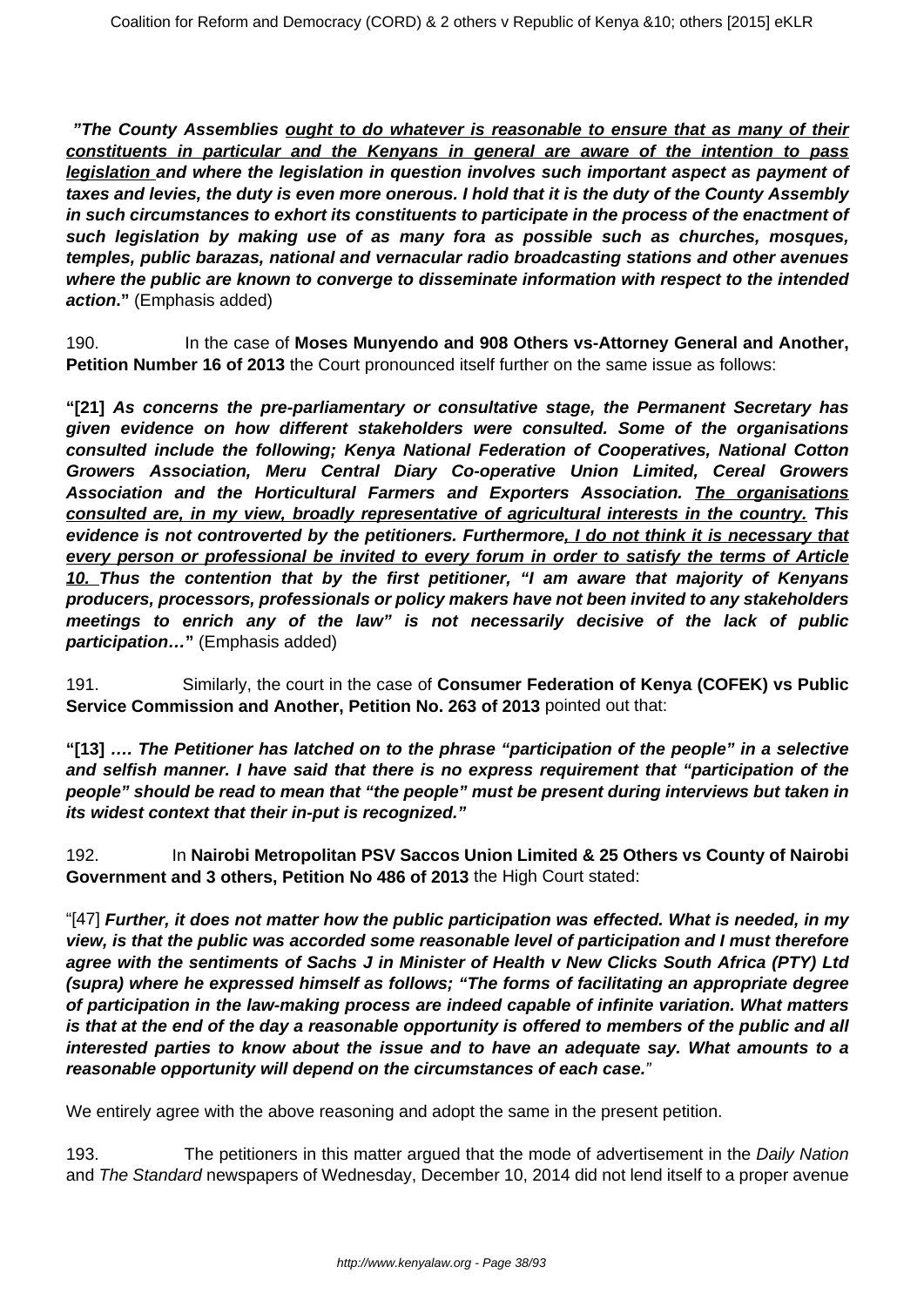**"The County Assemblies <u>ought to do whatever is reasonable to ensure that as many of their constituents in particular and the Kenyans in general are aware of the intention to pass legislation</u> and where the legislation in question involves such important aspect as payment of taxes and levies, the duty is even more onerous. I hold that it is the duty of the County Assembly in such circumstances to exhort its constituents to participate in the process of the enactment of such legislation by making use of as many fora as possible such as churches, mosques, temples, public barazas, national and vernacular radio broadcasting stations and other avenues where the public are known to converge to disseminate information with respect to the intended action."** (Emphasis added)

190. In the case of **Moses Munyendo and 908 Others vs-Attorney General and Another, Petition Number 16 of 2013** the Court pronounced itself further on the same issue as follows:

**"[21] As concerns the pre-parliamentary or consultative stage, the Permanent Secretary has given evidence on how different stakeholders were consulted. Some of the organisations consulted include the following; Kenya National Federation of Cooperatives, National Cotton Growers Association, Meru Central Diary Co-operative Union Limited, Cereal Growers Association and the Horticultural Farmers and Exporters Association. <u>The organisations consulted are, in my view, broadly representative of agricultural interests in the country.</u> This evidence is not controverted by the petitioners. Furthermore<u>, I do not think it is necessary that every person or professional be invited to every forum in order to satisfy the terms of Article 10.</u> Thus the contention that by the first petitioner, "I am aware that majority of Kenyans producers, processors, professionals or policy makers have not been invited to any stakeholders meetings to enrich any of the law" is not necessarily decisive of the lack of public participation…"** (Emphasis added)

191. Similarly, the court in the case of **Consumer Federation of Kenya (COFEK) vs Public Service Commission and Another, Petition No. 263 of 2013** pointed out that:

**"[13] …. The Petitioner has latched on to the phrase "participation of the people" in a selective and selfish manner. I have said that there is no express requirement that "participation of the people" should be read to mean that "the people" must be present during interviews but taken in its widest context that their in-put is recognized."**

192. In **Nairobi Metropolitan PSV Saccos Union Limited & 25 Others vs County of Nairobi Government and 3 others, Petition No 486 of 2013** the High Court stated:

"[47] **Further, it does not matter how the public participation was effected. What is needed, in my view, is that the public was accorded some reasonable level of participation and I must therefore agree with the sentiments of Sachs J in Minister of Health v New Clicks South Africa (PTY) Ltd (supra) where he expressed himself as follows; "The forms of facilitating an appropriate degree of participation in the law-making process are indeed capable of infinite variation. What matters is that at the end of the day a reasonable opportunity is offered to members of the public and all interested parties to know about the issue and to have an adequate say. What amounts to a reasonable opportunity will depend on the circumstances of each case.**"

We entirely agree with the above reasoning and adopt the same in the present petition.

193. The petitioners in this matter argued that the mode of advertisement in the *Daily Nation* and *The Standard* newspapers of Wednesday, December 10, 2014 did not lend itself to a proper avenue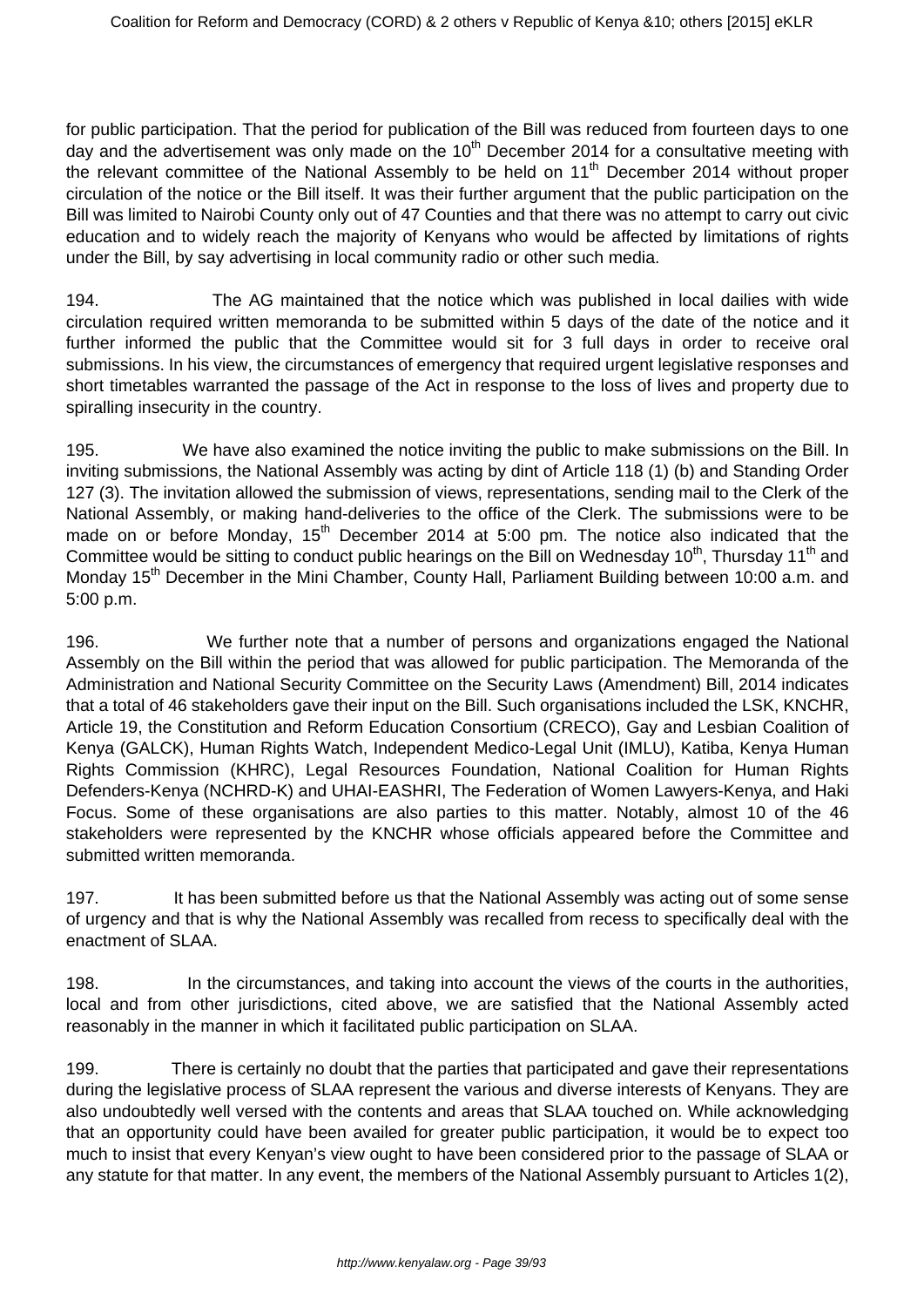for public participation. That the period for publication of the Bill was reduced from fourteen days to one day and the advertisement was only made on the 10th December 2014 for a consultative meeting with the relevant committee of the National Assembly to be held on 11th December 2014 without proper circulation of the notice or the Bill itself. It was their further argument that the public participation on the Bill was limited to Nairobi County only out of 47 Counties and that there was no attempt to carry out civic education and to widely reach the majority of Kenyans who would be affected by limitations of rights under the Bill, by say advertising in local community radio or other such media.

194. The AG maintained that the notice which was published in local dailies with wide circulation required written memoranda to be submitted within 5 days of the date of the notice and it further informed the public that the Committee would sit for 3 full days in order to receive oral submissions. In his view, the circumstances of emergency that required urgent legislative responses and short timetables warranted the passage of the Act in response to the loss of lives and property due to spiralling insecurity in the country.

195. We have also examined the notice inviting the public to make submissions on the Bill. In inviting submissions, the National Assembly was acting by dint of Article 118 (1) (b) and Standing Order 127 (3). The invitation allowed the submission of views, representations, sending mail to the Clerk of the National Assembly, or making hand-deliveries to the office of the Clerk. The submissions were to be made on or before Monday, 15th December 2014 at 5:00 pm. The notice also indicated that the Committee would be sitting to conduct public hearings on the Bill on Wednesday 10th, Thursday 11th and Monday 15th December in the Mini Chamber, County Hall, Parliament Building between 10:00 a.m. and 5:00 p.m.

196. We further note that a number of persons and organizations engaged the National Assembly on the Bill within the period that was allowed for public participation. The Memoranda of the Administration and National Security Committee on the Security Laws (Amendment) Bill, 2014 indicates that a total of 46 stakeholders gave their input on the Bill. Such organisations included the LSK, KNCHR, Article 19, the Constitution and Reform Education Consortium (CRECO), Gay and Lesbian Coalition of Kenya (GALCK), Human Rights Watch, Independent Medico-Legal Unit (IMLU), Katiba, Kenya Human Rights Commission (KHRC), Legal Resources Foundation, National Coalition for Human Rights Defenders-Kenya (NCHRD-K) and UHAI-EASHRI, The Federation of Women Lawyers-Kenya, and Haki Focus. Some of these organisations are also parties to this matter. Notably, almost 10 of the 46 stakeholders were represented by the KNCHR whose officials appeared before the Committee and submitted written memoranda.

197. It has been submitted before us that the National Assembly was acting out of some sense of urgency and that is why the National Assembly was recalled from recess to specifically deal with the enactment of SLAA.

198. In the circumstances, and taking into account the views of the courts in the authorities, local and from other jurisdictions, cited above, we are satisfied that the National Assembly acted reasonably in the manner in which it facilitated public participation on SLAA.

199. There is certainly no doubt that the parties that participated and gave their representations during the legislative process of SLAA represent the various and diverse interests of Kenyans. They are also undoubtedly well versed with the contents and areas that SLAA touched on. While acknowledging that an opportunity could have been availed for greater public participation, it would be to expect too much to insist that every Kenyan's view ought to have been considered prior to the passage of SLAA or any statute for that matter. In any event, the members of the National Assembly pursuant to Articles 1(2),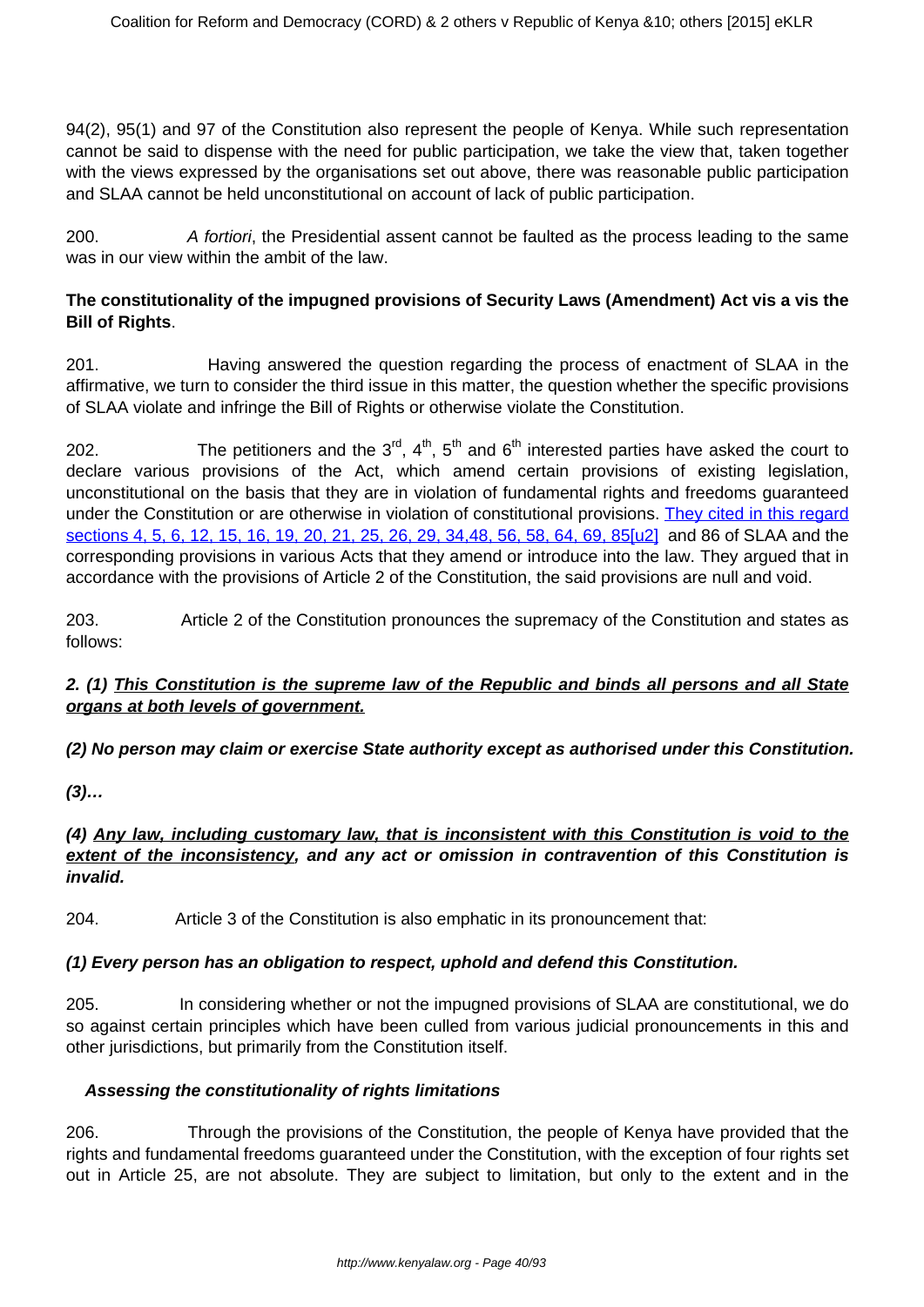94(2), 95(1) and 97 of the Constitution also represent the people of Kenya. While such representation cannot be said to dispense with the need for public participation, we take the view that, taken together with the views expressed by the organisations set out above, there was reasonable public participation and SLAA cannot be held unconstitutional on account of lack of public participation.

200. *A fortiori*, the Presidential assent cannot be faulted as the process leading to the same was in our view within the ambit of the law.

**The constitutionality of the impugned provisions of Security Laws (Amendment) Act vis a vis the Bill of Rights**.

201. Having answered the question regarding the process of enactment of SLAA in the affirmative, we turn to consider the third issue in this matter, the question whether the specific provisions of SLAA violate and infringe the Bill of Rights or otherwise violate the Constitution.

202. The petitioners and the 3rd, 4th, 5th and 6th interested parties have asked the court to declare various provisions of the Act, which amend certain provisions of existing legislation, unconstitutional on the basis that they are in violation of fundamental rights and freedoms guaranteed under the Constitution or are otherwise in violation of constitutional provisions. They cited in this regard sections 4, 5, 6, 12, 15, 16, 19, 20, 21, 25, 26, 29, 34,48, 56, 58, 64, 69, 85[u2] and 86 of SLAA and the corresponding provisions in various Acts that they amend or introduce into the law. They argued that in accordance with the provisions of Article 2 of the Constitution, the said provisions are null and void.

203. Article 2 of the Constitution pronounces the supremacy of the Constitution and states as follows:

***2. (1) <u>This Constitution is the supreme law of the Republic and binds all persons and all State organs at both levels of government.</u>***

***(2) No person may claim or exercise State authority except as authorised under this Constitution.***

***(3)…***

***(4) <u>Any law, including customary law, that is inconsistent with this Constitution is void to the extent of the inconsistency</u>, and any act or omission in contravention of this Constitution is invalid.***

204. Article 3 of the Constitution is also emphatic in its pronouncement that:

***(1) Every person has an obligation to respect, uphold and defend this Constitution.***

205. In considering whether or not the impugned provisions of SLAA are constitutional, we do so against certain principles which have been culled from various judicial pronouncements in this and other jurisdictions, but primarily from the Constitution itself.

***Assessing the constitutionality of rights limitations***

206. Through the provisions of the Constitution, the people of Kenya have provided that the rights and fundamental freedoms guaranteed under the Constitution, with the exception of four rights set out in Article 25, are not absolute. They are subject to limitation, but only to the extent and in the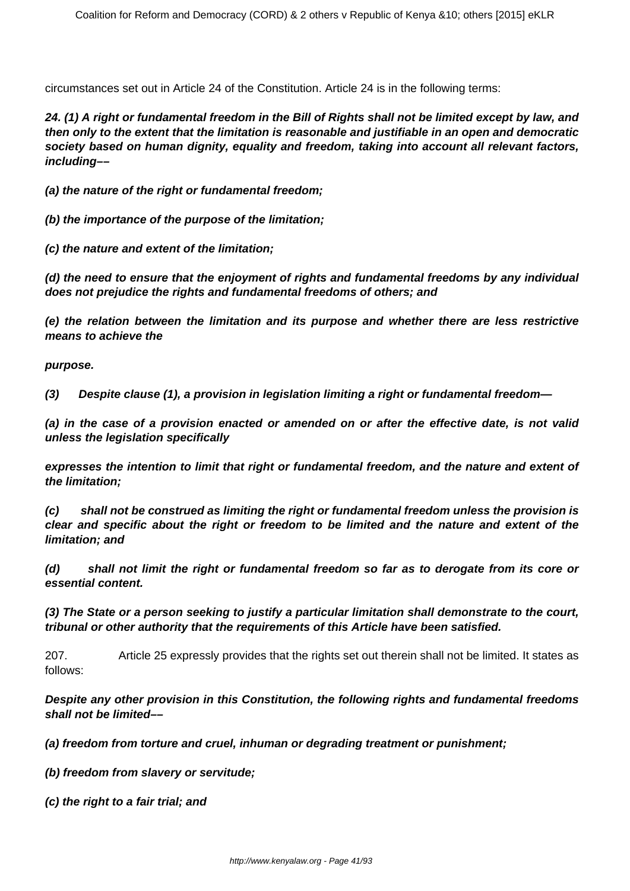circumstances set out in Article 24 of the Constitution. Article 24 is in the following terms:

***24. (1) A right or fundamental freedom in the Bill of Rights shall not be limited except by law, and then only to the extent that the limitation is reasonable and justifiable in an open and democratic society based on human dignity, equality and freedom, taking into account all relevant factors, including––***

***(a) the nature of the right or fundamental freedom;***

***(b) the importance of the purpose of the limitation;***

***(c) the nature and extent of the limitation;***

***(d) the need to ensure that the enjoyment of rights and fundamental freedoms by any individual does not prejudice the rights and fundamental freedoms of others; and***

***(e) the relation between the limitation and its purpose and whether there are less restrictive means to achieve the***

***purpose.***

***(3) Despite clause (1), a provision in legislation limiting a right or fundamental freedom—***

***(a) in the case of a provision enacted or amended on or after the effective date, is not valid unless the legislation specifically***

***expresses the intention to limit that right or fundamental freedom, and the nature and extent of the limitation;***

***(c) shall not be construed as limiting the right or fundamental freedom unless the provision is clear and specific about the right or freedom to be limited and the nature and extent of the limitation; and***

***(d) shall not limit the right or fundamental freedom so far as to derogate from its core or essential content.***

***(3) The State or a person seeking to justify a particular limitation shall demonstrate to the court, tribunal or other authority that the requirements of this Article have been satisfied.***

207. Article 25 expressly provides that the rights set out therein shall not be limited. It states as follows:

***Despite any other provision in this Constitution, the following rights and fundamental freedoms shall not be limited––***

***(a) freedom from torture and cruel, inhuman or degrading treatment or punishment;***

***(b) freedom from slavery or servitude;***

***(c) the right to a fair trial; and***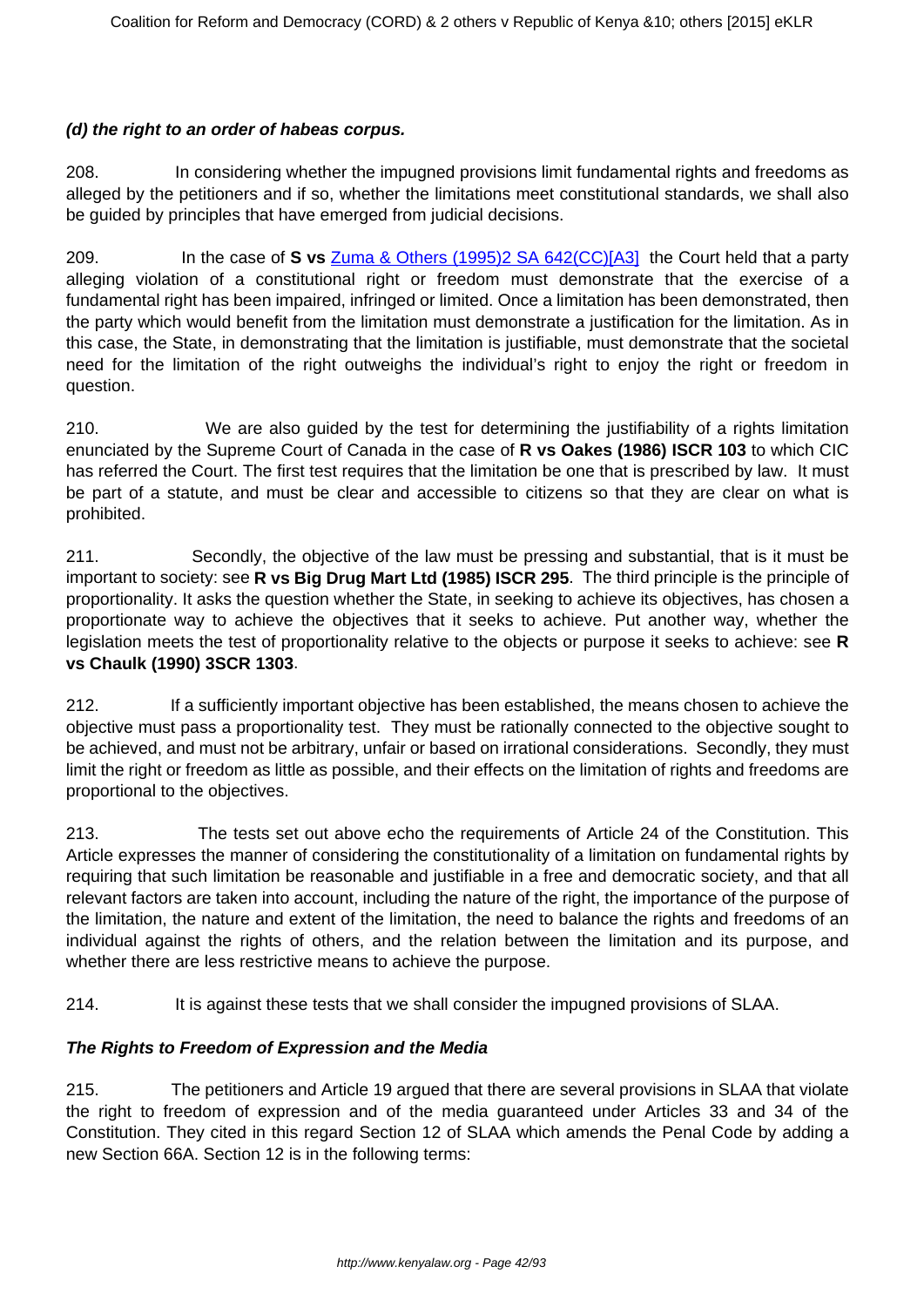***(d) the right to an order of habeas corpus.***

208. In considering whether the impugned provisions limit fundamental rights and freedoms as alleged by the petitioners and if so, whether the limitations meet constitutional standards, we shall also be guided by principles that have emerged from judicial decisions.

209. In the case of **S vs** Zuma & Others (1995)2 SA 642(CC)[A3] the Court held that a party alleging violation of a constitutional right or freedom must demonstrate that the exercise of a fundamental right has been impaired, infringed or limited. Once a limitation has been demonstrated, then the party which would benefit from the limitation must demonstrate a justification for the limitation. As in this case, the State, in demonstrating that the limitation is justifiable, must demonstrate that the societal need for the limitation of the right outweighs the individual's right to enjoy the right or freedom in question.

210. We are also guided by the test for determining the justifiability of a rights limitation enunciated by the Supreme Court of Canada in the case of **R vs Oakes (1986) ISCR 103** to which CIC has referred the Court. The first test requires that the limitation be one that is prescribed by law. It must be part of a statute, and must be clear and accessible to citizens so that they are clear on what is prohibited.

211. Secondly, the objective of the law must be pressing and substantial, that is it must be important to society: see **R vs Big Drug Mart Ltd (1985) ISCR 295**. The third principle is the principle of proportionality. It asks the question whether the State, in seeking to achieve its objectives, has chosen a proportionate way to achieve the objectives that it seeks to achieve. Put another way, whether the legislation meets the test of proportionality relative to the objects or purpose it seeks to achieve: see **R vs Chaulk (1990) 3SCR 1303**.

212. If a sufficiently important objective has been established, the means chosen to achieve the objective must pass a proportionality test. They must be rationally connected to the objective sought to be achieved, and must not be arbitrary, unfair or based on irrational considerations. Secondly, they must limit the right or freedom as little as possible, and their effects on the limitation of rights and freedoms are proportional to the objectives.

213. The tests set out above echo the requirements of Article 24 of the Constitution. This Article expresses the manner of considering the constitutionality of a limitation on fundamental rights by requiring that such limitation be reasonable and justifiable in a free and democratic society, and that all relevant factors are taken into account, including the nature of the right, the importance of the purpose of the limitation, the nature and extent of the limitation, the need to balance the rights and freedoms of an individual against the rights of others, and the relation between the limitation and its purpose, and whether there are less restrictive means to achieve the purpose.

214. It is against these tests that we shall consider the impugned provisions of SLAA.

***The Rights to Freedom of Expression and the Media***

215. The petitioners and Article 19 argued that there are several provisions in SLAA that violate the right to freedom of expression and of the media guaranteed under Articles 33 and 34 of the Constitution. They cited in this regard Section 12 of SLAA which amends the Penal Code by adding a new Section 66A. Section 12 is in the following terms: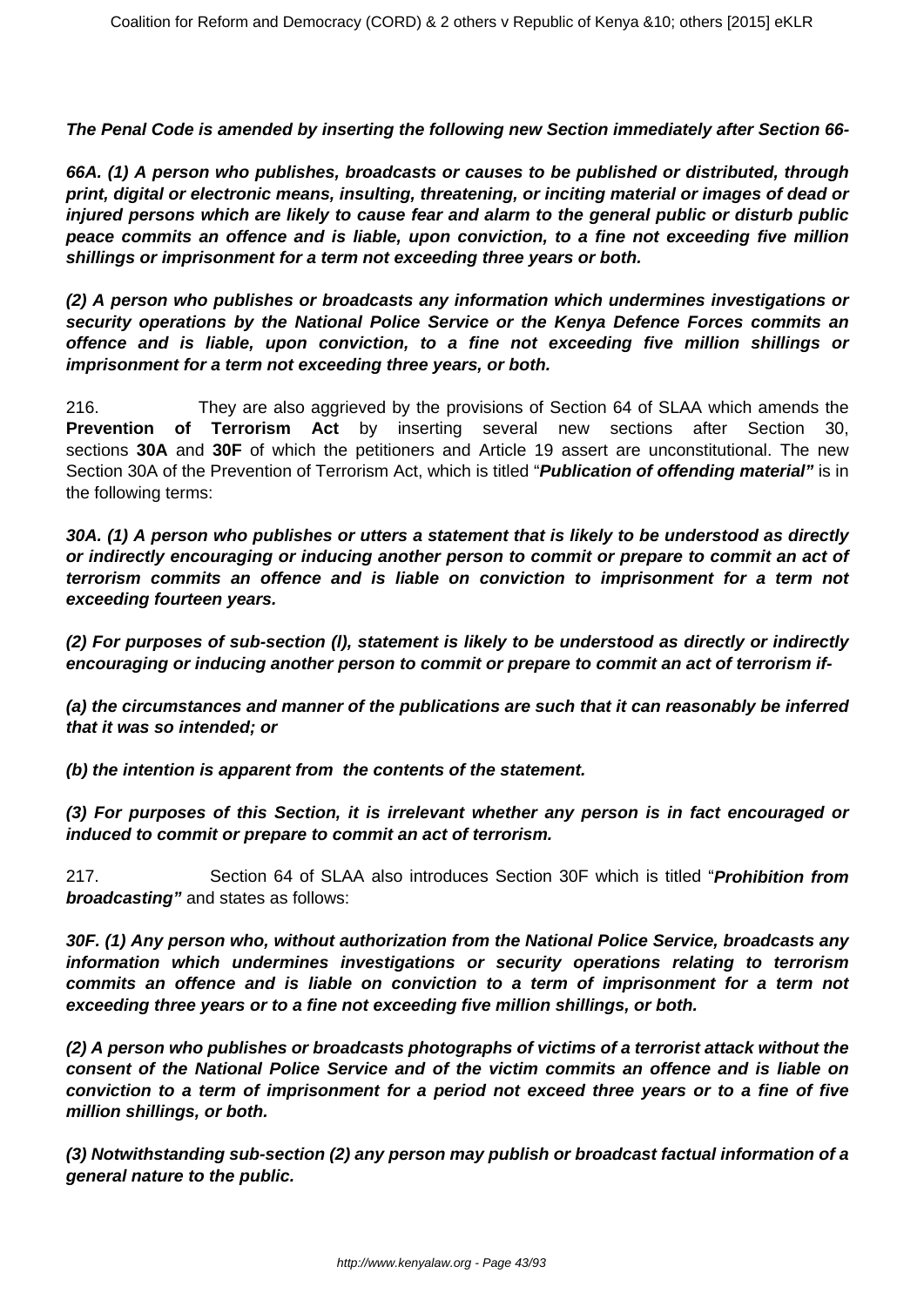**The Penal Code is amended by inserting the following new Section immediately after Section 66-**

**66A. (1) A person who publishes, broadcasts or causes to be published or distributed, through print, digital or electronic means, insulting, threatening, or inciting material or images of dead or injured persons which are likely to cause fear and alarm to the general public or disturb public peace commits an offence and is liable, upon conviction, to a fine not exceeding five million shillings or imprisonment for a term not exceeding three years or both.**

**(2) A person who publishes or broadcasts any information which undermines investigations or security operations by the National Police Service or the Kenya Defence Forces commits an offence and is liable, upon conviction, to a fine not exceeding five million shillings or imprisonment for a term not exceeding three years, or both.**

216. They are also aggrieved by the provisions of Section 64 of SLAA which amends the **Prevention of Terrorism Act** by inserting several new sections after Section 30, sections **30A** and **30F** of which the petitioners and Article 19 assert are unconstitutional. The new Section 30A of the Prevention of Terrorism Act, which is titled "***Publication of offending material"*** is in the following terms:

**30A. (1) A person who publishes or utters a statement that is likely to be understood as directly or indirectly encouraging or inducing another person to commit or prepare to commit an act of terrorism commits an offence and is liable on conviction to imprisonment for a term not exceeding fourteen years.**

**(2) For purposes of sub-section (l), statement is likely to be understood as directly or indirectly encouraging or inducing another person to commit or prepare to commit an act of terrorism if-**

**(a) the circumstances and manner of the publications are such that it can reasonably be inferred that it was so intended; or**

**(b) the intention is apparent from the contents of the statement.**

**(3) For purposes of this Section, it is irrelevant whether any person is in fact encouraged or induced to commit or prepare to commit an act of terrorism.**

217. Section 64 of SLAA also introduces Section 30F which is titled "***Prohibition from broadcasting"*** and states as follows:

**30F. (1) Any person who, without authorization from the National Police Service, broadcasts any information which undermines investigations or security operations relating to terrorism commits an offence and is liable on conviction to a term of imprisonment for a term not exceeding three years or to a fine not exceeding five million shillings, or both.**

**(2) A person who publishes or broadcasts photographs of victims of a terrorist attack without the consent of the National Police Service and of the victim commits an offence and is liable on conviction to a term of imprisonment for a period not exceed three years or to a fine of five million shillings, or both.**

**(3) Notwithstanding sub-section (2) any person may publish or broadcast factual information of a general nature to the public.**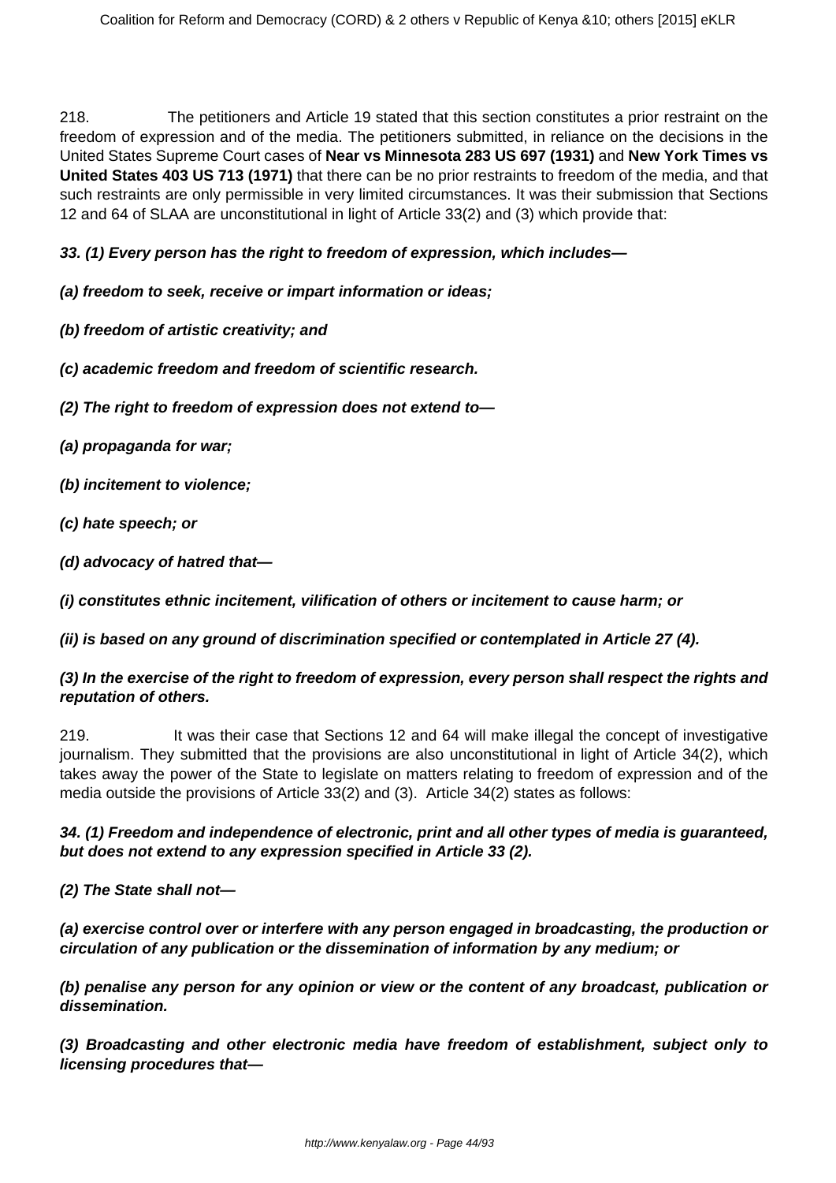218. The petitioners and Article 19 stated that this section constitutes a prior restraint on the freedom of expression and of the media. The petitioners submitted, in reliance on the decisions in the United States Supreme Court cases of **Near vs Minnesota 283 US 697 (1931)** and **New York Times vs United States 403 US 713 (1971)** that there can be no prior restraints to freedom of the media, and that such restraints are only permissible in very limited circumstances. It was their submission that Sections 12 and 64 of SLAA are unconstitutional in light of Article 33(2) and (3) which provide that:

***33. (1) Every person has the right to freedom of expression, which includes—***

***(a) freedom to seek, receive or impart information or ideas;***

***(b) freedom of artistic creativity; and***

***(c) academic freedom and freedom of scientific research.***

***(2) The right to freedom of expression does not extend to—***

***(a) propaganda for war;***

***(b) incitement to violence;***

***(c) hate speech; or***

***(d) advocacy of hatred that—***

***(i) constitutes ethnic incitement, vilification of others or incitement to cause harm; or***

***(ii) is based on any ground of discrimination specified or contemplated in Article 27 (4).***

***(3) In the exercise of the right to freedom of expression, every person shall respect the rights and reputation of others.***

219. It was their case that Sections 12 and 64 will make illegal the concept of investigative journalism. They submitted that the provisions are also unconstitutional in light of Article 34(2), which takes away the power of the State to legislate on matters relating to freedom of expression and of the media outside the provisions of Article 33(2) and (3). Article 34(2) states as follows:

***34. (1) Freedom and independence of electronic, print and all other types of media is guaranteed, but does not extend to any expression specified in Article 33 (2).***

***(2) The State shall not—***

***(a) exercise control over or interfere with any person engaged in broadcasting, the production or circulation of any publication or the dissemination of information by any medium; or***

***(b) penalise any person for any opinion or view or the content of any broadcast, publication or dissemination.***

***(3) Broadcasting and other electronic media have freedom of establishment, subject only to licensing procedures that—***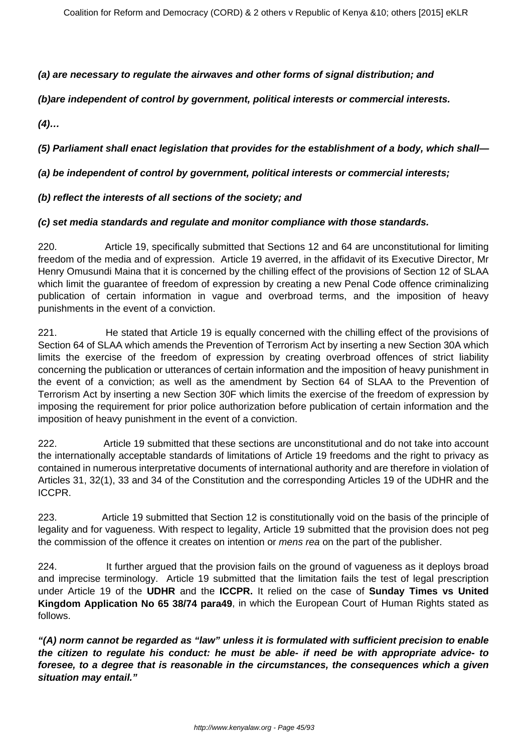**(a) are necessary to regulate the airwaves and other forms of signal distribution; and**

**(b)are independent of control by government, political interests or commercial interests.**

**(4)…**

**(5) Parliament shall enact legislation that provides for the establishment of a body, which shall—**

**(a) be independent of control by government, political interests or commercial interests;**

**(b) reflect the interests of all sections of the society; and**

**(c) set media standards and regulate and monitor compliance with those standards.**

220. Article 19, specifically submitted that Sections 12 and 64 are unconstitutional for limiting freedom of the media and of expression. Article 19 averred, in the affidavit of its Executive Director, Mr Henry Omusundi Maina that it is concerned by the chilling effect of the provisions of Section 12 of SLAA which limit the guarantee of freedom of expression by creating a new Penal Code offence criminalizing publication of certain information in vague and overbroad terms, and the imposition of heavy punishments in the event of a conviction.

221. He stated that Article 19 is equally concerned with the chilling effect of the provisions of Section 64 of SLAA which amends the Prevention of Terrorism Act by inserting a new Section 30A which limits the exercise of the freedom of expression by creating overbroad offences of strict liability concerning the publication or utterances of certain information and the imposition of heavy punishment in the event of a conviction; as well as the amendment by Section 64 of SLAA to the Prevention of Terrorism Act by inserting a new Section 30F which limits the exercise of the freedom of expression by imposing the requirement for prior police authorization before publication of certain information and the imposition of heavy punishment in the event of a conviction.

222. Article 19 submitted that these sections are unconstitutional and do not take into account the internationally acceptable standards of limitations of Article 19 freedoms and the right to privacy as contained in numerous interpretative documents of international authority and are therefore in violation of Articles 31, 32(1), 33 and 34 of the Constitution and the corresponding Articles 19 of the UDHR and the ICCPR.

223. Article 19 submitted that Section 12 is constitutionally void on the basis of the principle of legality and for vagueness. With respect to legality, Article 19 submitted that the provision does not peg the commission of the offence it creates on intention or *mens rea* on the part of the publisher.

224. It further argued that the provision fails on the ground of vagueness as it deploys broad and imprecise terminology. Article 19 submitted that the limitation fails the test of legal prescription under Article 19 of the **UDHR** and the **ICCPR.** It relied on the case of **Sunday Times vs United Kingdom Application No 65 38/74 para49**, in which the European Court of Human Rights stated as follows.

***"(A) norm cannot be regarded as "law" unless it is formulated with sufficient precision to enable the citizen to regulate his conduct: he must be able- if need be with appropriate advice- to foresee, to a degree that is reasonable in the circumstances, the consequences which a given situation may entail."***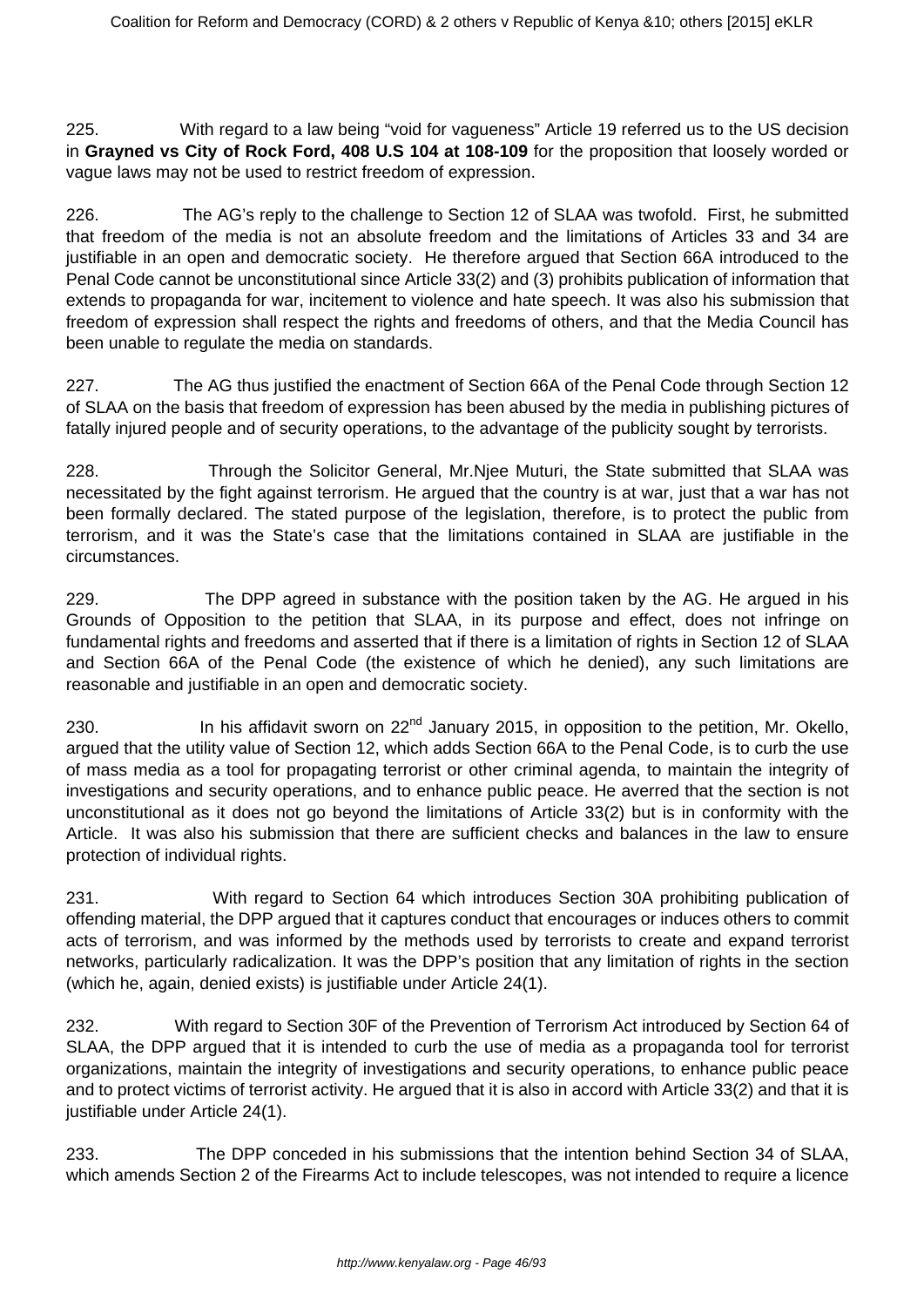225. With regard to a law being "void for vagueness" Article 19 referred us to the US decision in **Grayned vs City of Rock Ford, 408 U.S 104 at 108-109** for the proposition that loosely worded or vague laws may not be used to restrict freedom of expression.

226. The AG's reply to the challenge to Section 12 of SLAA was twofold. First, he submitted that freedom of the media is not an absolute freedom and the limitations of Articles 33 and 34 are justifiable in an open and democratic society. He therefore argued that Section 66A introduced to the Penal Code cannot be unconstitutional since Article 33(2) and (3) prohibits publication of information that extends to propaganda for war, incitement to violence and hate speech. It was also his submission that freedom of expression shall respect the rights and freedoms of others, and that the Media Council has been unable to regulate the media on standards.

227. The AG thus justified the enactment of Section 66A of the Penal Code through Section 12 of SLAA on the basis that freedom of expression has been abused by the media in publishing pictures of fatally injured people and of security operations, to the advantage of the publicity sought by terrorists.

228. Through the Solicitor General, Mr.Njee Muturi, the State submitted that SLAA was necessitated by the fight against terrorism. He argued that the country is at war, just that a war has not been formally declared. The stated purpose of the legislation, therefore, is to protect the public from terrorism, and it was the State's case that the limitations contained in SLAA are justifiable in the circumstances.

229. The DPP agreed in substance with the position taken by the AG. He argued in his Grounds of Opposition to the petition that SLAA, in its purpose and effect, does not infringe on fundamental rights and freedoms and asserted that if there is a limitation of rights in Section 12 of SLAA and Section 66A of the Penal Code (the existence of which he denied), any such limitations are reasonable and justifiable in an open and democratic society.

230. In his affidavit sworn on 22nd January 2015, in opposition to the petition, Mr. Okello, argued that the utility value of Section 12, which adds Section 66A to the Penal Code, is to curb the use of mass media as a tool for propagating terrorist or other criminal agenda, to maintain the integrity of investigations and security operations, and to enhance public peace. He averred that the section is not unconstitutional as it does not go beyond the limitations of Article 33(2) but is in conformity with the Article. It was also his submission that there are sufficient checks and balances in the law to ensure protection of individual rights.

231. With regard to Section 64 which introduces Section 30A prohibiting publication of offending material, the DPP argued that it captures conduct that encourages or induces others to commit acts of terrorism, and was informed by the methods used by terrorists to create and expand terrorist networks, particularly radicalization. It was the DPP's position that any limitation of rights in the section (which he, again, denied exists) is justifiable under Article 24(1).

232. With regard to Section 30F of the Prevention of Terrorism Act introduced by Section 64 of SLAA, the DPP argued that it is intended to curb the use of media as a propaganda tool for terrorist organizations, maintain the integrity of investigations and security operations, to enhance public peace and to protect victims of terrorist activity. He argued that it is also in accord with Article 33(2) and that it is justifiable under Article 24(1).

233. The DPP conceded in his submissions that the intention behind Section 34 of SLAA, which amends Section 2 of the Firearms Act to include telescopes, was not intended to require a licence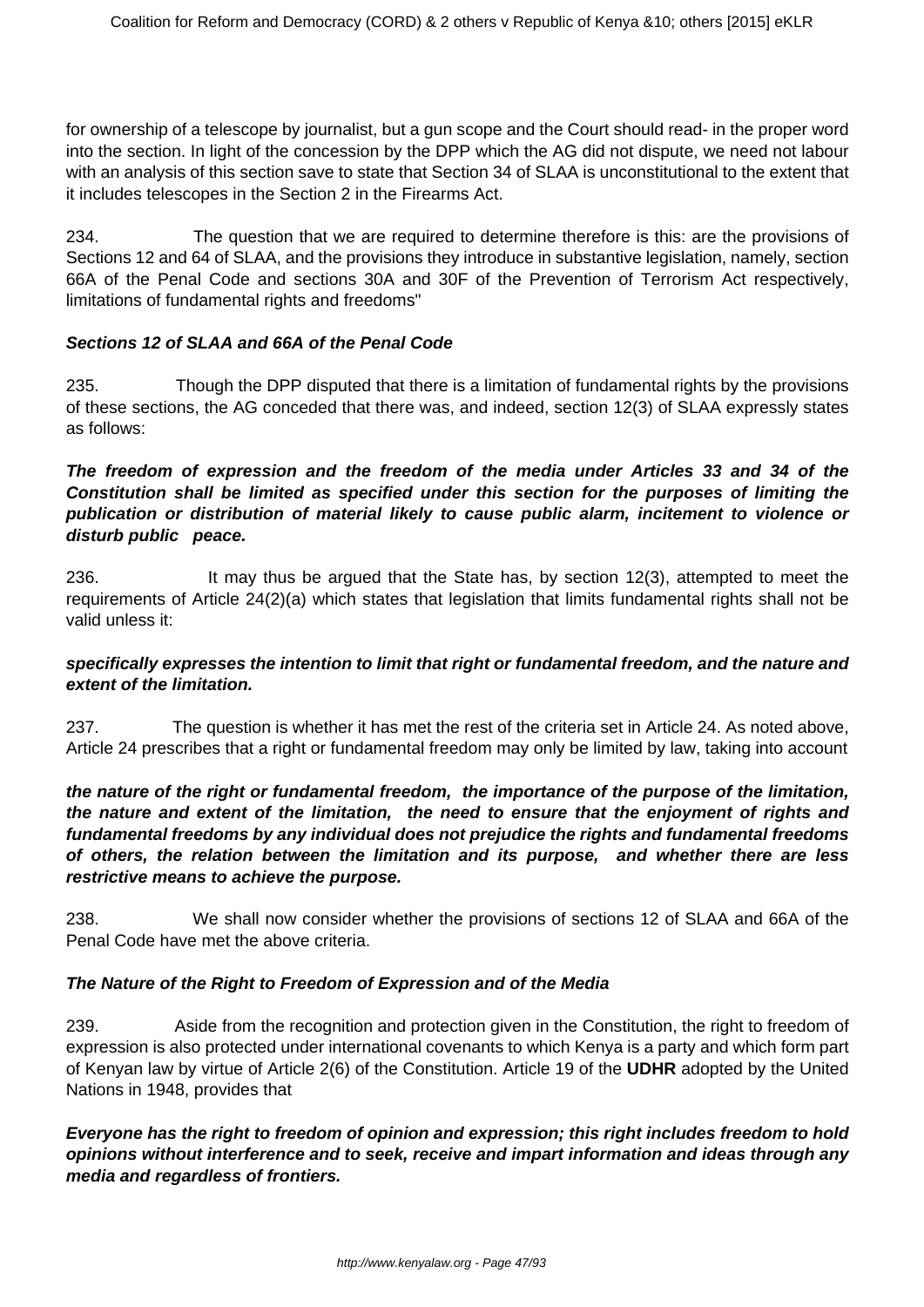for ownership of a telescope by journalist, but a gun scope and the Court should read- in the proper word into the section. In light of the concession by the DPP which the AG did not dispute, we need not labour with an analysis of this section save to state that Section 34 of SLAA is unconstitutional to the extent that it includes telescopes in the Section 2 in the Firearms Act.

234. The question that we are required to determine therefore is this: are the provisions of Sections 12 and 64 of SLAA, and the provisions they introduce in substantive legislation, namely, section 66A of the Penal Code and sections 30A and 30F of the Prevention of Terrorism Act respectively, limitations of fundamental rights and freedoms"

***Sections 12 of SLAA and 66A of the Penal Code***

235. Though the DPP disputed that there is a limitation of fundamental rights by the provisions of these sections, the AG conceded that there was, and indeed, section 12(3) of SLAA expressly states as follows:

***The freedom of expression and the freedom of the media under Articles 33 and 34 of the Constitution shall be limited as specified under this section for the purposes of limiting the publication or distribution of material likely to cause public alarm, incitement to violence or disturb public peace.***

236. It may thus be argued that the State has, by section 12(3), attempted to meet the requirements of Article 24(2)(a) which states that legislation that limits fundamental rights shall not be valid unless it:

***specifically expresses the intention to limit that right or fundamental freedom, and the nature and extent of the limitation.***

237. The question is whether it has met the rest of the criteria set in Article 24. As noted above, Article 24 prescribes that a right or fundamental freedom may only be limited by law, taking into account

***the nature of the right or fundamental freedom, the importance of the purpose of the limitation, the nature and extent of the limitation, the need to ensure that the enjoyment of rights and fundamental freedoms by any individual does not prejudice the rights and fundamental freedoms of others, the relation between the limitation and its purpose, and whether there are less restrictive means to achieve the purpose.***

238. We shall now consider whether the provisions of sections 12 of SLAA and 66A of the Penal Code have met the above criteria.

***The Nature of the Right to Freedom of Expression and of the Media***

239. Aside from the recognition and protection given in the Constitution, the right to freedom of expression is also protected under international covenants to which Kenya is a party and which form part of Kenyan law by virtue of Article 2(6) of the Constitution. Article 19 of the **UDHR** adopted by the United Nations in 1948, provides that

***Everyone has the right to freedom of opinion and expression; this right includes freedom to hold opinions without interference and to seek, receive and impart information and ideas through any media and regardless of frontiers.***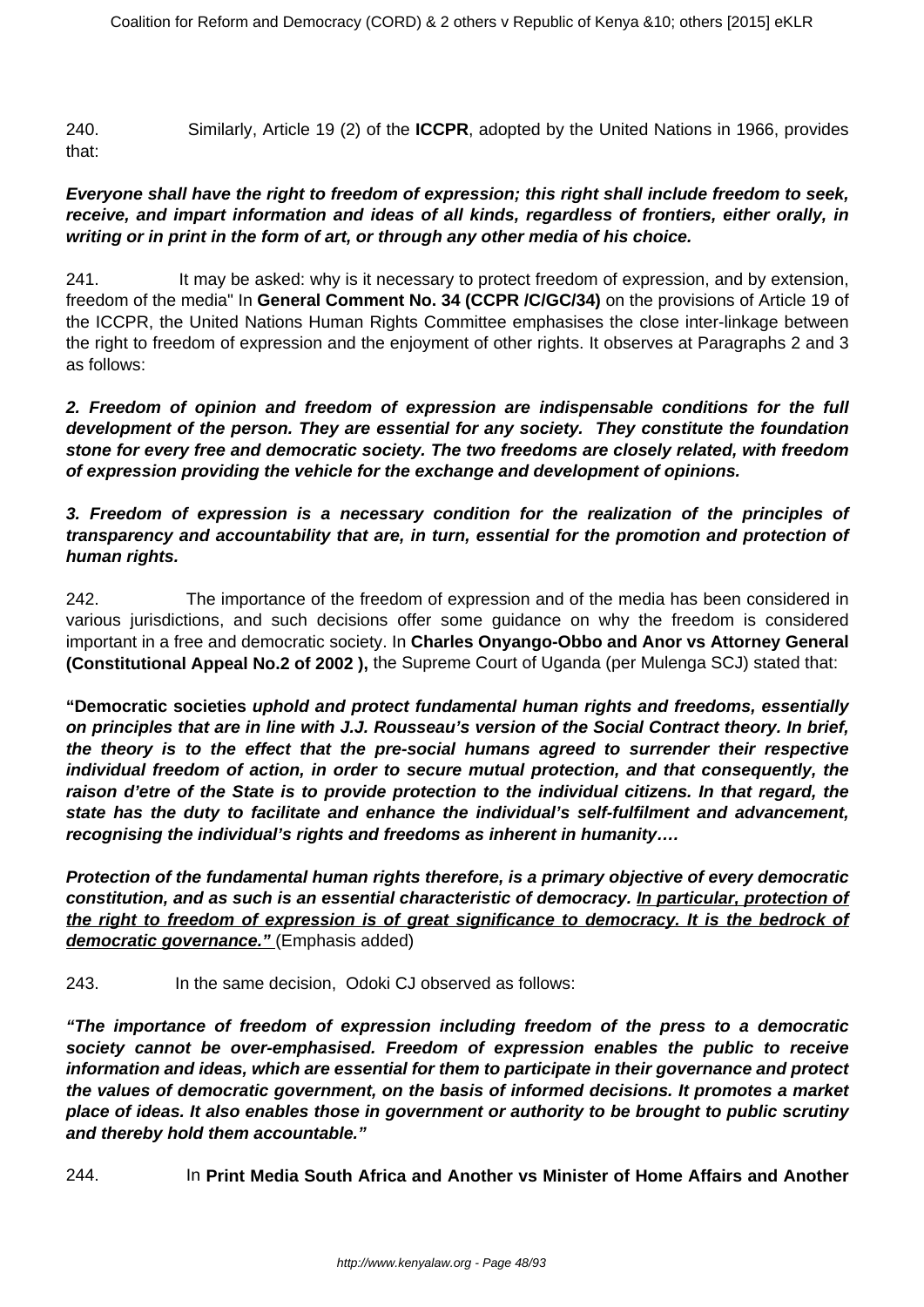240. Similarly, Article 19 (2) of the **ICCPR**, adopted by the United Nations in 1966, provides that:

***Everyone shall have the right to freedom of expression; this right shall include freedom to seek, receive, and impart information and ideas of all kinds, regardless of frontiers, either orally, in writing or in print in the form of art, or through any other media of his choice.***

241. It may be asked: why is it necessary to protect freedom of expression, and by extension, freedom of the media" In **General Comment No. 34 (CCPR /C/GC/34)** on the provisions of Article 19 of the ICCPR, the United Nations Human Rights Committee emphasises the close inter-linkage between the right to freedom of expression and the enjoyment of other rights. It observes at Paragraphs 2 and 3 as follows:

***2. Freedom of opinion and freedom of expression are indispensable conditions for the full development of the person. They are essential for any society. They constitute the foundation stone for every free and democratic society. The two freedoms are closely related, with freedom of expression providing the vehicle for the exchange and development of opinions.***

***3. Freedom of expression is a necessary condition for the realization of the principles of transparency and accountability that are, in turn, essential for the promotion and protection of human rights.***

242. The importance of the freedom of expression and of the media has been considered in various jurisdictions, and such decisions offer some guidance on why the freedom is considered important in a free and democratic society. In **Charles Onyango-Obbo and Anor vs Attorney General (Constitutional Appeal No.2 of 2002 ),** the Supreme Court of Uganda (per Mulenga SCJ) stated that:

**"Democratic societies *uphold and protect fundamental human rights and freedoms, essentially on principles that are in line with J.J. Rousseau's version of the Social Contract theory. In brief, the theory is to the effect that the pre-social humans agreed to surrender their respective individual freedom of action, in order to secure mutual protection, and that consequently, the raison d'etre of the State is to provide protection to the individual citizens. In that regard, the state has the duty to facilitate and enhance the individual's self-fulfilment and advancement, recognising the individual's rights and freedoms as inherent in humanity….***

***Protection of the fundamental human rights therefore, is a primary objective of every democratic constitution, and as such is an essential characteristic of democracy. <u>In particular, protection of the right to freedom of expression is of great significance to democracy. It is the bedrock of democratic governance."</u>*** (Emphasis added)

243. In the same decision, Odoki CJ observed as follows:

***"The importance of freedom of expression including freedom of the press to a democratic society cannot be over-emphasised. Freedom of expression enables the public to receive information and ideas, which are essential for them to participate in their governance and protect the values of democratic government, on the basis of informed decisions. It promotes a market place of ideas. It also enables those in government or authority to be brought to public scrutiny and thereby hold them accountable."***

244. In **Print Media South Africa and Another vs Minister of Home Affairs and Another**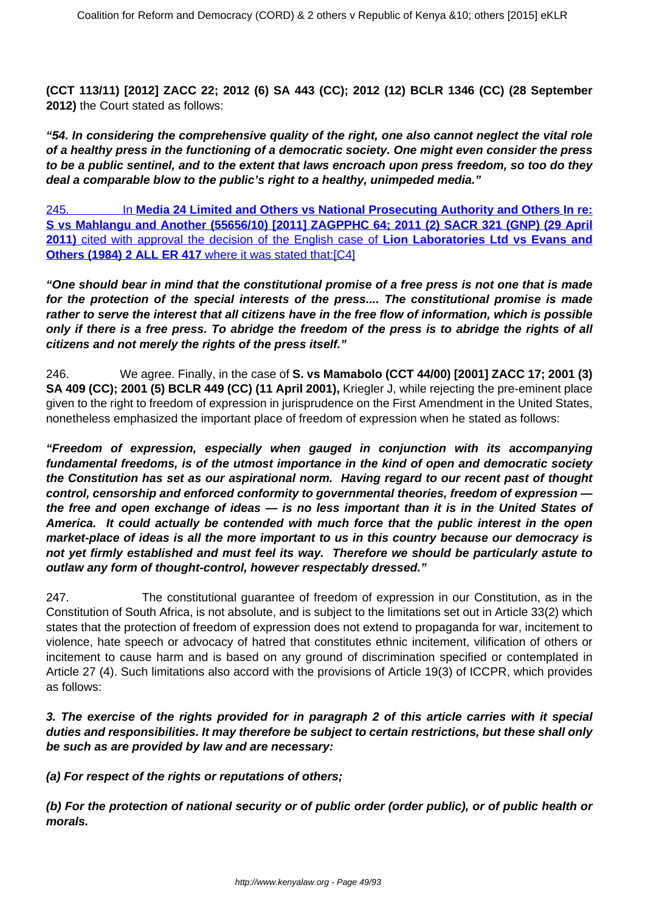**(CCT 113/11) [2012] ZACC 22; 2012 (6) SA 443 (CC); 2012 (12) BCLR 1346 (CC) (28 September 2012)** the Court stated as follows:

***"54. In considering the comprehensive quality of the right, one also cannot neglect the vital role of a healthy press in the functioning of a democratic society. One might even consider the press to be a public sentinel, and to the extent that laws encroach upon press freedom, so too do they deal a comparable blow to the public's right to a healthy, unimpeded media."***

245. In **Media 24 Limited and Others vs National Prosecuting Authority and Others In re: S vs Mahlangu and Another (55656/10) [2011] ZAGPPHC 64; 2011 (2) SACR 321 (GNP) (29 April 2011)** cited with approval the decision of the English case of **Lion Laboratories Ltd vs Evans and Others (1984) 2 ALL ER 417** where it was stated that:[C4]

***"One should bear in mind that the constitutional promise of a free press is not one that is made for the protection of the special interests of the press.... The constitutional promise is made rather to serve the interest that all citizens have in the free flow of information, which is possible only if there is a free press. To abridge the freedom of the press is to abridge the rights of all citizens and not merely the rights of the press itself."***

246. We agree. Finally, in the case of **S. vs Mamabolo (CCT 44/00) [2001] ZACC 17; 2001 (3) SA 409 (CC); 2001 (5) BCLR 449 (CC) (11 April 2001),** Kriegler J, while rejecting the pre-eminent place given to the right to freedom of expression in jurisprudence on the First Amendment in the United States, nonetheless emphasized the important place of freedom of expression when he stated as follows:

***"Freedom of expression, especially when gauged in conjunction with its accompanying fundamental freedoms, is of the utmost importance in the kind of open and democratic society the Constitution has set as our aspirational norm. Having regard to our recent past of thought control, censorship and enforced conformity to governmental theories, freedom of expression — the free and open exchange of ideas — is no less important than it is in the United States of America. It could actually be contended with much force that the public interest in the open market-place of ideas is all the more important to us in this country because our democracy is not yet firmly established and must feel its way. Therefore we should be particularly astute to outlaw any form of thought-control, however respectably dressed."***

247. The constitutional guarantee of freedom of expression in our Constitution, as in the Constitution of South Africa, is not absolute, and is subject to the limitations set out in Article 33(2) which states that the protection of freedom of expression does not extend to propaganda for war, incitement to violence, hate speech or advocacy of hatred that constitutes ethnic incitement, vilification of others or incitement to cause harm and is based on any ground of discrimination specified or contemplated in Article 27 (4). Such limitations also accord with the provisions of Article 19(3) of ICCPR, which provides as follows:

***3. The exercise of the rights provided for in paragraph 2 of this article carries with it special duties and responsibilities. It may therefore be subject to certain restrictions, but these shall only be such as are provided by law and are necessary:***

***(a) For respect of the rights or reputations of others;***

***(b) For the protection of national security or of public order (order public), or of public health or morals.***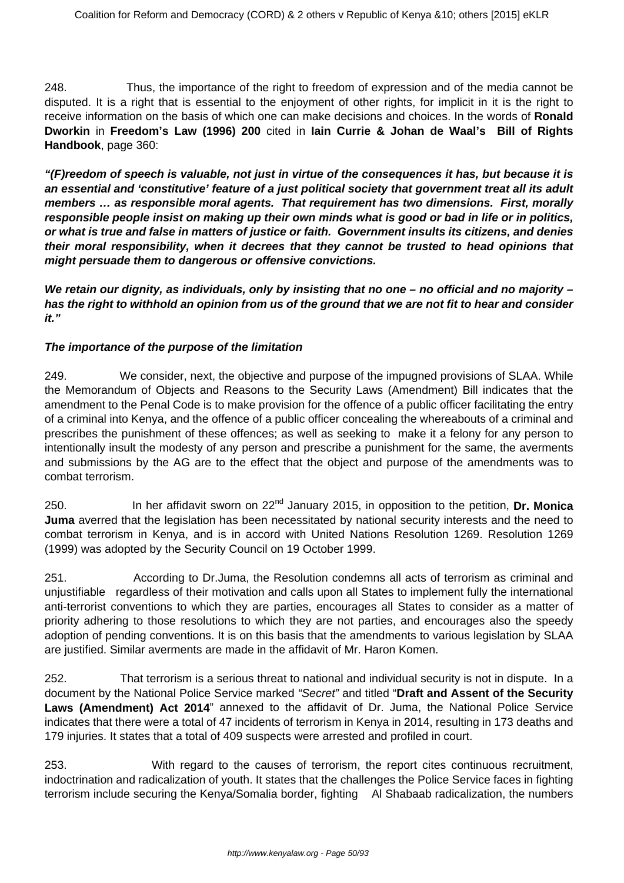248. Thus, the importance of the right to freedom of expression and of the media cannot be disputed. It is a right that is essential to the enjoyment of other rights, for implicit in it is the right to receive information on the basis of which one can make decisions and choices. In the words of **Ronald Dworkin** in **Freedom's Law (1996) 200** cited in **Iain Currie & Johan de Waal's Bill of Rights Handbook**, page 360:

***"(F)reedom of speech is valuable, not just in virtue of the consequences it has, but because it is an essential and 'constitutive' feature of a just political society that government treat all its adult members … as responsible moral agents. That requirement has two dimensions. First, morally responsible people insist on making up their own minds what is good or bad in life or in politics, or what is true and false in matters of justice or faith. Government insults its citizens, and denies their moral responsibility, when it decrees that they cannot be trusted to head opinions that might persuade them to dangerous or offensive convictions.***

***We retain our dignity, as individuals, only by insisting that no one – no official and no majority – has the right to withhold an opinion from us of the ground that we are not fit to hear and consider it."***

***The importance of the purpose of the limitation***

249. We consider, next, the objective and purpose of the impugned provisions of SLAA. While the Memorandum of Objects and Reasons to the Security Laws (Amendment) Bill indicates that the amendment to the Penal Code is to make provision for the offence of a public officer facilitating the entry of a criminal into Kenya, and the offence of a public officer concealing the whereabouts of a criminal and prescribes the punishment of these offences; as well as seeking to make it a felony for any person to intentionally insult the modesty of any person and prescribe a punishment for the same, the averments and submissions by the AG are to the effect that the object and purpose of the amendments was to combat terrorism.

250. In her affidavit sworn on 22nd January 2015, in opposition to the petition, **Dr. Monica Juma** averred that the legislation has been necessitated by national security interests and the need to combat terrorism in Kenya, and is in accord with United Nations Resolution 1269. Resolution 1269 (1999) was adopted by the Security Council on 19 October 1999.

251. According to Dr.Juma, the Resolution condemns all acts of terrorism as criminal and unjustifiable regardless of their motivation and calls upon all States to implement fully the international anti-terrorist conventions to which they are parties, encourages all States to consider as a matter of priority adhering to those resolutions to which they are not parties, and encourages also the speedy adoption of pending conventions. It is on this basis that the amendments to various legislation by SLAA are justified. Similar averments are made in the affidavit of Mr. Haron Komen.

252. That terrorism is a serious threat to national and individual security is not in dispute. In a document by the National Police Service marked *"Secret"* and titled "**Draft and Assent of the Security Laws (Amendment) Act 2014**" annexed to the affidavit of Dr. Juma, the National Police Service indicates that there were a total of 47 incidents of terrorism in Kenya in 2014, resulting in 173 deaths and 179 injuries. It states that a total of 409 suspects were arrested and profiled in court.

253. With regard to the causes of terrorism, the report cites continuous recruitment, indoctrination and radicalization of youth. It states that the challenges the Police Service faces in fighting terrorism include securing the Kenya/Somalia border, fighting Al Shabaab radicalization, the numbers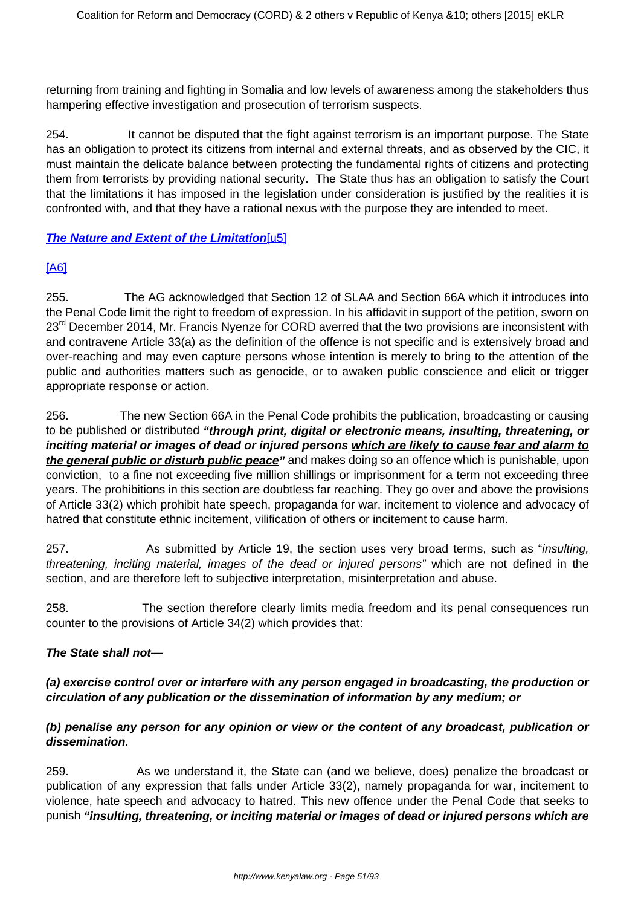returning from training and fighting in Somalia and low levels of awareness among the stakeholders thus hampering effective investigation and prosecution of terrorism suspects.

254. It cannot be disputed that the fight against terrorism is an important purpose. The State has an obligation to protect its citizens from internal and external threats, and as observed by the CIC, it must maintain the delicate balance between protecting the fundamental rights of citizens and protecting them from terrorists by providing national security. The State thus has an obligation to satisfy the Court that the limitations it has imposed in the legislation under consideration is justified by the realities it is confronted with, and that they have a rational nexus with the purpose they are intended to meet.

**The Nature and Extent of the Limitation**[u5]

[A6]

255. The AG acknowledged that Section 12 of SLAA and Section 66A which it introduces into the Penal Code limit the right to freedom of expression. In his affidavit in support of the petition, sworn on 23rd December 2014, Mr. Francis Nyenze for CORD averred that the two provisions are inconsistent with and contravene Article 33(a) as the definition of the offence is not specific and is extensively broad and over-reaching and may even capture persons whose intention is merely to bring to the attention of the public and authorities matters such as genocide, or to awaken public conscience and elicit or trigger appropriate response or action.

256. The new Section 66A in the Penal Code prohibits the publication, broadcasting or causing to be published or distributed ***"through print, digital or electronic means, insulting, threatening, or inciting material or images of dead or injured persons <u>which are likely to cause fear and alarm to the general public or disturb public peace</u>"*** and makes doing so an offence which is punishable, upon conviction, to a fine not exceeding five million shillings or imprisonment for a term not exceeding three years. The prohibitions in this section are doubtless far reaching. They go over and above the provisions of Article 33(2) which prohibit hate speech, propaganda for war, incitement to violence and advocacy of hatred that constitute ethnic incitement, vilification of others or incitement to cause harm.

257. As submitted by Article 19, the section uses very broad terms, such as "*insulting, threatening, inciting material, images of the dead or injured persons*" which are not defined in the section, and are therefore left to subjective interpretation, misinterpretation and abuse.

258. The section therefore clearly limits media freedom and its penal consequences run counter to the provisions of Article 34(2) which provides that:

***The State shall not—***

***(a) exercise control over or interfere with any person engaged in broadcasting, the production or circulation of any publication or the dissemination of information by any medium; or***

***(b) penalise any person for any opinion or view or the content of any broadcast, publication or dissemination.***

259. As we understand it, the State can (and we believe, does) penalize the broadcast or publication of any expression that falls under Article 33(2), namely propaganda for war, incitement to violence, hate speech and advocacy to hatred. This new offence under the Penal Code that seeks to punish ***"insulting, threatening, or inciting material or images of dead or injured persons which are***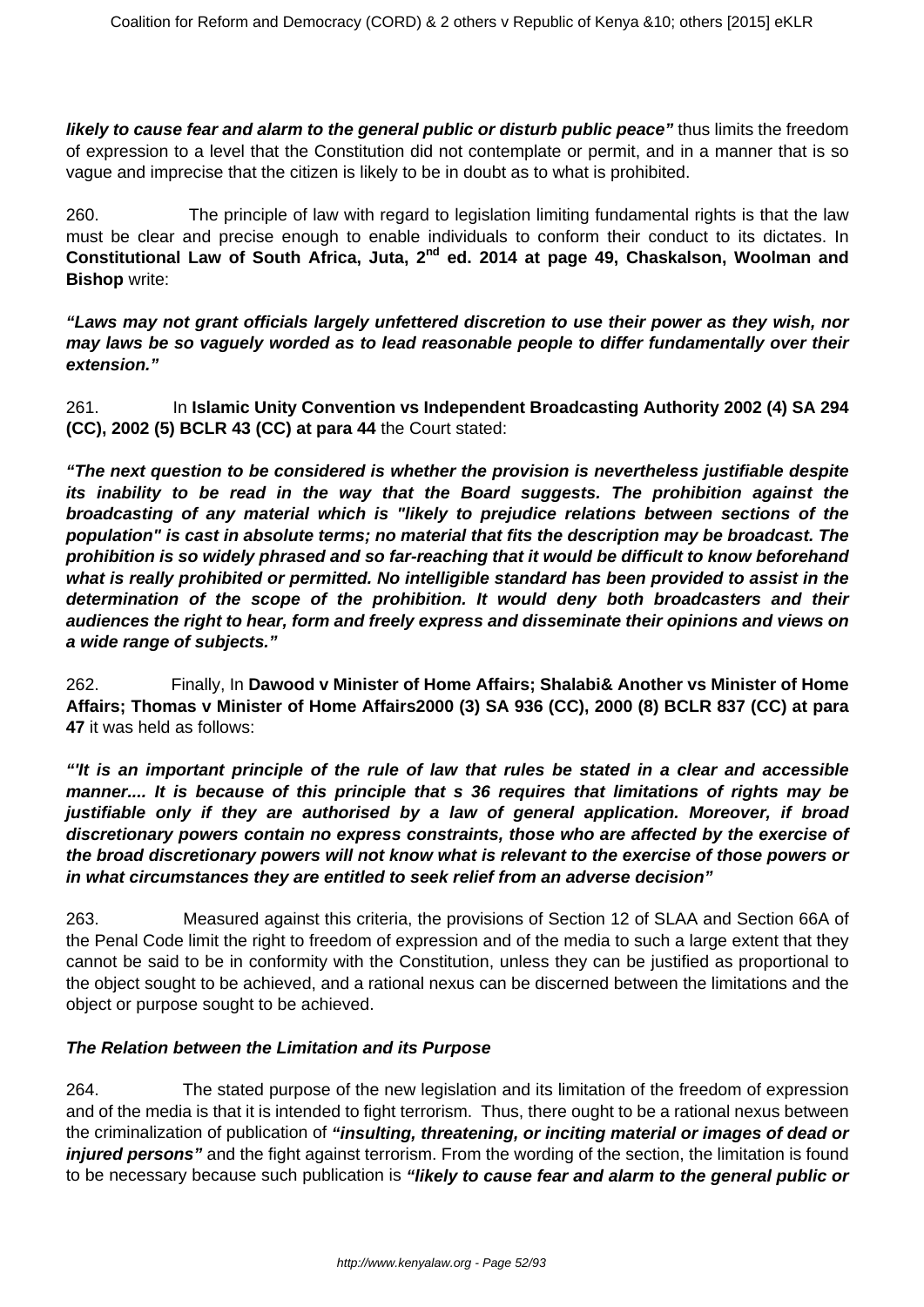***likely to cause fear and alarm to the general public or disturb public peace"*** thus limits the freedom of expression to a level that the Constitution did not contemplate or permit, and in a manner that is so vague and imprecise that the citizen is likely to be in doubt as to what is prohibited.

260. The principle of law with regard to legislation limiting fundamental rights is that the law must be clear and precise enough to enable individuals to conform their conduct to its dictates. In **Constitutional Law of South Africa, Juta, 2nd ed. 2014 at page 49, Chaskalson, Woolman and Bishop** write:

***"Laws may not grant officials largely unfettered discretion to use their power as they wish, nor may laws be so vaguely worded as to lead reasonable people to differ fundamentally over their extension."***

261. In **Islamic Unity Convention vs Independent Broadcasting Authority 2002 (4) SA 294 (CC), 2002 (5) BCLR 43 (CC) at para 44** the Court stated:

***"The next question to be considered is whether the provision is nevertheless justifiable despite its inability to be read in the way that the Board suggests. The prohibition against the broadcasting of any material which is "likely to prejudice relations between sections of the population" is cast in absolute terms; no material that fits the description may be broadcast. The prohibition is so widely phrased and so far-reaching that it would be difficult to know beforehand what is really prohibited or permitted. No intelligible standard has been provided to assist in the determination of the scope of the prohibition. It would deny both broadcasters and their audiences the right to hear, form and freely express and disseminate their opinions and views on a wide range of subjects."***

262. Finally, In **Dawood v Minister of Home Affairs; Shalabi& Another vs Minister of Home Affairs; Thomas v Minister of Home Affairs2000 (3) SA 936 (CC), 2000 (8) BCLR 837 (CC) at para 47** it was held as follows:

***"'It is an important principle of the rule of law that rules be stated in a clear and accessible manner.... It is because of this principle that s 36 requires that limitations of rights may be justifiable only if they are authorised by a law of general application. Moreover, if broad discretionary powers contain no express constraints, those who are affected by the exercise of the broad discretionary powers will not know what is relevant to the exercise of those powers or in what circumstances they are entitled to seek relief from an adverse decision"***

263. Measured against this criteria, the provisions of Section 12 of SLAA and Section 66A of the Penal Code limit the right to freedom of expression and of the media to such a large extent that they cannot be said to be in conformity with the Constitution, unless they can be justified as proportional to the object sought to be achieved, and a rational nexus can be discerned between the limitations and the object or purpose sought to be achieved.

***The Relation between the Limitation and its Purpose***

264. The stated purpose of the new legislation and its limitation of the freedom of expression and of the media is that it is intended to fight terrorism. Thus, there ought to be a rational nexus between the criminalization of publication of ***"insulting, threatening, or inciting material or images of dead or injured persons"*** and the fight against terrorism. From the wording of the section, the limitation is found to be necessary because such publication is ***"likely to cause fear and alarm to the general public or***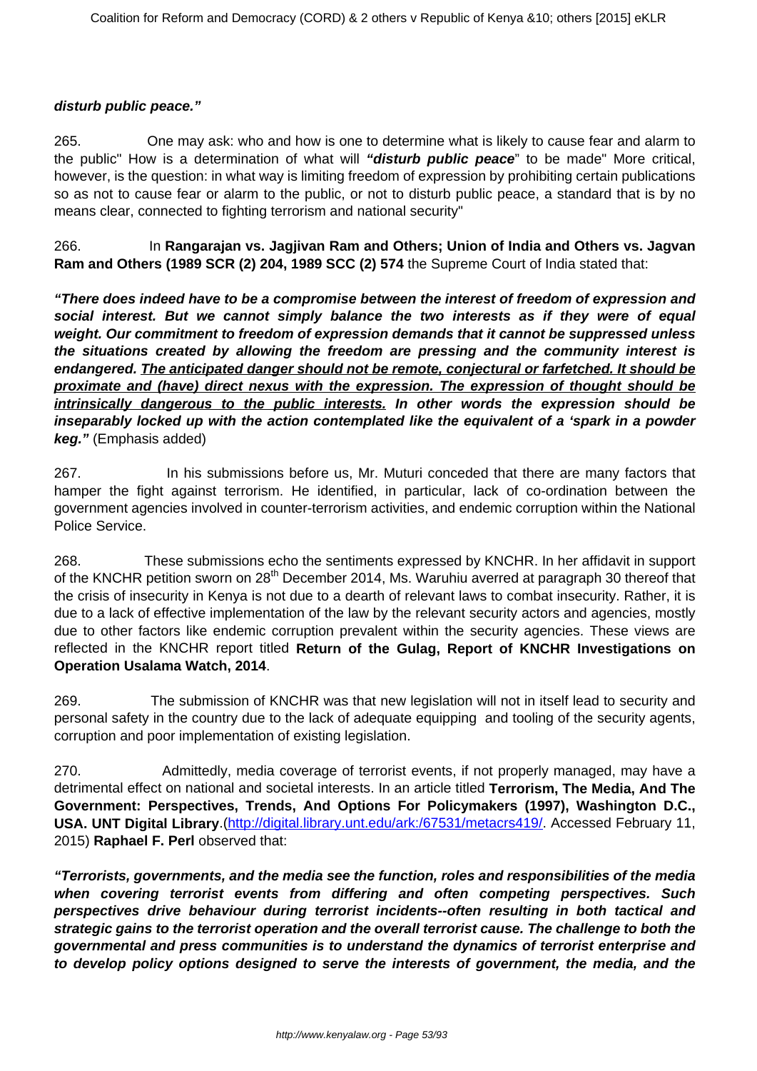***disturb public peace."***

265. One may ask: who and how is one to determine what is likely to cause fear and alarm to the public" How is a determination of what will ***"disturb public peace***" to be made" More critical, however, is the question: in what way is limiting freedom of expression by prohibiting certain publications so as not to cause fear or alarm to the public, or not to disturb public peace, a standard that is by no means clear, connected to fighting terrorism and national security"

266. In **Rangarajan vs. Jagjivan Ram and Others; Union of India and Others vs. Jagvan Ram and Others (1989 SCR (2) 204, 1989 SCC (2) 574** the Supreme Court of India stated that:

***"There does indeed have to be a compromise between the interest of freedom of expression and social interest. But we cannot simply balance the two interests as if they were of equal weight. Our commitment to freedom of expression demands that it cannot be suppressed unless the situations created by allowing the freedom are pressing and the community interest is endangered. <u>The anticipated danger should not be remote, conjectural or farfetched. It should be proximate and (have) direct nexus with the expression. The expression of thought should be intrinsically dangerous to the public interests.</u> In other words the expression should be inseparably locked up with the action contemplated like the equivalent of a 'spark in a powder keg."*** (Emphasis added)

267. In his submissions before us, Mr. Muturi conceded that there are many factors that hamper the fight against terrorism. He identified, in particular, lack of co-ordination between the government agencies involved in counter-terrorism activities, and endemic corruption within the National Police Service.

268. These submissions echo the sentiments expressed by KNCHR. In her affidavit in support of the KNCHR petition sworn on 28th December 2014, Ms. Waruhiu averred at paragraph 30 thereof that the crisis of insecurity in Kenya is not due to a dearth of relevant laws to combat insecurity. Rather, it is due to a lack of effective implementation of the law by the relevant security actors and agencies, mostly due to other factors like endemic corruption prevalent within the security agencies. These views are reflected in the KNCHR report titled **Return of the Gulag, Report of KNCHR Investigations on Operation Usalama Watch, 2014**.

269. The submission of KNCHR was that new legislation will not in itself lead to security and personal safety in the country due to the lack of adequate equipping and tooling of the security agents, corruption and poor implementation of existing legislation.

270. Admittedly, media coverage of terrorist events, if not properly managed, may have a detrimental effect on national and societal interests. In an article titled **Terrorism, The Media, And The Government: Perspectives, Trends, And Options For Policymakers (1997), Washington D.C., USA. UNT Digital Library**.(http://digital.library.unt.edu/ark:/67531/metacrs419/. Accessed February 11, 2015) **Raphael F. Perl** observed that:

***"Terrorists, governments, and the media see the function, roles and responsibilities of the media when covering terrorist events from differing and often competing perspectives. Such perspectives drive behaviour during terrorist incidents--often resulting in both tactical and strategic gains to the terrorist operation and the overall terrorist cause. The challenge to both the governmental and press communities is to understand the dynamics of terrorist enterprise and to develop policy options designed to serve the interests of government, the media, and the***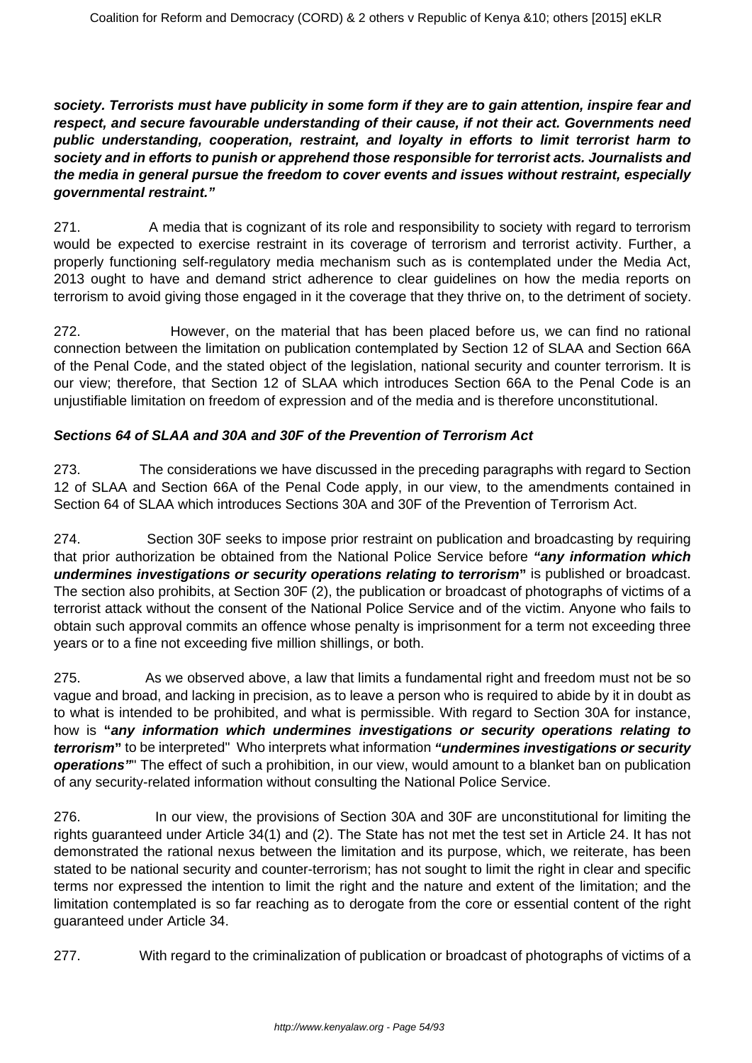**society. Terrorists must have publicity in some form if they are to gain attention, inspire fear and respect, and secure favourable understanding of their cause, if not their act. Governments need public understanding, cooperation, restraint, and loyalty in efforts to limit terrorist harm to society and in efforts to punish or apprehend those responsible for terrorist acts. Journalists and the media in general pursue the freedom to cover events and issues without restraint, especially governmental restraint."**

271. A media that is cognizant of its role and responsibility to society with regard to terrorism would be expected to exercise restraint in its coverage of terrorism and terrorist activity. Further, a properly functioning self-regulatory media mechanism such as is contemplated under the Media Act, 2013 ought to have and demand strict adherence to clear guidelines on how the media reports on terrorism to avoid giving those engaged in it the coverage that they thrive on, to the detriment of society.

272. However, on the material that has been placed before us, we can find no rational connection between the limitation on publication contemplated by Section 12 of SLAA and Section 66A of the Penal Code, and the stated object of the legislation, national security and counter terrorism. It is our view; therefore, that Section 12 of SLAA which introduces Section 66A to the Penal Code is an unjustifiable limitation on freedom of expression and of the media and is therefore unconstitutional.

**Sections 64 of SLAA and 30A and 30F of the Prevention of Terrorism Act**

273. The considerations we have discussed in the preceding paragraphs with regard to Section 12 of SLAA and Section 66A of the Penal Code apply, in our view, to the amendments contained in Section 64 of SLAA which introduces Sections 30A and 30F of the Prevention of Terrorism Act.

274. Section 30F seeks to impose prior restraint on publication and broadcasting by requiring that prior authorization be obtained from the National Police Service before ***"any information which undermines investigations or security operations relating to terrorism"*** is published or broadcast. The section also prohibits, at Section 30F (2), the publication or broadcast of photographs of victims of a terrorist attack without the consent of the National Police Service and of the victim. Anyone who fails to obtain such approval commits an offence whose penalty is imprisonment for a term not exceeding three years or to a fine not exceeding five million shillings, or both.

275. As we observed above, a law that limits a fundamental right and freedom must not be so vague and broad, and lacking in precision, as to leave a person who is required to abide by it in doubt as to what is intended to be prohibited, and what is permissible. With regard to Section 30A for instance, how is ***"any information which undermines investigations or security operations relating to terrorism"*** to be interpreted" Who interprets what information ***"undermines investigations or security operations"***" The effect of such a prohibition, in our view, would amount to a blanket ban on publication of any security-related information without consulting the National Police Service.

276. In our view, the provisions of Section 30A and 30F are unconstitutional for limiting the rights guaranteed under Article 34(1) and (2). The State has not met the test set in Article 24. It has not demonstrated the rational nexus between the limitation and its purpose, which, we reiterate, has been stated to be national security and counter-terrorism; has not sought to limit the right in clear and specific terms nor expressed the intention to limit the right and the nature and extent of the limitation; and the limitation contemplated is so far reaching as to derogate from the core or essential content of the right guaranteed under Article 34.

277. With regard to the criminalization of publication or broadcast of photographs of victims of a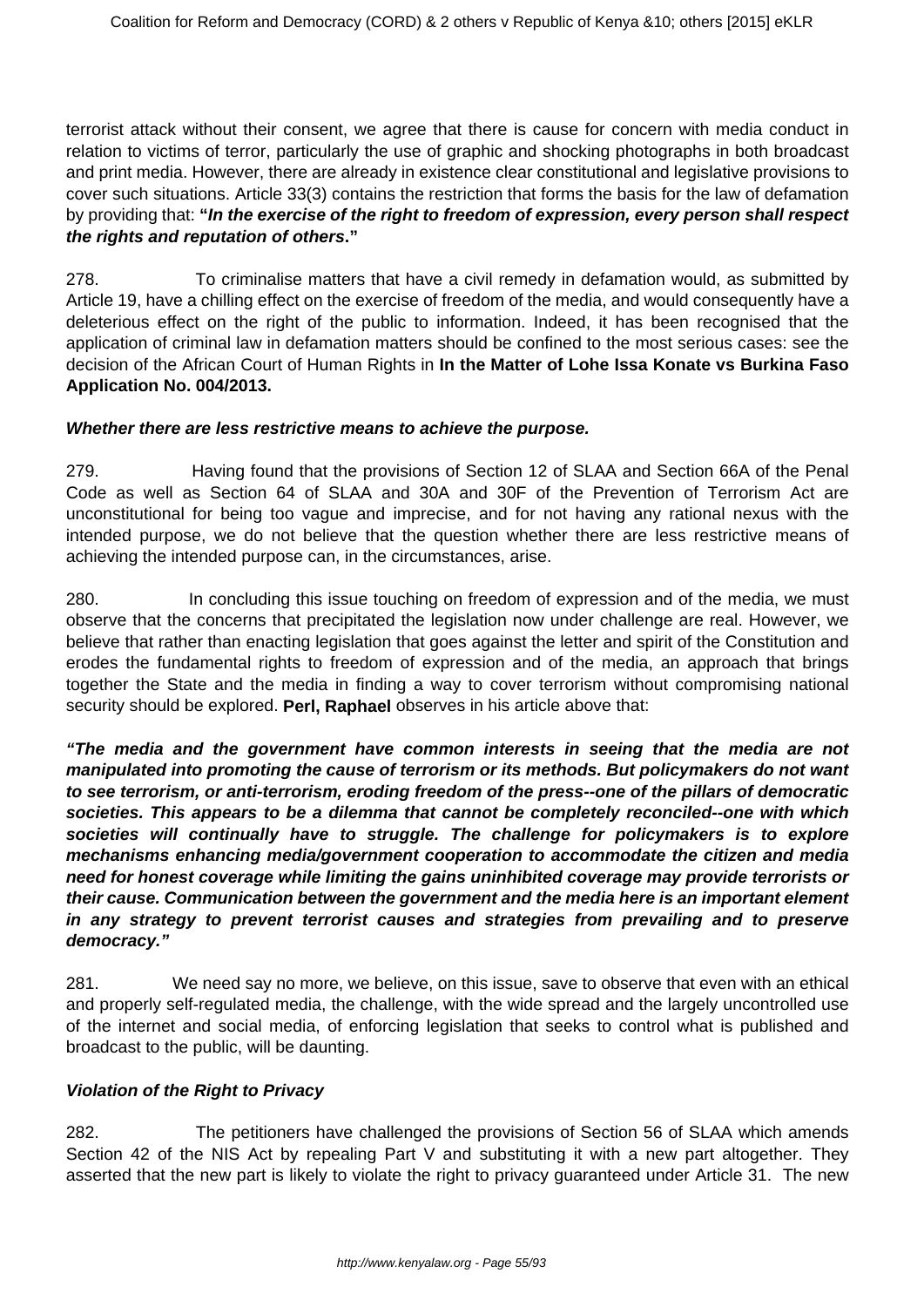terrorist attack without their consent, we agree that there is cause for concern with media conduct in relation to victims of terror, particularly the use of graphic and shocking photographs in both broadcast and print media. However, there are already in existence clear constitutional and legislative provisions to cover such situations. Article 33(3) contains the restriction that forms the basis for the law of defamation by providing that: **"*In the exercise of the right to freedom of expression, every person shall respect the rights and reputation of others*."**

278. To criminalise matters that have a civil remedy in defamation would, as submitted by Article 19, have a chilling effect on the exercise of freedom of the media, and would consequently have a deleterious effect on the right of the public to information. Indeed, it has been recognised that the application of criminal law in defamation matters should be confined to the most serious cases: see the decision of the African Court of Human Rights in **In the Matter of Lohe Issa Konate vs Burkina Faso Application No. 004/2013.**

***Whether there are less restrictive means to achieve the purpose.***

279. Having found that the provisions of Section 12 of SLAA and Section 66A of the Penal Code as well as Section 64 of SLAA and 30A and 30F of the Prevention of Terrorism Act are unconstitutional for being too vague and imprecise, and for not having any rational nexus with the intended purpose, we do not believe that the question whether there are less restrictive means of achieving the intended purpose can, in the circumstances, arise.

280. In concluding this issue touching on freedom of expression and of the media, we must observe that the concerns that precipitated the legislation now under challenge are real. However, we believe that rather than enacting legislation that goes against the letter and spirit of the Constitution and erodes the fundamental rights to freedom of expression and of the media, an approach that brings together the State and the media in finding a way to cover terrorism without compromising national security should be explored. **Perl, Raphael** observes in his article above that:

***"The media and the government have common interests in seeing that the media are not manipulated into promoting the cause of terrorism or its methods. But policymakers do not want to see terrorism, or anti-terrorism, eroding freedom of the press--one of the pillars of democratic societies. This appears to be a dilemma that cannot be completely reconciled--one with which societies will continually have to struggle. The challenge for policymakers is to explore mechanisms enhancing media/government cooperation to accommodate the citizen and media need for honest coverage while limiting the gains uninhibited coverage may provide terrorists or their cause. Communication between the government and the media here is an important element in any strategy to prevent terrorist causes and strategies from prevailing and to preserve democracy."***

281. We need say no more, we believe, on this issue, save to observe that even with an ethical and properly self-regulated media, the challenge, with the wide spread and the largely uncontrolled use of the internet and social media, of enforcing legislation that seeks to control what is published and broadcast to the public, will be daunting.

***Violation of the Right to Privacy***

282. The petitioners have challenged the provisions of Section 56 of SLAA which amends Section 42 of the NIS Act by repealing Part V and substituting it with a new part altogether. They asserted that the new part is likely to violate the right to privacy guaranteed under Article 31. The new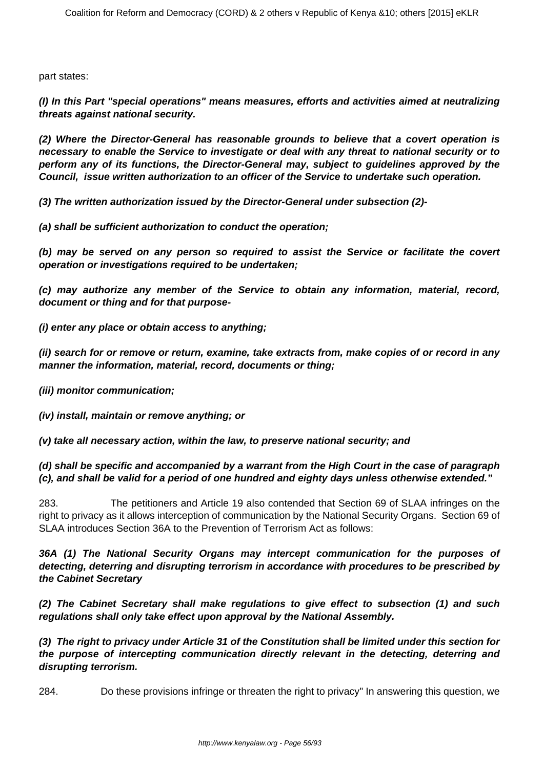part states:

**(I) In this Part "special operations" means measures, efforts and activities aimed at neutralizing threats against national security.**

**(2) Where the Director-General has reasonable grounds to believe that a covert operation is necessary to enable the Service to investigate or deal with any threat to national security or to perform any of its functions, the Director-General may, subject to guidelines approved by the Council, issue written authorization to an officer of the Service to undertake such operation.**

**(3) The written authorization issued by the Director-General under subsection (2)-**

**(a) shall be sufficient authorization to conduct the operation;**

**(b) may be served on any person so required to assist the Service or facilitate the covert operation or investigations required to be undertaken;**

**(c) may authorize any member of the Service to obtain any information, material, record, document or thing and for that purpose-**

**(i) enter any place or obtain access to anything;**

**(ii) search for or remove or return, examine, take extracts from, make copies of or record in any manner the information, material, record, documents or thing;**

**(iii) monitor communication;**

**(iv) install, maintain or remove anything; or**

**(v) take all necessary action, within the law, to preserve national security; and**

**(d) shall be specific and accompanied by a warrant from the High Court in the case of paragraph (c), and shall be valid for a period of one hundred and eighty days unless otherwise extended."**

283. The petitioners and Article 19 also contended that Section 69 of SLAA infringes on the right to privacy as it allows interception of communication by the National Security Organs. Section 69 of SLAA introduces Section 36A to the Prevention of Terrorism Act as follows:

**36A (1) The National Security Organs may intercept communication for the purposes of detecting, deterring and disrupting terrorism in accordance with procedures to be prescribed by the Cabinet Secretary**

**(2) The Cabinet Secretary shall make regulations to give effect to subsection (1) and such regulations shall only take effect upon approval by the National Assembly.**

**(3) The right to privacy under Article 31 of the Constitution shall be limited under this section for the purpose of intercepting communication directly relevant in the detecting, deterring and disrupting terrorism.**

284. Do these provisions infringe or threaten the right to privacy" In answering this question, we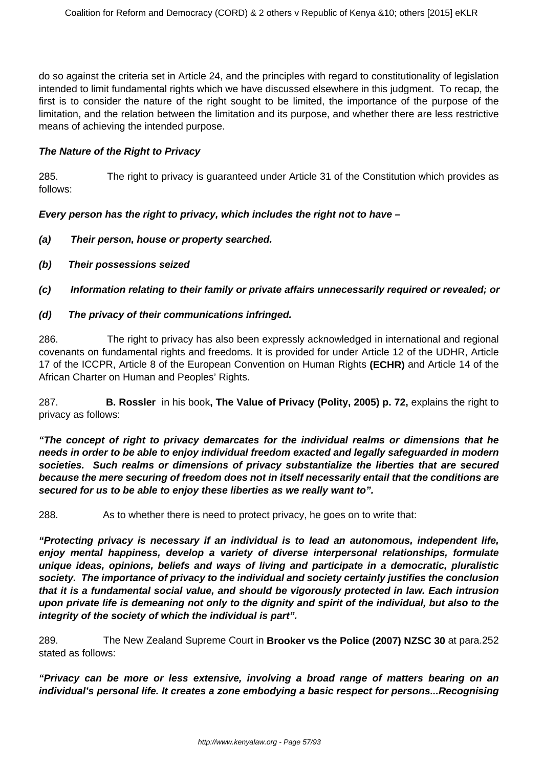do so against the criteria set in Article 24, and the principles with regard to constitutionality of legislation intended to limit fundamental rights which we have discussed elsewhere in this judgment. To recap, the first is to consider the nature of the right sought to be limited, the importance of the purpose of the limitation, and the relation between the limitation and its purpose, and whether there are less restrictive means of achieving the intended purpose.

***The Nature of the Right to Privacy***

285. The right to privacy is guaranteed under Article 31 of the Constitution which provides as follows:

***Every person has the right to privacy, which includes the right not to have –***

***(a) Their person, house or property searched.***

***(b) Their possessions seized***

***(c) Information relating to their family or private affairs unnecessarily required or revealed; or***

***(d) The privacy of their communications infringed.***

286. The right to privacy has also been expressly acknowledged in international and regional covenants on fundamental rights and freedoms. It is provided for under Article 12 of the UDHR, Article 17 of the ICCPR, Article 8 of the European Convention on Human Rights **(ECHR)** and Article 14 of the African Charter on Human and Peoples' Rights.

287. **B. Rossler** in his book**, The Value of Privacy (Polity, 2005) p. 72,** explains the right to privacy as follows:

***"The concept of right to privacy demarcates for the individual realms or dimensions that he needs in order to be able to enjoy individual freedom exacted and legally safeguarded in modern societies. Such realms or dimensions of privacy substantialize the liberties that are secured because the mere securing of freedom does not in itself necessarily entail that the conditions are secured for us to be able to enjoy these liberties as we really want to".***

288. As to whether there is need to protect privacy, he goes on to write that:

***"Protecting privacy is necessary if an individual is to lead an autonomous, independent life, enjoy mental happiness, develop a variety of diverse interpersonal relationships, formulate unique ideas, opinions, beliefs and ways of living and participate in a democratic, pluralistic society. The importance of privacy to the individual and society certainly justifies the conclusion that it is a fundamental social value, and should be vigorously protected in law. Each intrusion upon private life is demeaning not only to the dignity and spirit of the individual, but also to the integrity of the society of which the individual is part".***

289. The New Zealand Supreme Court in **Brooker vs the Police (2007) NZSC 30** at para.252 stated as follows:

***"Privacy can be more or less extensive, involving a broad range of matters bearing on an individual's personal life. It creates a zone embodying a basic respect for persons...Recognising***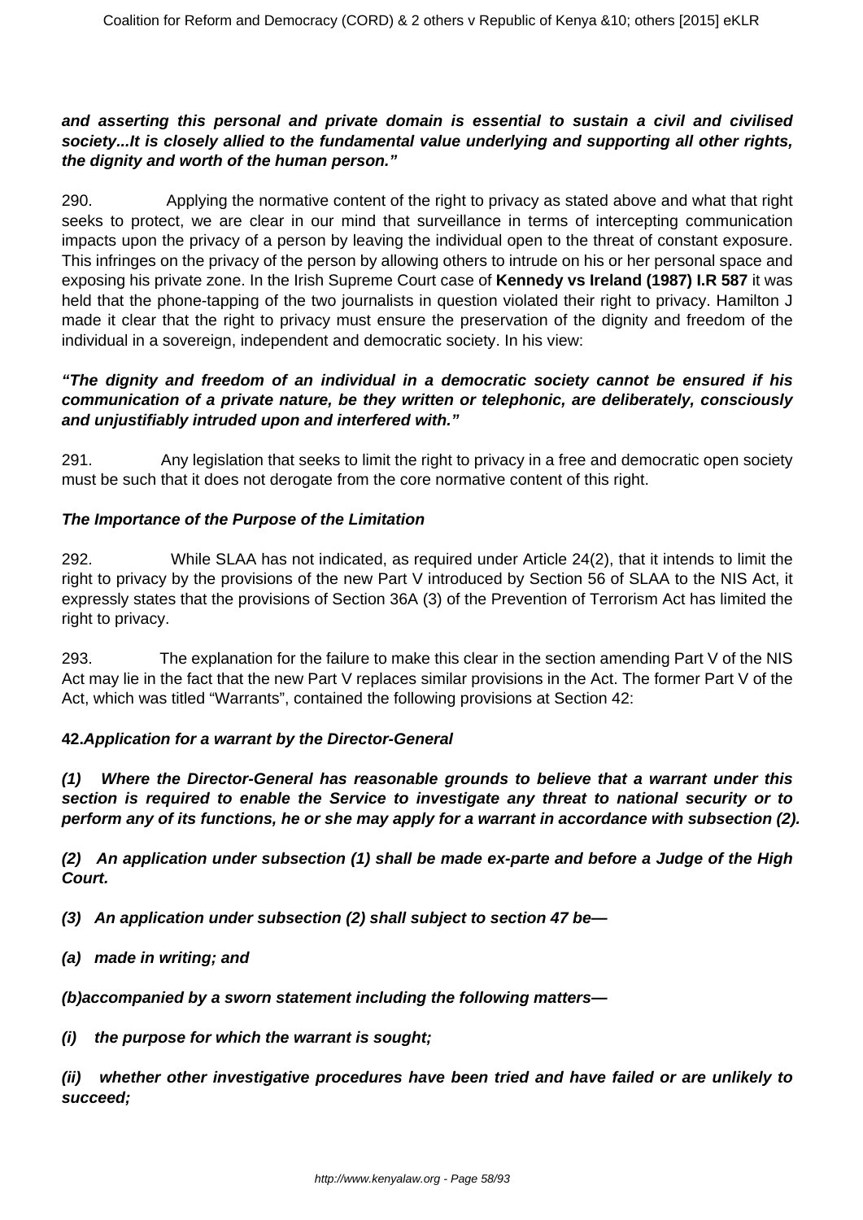***and asserting this personal and private domain is essential to sustain a civil and civilised society...It is closely allied to the fundamental value underlying and supporting all other rights, the dignity and worth of the human person."***

290. Applying the normative content of the right to privacy as stated above and what that right seeks to protect, we are clear in our mind that surveillance in terms of intercepting communication impacts upon the privacy of a person by leaving the individual open to the threat of constant exposure. This infringes on the privacy of the person by allowing others to intrude on his or her personal space and exposing his private zone. In the Irish Supreme Court case of **Kennedy vs Ireland (1987) I.R 587** it was held that the phone-tapping of the two journalists in question violated their right to privacy. Hamilton J made it clear that the right to privacy must ensure the preservation of the dignity and freedom of the individual in a sovereign, independent and democratic society. In his view:

***"The dignity and freedom of an individual in a democratic society cannot be ensured if his communication of a private nature, be they written or telephonic, are deliberately, consciously and unjustifiably intruded upon and interfered with."***

291. Any legislation that seeks to limit the right to privacy in a free and democratic open society must be such that it does not derogate from the core normative content of this right.

***The Importance of the Purpose of the Limitation***

292. While SLAA has not indicated, as required under Article 24(2), that it intends to limit the right to privacy by the provisions of the new Part V introduced by Section 56 of SLAA to the NIS Act, it expressly states that the provisions of Section 36A (3) of the Prevention of Terrorism Act has limited the right to privacy.

293. The explanation for the failure to make this clear in the section amending Part V of the NIS Act may lie in the fact that the new Part V replaces similar provisions in the Act. The former Part V of the Act, which was titled "Warrants", contained the following provisions at Section 42:

**42.*Application for a warrant by the Director-General***

***(1) Where the Director-General has reasonable grounds to believe that a warrant under this section is required to enable the Service to investigate any threat to national security or to perform any of its functions, he or she may apply for a warrant in accordance with subsection (2).***

***(2) An application under subsection (1) shall be made ex-parte and before a Judge of the High Court.***

***(3) An application under subsection (2) shall subject to section 47 be—***

***(a) made in writing; and***

***(b)accompanied by a sworn statement including the following matters—***

***(i) the purpose for which the warrant is sought;***

***(ii) whether other investigative procedures have been tried and have failed or are unlikely to succeed;***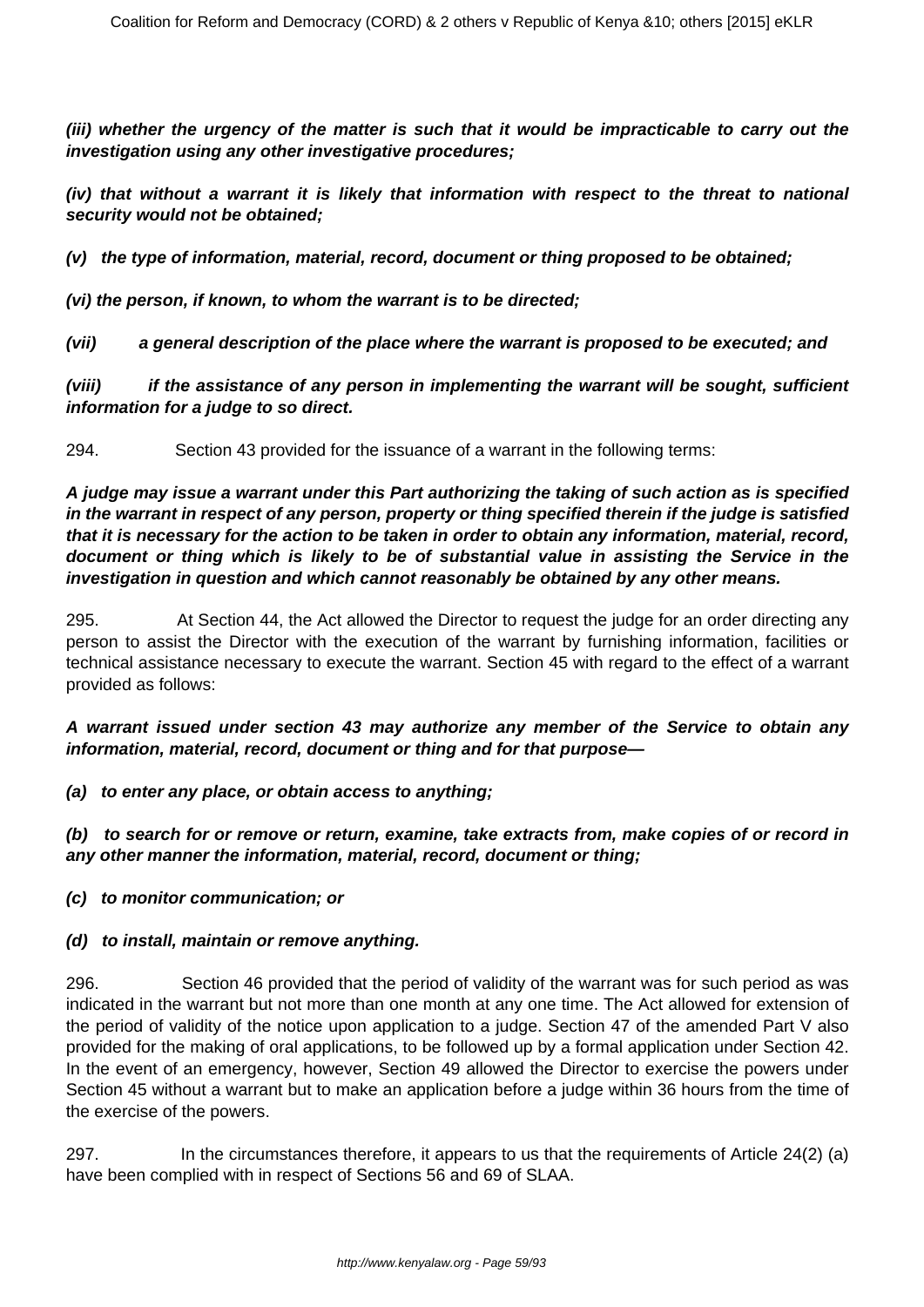**(iii) whether the urgency of the matter is such that it would be impracticable to carry out the investigation using any other investigative procedures;**

**(iv) that without a warrant it is likely that information with respect to the threat to national security would not be obtained;**

**(v) the type of information, material, record, document or thing proposed to be obtained;**

**(vi) the person, if known, to whom the warrant is to be directed;**

**(vii) a general description of the place where the warrant is proposed to be executed; and**

**(viii) if the assistance of any person in implementing the warrant will be sought, sufficient information for a judge to so direct.**

294. Section 43 provided for the issuance of a warrant in the following terms:

***A judge may issue a warrant under this Part authorizing the taking of such action as is specified in the warrant in respect of any person, property or thing specified therein if the judge is satisfied that it is necessary for the action to be taken in order to obtain any information, material, record, document or thing which is likely to be of substantial value in assisting the Service in the investigation in question and which cannot reasonably be obtained by any other means.***

295. At Section 44, the Act allowed the Director to request the judge for an order directing any person to assist the Director with the execution of the warrant by furnishing information, facilities or technical assistance necessary to execute the warrant. Section 45 with regard to the effect of a warrant provided as follows:

***A warrant issued under section 43 may authorize any member of the Service to obtain any information, material, record, document or thing and for that purpose—***

***(a) to enter any place, or obtain access to anything;***

***(b) to search for or remove or return, examine, take extracts from, make copies of or record in any other manner the information, material, record, document or thing;***

***(c) to monitor communication; or***

***(d) to install, maintain or remove anything.***

296. Section 46 provided that the period of validity of the warrant was for such period as was indicated in the warrant but not more than one month at any one time. The Act allowed for extension of the period of validity of the notice upon application to a judge. Section 47 of the amended Part V also provided for the making of oral applications, to be followed up by a formal application under Section 42. In the event of an emergency, however, Section 49 allowed the Director to exercise the powers under Section 45 without a warrant but to make an application before a judge within 36 hours from the time of the exercise of the powers.

297. In the circumstances therefore, it appears to us that the requirements of Article 24(2) (a) have been complied with in respect of Sections 56 and 69 of SLAA.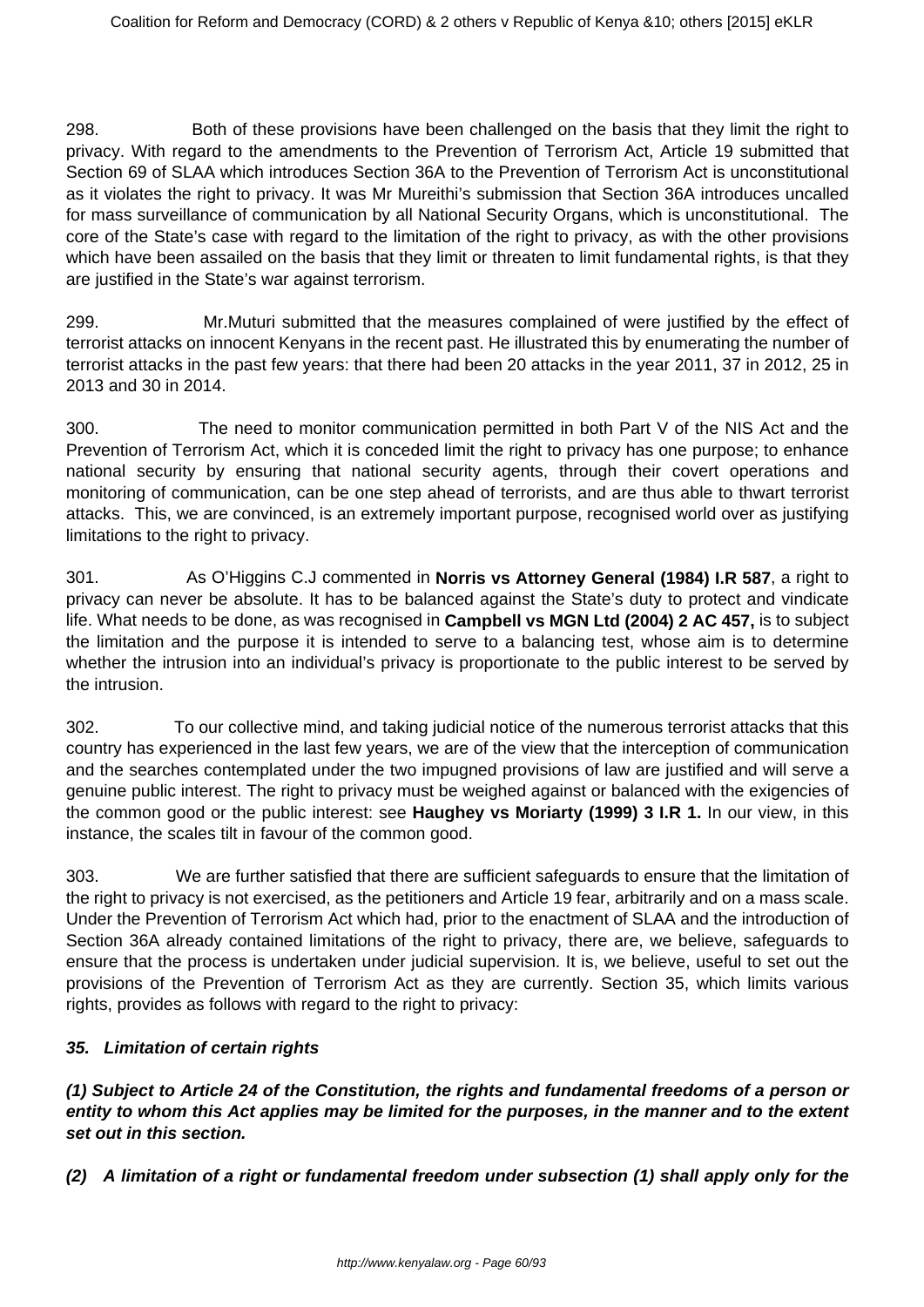298. Both of these provisions have been challenged on the basis that they limit the right to privacy. With regard to the amendments to the Prevention of Terrorism Act, Article 19 submitted that Section 69 of SLAA which introduces Section 36A to the Prevention of Terrorism Act is unconstitutional as it violates the right to privacy. It was Mr Mureithi's submission that Section 36A introduces uncalled for mass surveillance of communication by all National Security Organs, which is unconstitutional. The core of the State's case with regard to the limitation of the right to privacy, as with the other provisions which have been assailed on the basis that they limit or threaten to limit fundamental rights, is that they are justified in the State's war against terrorism.

299. Mr.Muturi submitted that the measures complained of were justified by the effect of terrorist attacks on innocent Kenyans in the recent past. He illustrated this by enumerating the number of terrorist attacks in the past few years: that there had been 20 attacks in the year 2011, 37 in 2012, 25 in 2013 and 30 in 2014.

300. The need to monitor communication permitted in both Part V of the NIS Act and the Prevention of Terrorism Act, which it is conceded limit the right to privacy has one purpose; to enhance national security by ensuring that national security agents, through their covert operations and monitoring of communication, can be one step ahead of terrorists, and are thus able to thwart terrorist attacks. This, we are convinced, is an extremely important purpose, recognised world over as justifying limitations to the right to privacy.

301. As O'Higgins C.J commented in **Norris vs Attorney General (1984) I.R 587**, a right to privacy can never be absolute. It has to be balanced against the State's duty to protect and vindicate life. What needs to be done, as was recognised in **Campbell vs MGN Ltd (2004) 2 AC 457,** is to subject the limitation and the purpose it is intended to serve to a balancing test, whose aim is to determine whether the intrusion into an individual's privacy is proportionate to the public interest to be served by the intrusion.

302. To our collective mind, and taking judicial notice of the numerous terrorist attacks that this country has experienced in the last few years, we are of the view that the interception of communication and the searches contemplated under the two impugned provisions of law are justified and will serve a genuine public interest. The right to privacy must be weighed against or balanced with the exigencies of the common good or the public interest: see **Haughey vs Moriarty (1999) 3 I.R 1.** In our view, in this instance, the scales tilt in favour of the common good.

303. We are further satisfied that there are sufficient safeguards to ensure that the limitation of the right to privacy is not exercised, as the petitioners and Article 19 fear, arbitrarily and on a mass scale. Under the Prevention of Terrorism Act which had, prior to the enactment of SLAA and the introduction of Section 36A already contained limitations of the right to privacy, there are, we believe, safeguards to ensure that the process is undertaken under judicial supervision. It is, we believe, useful to set out the provisions of the Prevention of Terrorism Act as they are currently. Section 35, which limits various rights, provides as follows with regard to the right to privacy:

***35. Limitation of certain rights***

***(1) Subject to Article 24 of the Constitution, the rights and fundamental freedoms of a person or entity to whom this Act applies may be limited for the purposes, in the manner and to the extent set out in this section.***

***(2) A limitation of a right or fundamental freedom under subsection (1) shall apply only for the***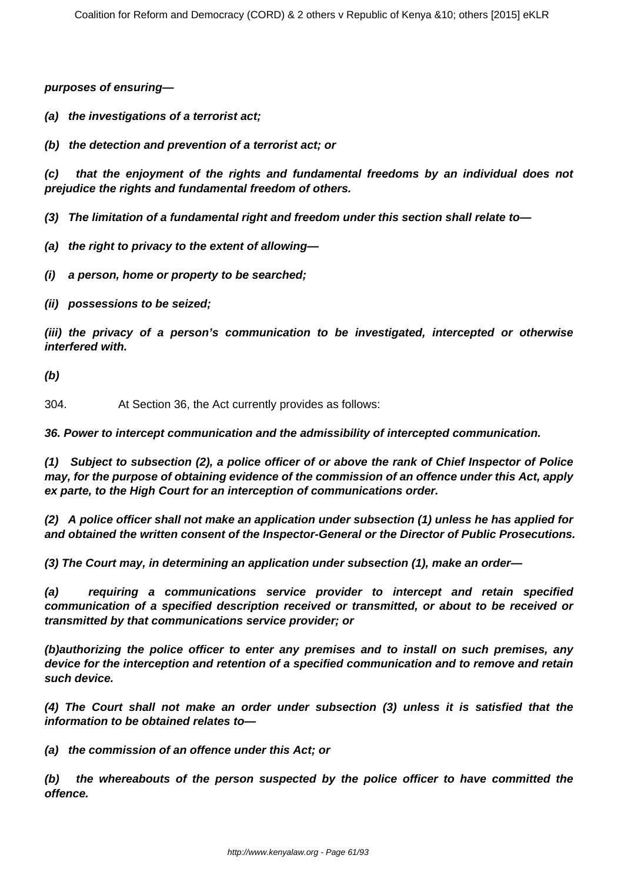**purposes of ensuring—**

**(a) the investigations of a terrorist act;**

**(b) the detection and prevention of a terrorist act; or**

**(c) that the enjoyment of the rights and fundamental freedoms by an individual does not prejudice the rights and fundamental freedom of others.**

**(3) The limitation of a fundamental right and freedom under this section shall relate to—**

**(a) the right to privacy to the extent of allowing—**

**(i) a person, home or property to be searched;**

**(ii) possessions to be seized;**

**(iii) the privacy of a person's communication to be investigated, intercepted or otherwise interfered with.**

**(b)**

304. At Section 36, the Act currently provides as follows:

**36. Power to intercept communication and the admissibility of intercepted communication.**

**(1) Subject to subsection (2), a police officer of or above the rank of Chief Inspector of Police may, for the purpose of obtaining evidence of the commission of an offence under this Act, apply ex parte, to the High Court for an interception of communications order.**

**(2) A police officer shall not make an application under subsection (1) unless he has applied for and obtained the written consent of the Inspector-General or the Director of Public Prosecutions.**

**(3) The Court may, in determining an application under subsection (1), make an order—**

**(a) requiring a communications service provider to intercept and retain specified communication of a specified description received or transmitted, or about to be received or transmitted by that communications service provider; or**

**(b)authorizing the police officer to enter any premises and to install on such premises, any device for the interception and retention of a specified communication and to remove and retain such device.**

**(4) The Court shall not make an order under subsection (3) unless it is satisfied that the information to be obtained relates to—**

**(a) the commission of an offence under this Act; or**

**(b) the whereabouts of the person suspected by the police officer to have committed the offence.**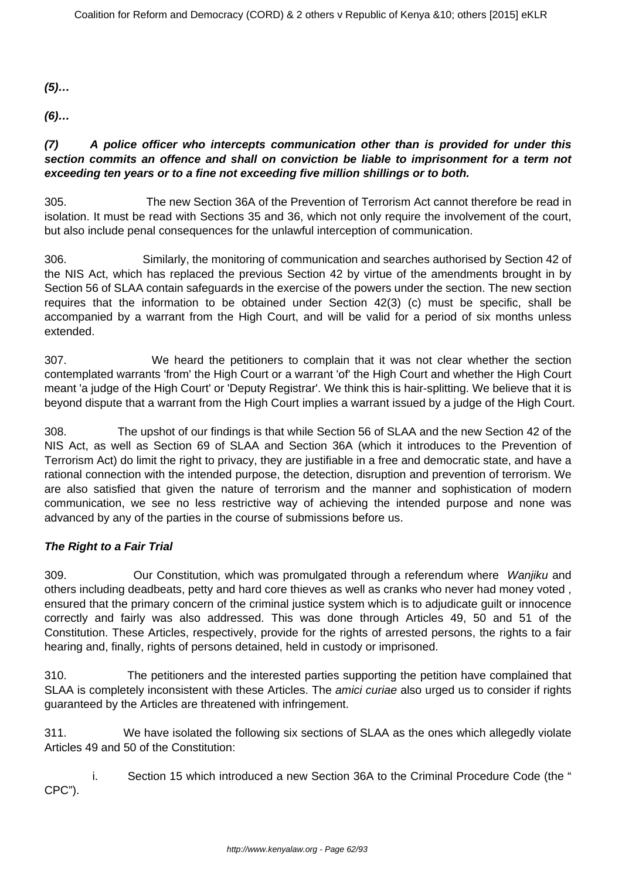**(5)…**

**(6)…**

**(7) A police officer who intercepts communication other than is provided for under this section commits an offence and shall on conviction be liable to imprisonment for a term not exceeding ten years or to a fine not exceeding five million shillings or to both.**

305. The new Section 36A of the Prevention of Terrorism Act cannot therefore be read in isolation. It must be read with Sections 35 and 36, which not only require the involvement of the court, but also include penal consequences for the unlawful interception of communication.

306. Similarly, the monitoring of communication and searches authorised by Section 42 of the NIS Act, which has replaced the previous Section 42 by virtue of the amendments brought in by Section 56 of SLAA contain safeguards in the exercise of the powers under the section. The new section requires that the information to be obtained under Section 42(3) (c) must be specific, shall be accompanied by a warrant from the High Court, and will be valid for a period of six months unless extended.

307. We heard the petitioners to complain that it was not clear whether the section contemplated warrants 'from' the High Court or a warrant 'of' the High Court and whether the High Court meant 'a judge of the High Court' or 'Deputy Registrar'. We think this is hair-splitting. We believe that it is beyond dispute that a warrant from the High Court implies a warrant issued by a judge of the High Court.

308. The upshot of our findings is that while Section 56 of SLAA and the new Section 42 of the NIS Act, as well as Section 69 of SLAA and Section 36A (which it introduces to the Prevention of Terrorism Act) do limit the right to privacy, they are justifiable in a free and democratic state, and have a rational connection with the intended purpose, the detection, disruption and prevention of terrorism. We are also satisfied that given the nature of terrorism and the manner and sophistication of modern communication, we see no less restrictive way of achieving the intended purpose and none was advanced by any of the parties in the course of submissions before us.

**The Right to a Fair Trial**

309. Our Constitution, which was promulgated through a referendum where *Wanjiku* and others including deadbeats, petty and hard core thieves as well as cranks who never had money voted , ensured that the primary concern of the criminal justice system which is to adjudicate guilt or innocence correctly and fairly was also addressed. This was done through Articles 49, 50 and 51 of the Constitution. These Articles, respectively, provide for the rights of arrested persons, the rights to a fair hearing and, finally, rights of persons detained, held in custody or imprisoned.

310. The petitioners and the interested parties supporting the petition have complained that SLAA is completely inconsistent with these Articles. The *amici curiae* also urged us to consider if rights guaranteed by the Articles are threatened with infringement.

311. We have isolated the following six sections of SLAA as the ones which allegedly violate Articles 49 and 50 of the Constitution:

i. Section 15 which introduced a new Section 36A to the Criminal Procedure Code (the "CPC").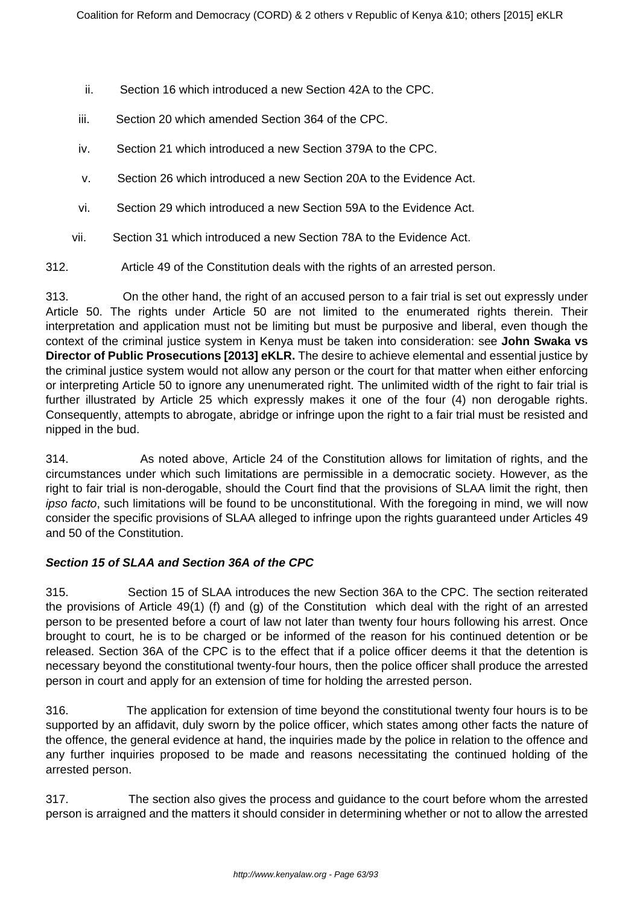ii. Section 16 which introduced a new Section 42A to the CPC.

iii. Section 20 which amended Section 364 of the CPC.

iv. Section 21 which introduced a new Section 379A to the CPC.

v. Section 26 which introduced a new Section 20A to the Evidence Act.

vi. Section 29 which introduced a new Section 59A to the Evidence Act.

vii. Section 31 which introduced a new Section 78A to the Evidence Act.

312. Article 49 of the Constitution deals with the rights of an arrested person.

313. On the other hand, the right of an accused person to a fair trial is set out expressly under Article 50. The rights under Article 50 are not limited to the enumerated rights therein. Their interpretation and application must not be limiting but must be purposive and liberal, even though the context of the criminal justice system in Kenya must be taken into consideration: see **John Swaka vs Director of Public Prosecutions [2013] eKLR.** The desire to achieve elemental and essential justice by the criminal justice system would not allow any person or the court for that matter when either enforcing or interpreting Article 50 to ignore any unenumerated right. The unlimited width of the right to fair trial is further illustrated by Article 25 which expressly makes it one of the four (4) non derogable rights. Consequently, attempts to abrogate, abridge or infringe upon the right to a fair trial must be resisted and nipped in the bud.

314. As noted above, Article 24 of the Constitution allows for limitation of rights, and the circumstances under which such limitations are permissible in a democratic society. However, as the right to fair trial is non-derogable, should the Court find that the provisions of SLAA limit the right, then *ipso facto*, such limitations will be found to be unconstitutional. With the foregoing in mind, we will now consider the specific provisions of SLAA alleged to infringe upon the rights guaranteed under Articles 49 and 50 of the Constitution.

***Section 15 of SLAA and Section 36A of the CPC***

315. Section 15 of SLAA introduces the new Section 36A to the CPC. The section reiterated the provisions of Article 49(1) (f) and (g) of the Constitution which deal with the right of an arrested person to be presented before a court of law not later than twenty four hours following his arrest. Once brought to court, he is to be charged or be informed of the reason for his continued detention or be released. Section 36A of the CPC is to the effect that if a police officer deems it that the detention is necessary beyond the constitutional twenty-four hours, then the police officer shall produce the arrested person in court and apply for an extension of time for holding the arrested person.

316. The application for extension of time beyond the constitutional twenty four hours is to be supported by an affidavit, duly sworn by the police officer, which states among other facts the nature of the offence, the general evidence at hand, the inquiries made by the police in relation to the offence and any further inquiries proposed to be made and reasons necessitating the continued holding of the arrested person.

317. The section also gives the process and guidance to the court before whom the arrested person is arraigned and the matters it should consider in determining whether or not to allow the arrested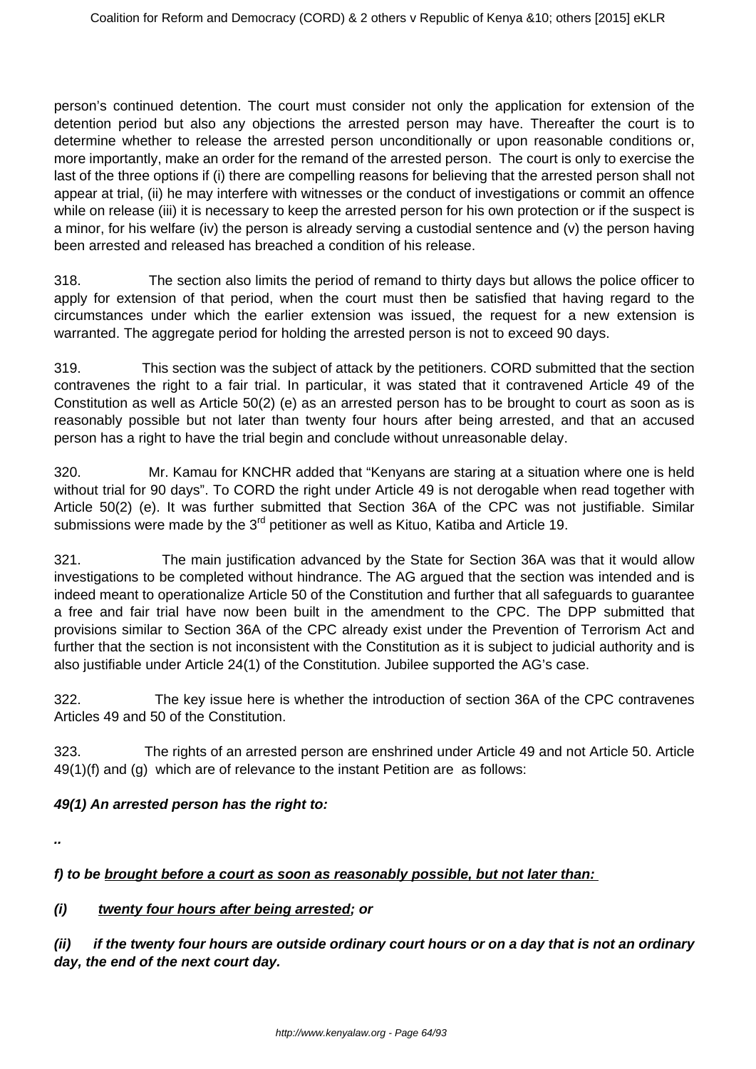person's continued detention. The court must consider not only the application for extension of the detention period but also any objections the arrested person may have. Thereafter the court is to determine whether to release the arrested person unconditionally or upon reasonable conditions or, more importantly, make an order for the remand of the arrested person. The court is only to exercise the last of the three options if (i) there are compelling reasons for believing that the arrested person shall not appear at trial, (ii) he may interfere with witnesses or the conduct of investigations or commit an offence while on release (iii) it is necessary to keep the arrested person for his own protection or if the suspect is a minor, for his welfare (iv) the person is already serving a custodial sentence and (v) the person having been arrested and released has breached a condition of his release.

318. The section also limits the period of remand to thirty days but allows the police officer to apply for extension of that period, when the court must then be satisfied that having regard to the circumstances under which the earlier extension was issued, the request for a new extension is warranted. The aggregate period for holding the arrested person is not to exceed 90 days.

319. This section was the subject of attack by the petitioners. CORD submitted that the section contravenes the right to a fair trial. In particular, it was stated that it contravened Article 49 of the Constitution as well as Article 50(2) (e) as an arrested person has to be brought to court as soon as is reasonably possible but not later than twenty four hours after being arrested, and that an accused person has a right to have the trial begin and conclude without unreasonable delay.

320. Mr. Kamau for KNCHR added that "Kenyans are staring at a situation where one is held without trial for 90 days". To CORD the right under Article 49 is not derogable when read together with Article 50(2) (e). It was further submitted that Section 36A of the CPC was not justifiable. Similar submissions were made by the 3rd petitioner as well as Kituo, Katiba and Article 19.

321. The main justification advanced by the State for Section 36A was that it would allow investigations to be completed without hindrance. The AG argued that the section was intended and is indeed meant to operationalize Article 50 of the Constitution and further that all safeguards to guarantee a free and fair trial have now been built in the amendment to the CPC. The DPP submitted that provisions similar to Section 36A of the CPC already exist under the Prevention of Terrorism Act and further that the section is not inconsistent with the Constitution as it is subject to judicial authority and is also justifiable under Article 24(1) of the Constitution. Jubilee supported the AG's case.

322. The key issue here is whether the introduction of section 36A of the CPC contravenes Articles 49 and 50 of the Constitution.

323. The rights of an arrested person are enshrined under Article 49 and not Article 50. Article 49(1)(f) and (g) which are of relevance to the instant Petition are as follows:

***49(1) An arrested person has the right to:***

***..***

***f) to be <u>brought before a court as soon as reasonably possible, but not later than:</u>***

***(i) <u>twenty four hours after being arrested</u>; or***

***(ii) if the twenty four hours are outside ordinary court hours or on a day that is not an ordinary day, the end of the next court day.***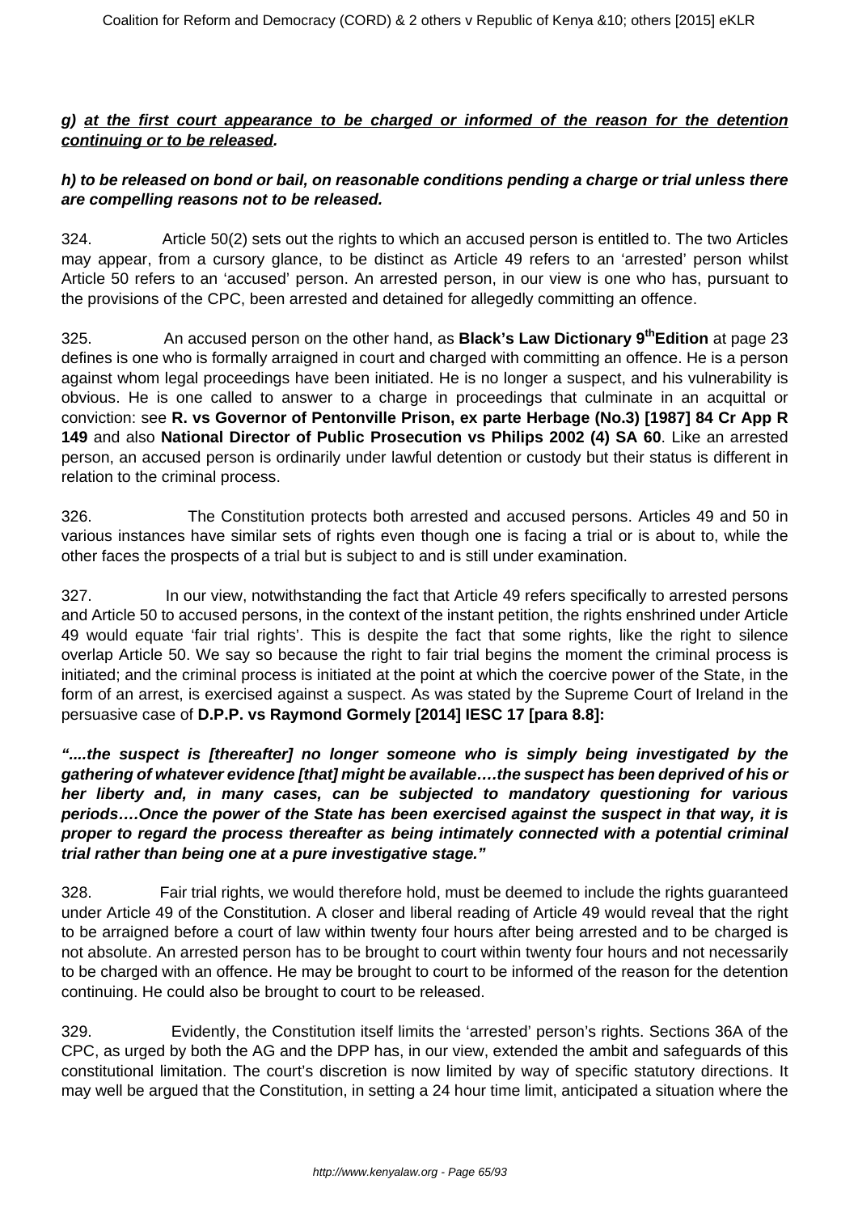***g) at the first court appearance to be charged or informed of the reason for the detention continuing or to be released.***

***h) to be released on bond or bail, on reasonable conditions pending a charge or trial unless there are compelling reasons not to be released.***

324. Article 50(2) sets out the rights to which an accused person is entitled to. The two Articles may appear, from a cursory glance, to be distinct as Article 49 refers to an 'arrested' person whilst Article 50 refers to an 'accused' person. An arrested person, in our view is one who has, pursuant to the provisions of the CPC, been arrested and detained for allegedly committing an offence.

325. An accused person on the other hand, as **Black's Law Dictionary 9th Edition** at page 23 defines is one who is formally arraigned in court and charged with committing an offence. He is a person against whom legal proceedings have been initiated. He is no longer a suspect, and his vulnerability is obvious. He is one called to answer to a charge in proceedings that culminate in an acquittal or conviction: see **R. vs Governor of Pentonville Prison, ex parte Herbage (No.3) [1987] 84 Cr App R 149** and also **National Director of Public Prosecution vs Philips 2002 (4) SA 60**. Like an arrested person, an accused person is ordinarily under lawful detention or custody but their status is different in relation to the criminal process.

326. The Constitution protects both arrested and accused persons. Articles 49 and 50 in various instances have similar sets of rights even though one is facing a trial or is about to, while the other faces the prospects of a trial but is subject to and is still under examination.

327. In our view, notwithstanding the fact that Article 49 refers specifically to arrested persons and Article 50 to accused persons, in the context of the instant petition, the rights enshrined under Article 49 would equate 'fair trial rights'. This is despite the fact that some rights, like the right to silence overlap Article 50. We say so because the right to fair trial begins the moment the criminal process is initiated; and the criminal process is initiated at the point at which the coercive power of the State, in the form of an arrest, is exercised against a suspect. As was stated by the Supreme Court of Ireland in the persuasive case of **D.P.P. vs Raymond Gormely [2014] IESC 17 [para 8.8]:**

***"....the suspect is [thereafter] no longer someone who is simply being investigated by the gathering of whatever evidence [that] might be available….the suspect has been deprived of his or her liberty and, in many cases, can be subjected to mandatory questioning for various periods….Once the power of the State has been exercised against the suspect in that way, it is proper to regard the process thereafter as being intimately connected with a potential criminal trial rather than being one at a pure investigative stage."***

328. Fair trial rights, we would therefore hold, must be deemed to include the rights guaranteed under Article 49 of the Constitution. A closer and liberal reading of Article 49 would reveal that the right to be arraigned before a court of law within twenty four hours after being arrested and to be charged is not absolute. An arrested person has to be brought to court within twenty four hours and not necessarily to be charged with an offence. He may be brought to court to be informed of the reason for the detention continuing. He could also be brought to court to be released.

329. Evidently, the Constitution itself limits the 'arrested' person's rights. Sections 36A of the CPC, as urged by both the AG and the DPP has, in our view, extended the ambit and safeguards of this constitutional limitation. The court's discretion is now limited by way of specific statutory directions. It may well be argued that the Constitution, in setting a 24 hour time limit, anticipated a situation where the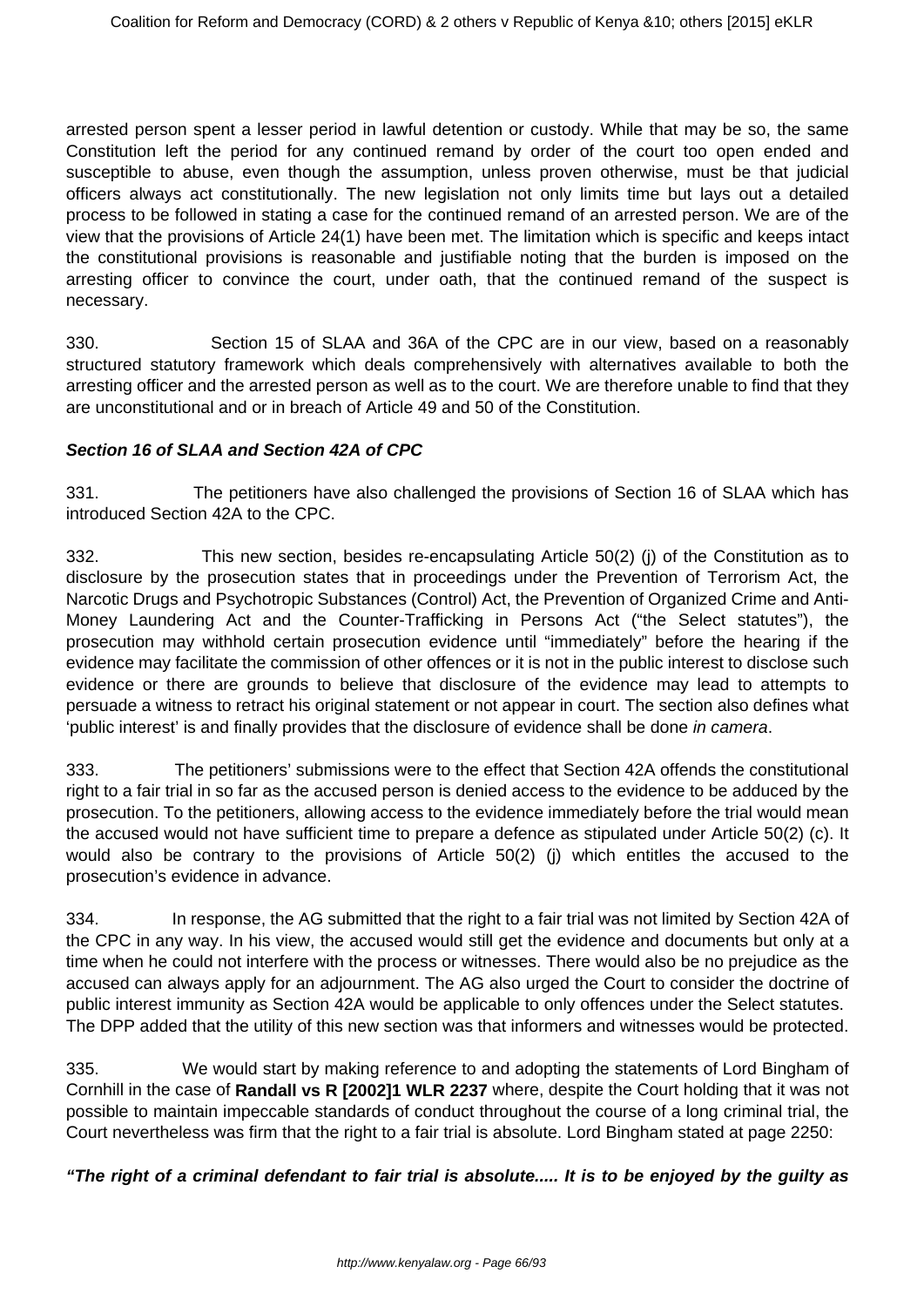arrested person spent a lesser period in lawful detention or custody. While that may be so, the same Constitution left the period for any continued remand by order of the court too open ended and susceptible to abuse, even though the assumption, unless proven otherwise, must be that judicial officers always act constitutionally. The new legislation not only limits time but lays out a detailed process to be followed in stating a case for the continued remand of an arrested person. We are of the view that the provisions of Article 24(1) have been met. The limitation which is specific and keeps intact the constitutional provisions is reasonable and justifiable noting that the burden is imposed on the arresting officer to convince the court, under oath, that the continued remand of the suspect is necessary.

330. Section 15 of SLAA and 36A of the CPC are in our view, based on a reasonably structured statutory framework which deals comprehensively with alternatives available to both the arresting officer and the arrested person as well as to the court. We are therefore unable to find that they are unconstitutional and or in breach of Article 49 and 50 of the Constitution.

***Section 16 of SLAA and Section 42A of CPC***

331. The petitioners have also challenged the provisions of Section 16 of SLAA which has introduced Section 42A to the CPC.

332. This new section, besides re-encapsulating Article 50(2) (j) of the Constitution as to disclosure by the prosecution states that in proceedings under the Prevention of Terrorism Act, the Narcotic Drugs and Psychotropic Substances (Control) Act, the Prevention of Organized Crime and Anti-Money Laundering Act and the Counter-Trafficking in Persons Act ("the Select statutes"), the prosecution may withhold certain prosecution evidence until "immediately" before the hearing if the evidence may facilitate the commission of other offences or it is not in the public interest to disclose such evidence or there are grounds to believe that disclosure of the evidence may lead to attempts to persuade a witness to retract his original statement or not appear in court. The section also defines what 'public interest' is and finally provides that the disclosure of evidence shall be done *in camera*.

333. The petitioners' submissions were to the effect that Section 42A offends the constitutional right to a fair trial in so far as the accused person is denied access to the evidence to be adduced by the prosecution. To the petitioners, allowing access to the evidence immediately before the trial would mean the accused would not have sufficient time to prepare a defence as stipulated under Article 50(2) (c). It would also be contrary to the provisions of Article 50(2) (j) which entitles the accused to the prosecution's evidence in advance.

334. In response, the AG submitted that the right to a fair trial was not limited by Section 42A of the CPC in any way. In his view, the accused would still get the evidence and documents but only at a time when he could not interfere with the process or witnesses. There would also be no prejudice as the accused can always apply for an adjournment. The AG also urged the Court to consider the doctrine of public interest immunity as Section 42A would be applicable to only offences under the Select statutes. The DPP added that the utility of this new section was that informers and witnesses would be protected.

335. We would start by making reference to and adopting the statements of Lord Bingham of Cornhill in the case of **Randall vs R [2002]1 WLR 2237** where, despite the Court holding that it was not possible to maintain impeccable standards of conduct throughout the course of a long criminal trial, the Court nevertheless was firm that the right to a fair trial is absolute. Lord Bingham stated at page 2250:

***"The right of a criminal defendant to fair trial is absolute..... It is to be enjoyed by the guilty as***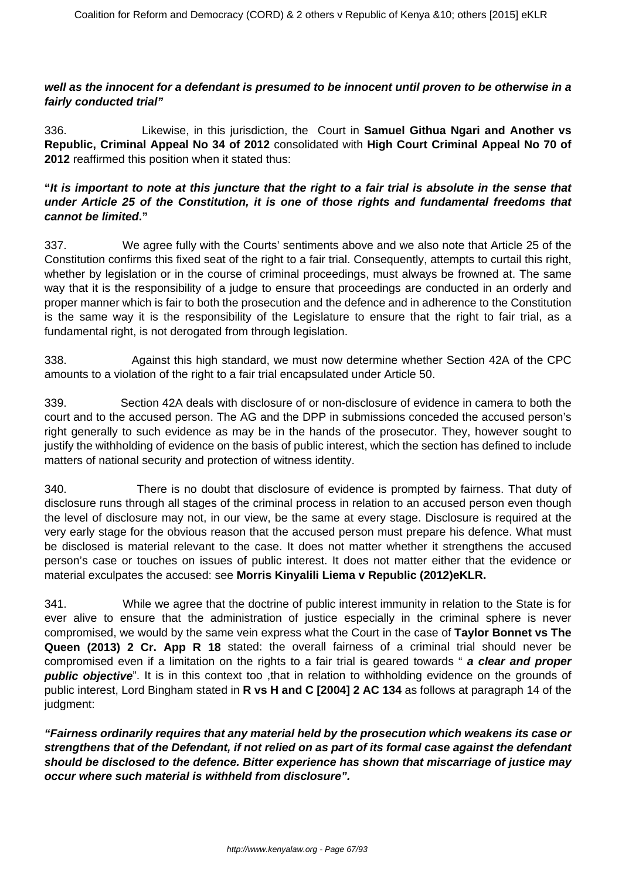***well as the innocent for a defendant is presumed to be innocent until proven to be otherwise in a fairly conducted trial"***

336. Likewise, in this jurisdiction, the Court in **Samuel Githua Ngari and Another vs Republic, Criminal Appeal No 34 of 2012** consolidated with **High Court Criminal Appeal No 70 of 2012** reaffirmed this position when it stated thus:

**"*It is important to note at this juncture that the right to a fair trial is absolute in the sense that under Article 25 of the Constitution, it is one of those rights and fundamental freedoms that cannot be limited*."**

337. We agree fully with the Courts' sentiments above and we also note that Article 25 of the Constitution confirms this fixed seat of the right to a fair trial. Consequently, attempts to curtail this right, whether by legislation or in the course of criminal proceedings, must always be frowned at. The same way that it is the responsibility of a judge to ensure that proceedings are conducted in an orderly and proper manner which is fair to both the prosecution and the defence and in adherence to the Constitution is the same way it is the responsibility of the Legislature to ensure that the right to fair trial, as a fundamental right, is not derogated from through legislation.

338. Against this high standard, we must now determine whether Section 42A of the CPC amounts to a violation of the right to a fair trial encapsulated under Article 50.

339. Section 42A deals with disclosure of or non-disclosure of evidence in camera to both the court and to the accused person. The AG and the DPP in submissions conceded the accused person's right generally to such evidence as may be in the hands of the prosecutor. They, however sought to justify the withholding of evidence on the basis of public interest, which the section has defined to include matters of national security and protection of witness identity.

340. There is no doubt that disclosure of evidence is prompted by fairness. That duty of disclosure runs through all stages of the criminal process in relation to an accused person even though the level of disclosure may not, in our view, be the same at every stage. Disclosure is required at the very early stage for the obvious reason that the accused person must prepare his defence. What must be disclosed is material relevant to the case. It does not matter whether it strengthens the accused person's case or touches on issues of public interest. It does not matter either that the evidence or material exculpates the accused: see **Morris Kinyalili Liema v Republic (2012)eKLR.**

341. While we agree that the doctrine of public interest immunity in relation to the State is for ever alive to ensure that the administration of justice especially in the criminal sphere is never compromised, we would by the same vein express what the Court in the case of **Taylor Bonnet vs The Queen (2013) 2 Cr. App R 18** stated: the overall fairness of a criminal trial should never be compromised even if a limitation on the rights to a fair trial is geared towards " ***a clear and proper public objective***". It is in this context too ,that in relation to withholding evidence on the grounds of public interest, Lord Bingham stated in **R vs H and C [2004] 2 AC 134** as follows at paragraph 14 of the judgment:

***"Fairness ordinarily requires that any material held by the prosecution which weakens its case or strengthens that of the Defendant, if not relied on as part of its formal case against the defendant should be disclosed to the defence. Bitter experience has shown that miscarriage of justice may occur where such material is withheld from disclosure".***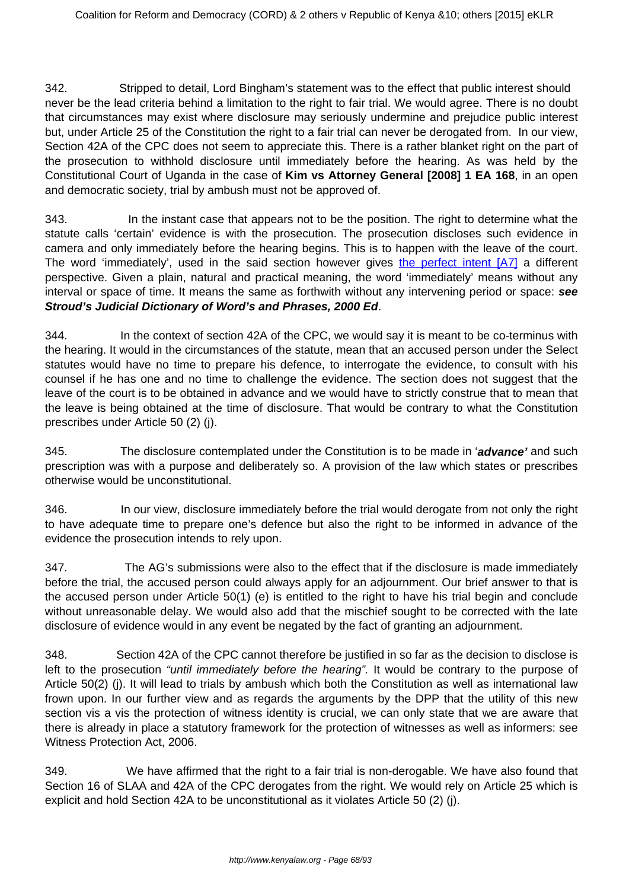342. Stripped to detail, Lord Bingham's statement was to the effect that public interest should never be the lead criteria behind a limitation to the right to fair trial. We would agree. There is no doubt that circumstances may exist where disclosure may seriously undermine and prejudice public interest but, under Article 25 of the Constitution the right to a fair trial can never be derogated from. In our view, Section 42A of the CPC does not seem to appreciate this. There is a rather blanket right on the part of the prosecution to withhold disclosure until immediately before the hearing. As was held by the Constitutional Court of Uganda in the case of **Kim vs Attorney General [2008] 1 EA 168**, in an open and democratic society, trial by ambush must not be approved of.

343. In the instant case that appears not to be the position. The right to determine what the statute calls 'certain' evidence is with the prosecution. The prosecution discloses such evidence in camera and only immediately before the hearing begins. This is to happen with the leave of the court. The word 'immediately', used in the said section however gives the perfect intent [A7] a different perspective. Given a plain, natural and practical meaning, the word 'immediately' means without any interval or space of time. It means the same as forthwith without any intervening period or space: ***see Stroud's Judicial Dictionary of Word's and Phrases, 2000 Ed***.

344. In the context of section 42A of the CPC, we would say it is meant to be co-terminus with the hearing. It would in the circumstances of the statute, mean that an accused person under the Select statutes would have no time to prepare his defence, to interrogate the evidence, to consult with his counsel if he has one and no time to challenge the evidence. The section does not suggest that the leave of the court is to be obtained in advance and we would have to strictly construe that to mean that the leave is being obtained at the time of disclosure. That would be contrary to what the Constitution prescribes under Article 50 (2) (j).

345. The disclosure contemplated under the Constitution is to be made in '***advance'*** and such prescription was with a purpose and deliberately so. A provision of the law which states or prescribes otherwise would be unconstitutional.

346. In our view, disclosure immediately before the trial would derogate from not only the right to have adequate time to prepare one's defence but also the right to be informed in advance of the evidence the prosecution intends to rely upon.

347. The AG's submissions were also to the effect that if the disclosure is made immediately before the trial, the accused person could always apply for an adjournment. Our brief answer to that is the accused person under Article 50(1) (e) is entitled to the right to have his trial begin and conclude without unreasonable delay. We would also add that the mischief sought to be corrected with the late disclosure of evidence would in any event be negated by the fact of granting an adjournment.

348. Section 42A of the CPC cannot therefore be justified in so far as the decision to disclose is left to the prosecution *"until immediately before the hearing"*. It would be contrary to the purpose of Article 50(2) (j). It will lead to trials by ambush which both the Constitution as well as international law frown upon. In our further view and as regards the arguments by the DPP that the utility of this new section vis a vis the protection of witness identity is crucial, we can only state that we are aware that there is already in place a statutory framework for the protection of witnesses as well as informers: see Witness Protection Act, 2006.

349. We have affirmed that the right to a fair trial is non-derogable. We have also found that Section 16 of SLAA and 42A of the CPC derogates from the right. We would rely on Article 25 which is explicit and hold Section 42A to be unconstitutional as it violates Article 50 (2) (j).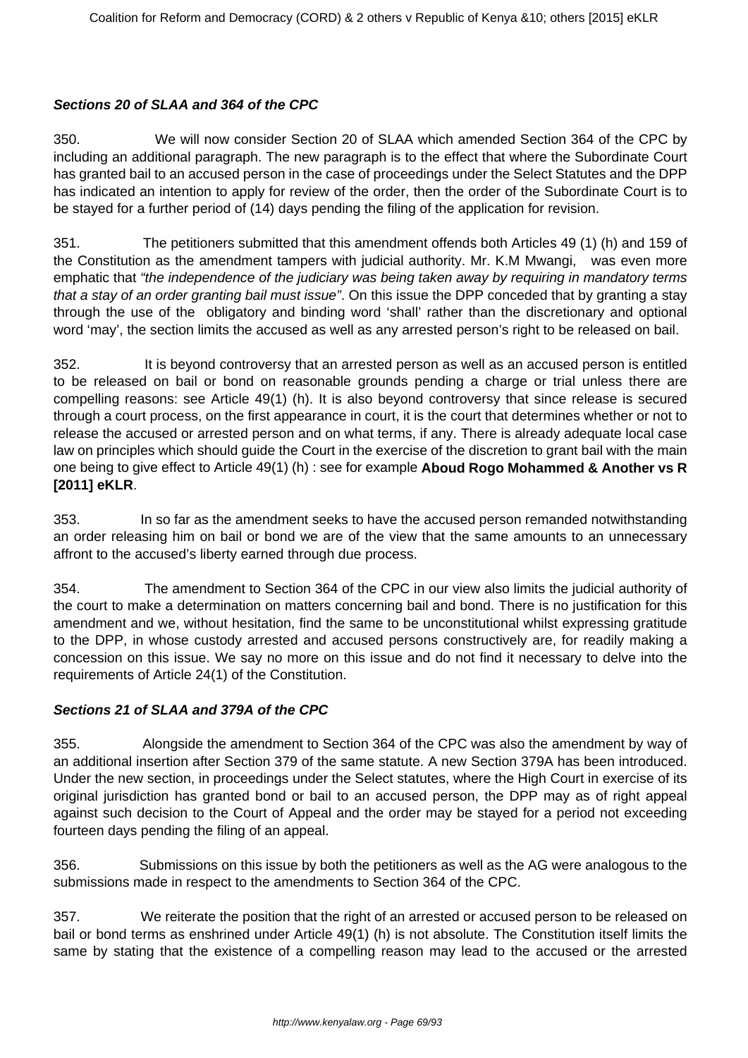**_Sections 20 of SLAA and 364 of the CPC_**

350. We will now consider Section 20 of SLAA which amended Section 364 of the CPC by including an additional paragraph. The new paragraph is to the effect that where the Subordinate Court has granted bail to an accused person in the case of proceedings under the Select Statutes and the DPP has indicated an intention to apply for review of the order, then the order of the Subordinate Court is to be stayed for a further period of (14) days pending the filing of the application for revision.

351. The petitioners submitted that this amendment offends both Articles 49 (1) (h) and 159 of the Constitution as the amendment tampers with judicial authority. Mr. K.M Mwangi, was even more emphatic that *"the independence of the judiciary was being taken away by requiring in mandatory terms that a stay of an order granting bail must issue"*. On this issue the DPP conceded that by granting a stay through the use of the obligatory and binding word 'shall' rather than the discretionary and optional word 'may', the section limits the accused as well as any arrested person's right to be released on bail.

352. It is beyond controversy that an arrested person as well as an accused person is entitled to be released on bail or bond on reasonable grounds pending a charge or trial unless there are compelling reasons: see Article 49(1) (h). It is also beyond controversy that since release is secured through a court process, on the first appearance in court, it is the court that determines whether or not to release the accused or arrested person and on what terms, if any. There is already adequate local case law on principles which should guide the Court in the exercise of the discretion to grant bail with the main one being to give effect to Article 49(1) (h) : see for example **Aboud Rogo Mohammed & Another vs R [2011] eKLR**.

353. In so far as the amendment seeks to have the accused person remanded notwithstanding an order releasing him on bail or bond we are of the view that the same amounts to an unnecessary affront to the accused's liberty earned through due process.

354. The amendment to Section 364 of the CPC in our view also limits the judicial authority of the court to make a determination on matters concerning bail and bond. There is no justification for this amendment and we, without hesitation, find the same to be unconstitutional whilst expressing gratitude to the DPP, in whose custody arrested and accused persons constructively are, for readily making a concession on this issue. We say no more on this issue and do not find it necessary to delve into the requirements of Article 24(1) of the Constitution.

**_Sections 21 of SLAA and 379A of the CPC_**

355. Alongside the amendment to Section 364 of the CPC was also the amendment by way of an additional insertion after Section 379 of the same statute. A new Section 379A has been introduced. Under the new section, in proceedings under the Select statutes, where the High Court in exercise of its original jurisdiction has granted bond or bail to an accused person, the DPP may as of right appeal against such decision to the Court of Appeal and the order may be stayed for a period not exceeding fourteen days pending the filing of an appeal.

356. Submissions on this issue by both the petitioners as well as the AG were analogous to the submissions made in respect to the amendments to Section 364 of the CPC.

357. We reiterate the position that the right of an arrested or accused person to be released on bail or bond terms as enshrined under Article 49(1) (h) is not absolute. The Constitution itself limits the same by stating that the existence of a compelling reason may lead to the accused or the arrested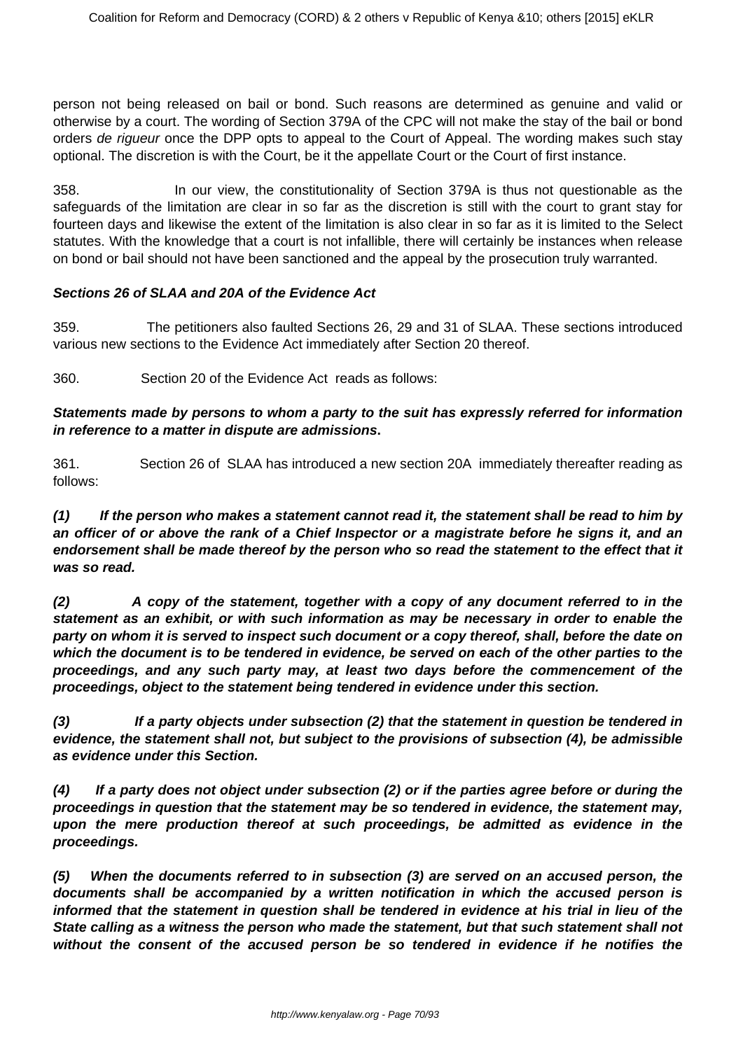person not being released on bail or bond. Such reasons are determined as genuine and valid or otherwise by a court. The wording of Section 379A of the CPC will not make the stay of the bail or bond orders *de rigueur* once the DPP opts to appeal to the Court of Appeal. The wording makes such stay optional. The discretion is with the Court, be it the appellate Court or the Court of first instance.

358. In our view, the constitutionality of Section 379A is thus not questionable as the safeguards of the limitation are clear in so far as the discretion is still with the court to grant stay for fourteen days and likewise the extent of the limitation is also clear in so far as it is limited to the Select statutes. With the knowledge that a court is not infallible, there will certainly be instances when release on bond or bail should not have been sanctioned and the appeal by the prosecution truly warranted.

***Sections 26 of SLAA and 20A of the Evidence Act***

359. The petitioners also faulted Sections 26, 29 and 31 of SLAA. These sections introduced various new sections to the Evidence Act immediately after Section 20 thereof.

360. Section 20 of the Evidence Act reads as follows:

**Statements made by persons to whom a party to the suit has expressly referred for information in reference to a matter in dispute are admissions.**

361. Section 26 of SLAA has introduced a new section 20A immediately thereafter reading as follows:

**(1) If the person who makes a statement cannot read it, the statement shall be read to him by an officer of or above the rank of a Chief Inspector or a magistrate before he signs it, and an endorsement shall be made thereof by the person who so read the statement to the effect that it was so read.**

**(2) A copy of the statement, together with a copy of any document referred to in the statement as an exhibit, or with such information as may be necessary in order to enable the party on whom it is served to inspect such document or a copy thereof, shall, before the date on which the document is to be tendered in evidence, be served on each of the other parties to the proceedings, and any such party may, at least two days before the commencement of the proceedings, object to the statement being tendered in evidence under this section.**

**(3) If a party objects under subsection (2) that the statement in question be tendered in evidence, the statement shall not, but subject to the provisions of subsection (4), be admissible as evidence under this Section.**

**(4) If a party does not object under subsection (2) or if the parties agree before or during the proceedings in question that the statement may be so tendered in evidence, the statement may, upon the mere production thereof at such proceedings, be admitted as evidence in the proceedings.**

**(5) When the documents referred to in subsection (3) are served on an accused person, the documents shall be accompanied by a written notification in which the accused person is informed that the statement in question shall be tendered in evidence at his trial in lieu of the State calling as a witness the person who made the statement, but that such statement shall not without the consent of the accused person be so tendered in evidence if he notifies the**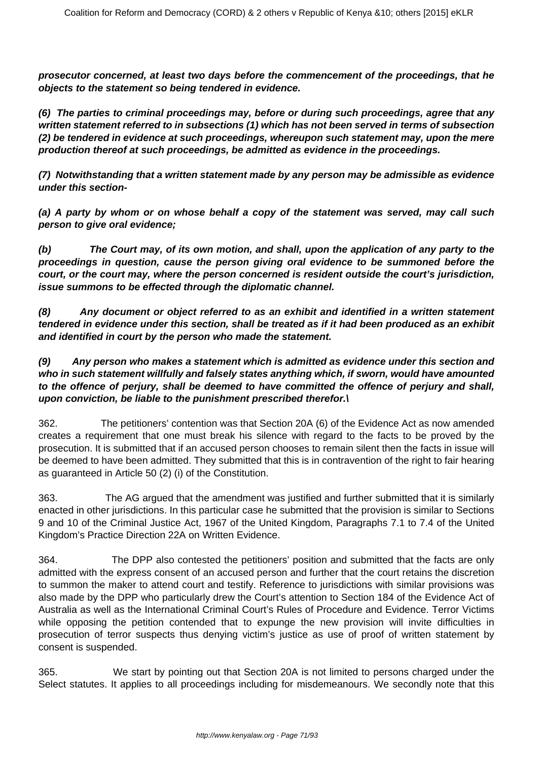**prosecutor concerned, at least two days before the commencement of the proceedings, that he objects to the statement so being tendered in evidence.**

**(6) The parties to criminal proceedings may, before or during such proceedings, agree that any written statement referred to in subsections (1) which has not been served in terms of subsection (2) be tendered in evidence at such proceedings, whereupon such statement may, upon the mere production thereof at such proceedings, be admitted as evidence in the proceedings.**

**(7) Notwithstanding that a written statement made by any person may be admissible as evidence under this section-**

**(a) A party by whom or on whose behalf a copy of the statement was served, may call such person to give oral evidence;**

**(b) The Court may, of its own motion, and shall, upon the application of any party to the proceedings in question, cause the person giving oral evidence to be summoned before the court, or the court may, where the person concerned is resident outside the court's jurisdiction, issue summons to be effected through the diplomatic channel.**

**(8) Any document or object referred to as an exhibit and identified in a written statement tendered in evidence under this section, shall be treated as if it had been produced as an exhibit and identified in court by the person who made the statement.**

**(9) Any person who makes a statement which is admitted as evidence under this section and who in such statement willfully and falsely states anything which, if sworn, would have amounted to the offence of perjury, shall be deemed to have committed the offence of perjury and shall, upon conviction, be liable to the punishment prescribed therefor.\**

362. The petitioners' contention was that Section 20A (6) of the Evidence Act as now amended creates a requirement that one must break his silence with regard to the facts to be proved by the prosecution. It is submitted that if an accused person chooses to remain silent then the facts in issue will be deemed to have been admitted. They submitted that this is in contravention of the right to fair hearing as guaranteed in Article 50 (2) (i) of the Constitution.

363. The AG argued that the amendment was justified and further submitted that it is similarly enacted in other jurisdictions. In this particular case he submitted that the provision is similar to Sections 9 and 10 of the Criminal Justice Act, 1967 of the United Kingdom, Paragraphs 7.1 to 7.4 of the United Kingdom's Practice Direction 22A on Written Evidence.

364. The DPP also contested the petitioners' position and submitted that the facts are only admitted with the express consent of an accused person and further that the court retains the discretion to summon the maker to attend court and testify. Reference to jurisdictions with similar provisions was also made by the DPP who particularly drew the Court's attention to Section 184 of the Evidence Act of Australia as well as the International Criminal Court's Rules of Procedure and Evidence. Terror Victims while opposing the petition contended that to expunge the new provision will invite difficulties in prosecution of terror suspects thus denying victim's justice as use of proof of written statement by consent is suspended.

365. We start by pointing out that Section 20A is not limited to persons charged under the Select statutes. It applies to all proceedings including for misdemeanours. We secondly note that this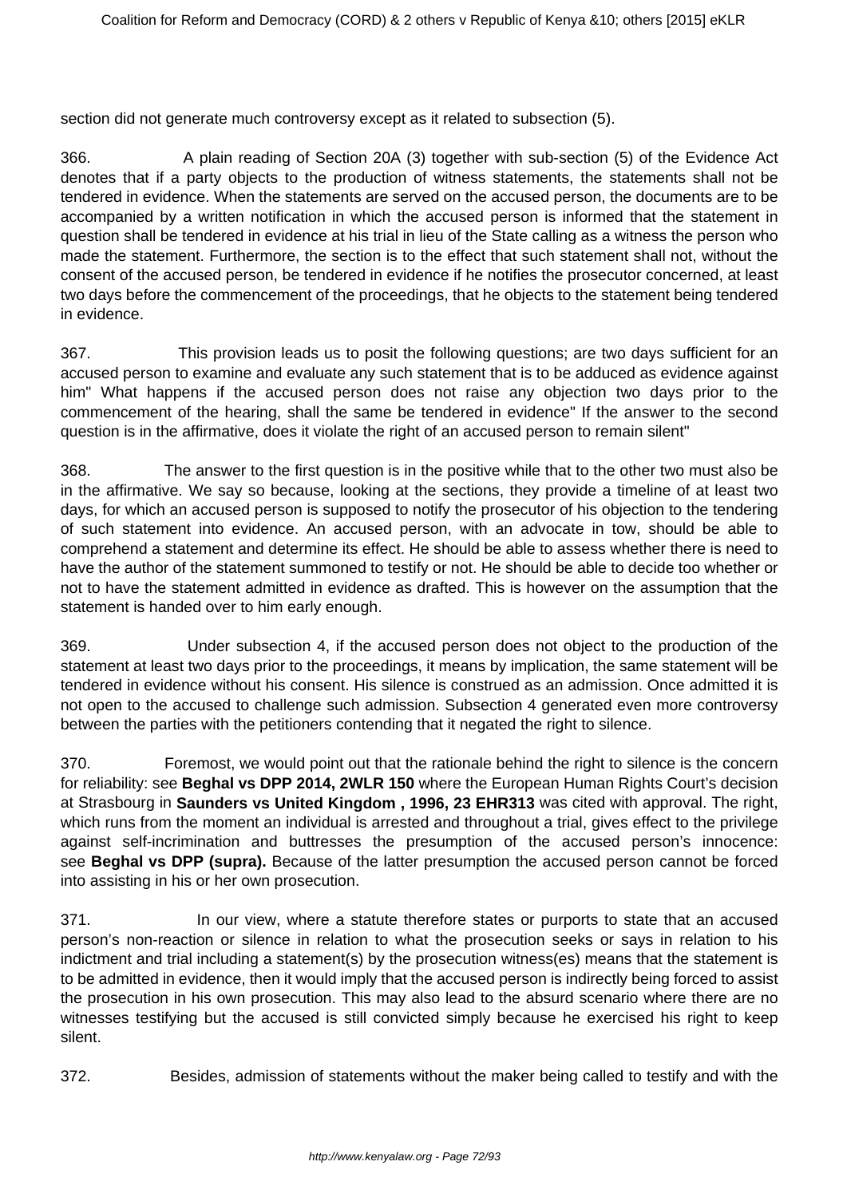section did not generate much controversy except as it related to subsection (5).

366. A plain reading of Section 20A (3) together with sub-section (5) of the Evidence Act denotes that if a party objects to the production of witness statements, the statements shall not be tendered in evidence. When the statements are served on the accused person, the documents are to be accompanied by a written notification in which the accused person is informed that the statement in question shall be tendered in evidence at his trial in lieu of the State calling as a witness the person who made the statement. Furthermore, the section is to the effect that such statement shall not, without the consent of the accused person, be tendered in evidence if he notifies the prosecutor concerned, at least two days before the commencement of the proceedings, that he objects to the statement being tendered in evidence.

367. This provision leads us to posit the following questions; are two days sufficient for an accused person to examine and evaluate any such statement that is to be adduced as evidence against him" What happens if the accused person does not raise any objection two days prior to the commencement of the hearing, shall the same be tendered in evidence" If the answer to the second question is in the affirmative, does it violate the right of an accused person to remain silent"

368. The answer to the first question is in the positive while that to the other two must also be in the affirmative. We say so because, looking at the sections, they provide a timeline of at least two days, for which an accused person is supposed to notify the prosecutor of his objection to the tendering of such statement into evidence. An accused person, with an advocate in tow, should be able to comprehend a statement and determine its effect. He should be able to assess whether there is need to have the author of the statement summoned to testify or not. He should be able to decide too whether or not to have the statement admitted in evidence as drafted. This is however on the assumption that the statement is handed over to him early enough.

369. Under subsection 4, if the accused person does not object to the production of the statement at least two days prior to the proceedings, it means by implication, the same statement will be tendered in evidence without his consent. His silence is construed as an admission. Once admitted it is not open to the accused to challenge such admission. Subsection 4 generated even more controversy between the parties with the petitioners contending that it negated the right to silence.

370. Foremost, we would point out that the rationale behind the right to silence is the concern for reliability: see **Beghal vs DPP 2014, 2WLR 150** where the European Human Rights Court's decision at Strasbourg in **Saunders vs United Kingdom , 1996, 23 EHR313** was cited with approval. The right, which runs from the moment an individual is arrested and throughout a trial, gives effect to the privilege against self-incrimination and buttresses the presumption of the accused person's innocence: see **Beghal vs DPP (supra).** Because of the latter presumption the accused person cannot be forced into assisting in his or her own prosecution.

371. In our view, where a statute therefore states or purports to state that an accused person's non-reaction or silence in relation to what the prosecution seeks or says in relation to his indictment and trial including a statement(s) by the prosecution witness(es) means that the statement is to be admitted in evidence, then it would imply that the accused person is indirectly being forced to assist the prosecution in his own prosecution. This may also lead to the absurd scenario where there are no witnesses testifying but the accused is still convicted simply because he exercised his right to keep silent.

372. Besides, admission of statements without the maker being called to testify and with the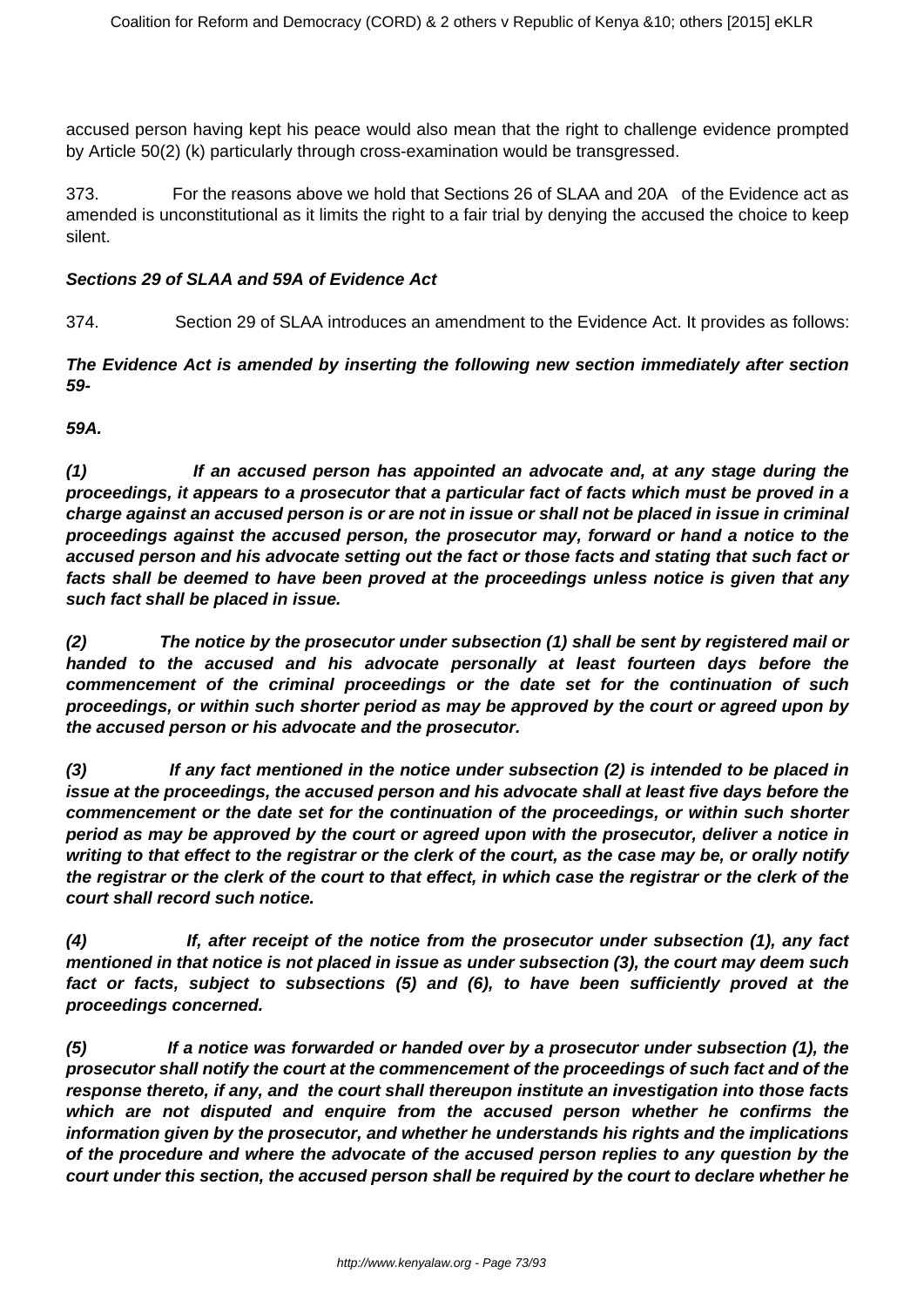accused person having kept his peace would also mean that the right to challenge evidence prompted by Article 50(2) (k) particularly through cross-examination would be transgressed.

373. For the reasons above we hold that Sections 26 of SLAA and 20A of the Evidence act as amended is unconstitutional as it limits the right to a fair trial by denying the accused the choice to keep silent.

***Sections 29 of SLAA and 59A of Evidence Act***

374. Section 29 of SLAA introduces an amendment to the Evidence Act. It provides as follows:

***The Evidence Act is amended by inserting the following new section immediately after section 59-***

***59A.***

***(1) If an accused person has appointed an advocate and, at any stage during the proceedings, it appears to a prosecutor that a particular fact of facts which must be proved in a charge against an accused person is or are not in issue or shall not be placed in issue in criminal proceedings against the accused person, the prosecutor may, forward or hand a notice to the accused person and his advocate setting out the fact or those facts and stating that such fact or facts shall be deemed to have been proved at the proceedings unless notice is given that any such fact shall be placed in issue.***

***(2) The notice by the prosecutor under subsection (1) shall be sent by registered mail or handed to the accused and his advocate personally at least fourteen days before the commencement of the criminal proceedings or the date set for the continuation of such proceedings, or within such shorter period as may be approved by the court or agreed upon by the accused person or his advocate and the prosecutor.***

***(3) If any fact mentioned in the notice under subsection (2) is intended to be placed in issue at the proceedings, the accused person and his advocate shall at least five days before the commencement or the date set for the continuation of the proceedings, or within such shorter period as may be approved by the court or agreed upon with the prosecutor, deliver a notice in writing to that effect to the registrar or the clerk of the court, as the case may be, or orally notify the registrar or the clerk of the court to that effect, in which case the registrar or the clerk of the court shall record such notice.***

***(4) If, after receipt of the notice from the prosecutor under subsection (1), any fact mentioned in that notice is not placed in issue as under subsection (3), the court may deem such fact or facts, subject to subsections (5) and (6), to have been sufficiently proved at the proceedings concerned.***

***(5) If a notice was forwarded or handed over by a prosecutor under subsection (1), the prosecutor shall notify the court at the commencement of the proceedings of such fact and of the response thereto, if any, and the court shall thereupon institute an investigation into those facts which are not disputed and enquire from the accused person whether he confirms the information given by the prosecutor, and whether he understands his rights and the implications of the procedure and where the advocate of the accused person replies to any question by the court under this section, the accused person shall be required by the court to declare whether he***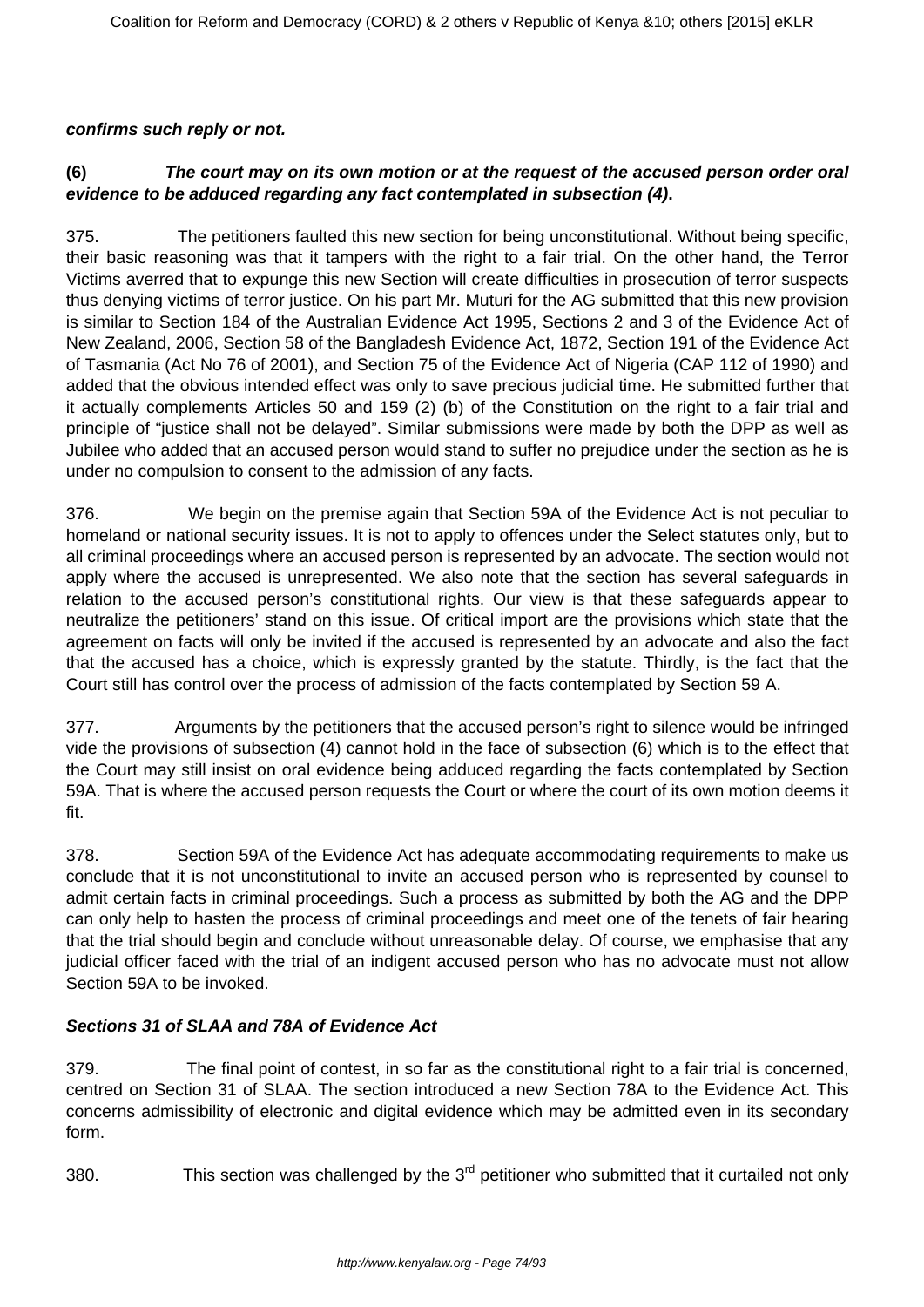***confirms such reply or not.***

**(6)** ***The court may on its own motion or at the request of the accused person order oral evidence to be adduced regarding any fact contemplated in subsection (4).***

375. The petitioners faulted this new section for being unconstitutional. Without being specific, their basic reasoning was that it tampers with the right to a fair trial. On the other hand, the Terror Victims averred that to expunge this new Section will create difficulties in prosecution of terror suspects thus denying victims of terror justice. On his part Mr. Muturi for the AG submitted that this new provision is similar to Section 184 of the Australian Evidence Act 1995, Sections 2 and 3 of the Evidence Act of New Zealand, 2006, Section 58 of the Bangladesh Evidence Act, 1872, Section 191 of the Evidence Act of Tasmania (Act No 76 of 2001), and Section 75 of the Evidence Act of Nigeria (CAP 112 of 1990) and added that the obvious intended effect was only to save precious judicial time. He submitted further that it actually complements Articles 50 and 159 (2) (b) of the Constitution on the right to a fair trial and principle of "justice shall not be delayed". Similar submissions were made by both the DPP as well as Jubilee who added that an accused person would stand to suffer no prejudice under the section as he is under no compulsion to consent to the admission of any facts.

376. We begin on the premise again that Section 59A of the Evidence Act is not peculiar to homeland or national security issues. It is not to apply to offences under the Select statutes only, but to all criminal proceedings where an accused person is represented by an advocate. The section would not apply where the accused is unrepresented. We also note that the section has several safeguards in relation to the accused person's constitutional rights. Our view is that these safeguards appear to neutralize the petitioners' stand on this issue. Of critical import are the provisions which state that the agreement on facts will only be invited if the accused is represented by an advocate and also the fact that the accused has a choice, which is expressly granted by the statute. Thirdly, is the fact that the Court still has control over the process of admission of the facts contemplated by Section 59 A.

377. Arguments by the petitioners that the accused person's right to silence would be infringed vide the provisions of subsection (4) cannot hold in the face of subsection (6) which is to the effect that the Court may still insist on oral evidence being adduced regarding the facts contemplated by Section 59A. That is where the accused person requests the Court or where the court of its own motion deems it fit.

378. Section 59A of the Evidence Act has adequate accommodating requirements to make us conclude that it is not unconstitutional to invite an accused person who is represented by counsel to admit certain facts in criminal proceedings. Such a process as submitted by both the AG and the DPP can only help to hasten the process of criminal proceedings and meet one of the tenets of fair hearing that the trial should begin and conclude without unreasonable delay. Of course, we emphasise that any judicial officer faced with the trial of an indigent accused person who has no advocate must not allow Section 59A to be invoked.

***Sections 31 of SLAA and 78A of Evidence Act***

379. The final point of contest, in so far as the constitutional right to a fair trial is concerned, centred on Section 31 of SLAA. The section introduced a new Section 78A to the Evidence Act. This concerns admissibility of electronic and digital evidence which may be admitted even in its secondary form.

380. This section was challenged by the 3rd petitioner who submitted that it curtailed not only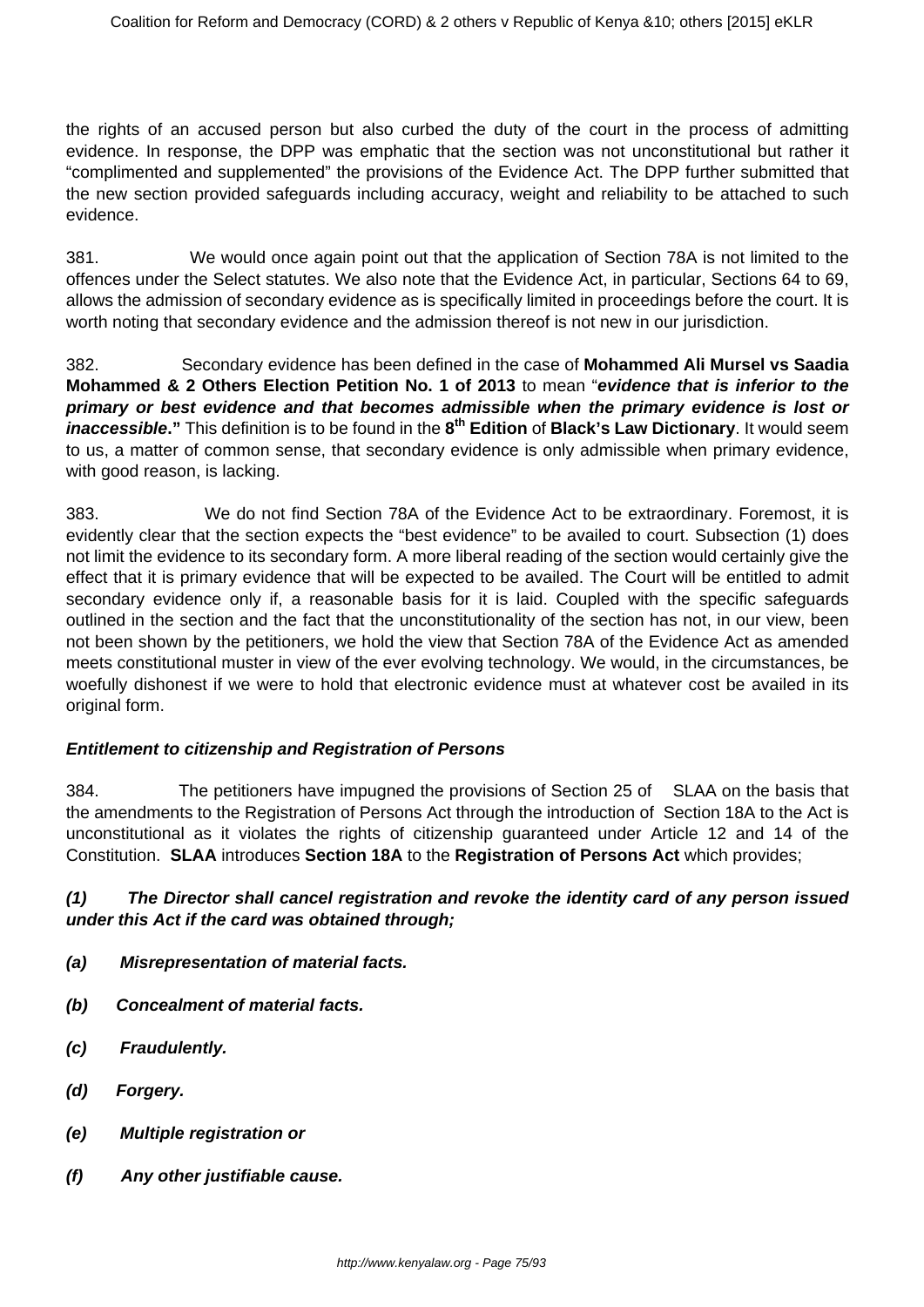the rights of an accused person but also curbed the duty of the court in the process of admitting evidence. In response, the DPP was emphatic that the section was not unconstitutional but rather it "complimented and supplemented" the provisions of the Evidence Act. The DPP further submitted that the new section provided safeguards including accuracy, weight and reliability to be attached to such evidence.

381. We would once again point out that the application of Section 78A is not limited to the offences under the Select statutes. We also note that the Evidence Act, in particular, Sections 64 to 69, allows the admission of secondary evidence as is specifically limited in proceedings before the court. It is worth noting that secondary evidence and the admission thereof is not new in our jurisdiction.

382. Secondary evidence has been defined in the case of **Mohammed Ali Mursel vs Saadia Mohammed & 2 Others Election Petition No. 1 of 2013** to mean "***evidence that is inferior to the primary or best evidence and that becomes admissible when the primary evidence is lost or inaccessible*.**" This definition is to be found in the **8th Edition** of **Black's Law Dictionary**. It would seem to us, a matter of common sense, that secondary evidence is only admissible when primary evidence, with good reason, is lacking.

383. We do not find Section 78A of the Evidence Act to be extraordinary. Foremost, it is evidently clear that the section expects the "best evidence" to be availed to court. Subsection (1) does not limit the evidence to its secondary form. A more liberal reading of the section would certainly give the effect that it is primary evidence that will be expected to be availed. The Court will be entitled to admit secondary evidence only if, a reasonable basis for it is laid. Coupled with the specific safeguards outlined in the section and the fact that the unconstitutionality of the section has not, in our view, been not been shown by the petitioners, we hold the view that Section 78A of the Evidence Act as amended meets constitutional muster in view of the ever evolving technology. We would, in the circumstances, be woefully dishonest if we were to hold that electronic evidence must at whatever cost be availed in its original form.

***Entitlement to citizenship and Registration of Persons***

384. The petitioners have impugned the provisions of Section 25 of SLAA on the basis that the amendments to the Registration of Persons Act through the introduction of Section 18A to the Act is unconstitutional as it violates the rights of citizenship guaranteed under Article 12 and 14 of the Constitution. **SLAA** introduces **Section 18A** to the **Registration of Persons Act** which provides;

***(1) The Director shall cancel registration and revoke the identity card of any person issued under this Act if the card was obtained through;***

***(a) Misrepresentation of material facts.***

***(b) Concealment of material facts.***

***(c) Fraudulently.***

***(d) Forgery.***

***(e) Multiple registration or***

***(f) Any other justifiable cause.***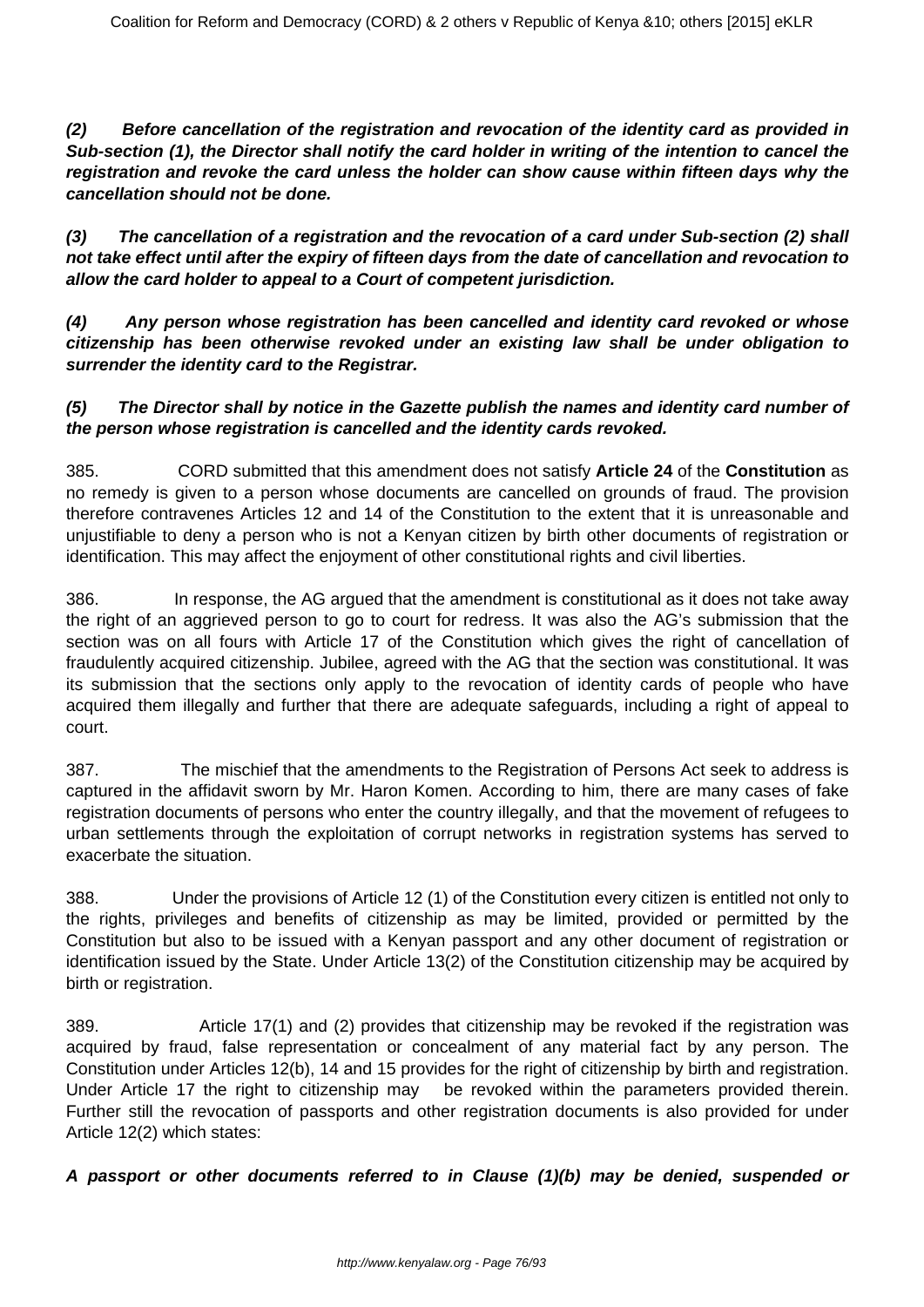***(2) Before cancellation of the registration and revocation of the identity card as provided in Sub-section (1), the Director shall notify the card holder in writing of the intention to cancel the registration and revoke the card unless the holder can show cause within fifteen days why the cancellation should not be done.***

***(3) The cancellation of a registration and the revocation of a card under Sub-section (2) shall not take effect until after the expiry of fifteen days from the date of cancellation and revocation to allow the card holder to appeal to a Court of competent jurisdiction.***

***(4) Any person whose registration has been cancelled and identity card revoked or whose citizenship has been otherwise revoked under an existing law shall be under obligation to surrender the identity card to the Registrar.***

***(5) The Director shall by notice in the Gazette publish the names and identity card number of the person whose registration is cancelled and the identity cards revoked.***

385. CORD submitted that this amendment does not satisfy **Article 24** of the **Constitution** as no remedy is given to a person whose documents are cancelled on grounds of fraud. The provision therefore contravenes Articles 12 and 14 of the Constitution to the extent that it is unreasonable and unjustifiable to deny a person who is not a Kenyan citizen by birth other documents of registration or identification. This may affect the enjoyment of other constitutional rights and civil liberties.

386. In response, the AG argued that the amendment is constitutional as it does not take away the right of an aggrieved person to go to court for redress. It was also the AG's submission that the section was on all fours with Article 17 of the Constitution which gives the right of cancellation of fraudulently acquired citizenship. Jubilee, agreed with the AG that the section was constitutional. It was its submission that the sections only apply to the revocation of identity cards of people who have acquired them illegally and further that there are adequate safeguards, including a right of appeal to court.

387. The mischief that the amendments to the Registration of Persons Act seek to address is captured in the affidavit sworn by Mr. Haron Komen. According to him, there are many cases of fake registration documents of persons who enter the country illegally, and that the movement of refugees to urban settlements through the exploitation of corrupt networks in registration systems has served to exacerbate the situation.

388. Under the provisions of Article 12 (1) of the Constitution every citizen is entitled not only to the rights, privileges and benefits of citizenship as may be limited, provided or permitted by the Constitution but also to be issued with a Kenyan passport and any other document of registration or identification issued by the State. Under Article 13(2) of the Constitution citizenship may be acquired by birth or registration.

389. Article 17(1) and (2) provides that citizenship may be revoked if the registration was acquired by fraud, false representation or concealment of any material fact by any person. The Constitution under Articles 12(b), 14 and 15 provides for the right of citizenship by birth and registration. Under Article 17 the right to citizenship may be revoked within the parameters provided therein. Further still the revocation of passports and other registration documents is also provided for under Article 12(2) which states:

***A passport or other documents referred to in Clause (1)(b) may be denied, suspended or***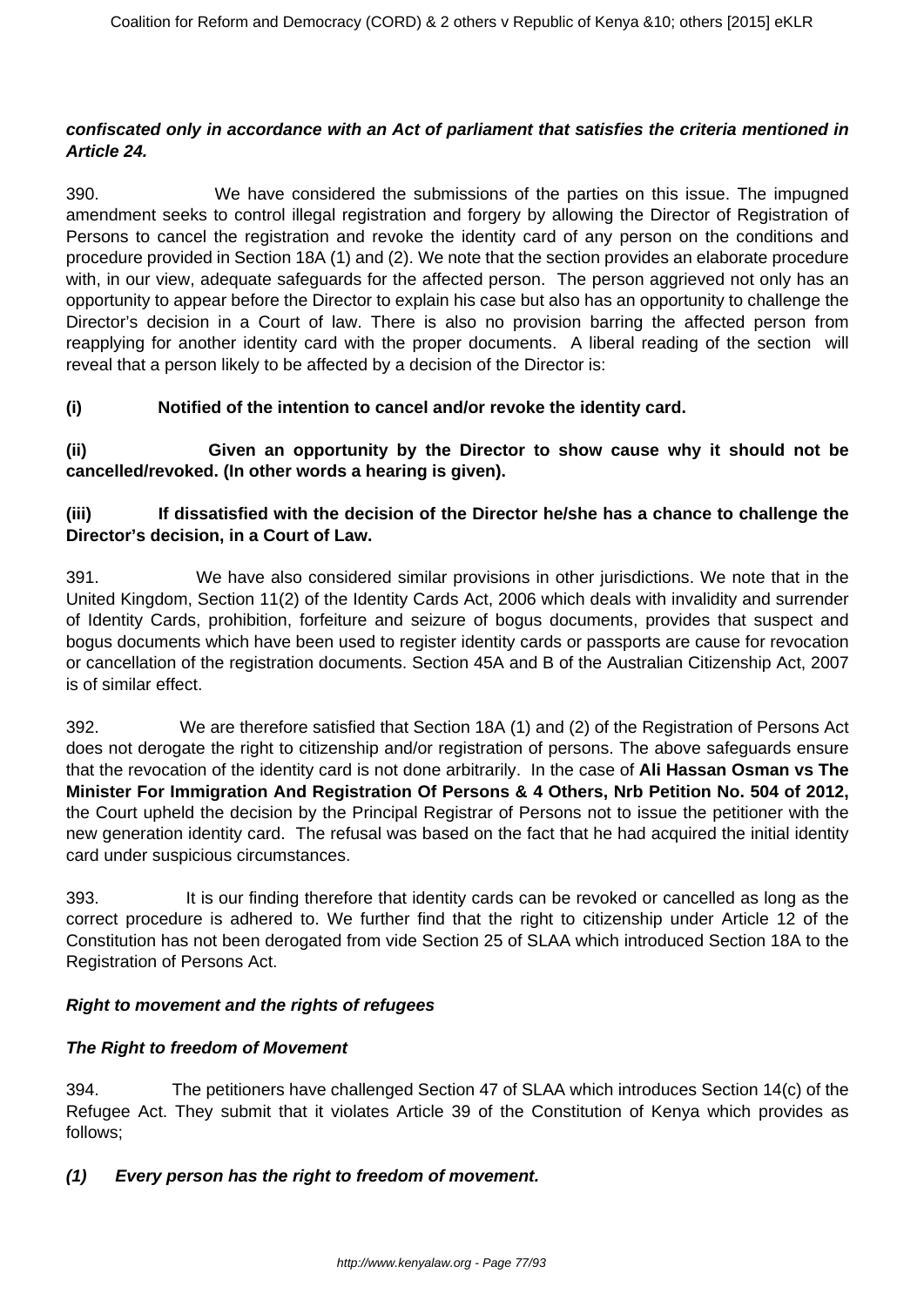***confiscated only in accordance with an Act of parliament that satisfies the criteria mentioned in Article 24.***

390. We have considered the submissions of the parties on this issue. The impugned amendment seeks to control illegal registration and forgery by allowing the Director of Registration of Persons to cancel the registration and revoke the identity card of any person on the conditions and procedure provided in Section 18A (1) and (2). We note that the section provides an elaborate procedure with, in our view, adequate safeguards for the affected person. The person aggrieved not only has an opportunity to appear before the Director to explain his case but also has an opportunity to challenge the Director's decision in a Court of law. There is also no provision barring the affected person from reapplying for another identity card with the proper documents. A liberal reading of the section will reveal that a person likely to be affected by a decision of the Director is:

**(i) Notified of the intention to cancel and/or revoke the identity card.**

**(ii) Given an opportunity by the Director to show cause why it should not be cancelled/revoked. (In other words a hearing is given).**

**(iii) If dissatisfied with the decision of the Director he/she has a chance to challenge the Director's decision, in a Court of Law.**

391. We have also considered similar provisions in other jurisdictions. We note that in the United Kingdom, Section 11(2) of the Identity Cards Act, 2006 which deals with invalidity and surrender of Identity Cards, prohibition, forfeiture and seizure of bogus documents, provides that suspect and bogus documents which have been used to register identity cards or passports are cause for revocation or cancellation of the registration documents. Section 45A and B of the Australian Citizenship Act, 2007 is of similar effect.

392. We are therefore satisfied that Section 18A (1) and (2) of the Registration of Persons Act does not derogate the right to citizenship and/or registration of persons. The above safeguards ensure that the revocation of the identity card is not done arbitrarily. In the case of **Ali Hassan Osman vs The Minister For Immigration And Registration Of Persons & 4 Others, Nrb Petition No. 504 of 2012,** the Court upheld the decision by the Principal Registrar of Persons not to issue the petitioner with the new generation identity card. The refusal was based on the fact that he had acquired the initial identity card under suspicious circumstances.

393. It is our finding therefore that identity cards can be revoked or cancelled as long as the correct procedure is adhered to. We further find that the right to citizenship under Article 12 of the Constitution has not been derogated from vide Section 25 of SLAA which introduced Section 18A to the Registration of Persons Act.

***Right to movement and the rights of refugees***

***The Right to freedom of Movement***

394. The petitioners have challenged Section 47 of SLAA which introduces Section 14(c) of the Refugee Act. They submit that it violates Article 39 of the Constitution of Kenya which provides as follows;

***(1) Every person has the right to freedom of movement.***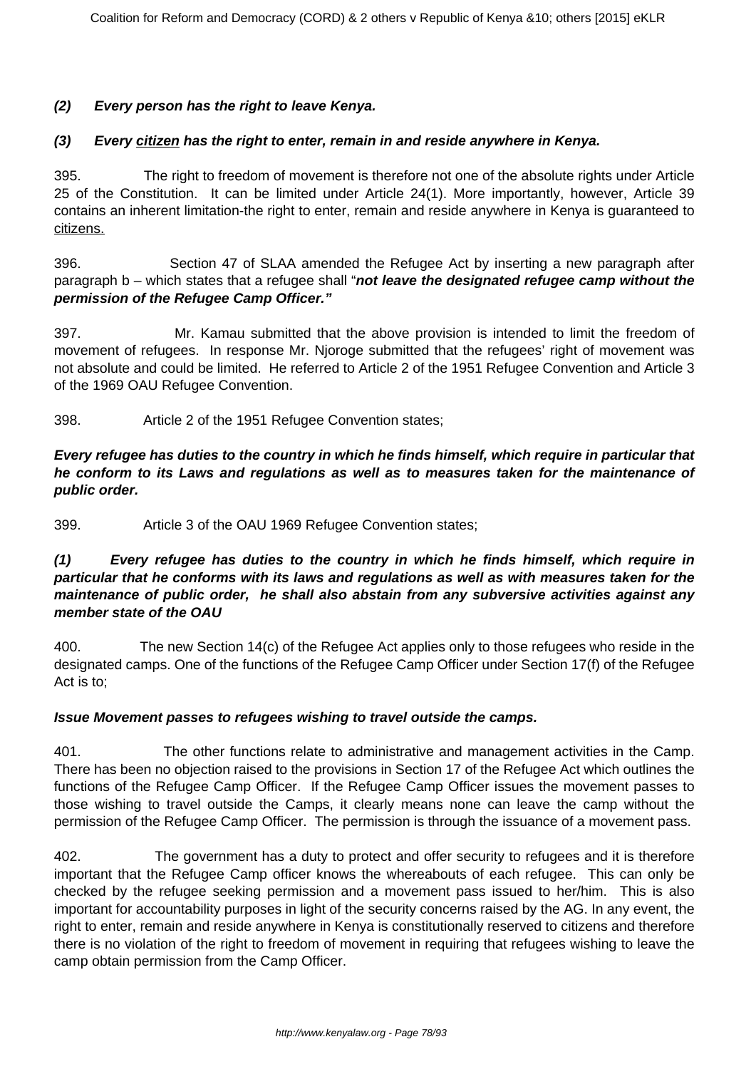***(2) Every person has the right to leave Kenya.***

***(3) Every <u>citizen</u> has the right to enter, remain in and reside anywhere in Kenya.***

395. The right to freedom of movement is therefore not one of the absolute rights under Article 25 of the Constitution. It can be limited under Article 24(1). More importantly, however, Article 39 contains an inherent limitation-the right to enter, remain and reside anywhere in Kenya is guaranteed to <u>citizens.</u>

396. Section 47 of SLAA amended the Refugee Act by inserting a new paragraph after paragraph b – which states that a refugee shall "***not leave the designated refugee camp without the permission of the Refugee Camp Officer."***

397. Mr. Kamau submitted that the above provision is intended to limit the freedom of movement of refugees. In response Mr. Njoroge submitted that the refugees' right of movement was not absolute and could be limited. He referred to Article 2 of the 1951 Refugee Convention and Article 3 of the 1969 OAU Refugee Convention.

398. Article 2 of the 1951 Refugee Convention states;

***Every refugee has duties to the country in which he finds himself, which require in particular that he conform to its Laws and regulations as well as to measures taken for the maintenance of public order.***

399. Article 3 of the OAU 1969 Refugee Convention states;

***(1) Every refugee has duties to the country in which he finds himself, which require in particular that he conforms with its laws and regulations as well as with measures taken for the maintenance of public order, he shall also abstain from any subversive activities against any member state of the OAU***

400. The new Section 14(c) of the Refugee Act applies only to those refugees who reside in the designated camps. One of the functions of the Refugee Camp Officer under Section 17(f) of the Refugee Act is to;

***Issue Movement passes to refugees wishing to travel outside the camps.***

401. The other functions relate to administrative and management activities in the Camp. There has been no objection raised to the provisions in Section 17 of the Refugee Act which outlines the functions of the Refugee Camp Officer. If the Refugee Camp Officer issues the movement passes to those wishing to travel outside the Camps, it clearly means none can leave the camp without the permission of the Refugee Camp Officer. The permission is through the issuance of a movement pass.

402. The government has a duty to protect and offer security to refugees and it is therefore important that the Refugee Camp officer knows the whereabouts of each refugee. This can only be checked by the refugee seeking permission and a movement pass issued to her/him. This is also important for accountability purposes in light of the security concerns raised by the AG. In any event, the right to enter, remain and reside anywhere in Kenya is constitutionally reserved to citizens and therefore there is no violation of the right to freedom of movement in requiring that refugees wishing to leave the camp obtain permission from the Camp Officer.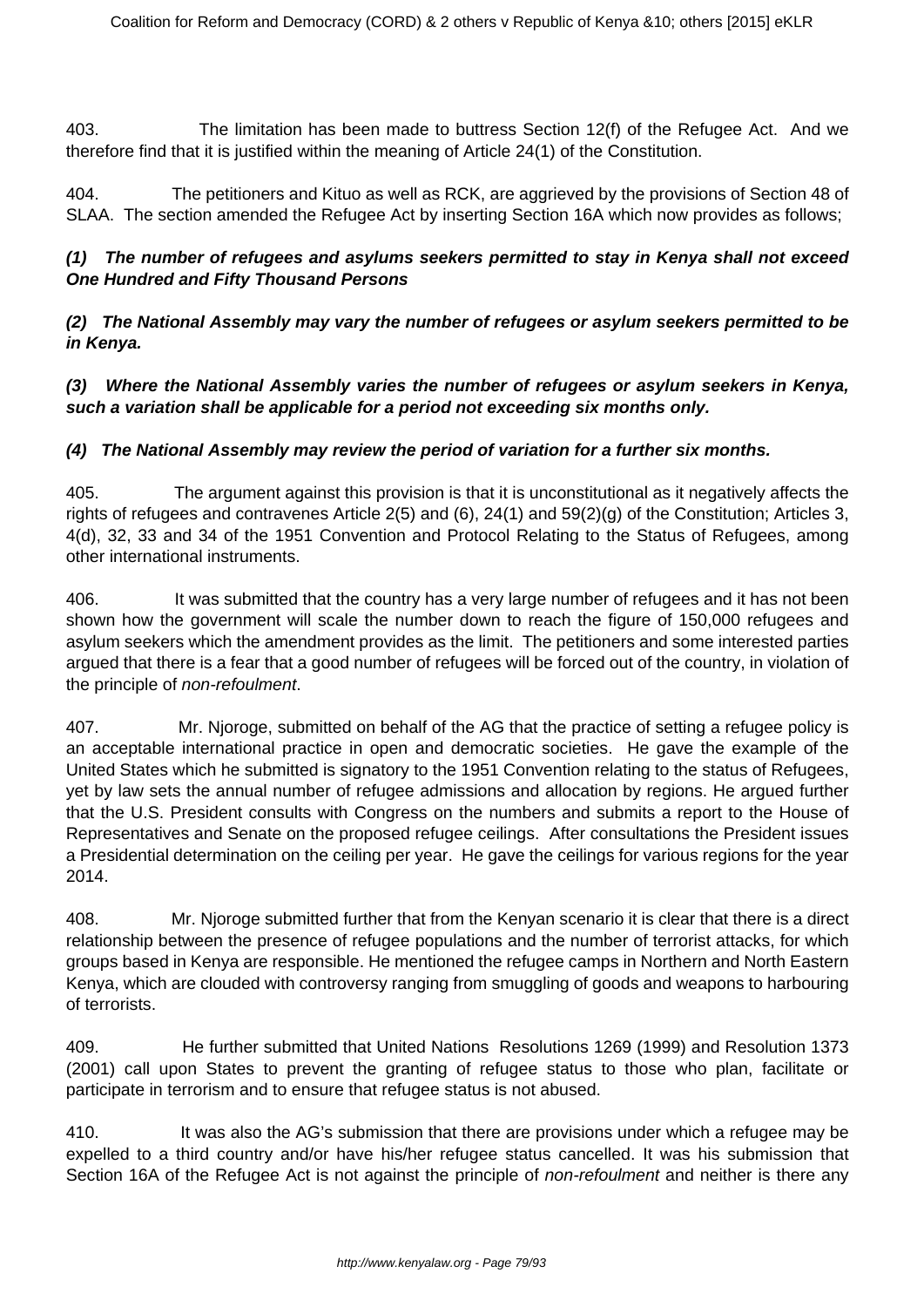403. The limitation has been made to buttress Section 12(f) of the Refugee Act. And we therefore find that it is justified within the meaning of Article 24(1) of the Constitution.

404. The petitioners and Kituo as well as RCK, are aggrieved by the provisions of Section 48 of SLAA. The section amended the Refugee Act by inserting Section 16A which now provides as follows;

***(1) The number of refugees and asylums seekers permitted to stay in Kenya shall not exceed One Hundred and Fifty Thousand Persons***

***(2) The National Assembly may vary the number of refugees or asylum seekers permitted to be in Kenya.***

***(3) Where the National Assembly varies the number of refugees or asylum seekers in Kenya, such a variation shall be applicable for a period not exceeding six months only.***

***(4) The National Assembly may review the period of variation for a further six months.***

405. The argument against this provision is that it is unconstitutional as it negatively affects the rights of refugees and contravenes Article 2(5) and (6), 24(1) and 59(2)(g) of the Constitution; Articles 3, 4(d), 32, 33 and 34 of the 1951 Convention and Protocol Relating to the Status of Refugees, among other international instruments.

406. It was submitted that the country has a very large number of refugees and it has not been shown how the government will scale the number down to reach the figure of 150,000 refugees and asylum seekers which the amendment provides as the limit. The petitioners and some interested parties argued that there is a fear that a good number of refugees will be forced out of the country, in violation of the principle of *non-refoulment*.

407. Mr. Njoroge, submitted on behalf of the AG that the practice of setting a refugee policy is an acceptable international practice in open and democratic societies. He gave the example of the United States which he submitted is signatory to the 1951 Convention relating to the status of Refugees, yet by law sets the annual number of refugee admissions and allocation by regions. He argued further that the U.S. President consults with Congress on the numbers and submits a report to the House of Representatives and Senate on the proposed refugee ceilings. After consultations the President issues a Presidential determination on the ceiling per year. He gave the ceilings for various regions for the year 2014.

408. Mr. Njoroge submitted further that from the Kenyan scenario it is clear that there is a direct relationship between the presence of refugee populations and the number of terrorist attacks, for which groups based in Kenya are responsible. He mentioned the refugee camps in Northern and North Eastern Kenya, which are clouded with controversy ranging from smuggling of goods and weapons to harbouring of terrorists.

409. He further submitted that United Nations Resolutions 1269 (1999) and Resolution 1373 (2001) call upon States to prevent the granting of refugee status to those who plan, facilitate or participate in terrorism and to ensure that refugee status is not abused.

410. It was also the AG's submission that there are provisions under which a refugee may be expelled to a third country and/or have his/her refugee status cancelled. It was his submission that Section 16A of the Refugee Act is not against the principle of *non-refoulment* and neither is there any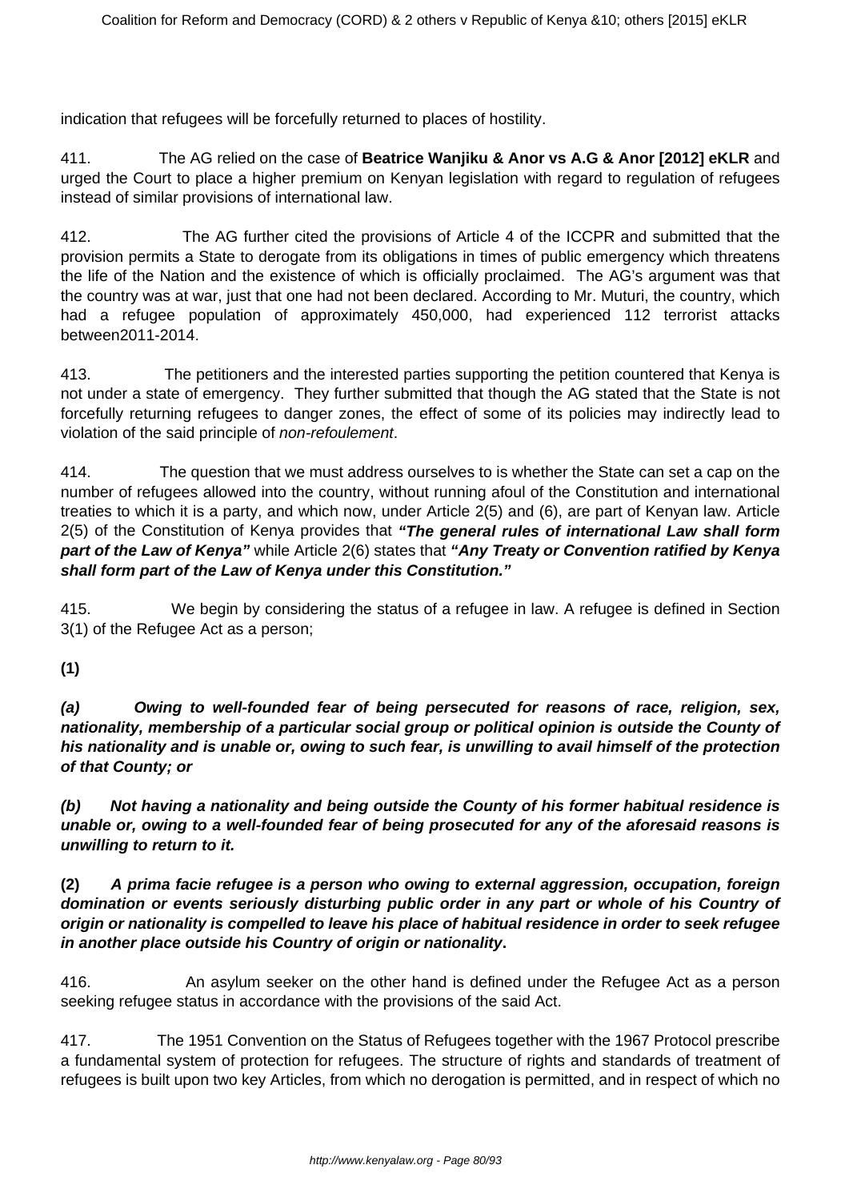indication that refugees will be forcefully returned to places of hostility.

411. The AG relied on the case of **Beatrice Wanjiku & Anor vs A.G & Anor [2012] eKLR** and urged the Court to place a higher premium on Kenyan legislation with regard to regulation of refugees instead of similar provisions of international law.

412. The AG further cited the provisions of Article 4 of the ICCPR and submitted that the provision permits a State to derogate from its obligations in times of public emergency which threatens the life of the Nation and the existence of which is officially proclaimed. The AG's argument was that the country was at war, just that one had not been declared. According to Mr. Muturi, the country, which had a refugee population of approximately 450,000, had experienced 112 terrorist attacks between2011-2014.

413. The petitioners and the interested parties supporting the petition countered that Kenya is not under a state of emergency. They further submitted that though the AG stated that the State is not forcefully returning refugees to danger zones, the effect of some of its policies may indirectly lead to violation of the said principle of *non-refoulement*.

414. The question that we must address ourselves to is whether the State can set a cap on the number of refugees allowed into the country, without running afoul of the Constitution and international treaties to which it is a party, and which now, under Article 2(5) and (6), are part of Kenyan law. Article 2(5) of the Constitution of Kenya provides that ***"The general rules of international Law shall form part of the Law of Kenya"*** while Article 2(6) states that ***"Any Treaty or Convention ratified by Kenya shall form part of the Law of Kenya under this Constitution."***

415. We begin by considering the status of a refugee in law. A refugee is defined in Section 3(1) of the Refugee Act as a person;

**(1)**

***(a) Owing to well-founded fear of being persecuted for reasons of race, religion, sex, nationality, membership of a particular social group or political opinion is outside the County of his nationality and is unable or, owing to such fear, is unwilling to avail himself of the protection of that County; or***

***(b) Not having a nationality and being outside the County of his former habitual residence is unable or, owing to a well-founded fear of being prosecuted for any of the aforesaid reasons is unwilling to return to it.***

**(2)** ***A prima facie refugee is a person who owing to external aggression, occupation, foreign domination or events seriously disturbing public order in any part or whole of his Country of origin or nationality is compelled to leave his place of habitual residence in order to seek refugee in another place outside his Country of origin or nationality*****.**

416. An asylum seeker on the other hand is defined under the Refugee Act as a person seeking refugee status in accordance with the provisions of the said Act.

417. The 1951 Convention on the Status of Refugees together with the 1967 Protocol prescribe a fundamental system of protection for refugees. The structure of rights and standards of treatment of refugees is built upon two key Articles, from which no derogation is permitted, and in respect of which no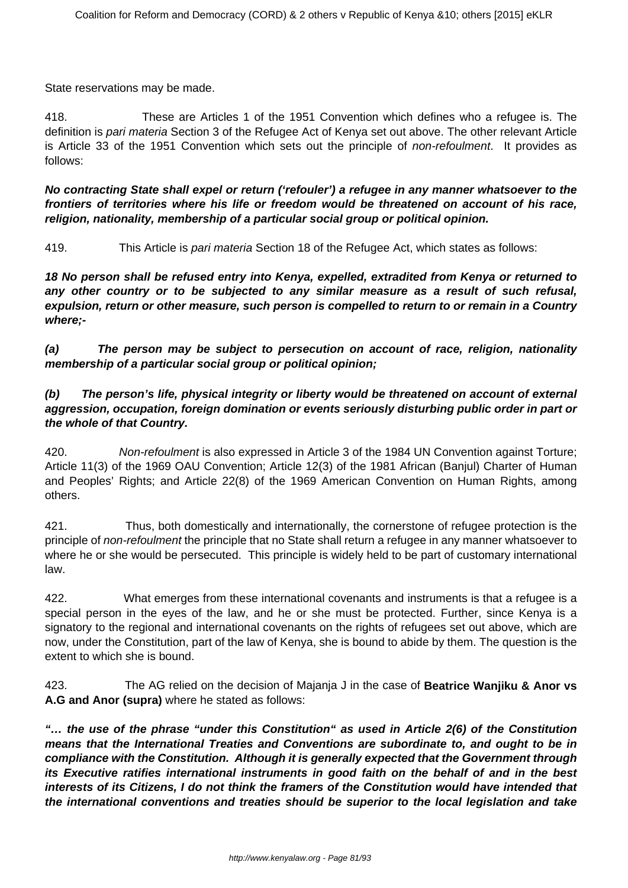State reservations may be made.

418. These are Articles 1 of the 1951 Convention which defines who a refugee is. The definition is *pari materia* Section 3 of the Refugee Act of Kenya set out above. The other relevant Article is Article 33 of the 1951 Convention which sets out the principle of *non-refoulment*. It provides as follows:

***No contracting State shall expel or return ('refouler') a refugee in any manner whatsoever to the frontiers of territories where his life or freedom would be threatened on account of his race, religion, nationality, membership of a particular social group or political opinion.***

419. This Article is *pari materia* Section 18 of the Refugee Act, which states as follows:

***18 No person shall be refused entry into Kenya, expelled, extradited from Kenya or returned to any other country or to be subjected to any similar measure as a result of such refusal, expulsion, return or other measure, such person is compelled to return to or remain in a Country where;-***

***(a) The person may be subject to persecution on account of race, religion, nationality membership of a particular social group or political opinion;***

***(b) The person's life, physical integrity or liberty would be threatened on account of external aggression, occupation, foreign domination or events seriously disturbing public order in part or the whole of that Country.***

420. *Non-refoulment* is also expressed in Article 3 of the 1984 UN Convention against Torture; Article 11(3) of the 1969 OAU Convention; Article 12(3) of the 1981 African (Banjul) Charter of Human and Peoples' Rights; and Article 22(8) of the 1969 American Convention on Human Rights, among others.

421. Thus, both domestically and internationally, the cornerstone of refugee protection is the principle of *non-refoulment* the principle that no State shall return a refugee in any manner whatsoever to where he or she would be persecuted. This principle is widely held to be part of customary international law.

422. What emerges from these international covenants and instruments is that a refugee is a special person in the eyes of the law, and he or she must be protected. Further, since Kenya is a signatory to the regional and international covenants on the rights of refugees set out above, which are now, under the Constitution, part of the law of Kenya, she is bound to abide by them. The question is the extent to which she is bound.

423. The AG relied on the decision of Majanja J in the case of **Beatrice Wanjiku & Anor vs A.G and Anor (supra)** where he stated as follows:

***"… the use of the phrase "under this Constitution" as used in Article 2(6) of the Constitution means that the International Treaties and Conventions are subordinate to, and ought to be in compliance with the Constitution. Although it is generally expected that the Government through its Executive ratifies international instruments in good faith on the behalf of and in the best interests of its Citizens, I do not think the framers of the Constitution would have intended that the international conventions and treaties should be superior to the local legislation and take***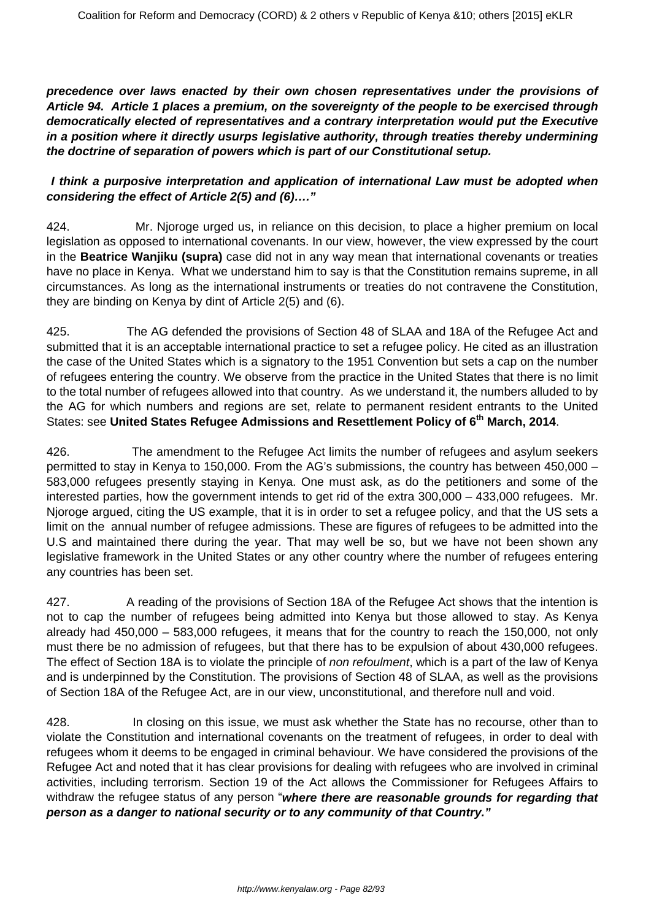***precedence over laws enacted by their own chosen representatives under the provisions of Article 94. Article 1 places a premium, on the sovereignty of the people to be exercised through democratically elected of representatives and a contrary interpretation would put the Executive in a position where it directly usurps legislative authority, through treaties thereby undermining the doctrine of separation of powers which is part of our Constitutional setup.***

***I think a purposive interpretation and application of international Law must be adopted when considering the effect of Article 2(5) and (6)…."***

424. Mr. Njoroge urged us, in reliance on this decision, to place a higher premium on local legislation as opposed to international covenants. In our view, however, the view expressed by the court in the **Beatrice Wanjiku (supra)** case did not in any way mean that international covenants or treaties have no place in Kenya. What we understand him to say is that the Constitution remains supreme, in all circumstances. As long as the international instruments or treaties do not contravene the Constitution, they are binding on Kenya by dint of Article 2(5) and (6).

425. The AG defended the provisions of Section 48 of SLAA and 18A of the Refugee Act and submitted that it is an acceptable international practice to set a refugee policy. He cited as an illustration the case of the United States which is a signatory to the 1951 Convention but sets a cap on the number of refugees entering the country. We observe from the practice in the United States that there is no limit to the total number of refugees allowed into that country. As we understand it, the numbers alluded to by the AG for which numbers and regions are set, relate to permanent resident entrants to the United States: see **United States Refugee Admissions and Resettlement Policy of 6th March, 2014**.

426. The amendment to the Refugee Act limits the number of refugees and asylum seekers permitted to stay in Kenya to 150,000. From the AG's submissions, the country has between 450,000 – 583,000 refugees presently staying in Kenya. One must ask, as do the petitioners and some of the interested parties, how the government intends to get rid of the extra 300,000 – 433,000 refugees. Mr. Njoroge argued, citing the US example, that it is in order to set a refugee policy, and that the US sets a limit on the annual number of refugee admissions. These are figures of refugees to be admitted into the U.S and maintained there during the year. That may well be so, but we have not been shown any legislative framework in the United States or any other country where the number of refugees entering any countries has been set.

427. A reading of the provisions of Section 18A of the Refugee Act shows that the intention is not to cap the number of refugees being admitted into Kenya but those allowed to stay. As Kenya already had 450,000 – 583,000 refugees, it means that for the country to reach the 150,000, not only must there be no admission of refugees, but that there has to be expulsion of about 430,000 refugees. The effect of Section 18A is to violate the principle of *non refoulment*, which is a part of the law of Kenya and is underpinned by the Constitution. The provisions of Section 48 of SLAA, as well as the provisions of Section 18A of the Refugee Act, are in our view, unconstitutional, and therefore null and void.

428. In closing on this issue, we must ask whether the State has no recourse, other than to violate the Constitution and international covenants on the treatment of refugees, in order to deal with refugees whom it deems to be engaged in criminal behaviour. We have considered the provisions of the Refugee Act and noted that it has clear provisions for dealing with refugees who are involved in criminal activities, including terrorism. Section 19 of the Act allows the Commissioner for Refugees Affairs to withdraw the refugee status of any person "***where there are reasonable grounds for regarding that person as a danger to national security or to any community of that Country."***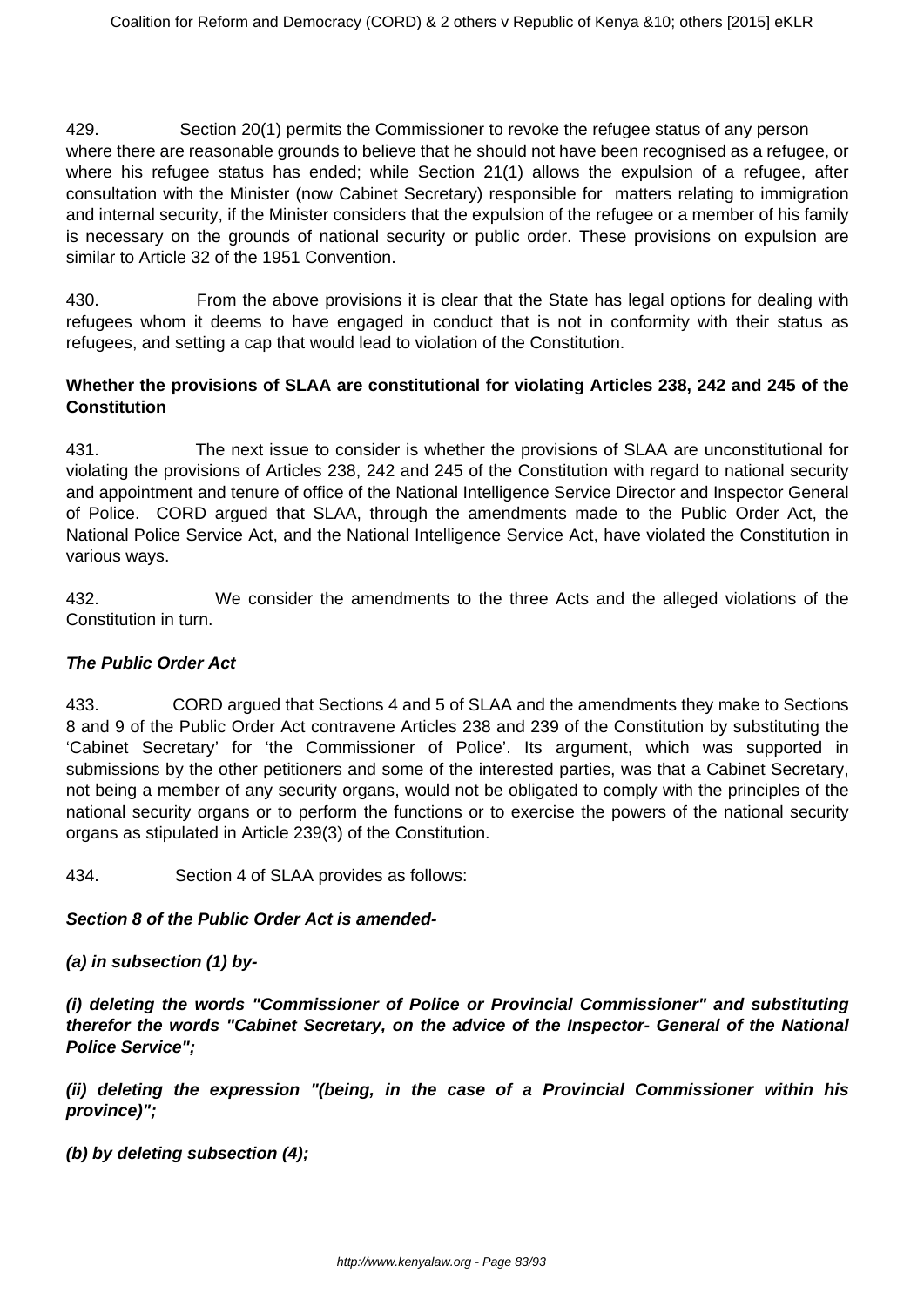429. Section 20(1) permits the Commissioner to revoke the refugee status of any person where there are reasonable grounds to believe that he should not have been recognised as a refugee, or where his refugee status has ended; while Section 21(1) allows the expulsion of a refugee, after consultation with the Minister (now Cabinet Secretary) responsible for matters relating to immigration and internal security, if the Minister considers that the expulsion of the refugee or a member of his family is necessary on the grounds of national security or public order. These provisions on expulsion are similar to Article 32 of the 1951 Convention.

430. From the above provisions it is clear that the State has legal options for dealing with refugees whom it deems to have engaged in conduct that is not in conformity with their status as refugees, and setting a cap that would lead to violation of the Constitution.

**Whether the provisions of SLAA are constitutional for violating Articles 238, 242 and 245 of the Constitution**

431. The next issue to consider is whether the provisions of SLAA are unconstitutional for violating the provisions of Articles 238, 242 and 245 of the Constitution with regard to national security and appointment and tenure of office of the National Intelligence Service Director and Inspector General of Police. CORD argued that SLAA, through the amendments made to the Public Order Act, the National Police Service Act, and the National Intelligence Service Act, have violated the Constitution in various ways.

432. We consider the amendments to the three Acts and the alleged violations of the Constitution in turn.

***The Public Order Act***

433. CORD argued that Sections 4 and 5 of SLAA and the amendments they make to Sections 8 and 9 of the Public Order Act contravene Articles 238 and 239 of the Constitution by substituting the 'Cabinet Secretary' for 'the Commissioner of Police'. Its argument, which was supported in submissions by the other petitioners and some of the interested parties, was that a Cabinet Secretary, not being a member of any security organs, would not be obligated to comply with the principles of the national security organs or to perform the functions or to exercise the powers of the national security organs as stipulated in Article 239(3) of the Constitution.

434. Section 4 of SLAA provides as follows:

***Section 8 of the Public Order Act is amended-***

***(a) in subsection (1) by-***

***(i) deleting the words "Commissioner of Police or Provincial Commissioner" and substituting therefor the words "Cabinet Secretary, on the advice of the Inspector- General of the National Police Service";***

***(ii) deleting the expression "(being, in the case of a Provincial Commissioner within his province)";***

***(b) by deleting subsection (4);***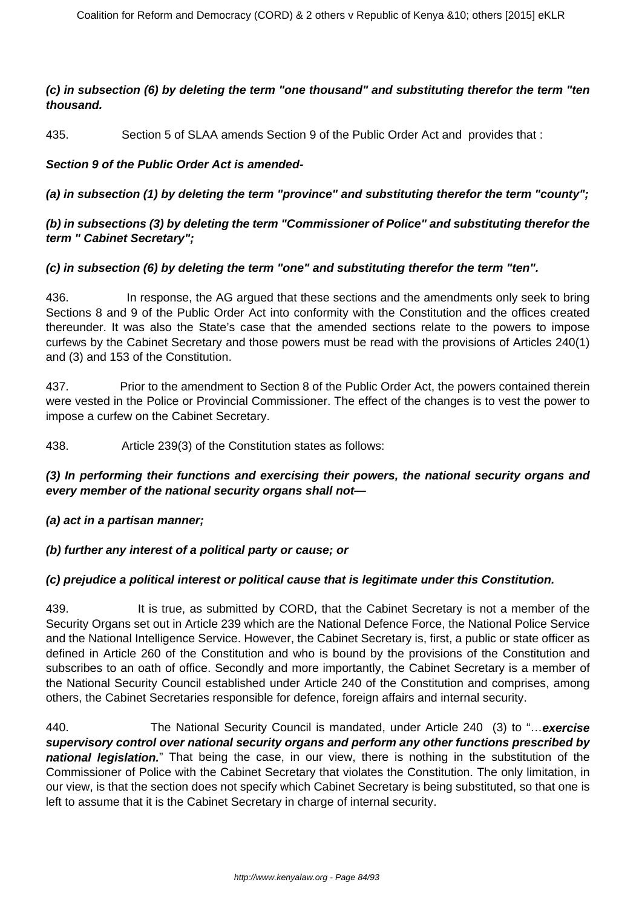**(c) in subsection (6) by deleting the term "one thousand" and substituting therefor the term "ten thousand.**

435. Section 5 of SLAA amends Section 9 of the Public Order Act and provides that :

**Section 9 of the Public Order Act is amended-**

**(a) in subsection (1) by deleting the term "province" and substituting therefor the term "county";**

**(b) in subsections (3) by deleting the term "Commissioner of Police" and substituting therefor the term " Cabinet Secretary";**

**(c) in subsection (6) by deleting the term "one" and substituting therefor the term "ten".**

436. In response, the AG argued that these sections and the amendments only seek to bring Sections 8 and 9 of the Public Order Act into conformity with the Constitution and the offices created thereunder. It was also the State's case that the amended sections relate to the powers to impose curfews by the Cabinet Secretary and those powers must be read with the provisions of Articles 240(1) and (3) and 153 of the Constitution.

437. Prior to the amendment to Section 8 of the Public Order Act, the powers contained therein were vested in the Police or Provincial Commissioner. The effect of the changes is to vest the power to impose a curfew on the Cabinet Secretary.

438. Article 239(3) of the Constitution states as follows:

**(3) In performing their functions and exercising their powers, the national security organs and every member of the national security organs shall not—**

**(a) act in a partisan manner;**

**(b) further any interest of a political party or cause; or**

**(c) prejudice a political interest or political cause that is legitimate under this Constitution.**

439. It is true, as submitted by CORD, that the Cabinet Secretary is not a member of the Security Organs set out in Article 239 which are the National Defence Force, the National Police Service and the National Intelligence Service. However, the Cabinet Secretary is, first, a public or state officer as defined in Article 260 of the Constitution and who is bound by the provisions of the Constitution and subscribes to an oath of office. Secondly and more importantly, the Cabinet Secretary is a member of the National Security Council established under Article 240 of the Constitution and comprises, among others, the Cabinet Secretaries responsible for defence, foreign affairs and internal security.

440. The National Security Council is mandated, under Article 240 (3) to "…**exercise supervisory control over national security organs and perform any other functions prescribed by national legislation.**" That being the case, in our view, there is nothing in the substitution of the Commissioner of Police with the Cabinet Secretary that violates the Constitution. The only limitation, in our view, is that the section does not specify which Cabinet Secretary is being substituted, so that one is left to assume that it is the Cabinet Secretary in charge of internal security.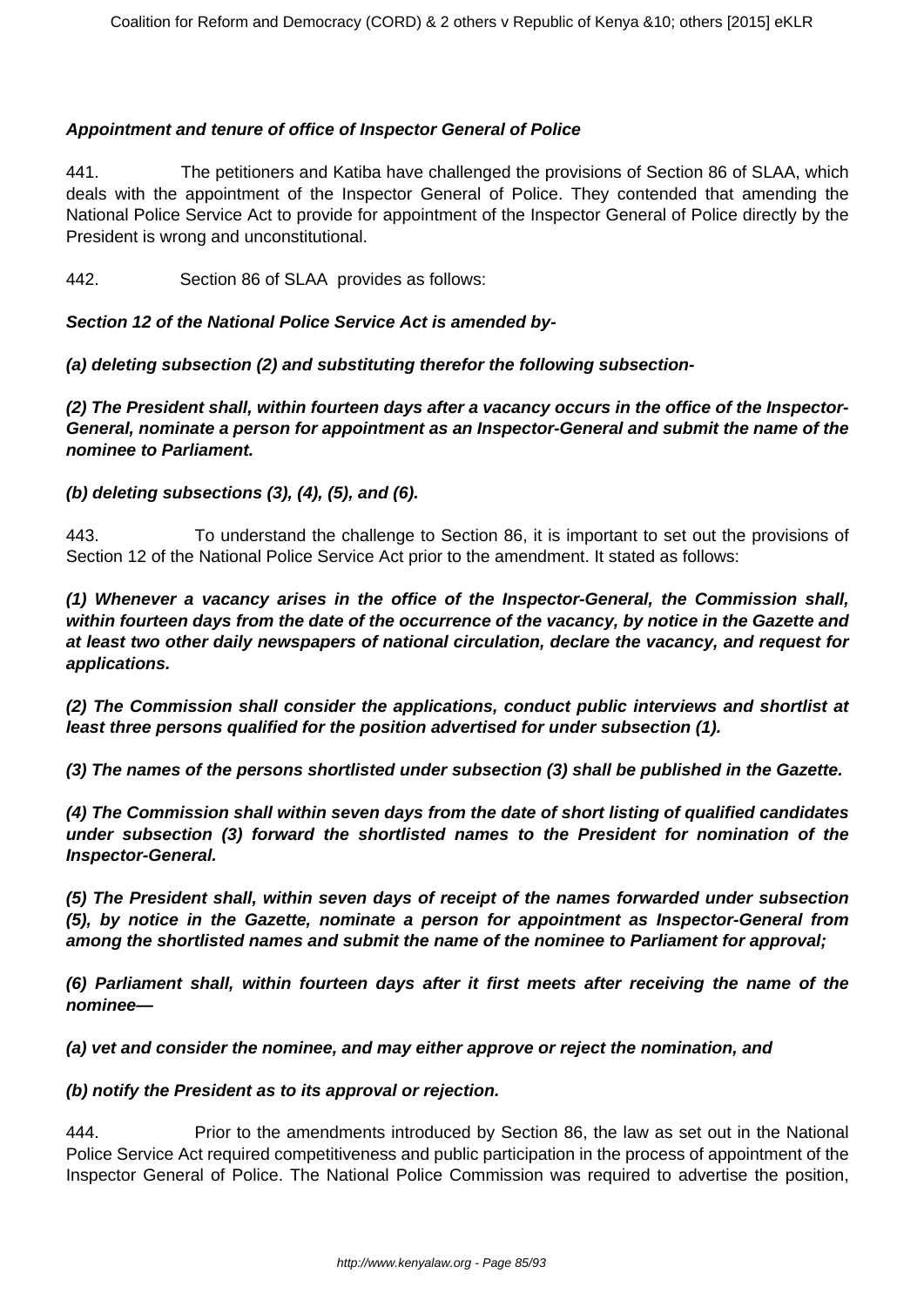***Appointment and tenure of office of Inspector General of Police***

441. The petitioners and Katiba have challenged the provisions of Section 86 of SLAA, which deals with the appointment of the Inspector General of Police. They contended that amending the National Police Service Act to provide for appointment of the Inspector General of Police directly by the President is wrong and unconstitutional.

442. Section 86 of SLAA provides as follows:

***Section 12 of the National Police Service Act is amended by-***

***(a) deleting subsection (2) and substituting therefor the following subsection-***

***(2) The President shall, within fourteen days after a vacancy occurs in the office of the Inspector-General, nominate a person for appointment as an Inspector-General and submit the name of the nominee to Parliament.***

***(b) deleting subsections (3), (4), (5), and (6).***

443. To understand the challenge to Section 86, it is important to set out the provisions of Section 12 of the National Police Service Act prior to the amendment. It stated as follows:

***(1) Whenever a vacancy arises in the office of the Inspector-General, the Commission shall, within fourteen days from the date of the occurrence of the vacancy, by notice in the Gazette and at least two other daily newspapers of national circulation, declare the vacancy, and request for applications.***

***(2) The Commission shall consider the applications, conduct public interviews and shortlist at least three persons qualified for the position advertised for under subsection (1).***

***(3) The names of the persons shortlisted under subsection (3) shall be published in the Gazette.***

***(4) The Commission shall within seven days from the date of short listing of qualified candidates under subsection (3) forward the shortlisted names to the President for nomination of the Inspector-General.***

***(5) The President shall, within seven days of receipt of the names forwarded under subsection (5), by notice in the Gazette, nominate a person for appointment as Inspector-General from among the shortlisted names and submit the name of the nominee to Parliament for approval;***

***(6) Parliament shall, within fourteen days after it first meets after receiving the name of the nominee—***

***(a) vet and consider the nominee, and may either approve or reject the nomination, and***

***(b) notify the President as to its approval or rejection.***

444. Prior to the amendments introduced by Section 86, the law as set out in the National Police Service Act required competitiveness and public participation in the process of appointment of the Inspector General of Police. The National Police Commission was required to advertise the position,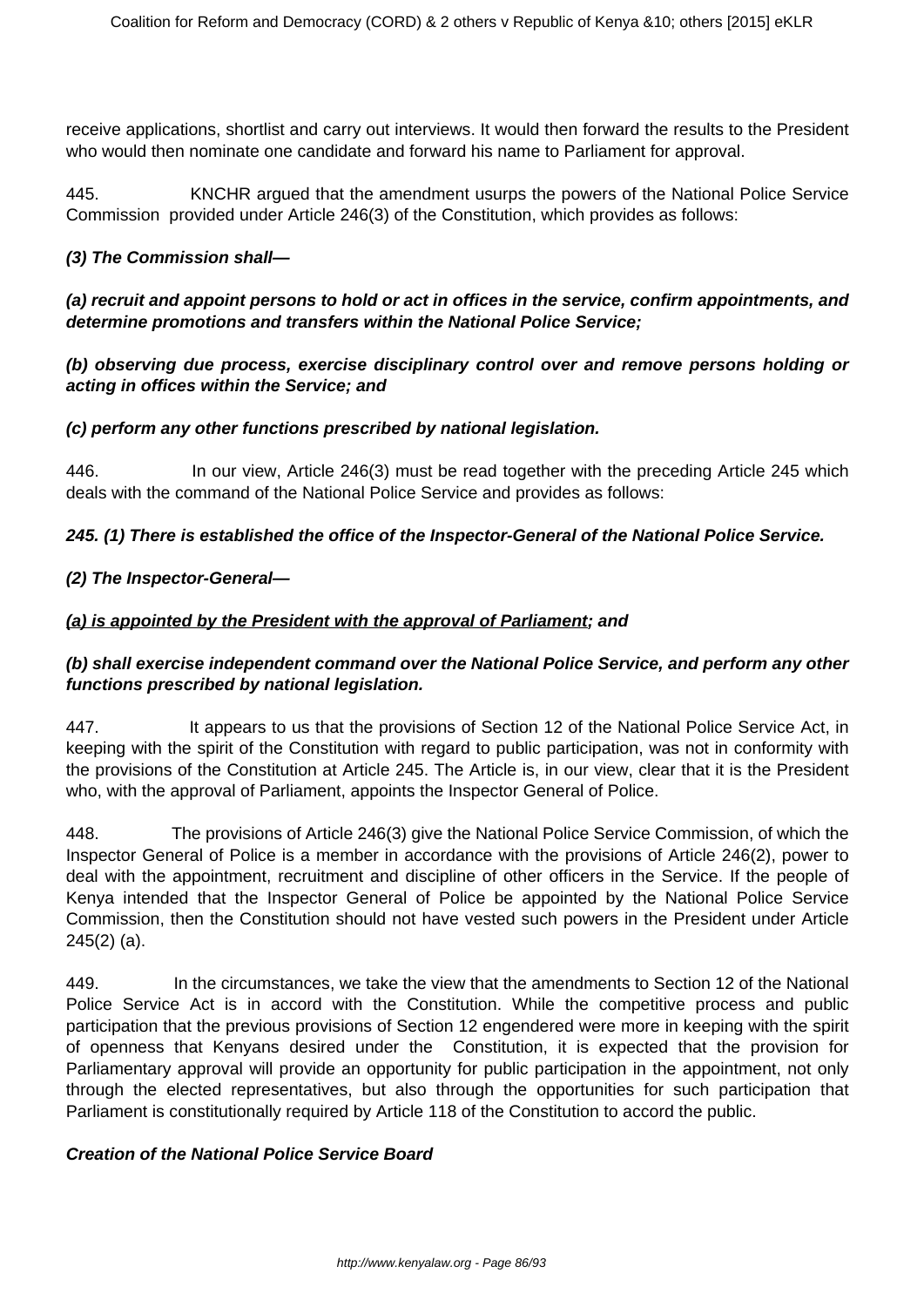receive applications, shortlist and carry out interviews. It would then forward the results to the President who would then nominate one candidate and forward his name to Parliament for approval.

445. KNCHR argued that the amendment usurps the powers of the National Police Service Commission provided under Article 246(3) of the Constitution, which provides as follows:

**(3) The Commission shall—**

**(a) recruit and appoint persons to hold or act in offices in the service, confirm appointments, and determine promotions and transfers within the National Police Service;**

**(b) observing due process, exercise disciplinary control over and remove persons holding or acting in offices within the Service; and**

**(c) perform any other functions prescribed by national legislation.**

446. In our view, Article 246(3) must be read together with the preceding Article 245 which deals with the command of the National Police Service and provides as follows:

**245. (1) There is established the office of the Inspector-General of the National Police Service.**

**(2) The Inspector-General—**

**<u>(a) is appointed by the President with the approval of Parliament</u>; and**

**(b) shall exercise independent command over the National Police Service, and perform any other functions prescribed by national legislation.**

447. It appears to us that the provisions of Section 12 of the National Police Service Act, in keeping with the spirit of the Constitution with regard to public participation, was not in conformity with the provisions of the Constitution at Article 245. The Article is, in our view, clear that it is the President who, with the approval of Parliament, appoints the Inspector General of Police.

448. The provisions of Article 246(3) give the National Police Service Commission, of which the Inspector General of Police is a member in accordance with the provisions of Article 246(2), power to deal with the appointment, recruitment and discipline of other officers in the Service. If the people of Kenya intended that the Inspector General of Police be appointed by the National Police Service Commission, then the Constitution should not have vested such powers in the President under Article 245(2) (a).

449. In the circumstances, we take the view that the amendments to Section 12 of the National Police Service Act is in accord with the Constitution. While the competitive process and public participation that the previous provisions of Section 12 engendered were more in keeping with the spirit of openness that Kenyans desired under the Constitution, it is expected that the provision for Parliamentary approval will provide an opportunity for public participation in the appointment, not only through the elected representatives, but also through the opportunities for such participation that Parliament is constitutionally required by Article 118 of the Constitution to accord the public.

**Creation of the National Police Service Board**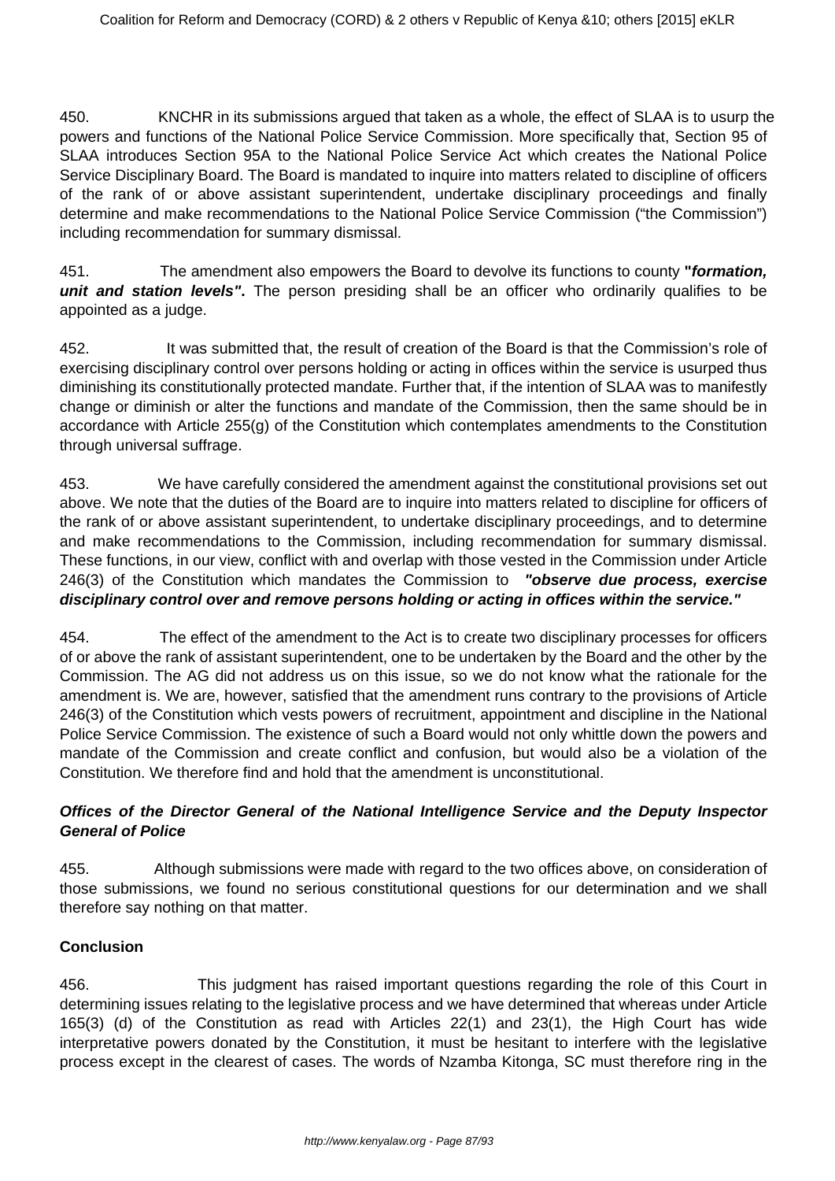450. KNCHR in its submissions argued that taken as a whole, the effect of SLAA is to usurp the powers and functions of the National Police Service Commission. More specifically that, Section 95 of SLAA introduces Section 95A to the National Police Service Act which creates the National Police Service Disciplinary Board. The Board is mandated to inquire into matters related to discipline of officers of the rank of or above assistant superintendent, undertake disciplinary proceedings and finally determine and make recommendations to the National Police Service Commission ("the Commission") including recommendation for summary dismissal.

451. The amendment also empowers the Board to devolve its functions to county ***"formation, unit and station levels"***. The person presiding shall be an officer who ordinarily qualifies to be appointed as a judge.

452. It was submitted that, the result of creation of the Board is that the Commission's role of exercising disciplinary control over persons holding or acting in offices within the service is usurped thus diminishing its constitutionally protected mandate. Further that, if the intention of SLAA was to manifestly change or diminish or alter the functions and mandate of the Commission, then the same should be in accordance with Article 255(g) of the Constitution which contemplates amendments to the Constitution through universal suffrage.

453. We have carefully considered the amendment against the constitutional provisions set out above. We note that the duties of the Board are to inquire into matters related to discipline for officers of the rank of or above assistant superintendent, to undertake disciplinary proceedings, and to determine and make recommendations to the Commission, including recommendation for summary dismissal. These functions, in our view, conflict with and overlap with those vested in the Commission under Article 246(3) of the Constitution which mandates the Commission to ***"observe due process, exercise disciplinary control over and remove persons holding or acting in offices within the service."***

454. The effect of the amendment to the Act is to create two disciplinary processes for officers of or above the rank of assistant superintendent, one to be undertaken by the Board and the other by the Commission. The AG did not address us on this issue, so we do not know what the rationale for the amendment is. We are, however, satisfied that the amendment runs contrary to the provisions of Article 246(3) of the Constitution which vests powers of recruitment, appointment and discipline in the National Police Service Commission. The existence of such a Board would not only whittle down the powers and mandate of the Commission and create conflict and confusion, but would also be a violation of the Constitution. We therefore find and hold that the amendment is unconstitutional.

***Offices of the Director General of the National Intelligence Service and the Deputy Inspector General of Police***

455. Although submissions were made with regard to the two offices above, on consideration of those submissions, we found no serious constitutional questions for our determination and we shall therefore say nothing on that matter.

**Conclusion**

456. This judgment has raised important questions regarding the role of this Court in determining issues relating to the legislative process and we have determined that whereas under Article 165(3) (d) of the Constitution as read with Articles 22(1) and 23(1), the High Court has wide interpretative powers donated by the Constitution, it must be hesitant to interfere with the legislative process except in the clearest of cases. The words of Nzamba Kitonga, SC must therefore ring in the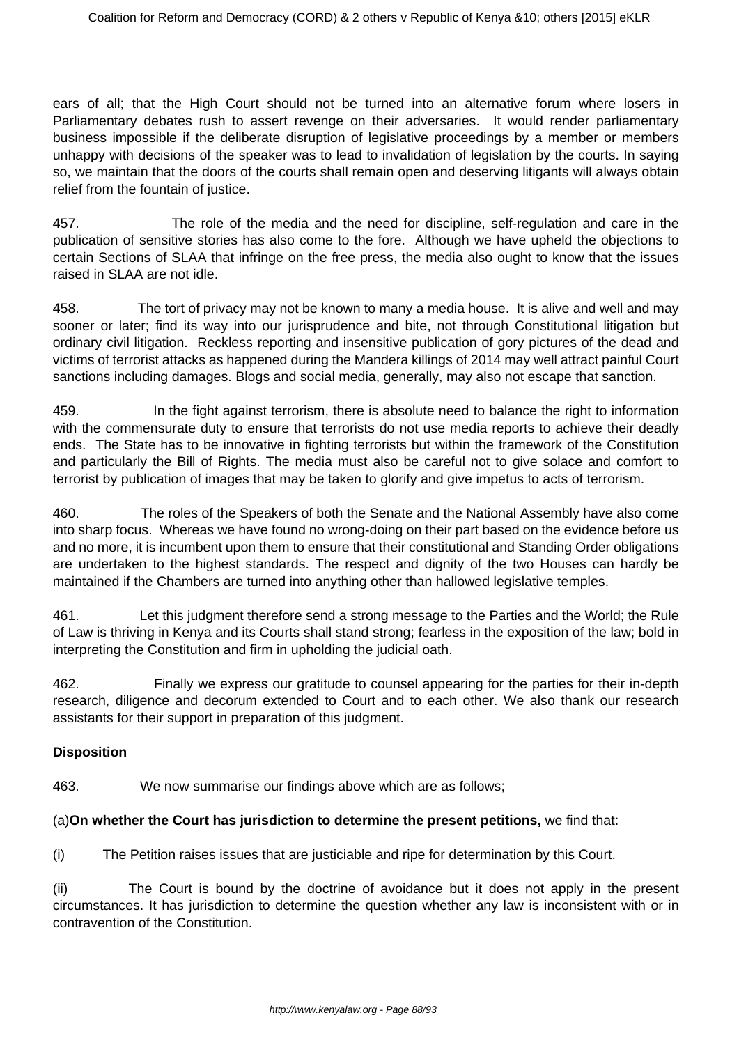ears of all; that the High Court should not be turned into an alternative forum where losers in Parliamentary debates rush to assert revenge on their adversaries. It would render parliamentary business impossible if the deliberate disruption of legislative proceedings by a member or members unhappy with decisions of the speaker was to lead to invalidation of legislation by the courts. In saying so, we maintain that the doors of the courts shall remain open and deserving litigants will always obtain relief from the fountain of justice.

457. The role of the media and the need for discipline, self-regulation and care in the publication of sensitive stories has also come to the fore. Although we have upheld the objections to certain Sections of SLAA that infringe on the free press, the media also ought to know that the issues raised in SLAA are not idle.

458. The tort of privacy may not be known to many a media house. It is alive and well and may sooner or later; find its way into our jurisprudence and bite, not through Constitutional litigation but ordinary civil litigation. Reckless reporting and insensitive publication of gory pictures of the dead and victims of terrorist attacks as happened during the Mandera killings of 2014 may well attract painful Court sanctions including damages. Blogs and social media, generally, may also not escape that sanction.

459. In the fight against terrorism, there is absolute need to balance the right to information with the commensurate duty to ensure that terrorists do not use media reports to achieve their deadly ends. The State has to be innovative in fighting terrorists but within the framework of the Constitution and particularly the Bill of Rights. The media must also be careful not to give solace and comfort to terrorist by publication of images that may be taken to glorify and give impetus to acts of terrorism.

460. The roles of the Speakers of both the Senate and the National Assembly have also come into sharp focus. Whereas we have found no wrong-doing on their part based on the evidence before us and no more, it is incumbent upon them to ensure that their constitutional and Standing Order obligations are undertaken to the highest standards. The respect and dignity of the two Houses can hardly be maintained if the Chambers are turned into anything other than hallowed legislative temples.

461. Let this judgment therefore send a strong message to the Parties and the World; the Rule of Law is thriving in Kenya and its Courts shall stand strong; fearless in the exposition of the law; bold in interpreting the Constitution and firm in upholding the judicial oath.

462. Finally we express our gratitude to counsel appearing for the parties for their in-depth research, diligence and decorum extended to Court and to each other. We also thank our research assistants for their support in preparation of this judgment.

**Disposition**

463. We now summarise our findings above which are as follows;

(a)**On whether the Court has jurisdiction to determine the present petitions,** we find that:

(i) The Petition raises issues that are justiciable and ripe for determination by this Court.

(ii) The Court is bound by the doctrine of avoidance but it does not apply in the present circumstances. It has jurisdiction to determine the question whether any law is inconsistent with or in contravention of the Constitution.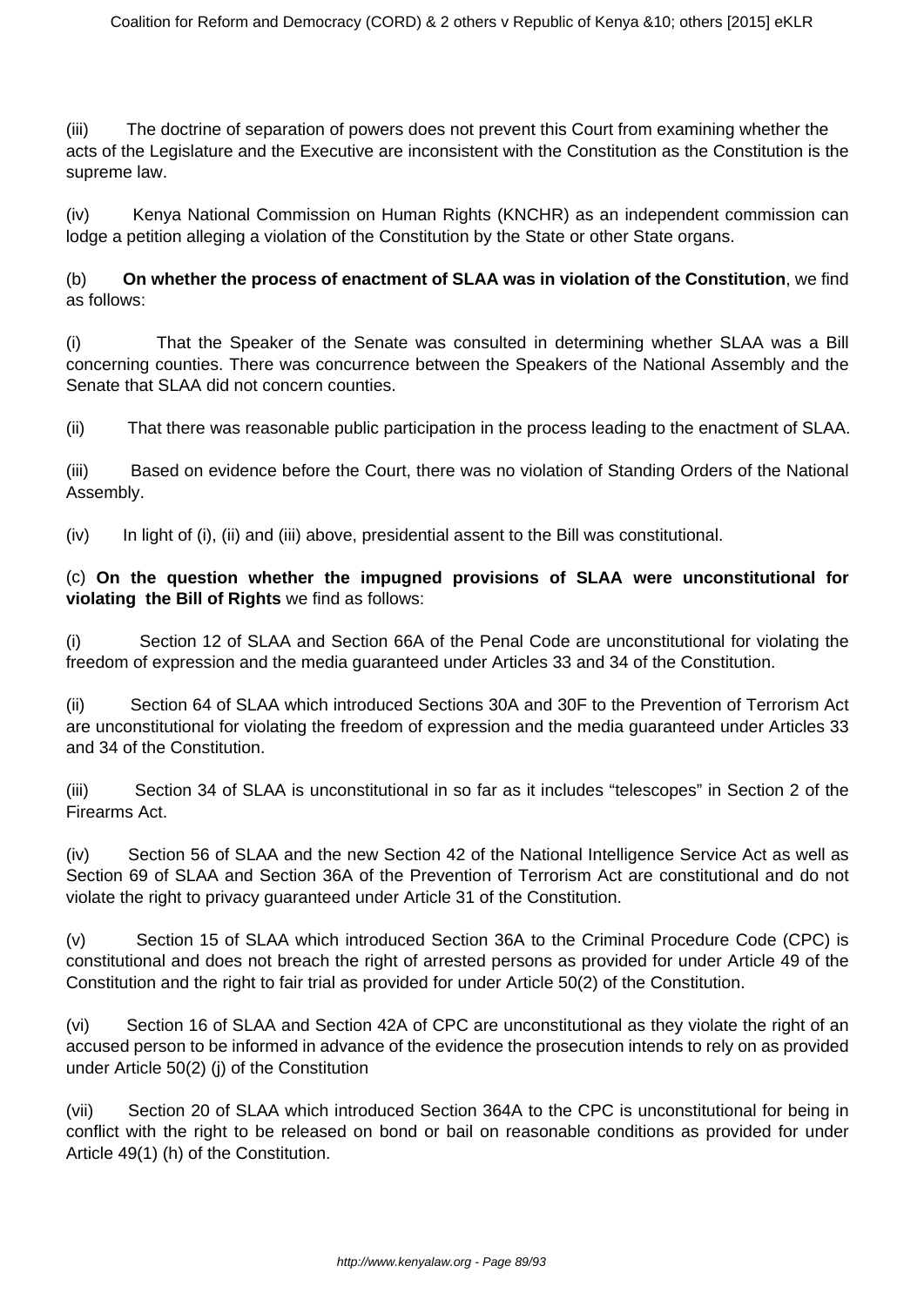(iii) The doctrine of separation of powers does not prevent this Court from examining whether the acts of the Legislature and the Executive are inconsistent with the Constitution as the Constitution is the supreme law.

(iv) Kenya National Commission on Human Rights (KNCHR) as an independent commission can lodge a petition alleging a violation of the Constitution by the State or other State organs.

(b) **On whether the process of enactment of SLAA was in violation of the Constitution**, we find as follows:

(i) That the Speaker of the Senate was consulted in determining whether SLAA was a Bill concerning counties. There was concurrence between the Speakers of the National Assembly and the Senate that SLAA did not concern counties.

(ii) That there was reasonable public participation in the process leading to the enactment of SLAA.

(iii) Based on evidence before the Court, there was no violation of Standing Orders of the National Assembly.

(iv) In light of (i), (ii) and (iii) above, presidential assent to the Bill was constitutional.

(c) **On the question whether the impugned provisions of SLAA were unconstitutional for violating the Bill of Rights** we find as follows:

(i) Section 12 of SLAA and Section 66A of the Penal Code are unconstitutional for violating the freedom of expression and the media guaranteed under Articles 33 and 34 of the Constitution.

(ii) Section 64 of SLAA which introduced Sections 30A and 30F to the Prevention of Terrorism Act are unconstitutional for violating the freedom of expression and the media guaranteed under Articles 33 and 34 of the Constitution.

(iii) Section 34 of SLAA is unconstitutional in so far as it includes "telescopes" in Section 2 of the Firearms Act.

(iv) Section 56 of SLAA and the new Section 42 of the National Intelligence Service Act as well as Section 69 of SLAA and Section 36A of the Prevention of Terrorism Act are constitutional and do not violate the right to privacy guaranteed under Article 31 of the Constitution.

(v) Section 15 of SLAA which introduced Section 36A to the Criminal Procedure Code (CPC) is constitutional and does not breach the right of arrested persons as provided for under Article 49 of the Constitution and the right to fair trial as provided for under Article 50(2) of the Constitution.

(vi) Section 16 of SLAA and Section 42A of CPC are unconstitutional as they violate the right of an accused person to be informed in advance of the evidence the prosecution intends to rely on as provided under Article 50(2) (j) of the Constitution

(vii) Section 20 of SLAA which introduced Section 364A to the CPC is unconstitutional for being in conflict with the right to be released on bond or bail on reasonable conditions as provided for under Article 49(1) (h) of the Constitution.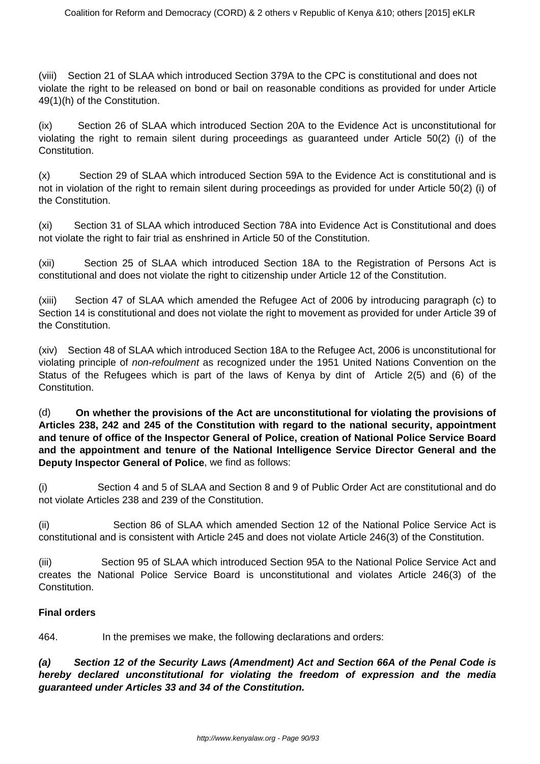(viii) Section 21 of SLAA which introduced Section 379A to the CPC is constitutional and does not violate the right to be released on bond or bail on reasonable conditions as provided for under Article 49(1)(h) of the Constitution.

(ix) Section 26 of SLAA which introduced Section 20A to the Evidence Act is unconstitutional for violating the right to remain silent during proceedings as guaranteed under Article 50(2) (i) of the Constitution.

(x) Section 29 of SLAA which introduced Section 59A to the Evidence Act is constitutional and is not in violation of the right to remain silent during proceedings as provided for under Article 50(2) (i) of the Constitution.

(xi) Section 31 of SLAA which introduced Section 78A into Evidence Act is Constitutional and does not violate the right to fair trial as enshrined in Article 50 of the Constitution.

(xii) Section 25 of SLAA which introduced Section 18A to the Registration of Persons Act is constitutional and does not violate the right to citizenship under Article 12 of the Constitution.

(xiii) Section 47 of SLAA which amended the Refugee Act of 2006 by introducing paragraph (c) to Section 14 is constitutional and does not violate the right to movement as provided for under Article 39 of the Constitution.

(xiv) Section 48 of SLAA which introduced Section 18A to the Refugee Act, 2006 is unconstitutional for violating principle of *non-refoulment* as recognized under the 1951 United Nations Convention on the Status of the Refugees which is part of the laws of Kenya by dint of Article 2(5) and (6) of the Constitution.

(d) **On whether the provisions of the Act are unconstitutional for violating the provisions of Articles 238, 242 and 245 of the Constitution with regard to the national security, appointment and tenure of office of the Inspector General of Police, creation of National Police Service Board and the appointment and tenure of the National Intelligence Service Director General and the Deputy Inspector General of Police**, we find as follows:

(i) Section 4 and 5 of SLAA and Section 8 and 9 of Public Order Act are constitutional and do not violate Articles 238 and 239 of the Constitution.

(ii) Section 86 of SLAA which amended Section 12 of the National Police Service Act is constitutional and is consistent with Article 245 and does not violate Article 246(3) of the Constitution.

(iii) Section 95 of SLAA which introduced Section 95A to the National Police Service Act and creates the National Police Service Board is unconstitutional and violates Article 246(3) of the Constitution.

**Final orders**

464. In the premises we make, the following declarations and orders:

***(a) Section 12 of the Security Laws (Amendment) Act and Section 66A of the Penal Code is hereby declared unconstitutional for violating the freedom of expression and the media guaranteed under Articles 33 and 34 of the Constitution.***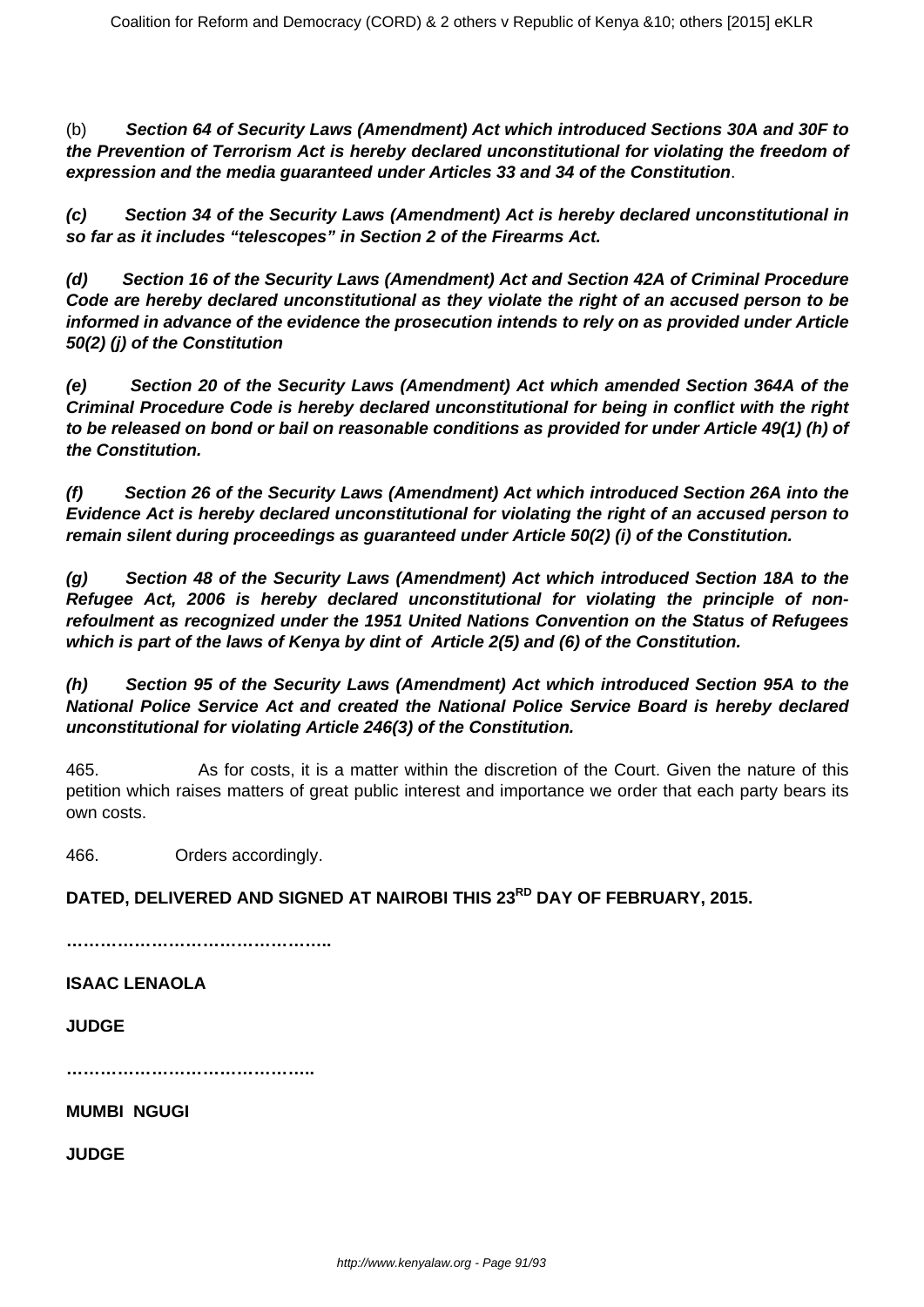(b) **Section 64 of Security Laws (Amendment) Act which introduced Sections 30A and 30F to the Prevention of Terrorism Act is hereby declared unconstitutional for violating the freedom of expression and the media guaranteed under Articles 33 and 34 of the Constitution**.

***(c) Section 34 of the Security Laws (Amendment) Act is hereby declared unconstitutional in so far as it includes "telescopes" in Section 2 of the Firearms Act.***

***(d) Section 16 of the Security Laws (Amendment) Act and Section 42A of Criminal Procedure Code are hereby declared unconstitutional as they violate the right of an accused person to be informed in advance of the evidence the prosecution intends to rely on as provided under Article 50(2) (j) of the Constitution***

***(e) Section 20 of the Security Laws (Amendment) Act which amended Section 364A of the Criminal Procedure Code is hereby declared unconstitutional for being in conflict with the right to be released on bond or bail on reasonable conditions as provided for under Article 49(1) (h) of the Constitution.***

***(f) Section 26 of the Security Laws (Amendment) Act which introduced Section 26A into the Evidence Act is hereby declared unconstitutional for violating the right of an accused person to remain silent during proceedings as guaranteed under Article 50(2) (i) of the Constitution.***

***(g) Section 48 of the Security Laws (Amendment) Act which introduced Section 18A to the Refugee Act, 2006 is hereby declared unconstitutional for violating the principle of non-refoulment as recognized under the 1951 United Nations Convention on the Status of Refugees which is part of the laws of Kenya by dint of Article 2(5) and (6) of the Constitution.***

***(h) Section 95 of the Security Laws (Amendment) Act which introduced Section 95A to the National Police Service Act and created the National Police Service Board is hereby declared unconstitutional for violating Article 246(3) of the Constitution.***

465. As for costs, it is a matter within the discretion of the Court. Given the nature of this petition which raises matters of great public interest and importance we order that each party bears its own costs.

466. Orders accordingly.

**DATED, DELIVERED AND SIGNED AT NAIROBI THIS 23RD DAY OF FEBRUARY, 2015.**

**………………………………………..**

**ISAAC LENAOLA**

**JUDGE**

**……………………………………..**

**MUMBI NGUGI**

**JUDGE**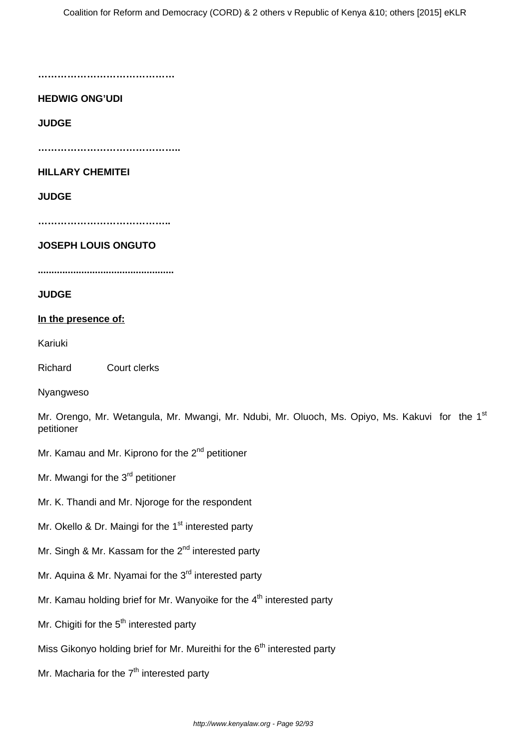…………………………………….

**HEDWIG ONG'UDI**

**JUDGE**

……………………………………..

**HILLARY CHEMITEI**

**JUDGE**

…………………………………..

**JOSEPH LOUIS ONGUTO**

..................................................

**JUDGE**

**In the presence of:**

Kariuki

Richard Court clerks

Nyangweso

Mr. Orengo, Mr. Wetangula, Mr. Mwangi, Mr. Ndubi, Mr. Oluoch, Ms. Opiyo, Ms. Kakuvi for the 1st petitioner

Mr. Kamau and Mr. Kiprono for the 2nd petitioner

Mr. Mwangi for the 3rd petitioner

Mr. K. Thandi and Mr. Njoroge for the respondent

Mr. Okello & Dr. Maingi for the 1st interested party

Mr. Singh & Mr. Kassam for the 2nd interested party

Mr. Aquina & Mr. Nyamai for the 3rd interested party

Mr. Kamau holding brief for Mr. Wanyoike for the 4th interested party

Mr. Chigiti for the 5th interested party

Miss Gikonyo holding brief for Mr. Mureithi for the 6th interested party

Mr. Macharia for the 7th interested party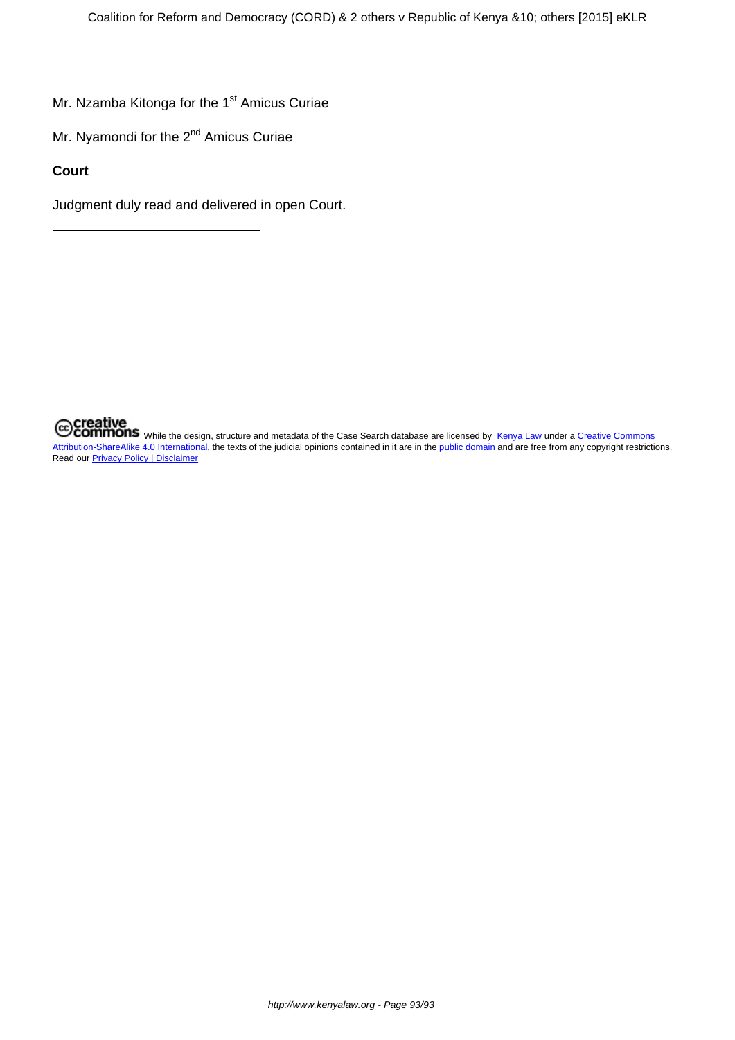Mr. Nzamba Kitonga for the 1st Amicus Curiae

Mr. Nyamondi for the 2nd Amicus Curiae

**Court**

Judgment duly read and delivered in open Court.

---

While the design, structure and metadata of the Case Search database are licensed by Kenya Law under a Creative Commons Attribution-ShareAlike 4.0 International, the texts of the judicial opinions contained in it are in the public domain and are free from any copyright restrictions. Read our Privacy Policy | Disclaimer